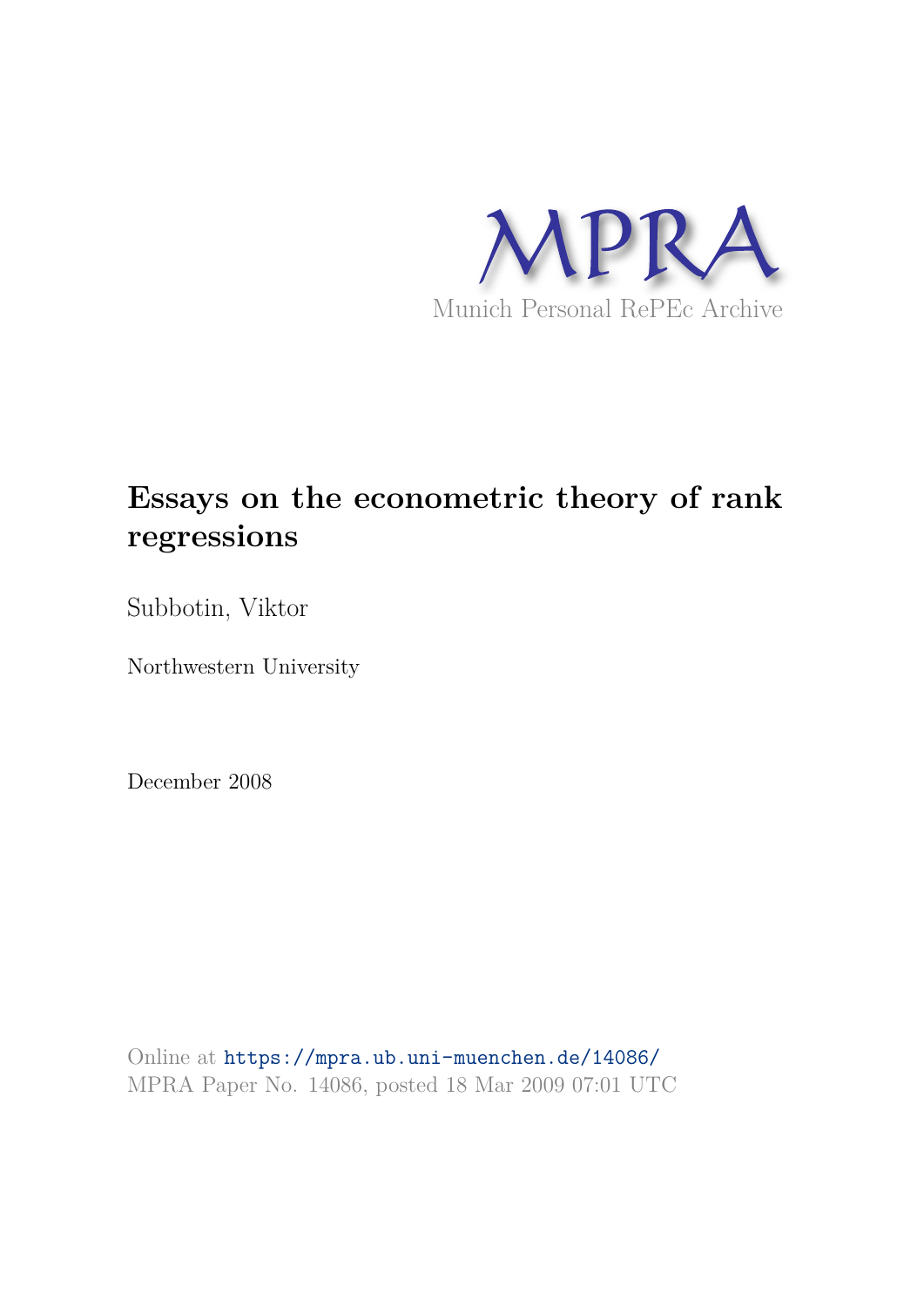MPRA

Munich Personal RePEc Archive

# Essays on the econometric theory of rank regressions

Subbotin, Viktor

Northwestern University

December 2008

Online at https://mpra.ub.uni-muenchen.de/14086/
MPRA Paper No. 14086, posted 18 Mar 2009 07:01 UTC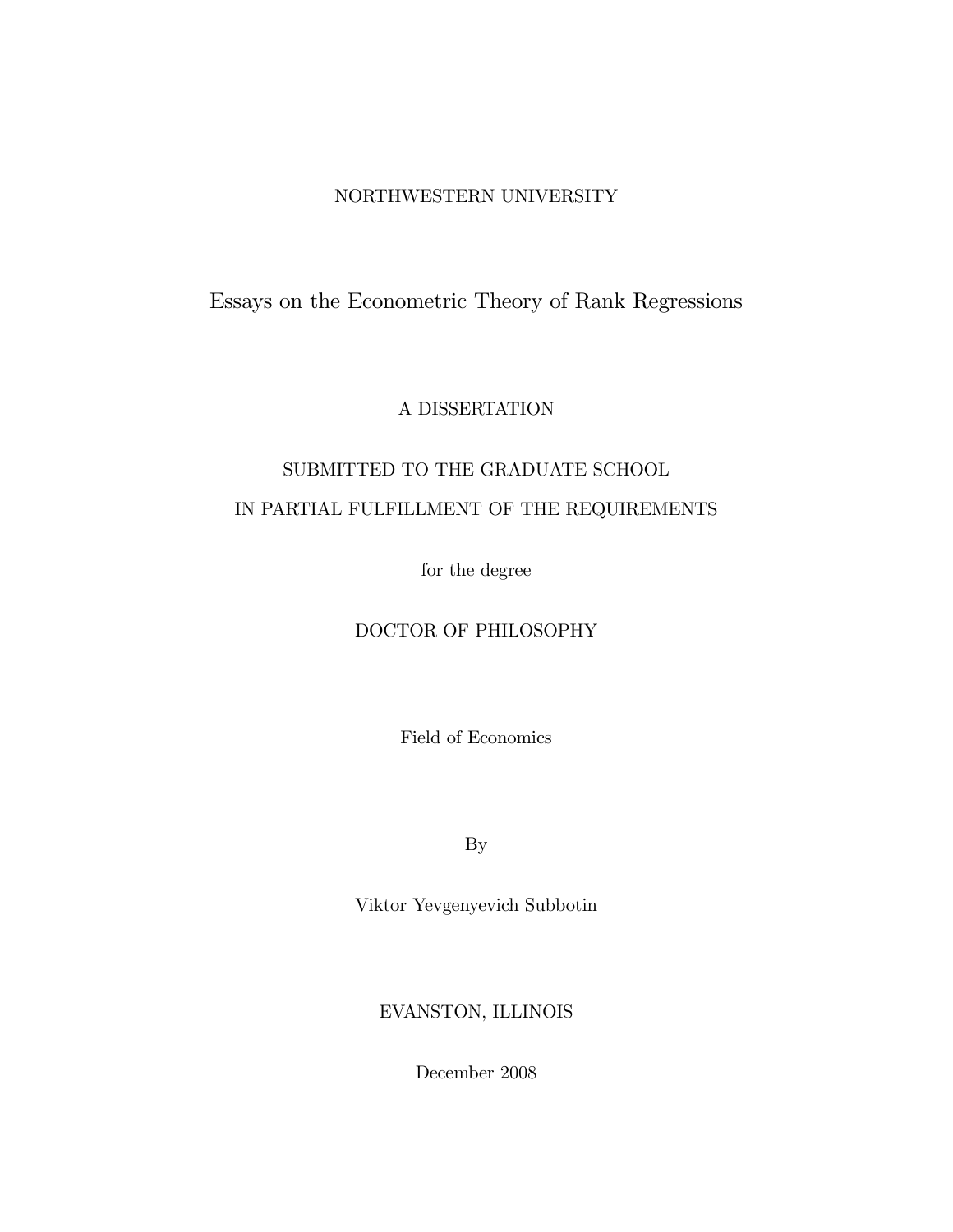NORTHWESTERN UNIVERSITY

# Essays on the Econometric Theory of Rank Regressions

A DISSERTATION

SUBMITTED TO THE GRADUATE SCHOOL

IN PARTIAL FULFILLMENT OF THE REQUIREMENTS

for the degree

DOCTOR OF PHILOSOPHY

Field of Economics

By

Viktor Yevgenyevich Subbotin

EVANSTON, ILLINOIS

December 2008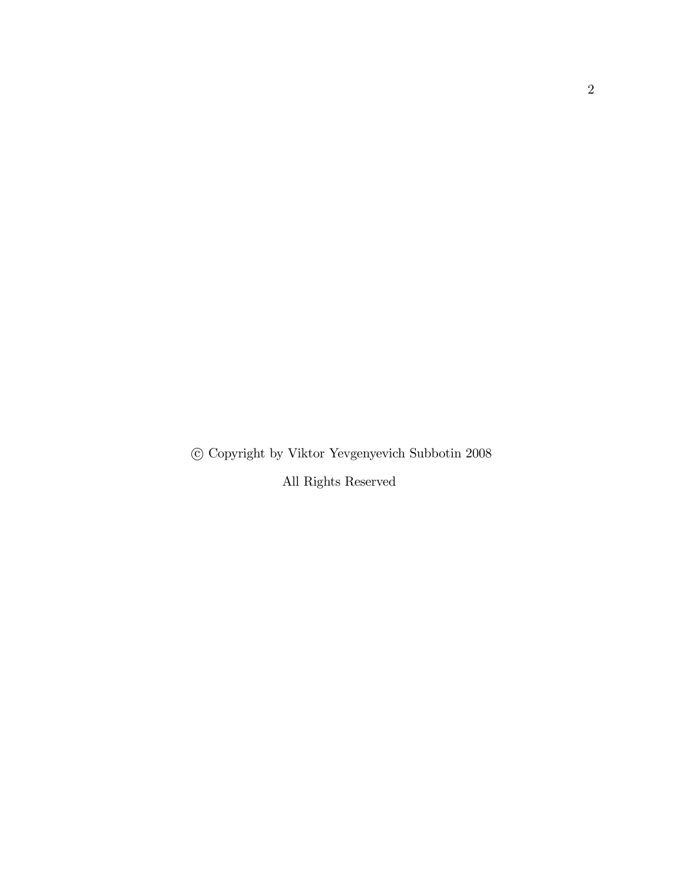© Copyright by Viktor Yevgenyevich Subbotin 2008

All Rights Reserved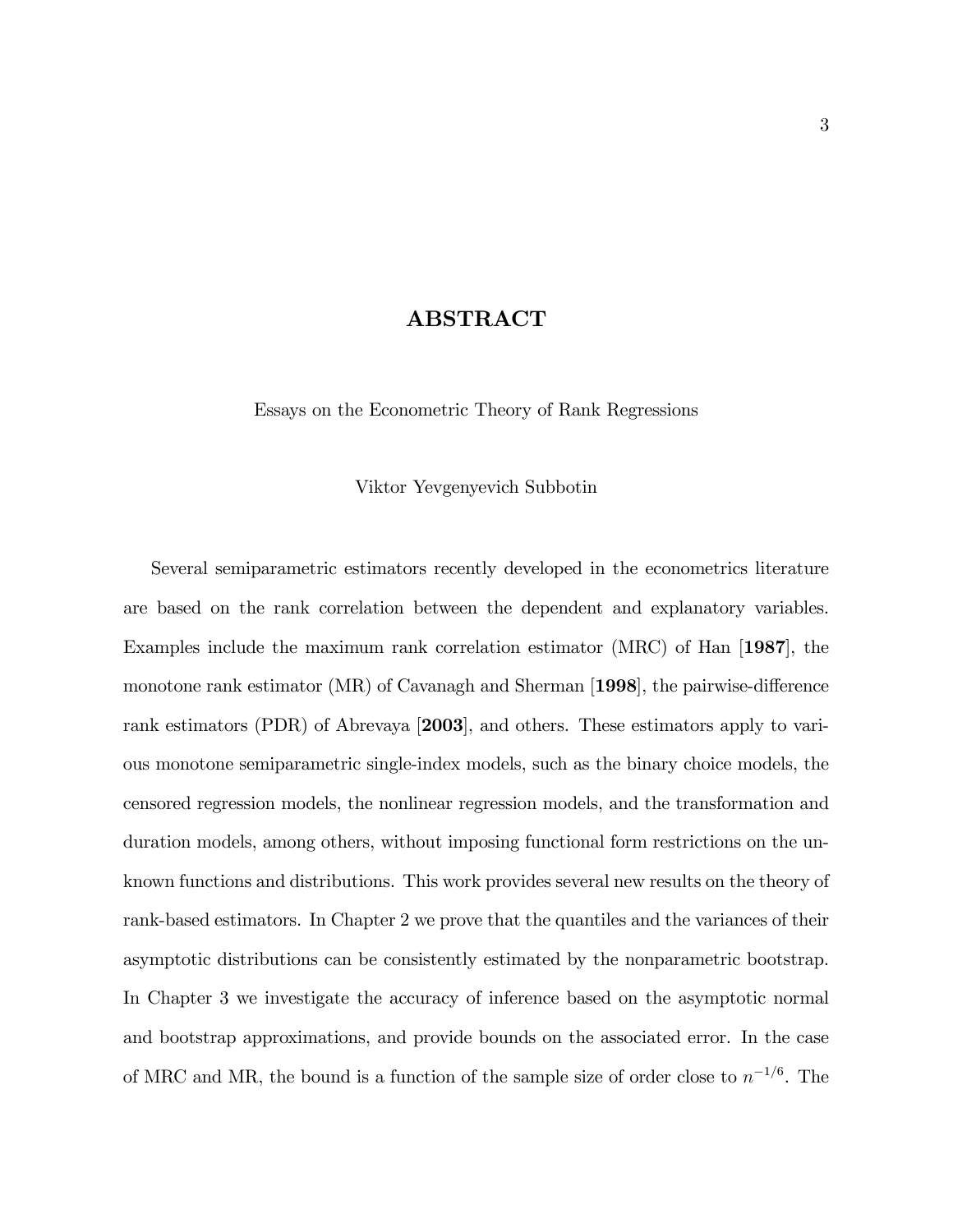# ABSTRACT

Essays on the Econometric Theory of Rank Regressions

Viktor Yevgenyevich Subbotin

Several semiparametric estimators recently developed in the econometrics literature are based on the rank correlation between the dependent and explanatory variables. Examples include the maximum rank correlation estimator (MRC) of Han [**1987**], the monotone rank estimator (MR) of Cavanagh and Sherman [**1998**], the pairwise-difference rank estimators (PDR) of Abrevaya [**2003**], and others. These estimators apply to various monotone semiparametric single-index models, such as the binary choice models, the censored regression models, the nonlinear regression models, and the transformation and duration models, among others, without imposing functional form restrictions on the unknown functions and distributions. This work provides several new results on the theory of rank-based estimators. In Chapter 2 we prove that the quantiles and the variances of their asymptotic distributions can be consistently estimated by the nonparametric bootstrap. In Chapter 3 we investigate the accuracy of inference based on the asymptotic normal and bootstrap approximations, and provide bounds on the associated error. In the case of MRC and MR, the bound is a function of the sample size of order close to $n^{-1/6}$. The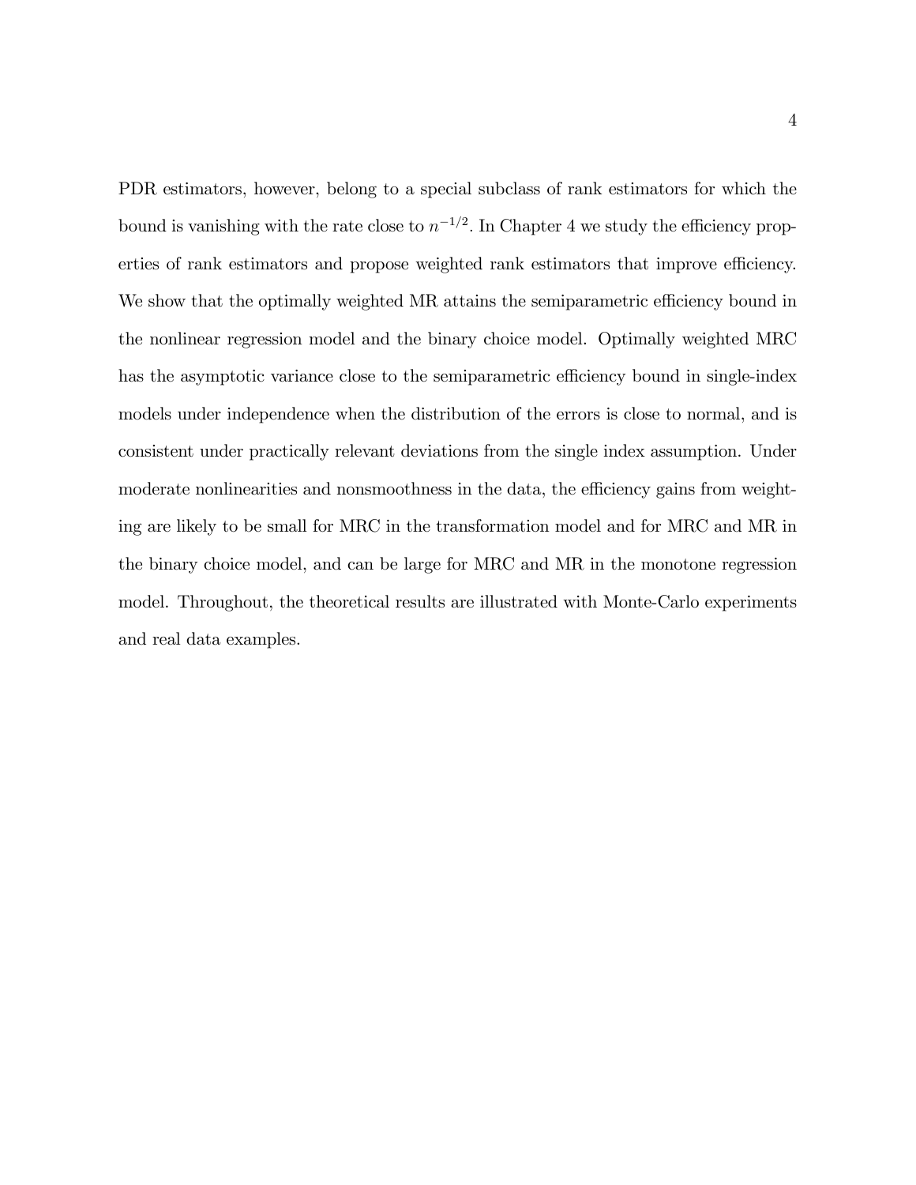PDR estimators, however, belong to a special subclass of rank estimators for which the bound is vanishing with the rate close to $n^{-1/2}$. In Chapter 4 we study the efficiency properties of rank estimators and propose weighted rank estimators that improve efficiency. We show that the optimally weighted MR attains the semiparametric efficiency bound in the nonlinear regression model and the binary choice model. Optimally weighted MRC has the asymptotic variance close to the semiparametric efficiency bound in single-index models under independence when the distribution of the errors is close to normal, and is consistent under practically relevant deviations from the single index assumption. Under moderate nonlinearities and nonsmoothness in the data, the efficiency gains from weighting are likely to be small for MRC in the transformation model and for MRC and MR in the binary choice model, and can be large for MRC and MR in the monotone regression model. Throughout, the theoretical results are illustrated with Monte-Carlo experiments and real data examples.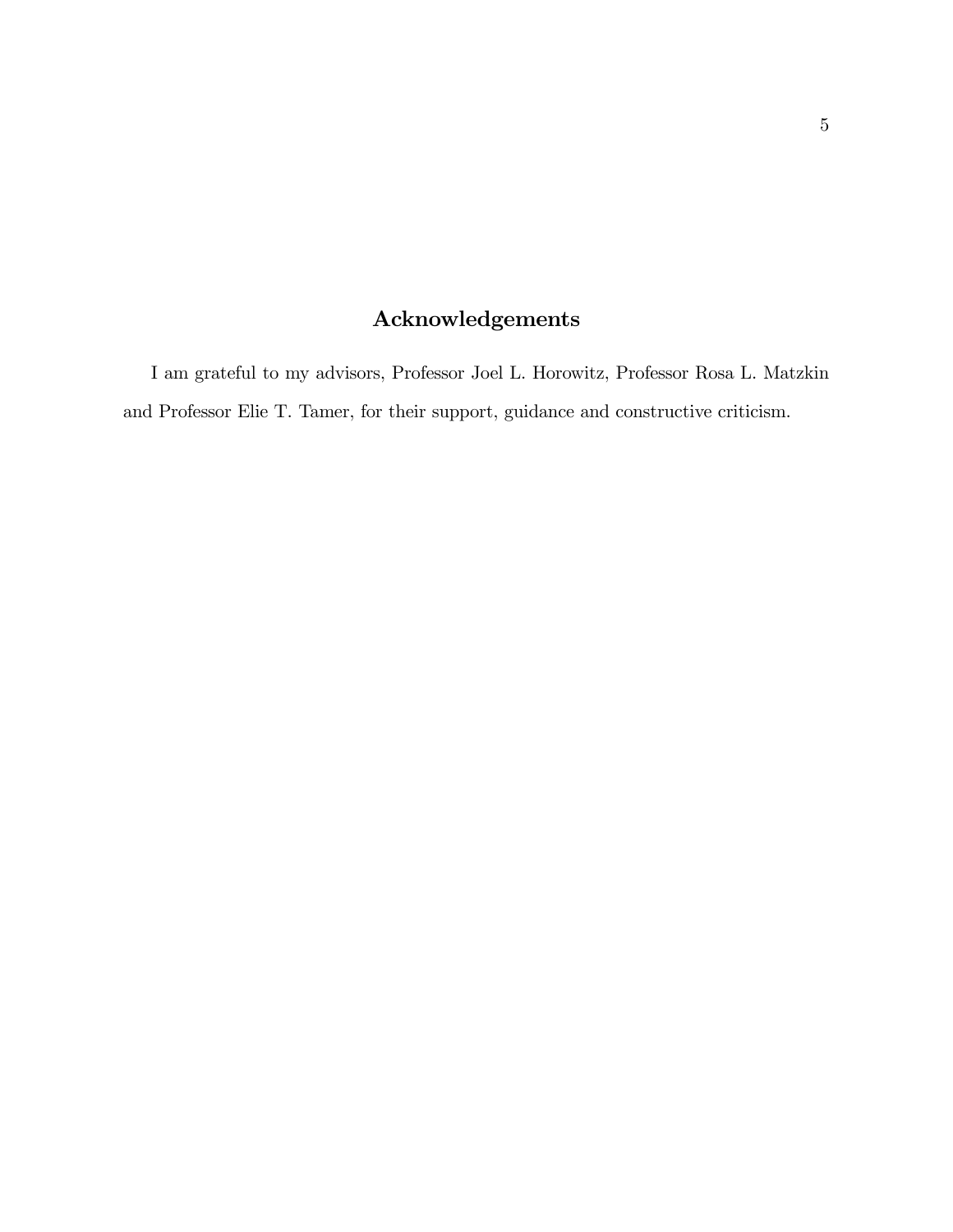## Acknowledgements

I am grateful to my advisors, Professor Joel L. Horowitz, Professor Rosa L. Matzkin and Professor Elie T. Tamer, for their support, guidance and constructive criticism.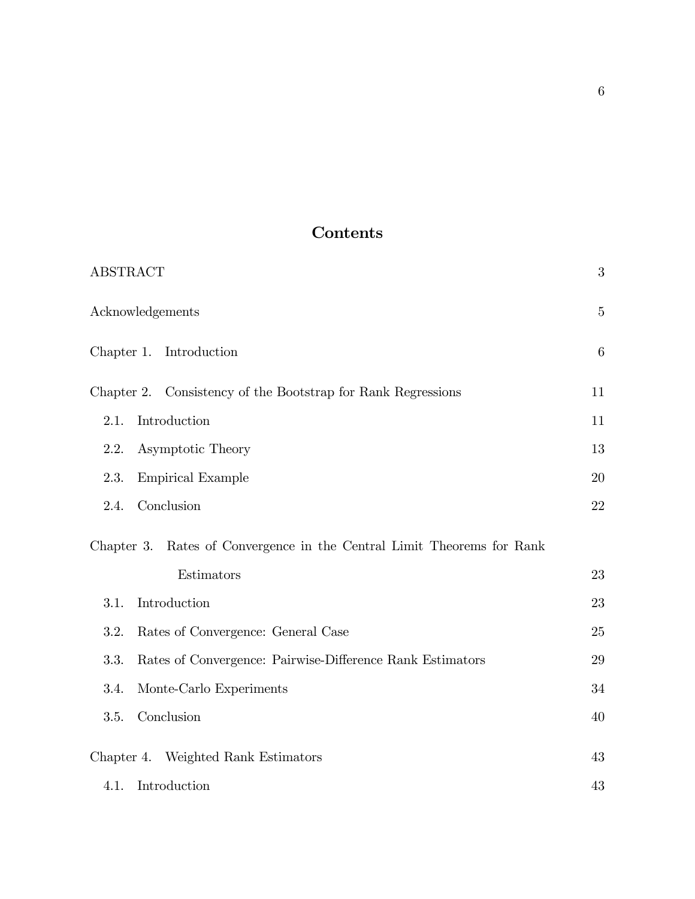# Contents

| | |
|---|---|
| ABSTRACT | 3 |
| Acknowledgements | 5 |
| Chapter 1. Introduction | 6 |
| Chapter 2. Consistency of the Bootstrap for Rank Regressions | 11 |
| 2.1. Introduction | 11 |
| 2.2. Asymptotic Theory | 13 |
| 2.3. Empirical Example | 20 |
| 2.4. Conclusion | 22 |
| Chapter 3. Rates of Convergence in the Central Limit Theorems for Rank Estimators | 23 |
| 3.1. Introduction | 23 |
| 3.2. Rates of Convergence: General Case | 25 |
| 3.3. Rates of Convergence: Pairwise-Difference Rank Estimators | 29 |
| 3.4. Monte-Carlo Experiments | 34 |
| 3.5. Conclusion | 40 |
| Chapter 4. Weighted Rank Estimators | 43 |
| 4.1. Introduction | 43 |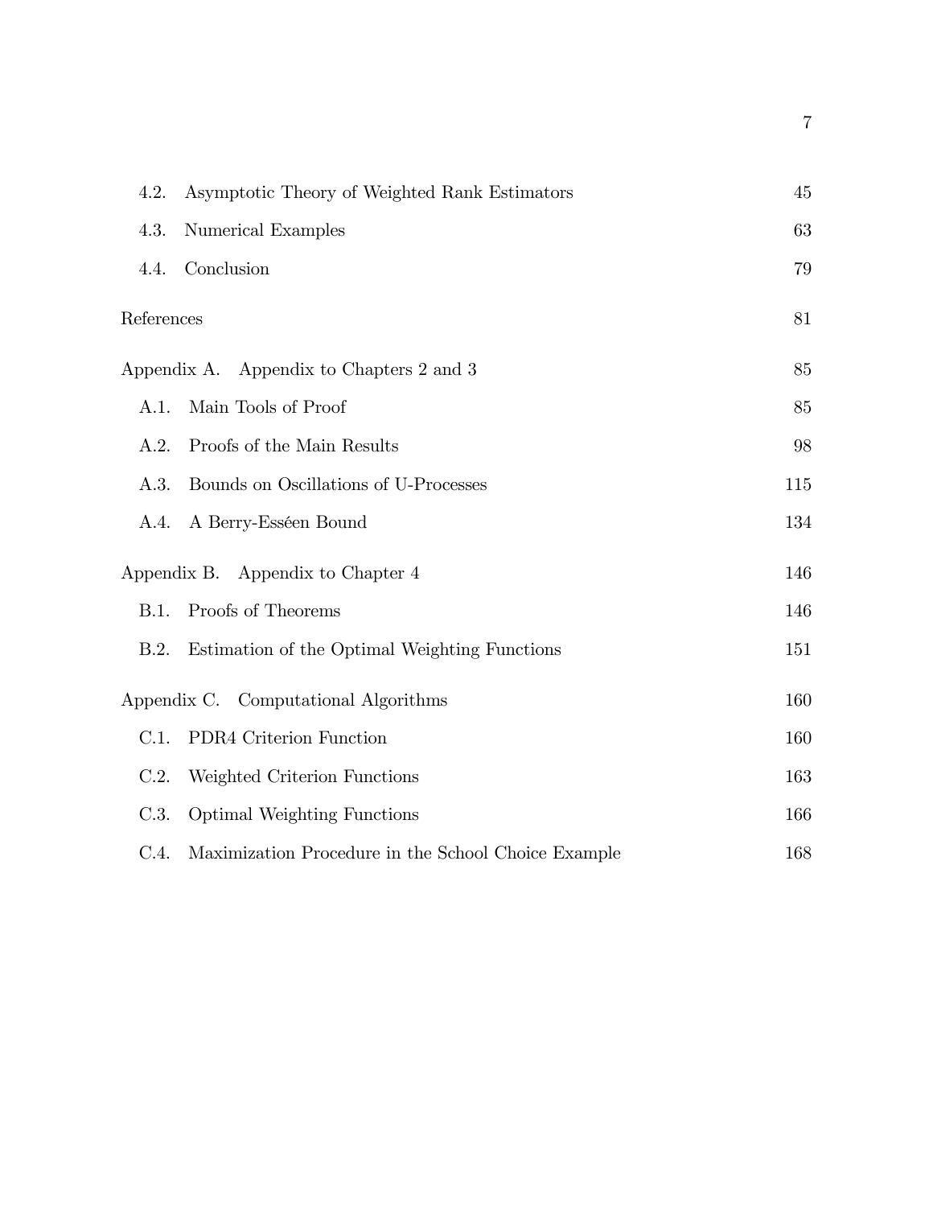| | |
|---|---|
| 4.2. Asymptotic Theory of Weighted Rank Estimators | 45 |
| 4.3. Numerical Examples | 63 |
| 4.4. Conclusion | 79 |
| References | 81 |
| Appendix A. Appendix to Chapters 2 and 3 | 85 |
| A.1. Main Tools of Proof | 85 |
| A.2. Proofs of the Main Results | 98 |
| A.3. Bounds on Oscillations of U-Processes | 115 |
| A.4. A Berry-Esséen Bound | 134 |
| Appendix B. Appendix to Chapter 4 | 146 |
| B.1. Proofs of Theorems | 146 |
| B.2. Estimation of the Optimal Weighting Functions | 151 |
| Appendix C. Computational Algorithms | 160 |
| C.1. PDR4 Criterion Function | 160 |
| C.2. Weighted Criterion Functions | 163 |
| C.3. Optimal Weighting Functions | 166 |
| C.4. Maximization Procedure in the School Choice Example | 168 |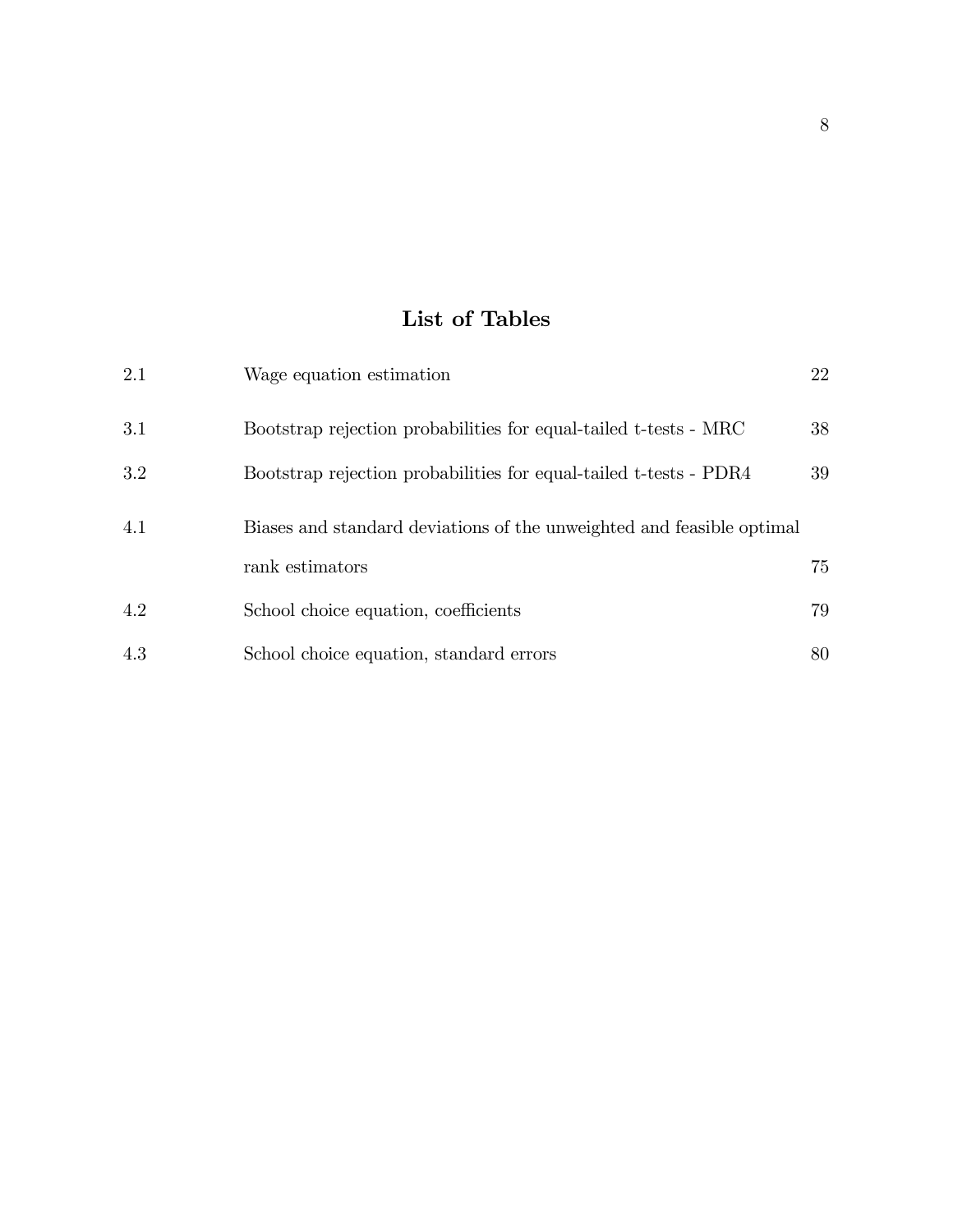# List of Tables

| | | |
|---|---|---|
| 2.1 | Wage equation estimation | 22 |
| 3.1 | Bootstrap rejection probabilities for equal-tailed t-tests - MRC | 38 |
| 3.2 | Bootstrap rejection probabilities for equal-tailed t-tests - PDR4 | 39 |
| 4.1 | Biases and standard deviations of the unweighted and feasible optimal rank estimators | 75 |
| 4.2 | School choice equation, coefficients | 79 |
| 4.3 | School choice equation, standard errors | 80 |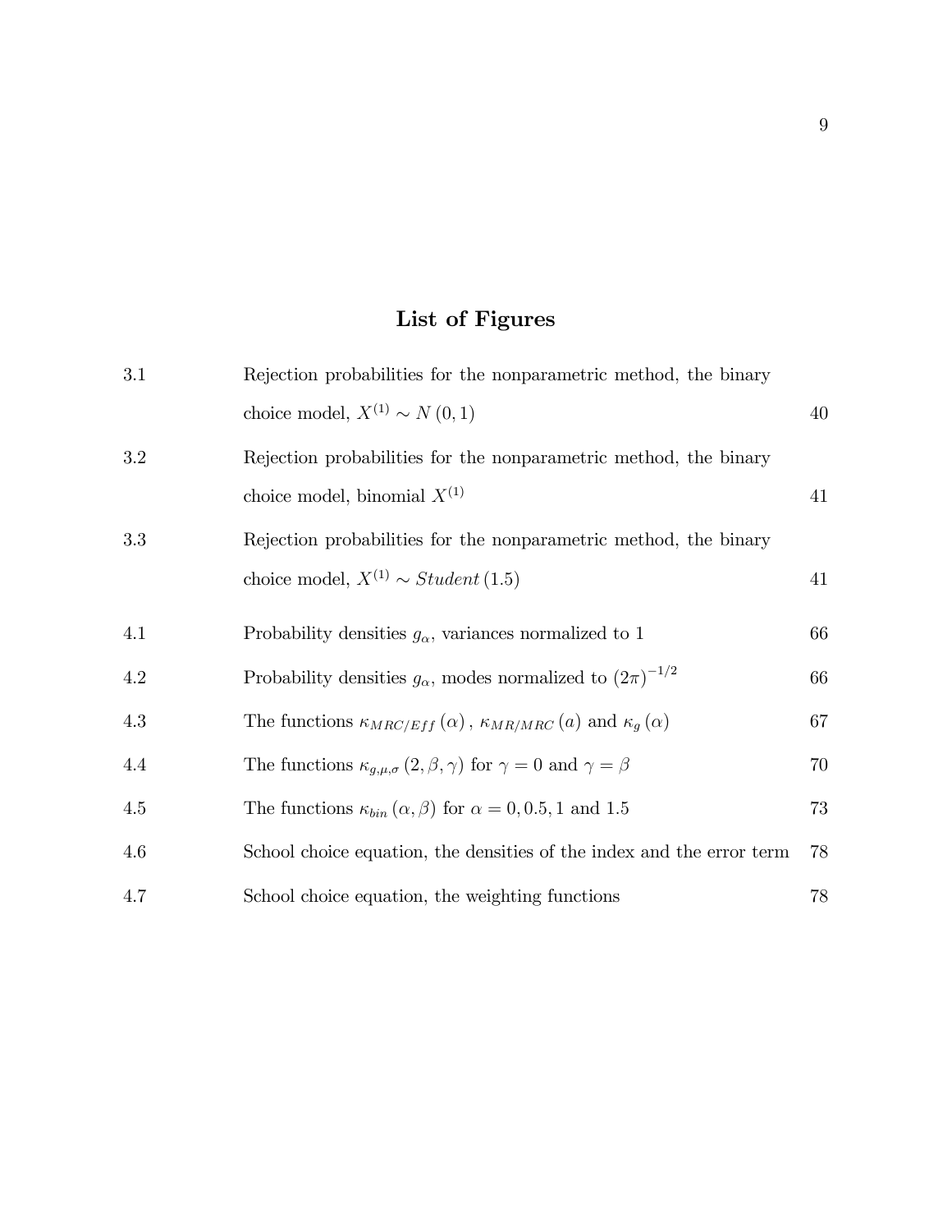# List of Figures

| | | |
|---|---|---|
| 3.1 | Rejection probabilities for the nonparametric method, the binary choice model, $X^{(1)} \sim N(0,1)$ | 40 |
| 3.2 | Rejection probabilities for the nonparametric method, the binary choice model, binomial $X^{(1)}$ | 41 |
| 3.3 | Rejection probabilities for the nonparametric method, the binary choice model, $X^{(1)} \sim Student\,(1.5)$ | 41 |
| 4.1 | Probability densities $g_\alpha$, variances normalized to 1 | 66 |
| 4.2 | Probability densities $g_\alpha$, modes normalized to $(2\pi)^{-1/2}$ | 66 |
| 4.3 | The functions $\kappa_{MRC/Eff}(\alpha)$, $\kappa_{MR/MRC}(a)$ and $\kappa_g(\alpha)$ | 67 |
| 4.4 | The functions $\kappa_{g,\mu,\sigma}(2,\beta,\gamma)$ for $\gamma = 0$ and $\gamma = \beta$ | 70 |
| 4.5 | The functions $\kappa_{bin}(\alpha,\beta)$ for $\alpha = 0, 0.5, 1$ and $1.5$ | 73 |
| 4.6 | School choice equation, the densities of the index and the error term | 78 |
| 4.7 | School choice equation, the weighting functions | 78 |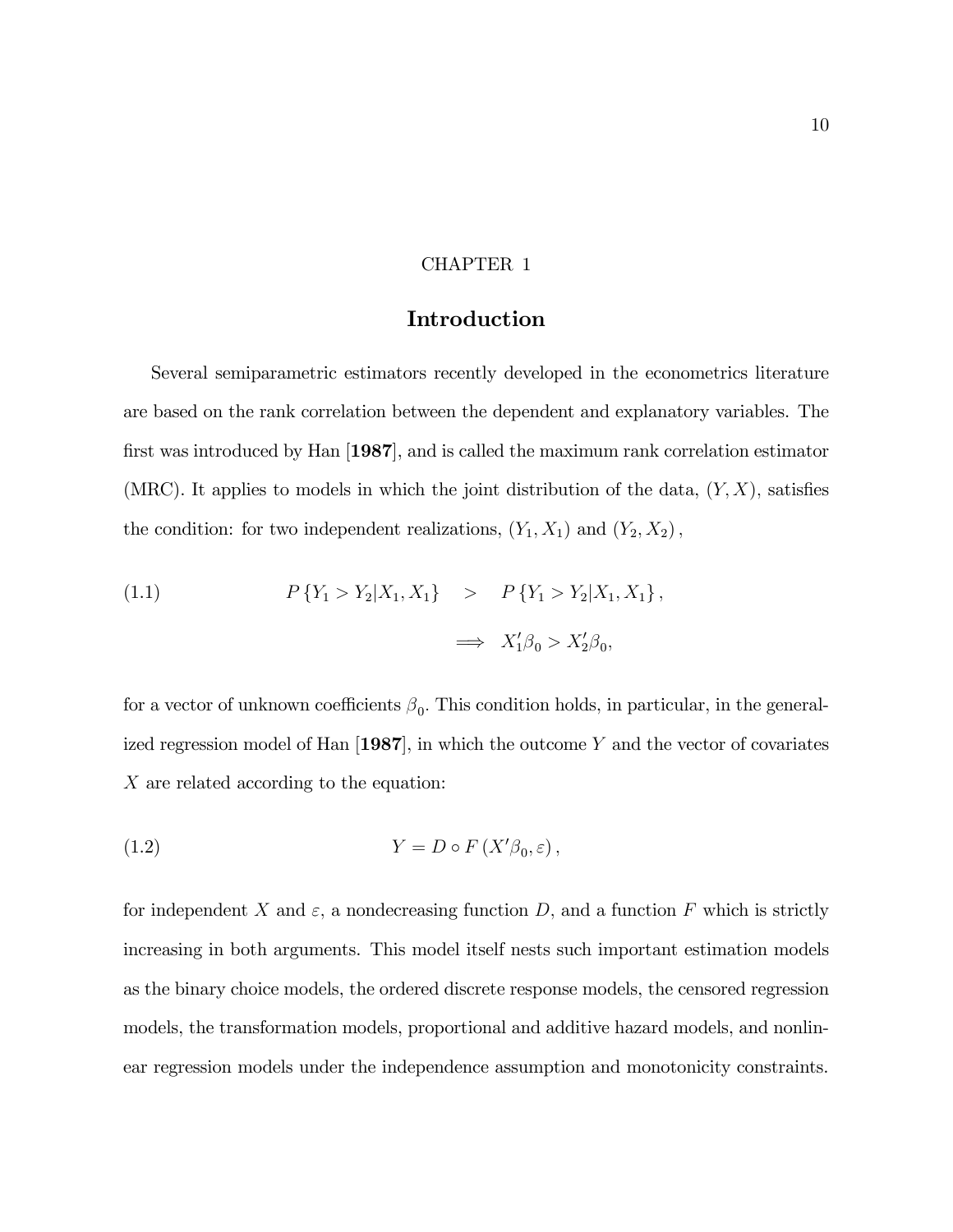# CHAPTER 1

## Introduction

Several semiparametric estimators recently developed in the econometrics literature are based on the rank correlation between the dependent and explanatory variables. The first was introduced by Han [**1987**], and is called the maximum rank correlation estimator (MRC). It applies to models in which the joint distribution of the data, $(Y, X)$, satisfies the condition: for two independent realizations, $(Y_1, X_1)$ and $(Y_2, X_2)$,

$$
\begin{aligned}
(1.1) \qquad P\{Y_1 > Y_2 | X_1, X_1\} \quad &> \quad P\{Y_1 > Y_2 | X_1, X_1\}, \\
&\Longrightarrow \quad X_1'\beta_0 > X_2'\beta_0,
\end{aligned}
$$

for a vector of unknown coefficients $\beta_0$. This condition holds, in particular, in the generalized regression model of Han [**1987**], in which the outcome $Y$ and the vector of covariates $X$ are related according to the equation:

$$
(1.2) \qquad Y = D \circ F(X'\beta_0, \varepsilon),
$$

for independent $X$ and $\varepsilon$, a nondecreasing function $D$, and a function $F$ which is strictly increasing in both arguments. This model itself nests such important estimation models as the binary choice models, the ordered discrete response models, the censored regression models, the transformation models, proportional and additive hazard models, and nonlinear regression models under the independence assumption and monotonicity constraints.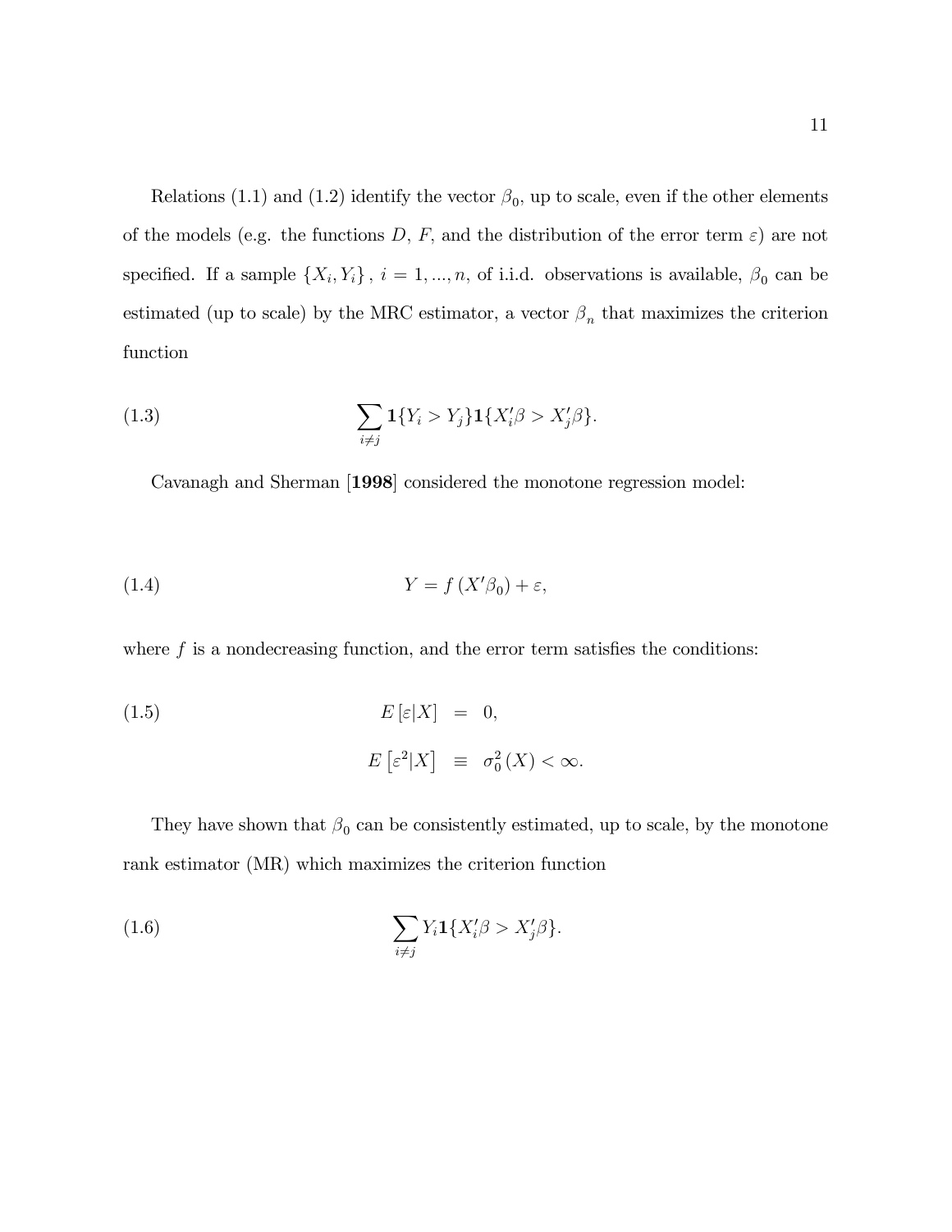Relations (1.1) and (1.2) identify the vector $\beta_0$, up to scale, even if the other elements of the models (e.g. the functions $D$, $F$, and the distribution of the error term $\varepsilon$) are not specified. If a sample $\{X_i, Y_i\}$, $i = 1, ..., n$, of i.i.d. observations is available, $\beta_0$ can be estimated (up to scale) by the MRC estimator, a vector $\beta_n$ that maximizes the criterion function

$$\sum_{i \neq j} \mathbf{1}\{Y_i > Y_j\} \mathbf{1}\{X_i'\beta > X_j'\beta\}. \tag{1.3}$$

Cavanagh and Sherman [**1998**] considered the monotone regression model:

$$Y = f(X'\beta_0) + \varepsilon, \tag{1.4}$$

where $f$ is a nondecreasing function, and the error term satisfies the conditions:

$$\begin{aligned} E[\varepsilon|X] &= 0, \\ E[\varepsilon^2|X] &\equiv \sigma_0^2(X) < \infty. \end{aligned} \tag{1.5}$$

They have shown that $\beta_0$ can be consistently estimated, up to scale, by the monotone rank estimator (MR) which maximizes the criterion function

$$\sum_{i \neq j} Y_i \mathbf{1}\{X_i'\beta > X_j'\beta\}. \tag{1.6}$$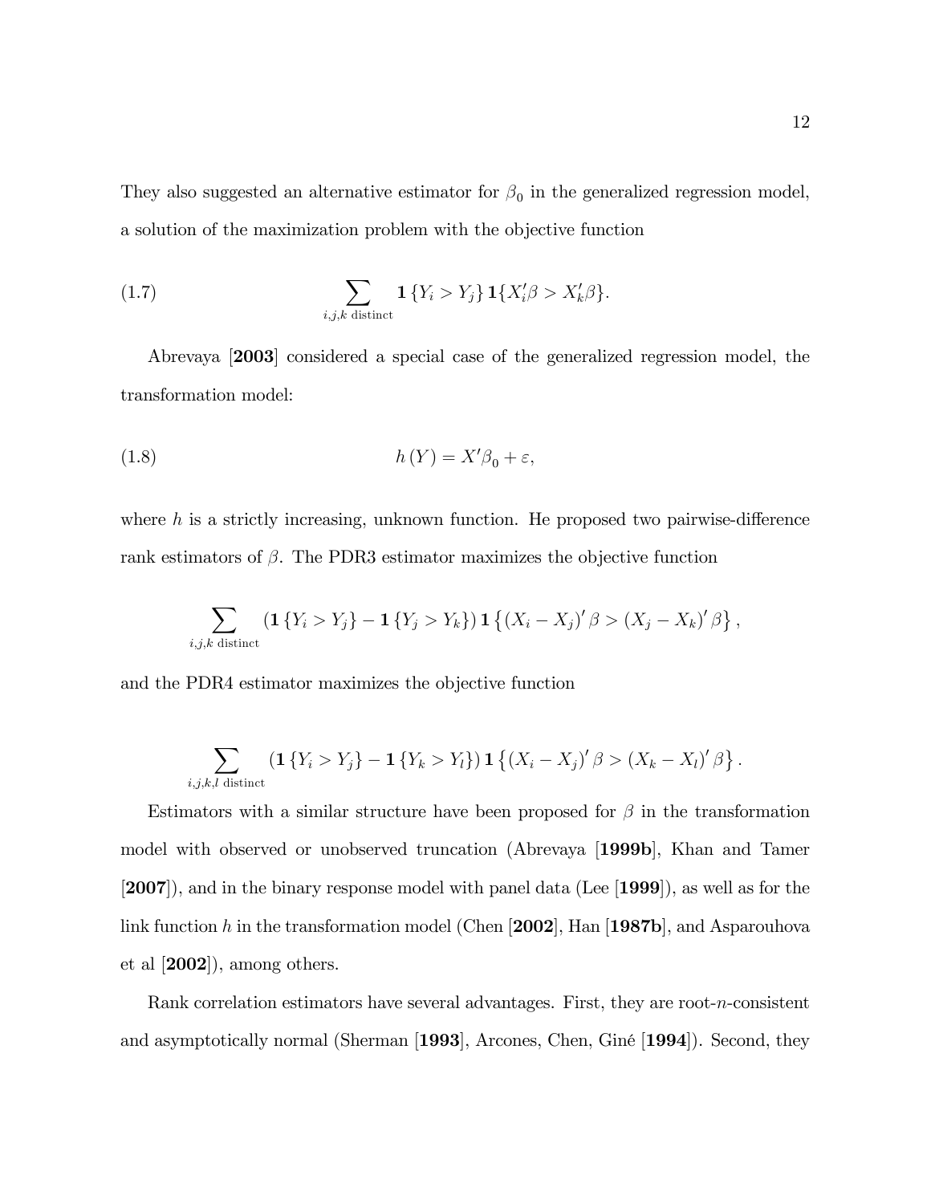They also suggested an alternative estimator for $\beta_0$ in the generalized regression model, a solution of the maximization problem with the objective function

$$\sum_{i,j,k \text{ distinct}} \mathbf{1}\left\{Y_i > Y_j\right\} \mathbf{1}\{X_i'\beta > X_k'\beta\}. \tag{1.7}$$

Abrevaya [**2003**] considered a special case of the generalized regression model, the transformation model:

$$h\left(Y\right) = X'\beta_0 + \varepsilon, \tag{1.8}$$

where $h$ is a strictly increasing, unknown function. He proposed two pairwise-difference rank estimators of $\beta$. The PDR3 estimator maximizes the objective function

$$\sum_{i,j,k \text{ distinct}} \left(\mathbf{1}\left\{Y_i > Y_j\right\} - \mathbf{1}\left\{Y_j > Y_k\right\}\right) \mathbf{1}\left\{\left(X_i - X_j\right)'\beta > \left(X_j - X_k\right)'\beta\right\},$$

and the PDR4 estimator maximizes the objective function

$$\sum_{i,j,k,l \text{ distinct}} \left(\mathbf{1}\left\{Y_i > Y_j\right\} - \mathbf{1}\left\{Y_k > Y_l\right\}\right) \mathbf{1}\left\{\left(X_i - X_j\right)'\beta > \left(X_k - X_l\right)'\beta\right\}.$$

Estimators with a similar structure have been proposed for $\beta$ in the transformation model with observed or unobserved truncation (Abrevaya [**1999b**], Khan and Tamer [**2007**]), and in the binary response model with panel data (Lee [**1999**]), as well as for the link function $h$ in the transformation model (Chen [**2002**], Han [**1987b**], and Asparouhova et al [**2002**]), among others.

Rank correlation estimators have several advantages. First, they are root-$n$-consistent and asymptotically normal (Sherman [**1993**], Arcones, Chen, Giné [**1994**]). Second, they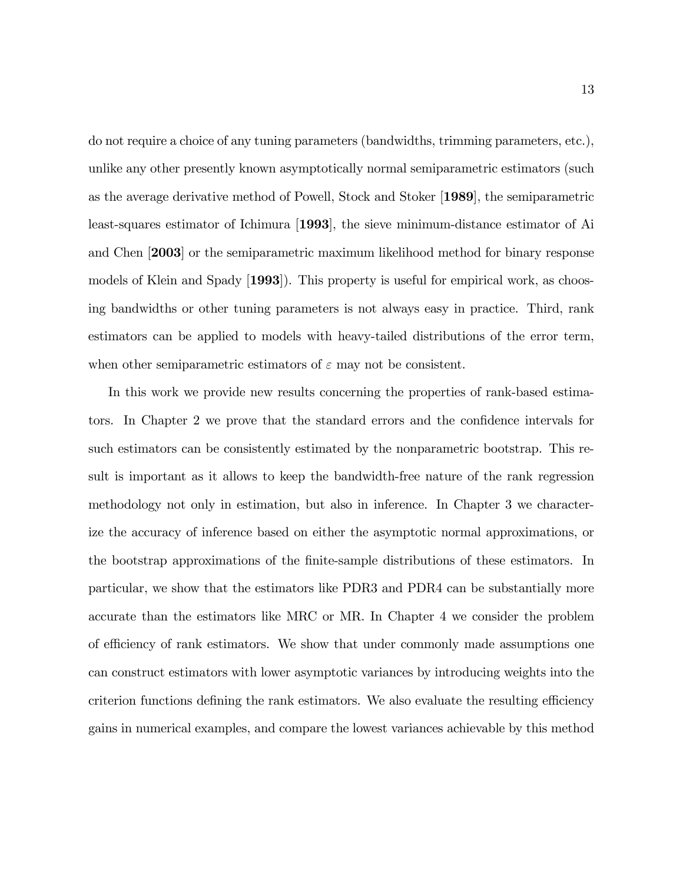do not require a choice of any tuning parameters (bandwidths, trimming parameters, etc.), unlike any other presently known asymptotically normal semiparametric estimators (such as the average derivative method of Powell, Stock and Stoker [**1989**], the semiparametric least-squares estimator of Ichimura [**1993**], the sieve minimum-distance estimator of Ai and Chen [**2003**] or the semiparametric maximum likelihood method for binary response models of Klein and Spady [**1993**]). This property is useful for empirical work, as choosing bandwidths or other tuning parameters is not always easy in practice. Third, rank estimators can be applied to models with heavy-tailed distributions of the error term, when other semiparametric estimators of $\varepsilon$ may not be consistent.

In this work we provide new results concerning the properties of rank-based estimators. In Chapter 2 we prove that the standard errors and the confidence intervals for such estimators can be consistently estimated by the nonparametric bootstrap. This result is important as it allows to keep the bandwidth-free nature of the rank regression methodology not only in estimation, but also in inference. In Chapter 3 we characterize the accuracy of inference based on either the asymptotic normal approximations, or the bootstrap approximations of the finite-sample distributions of these estimators. In particular, we show that the estimators like PDR3 and PDR4 can be substantially more accurate than the estimators like MRC or MR. In Chapter 4 we consider the problem of efficiency of rank estimators. We show that under commonly made assumptions one can construct estimators with lower asymptotic variances by introducing weights into the criterion functions defining the rank estimators. We also evaluate the resulting efficiency gains in numerical examples, and compare the lowest variances achievable by this method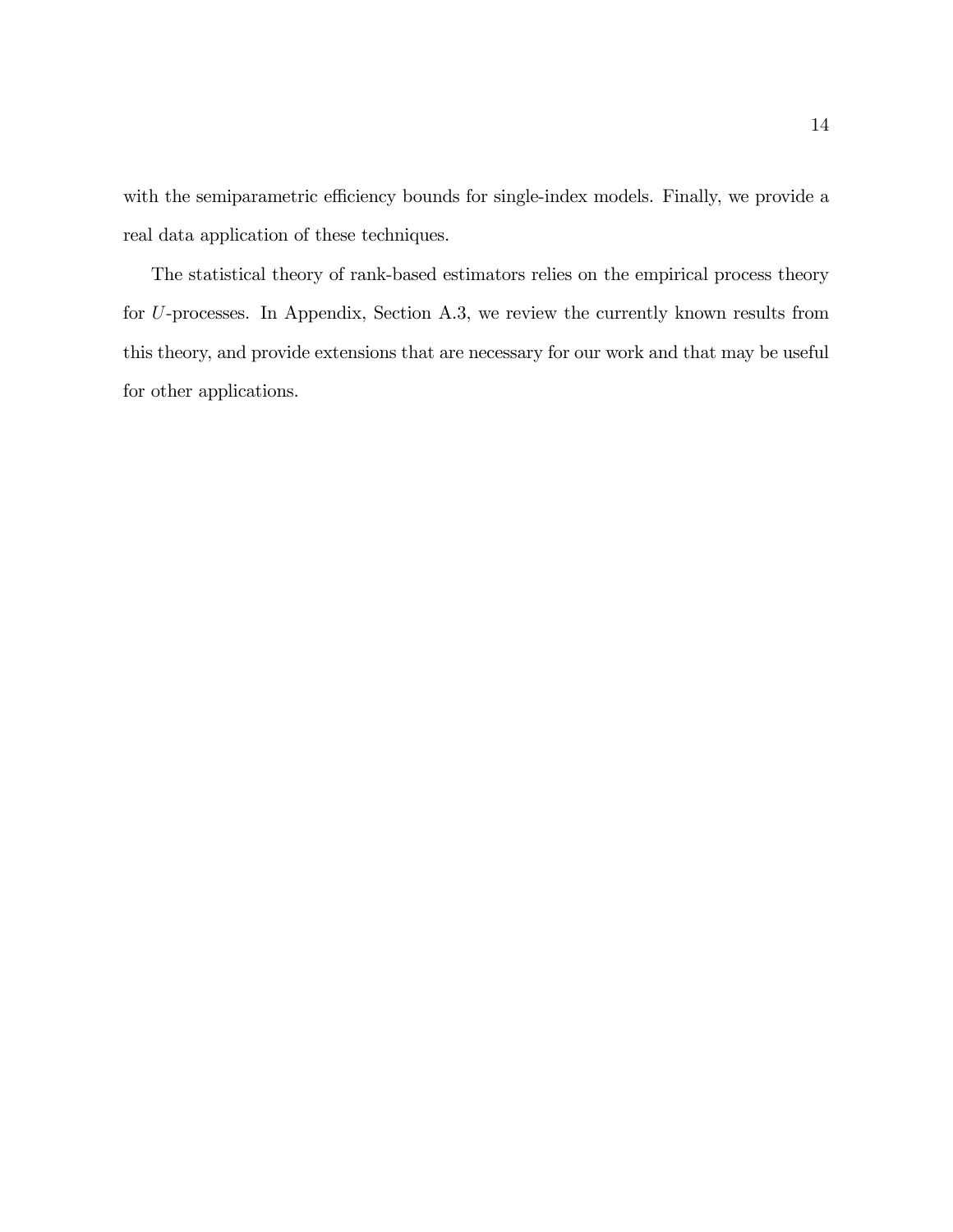with the semiparametric efficiency bounds for single-index models. Finally, we provide a real data application of these techniques.

The statistical theory of rank-based estimators relies on the empirical process theory for $U$-processes. In Appendix, Section A.3, we review the currently known results from this theory, and provide extensions that are necessary for our work and that may be useful for other applications.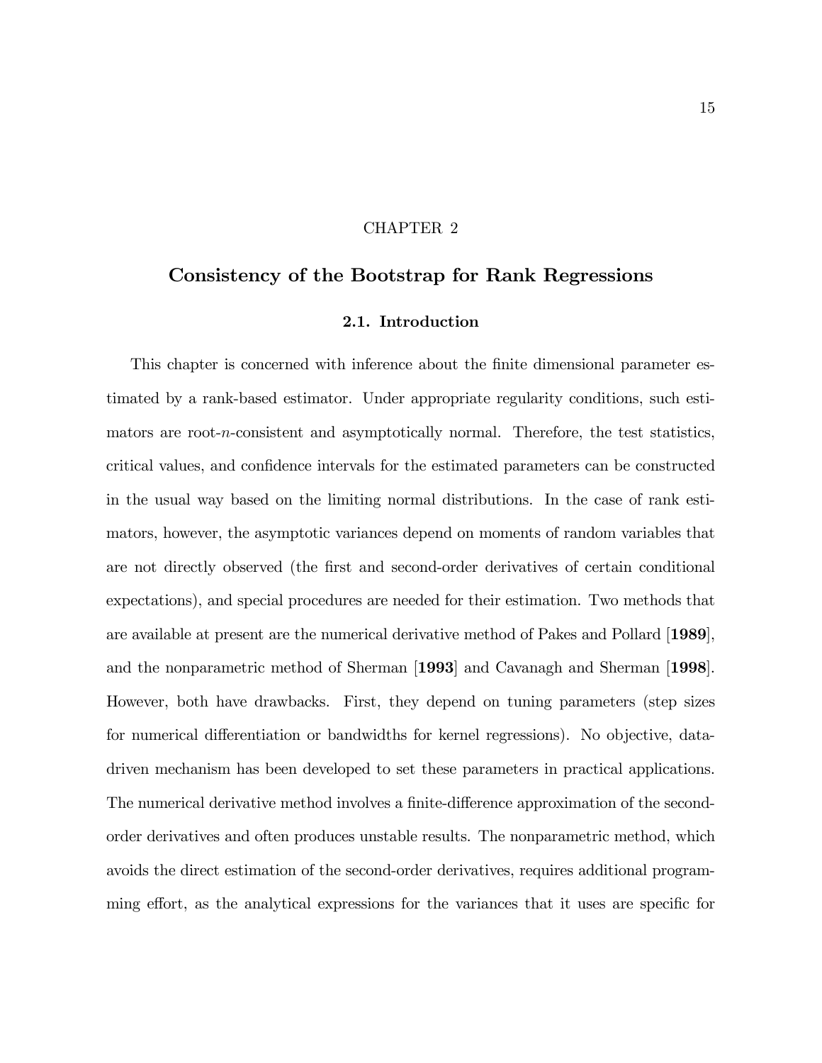# CHAPTER 2

## Consistency of the Bootstrap for Rank Regressions

### 2.1. Introduction

This chapter is concerned with inference about the finite dimensional parameter estimated by a rank-based estimator. Under appropriate regularity conditions, such estimators are root-$n$-consistent and asymptotically normal. Therefore, the test statistics, critical values, and confidence intervals for the estimated parameters can be constructed in the usual way based on the limiting normal distributions. In the case of rank estimators, however, the asymptotic variances depend on moments of random variables that are not directly observed (the first and second-order derivatives of certain conditional expectations), and special procedures are needed for their estimation. Two methods that are available at present are the numerical derivative method of Pakes and Pollard [**1989**], and the nonparametric method of Sherman [**1993**] and Cavanagh and Sherman [**1998**]. However, both have drawbacks. First, they depend on tuning parameters (step sizes for numerical differentiation or bandwidths for kernel regressions). No objective, data-driven mechanism has been developed to set these parameters in practical applications. The numerical derivative method involves a finite-difference approximation of the second-order derivatives and often produces unstable results. The nonparametric method, which avoids the direct estimation of the second-order derivatives, requires additional programming effort, as the analytical expressions for the variances that it uses are specific for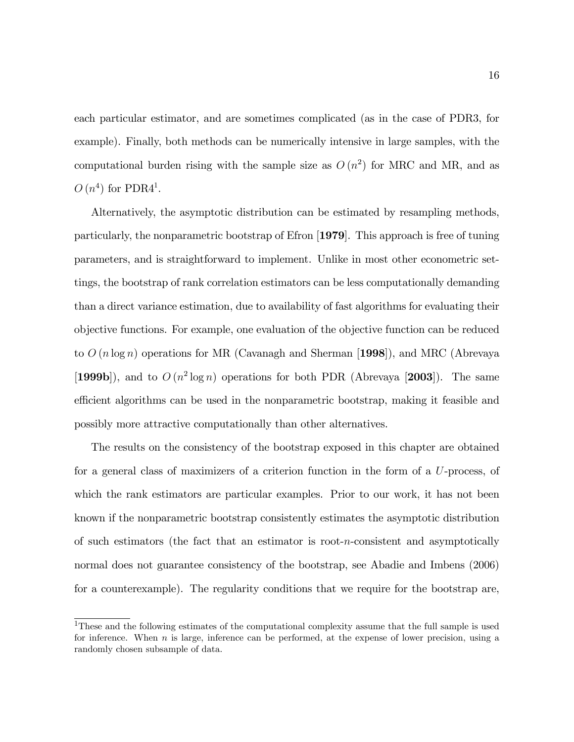each particular estimator, and are sometimes complicated (as in the case of PDR3, for example). Finally, both methods can be numerically intensive in large samples, with the computational burden rising with the sample size as $O(n^2)$ for MRC and MR, and as $O(n^4)$ for PDR4[1].

Alternatively, the asymptotic distribution can be estimated by resampling methods, particularly, the nonparametric bootstrap of Efron [**1979**]. This approach is free of tuning parameters, and is straightforward to implement. Unlike in most other econometric settings, the bootstrap of rank correlation estimators can be less computationally demanding than a direct variance estimation, due to availability of fast algorithms for evaluating their objective functions. For example, one evaluation of the objective function can be reduced to $O(n \log n)$ operations for MR (Cavanagh and Sherman [**1998**]), and MRC (Abrevaya [**1999b**]), and to $O(n^2 \log n)$ operations for both PDR (Abrevaya [**2003**]). The same efficient algorithms can be used in the nonparametric bootstrap, making it feasible and possibly more attractive computationally than other alternatives.

The results on the consistency of the bootstrap exposed in this chapter are obtained for a general class of maximizers of a criterion function in the form of a $U$-process, of which the rank estimators are particular examples. Prior to our work, it has not been known if the nonparametric bootstrap consistently estimates the asymptotic distribution of such estimators (the fact that an estimator is root-$n$-consistent and asymptotically normal does not guarantee consistency of the bootstrap, see Abadie and Imbens (2006) for a counterexample). The regularity conditions that we require for the bootstrap are,

---

[1] These and the following estimates of the computational complexity assume that the full sample is used for inference. When $n$ is large, inference can be performed, at the expense of lower precision, using a randomly chosen subsample of data.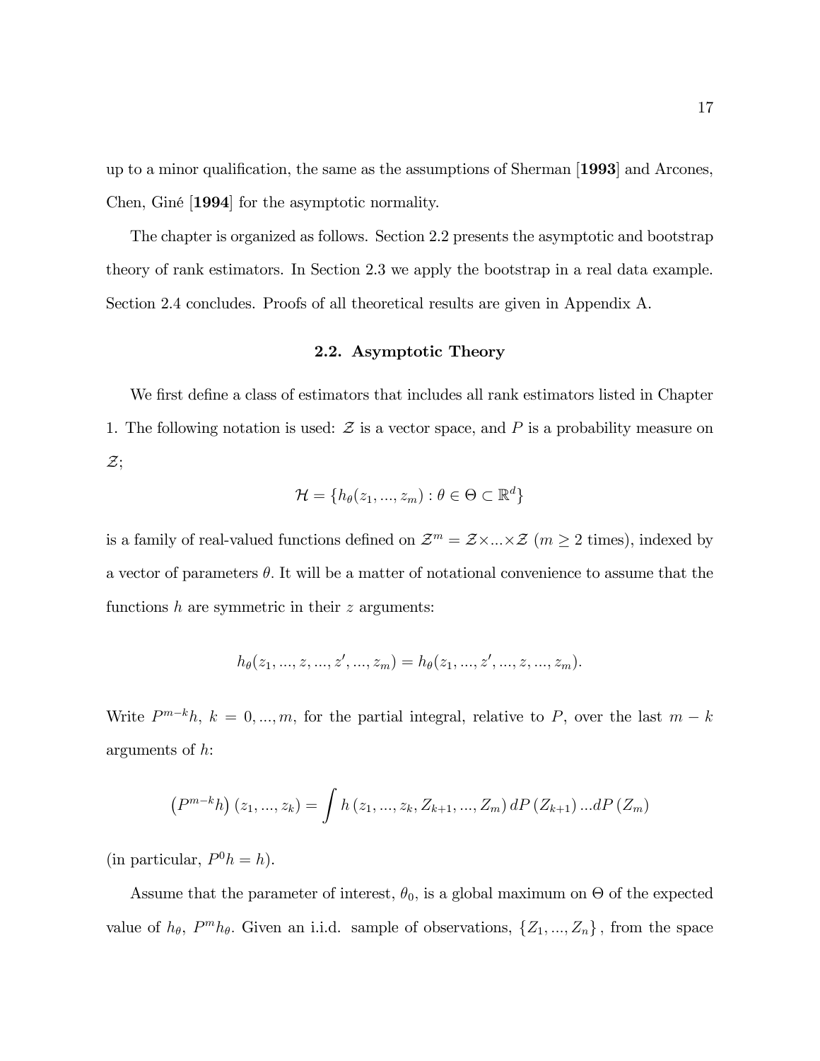up to a minor qualification, the same as the assumptions of Sherman [**1993**] and Arcones, Chen, Giné [**1994**] for the asymptotic normality.

The chapter is organized as follows. Section 2.2 presents the asymptotic and bootstrap theory of rank estimators. In Section 2.3 we apply the bootstrap in a real data example. Section 2.4 concludes. Proofs of all theoretical results are given in Appendix A.

## 2.2. Asymptotic Theory

We first define a class of estimators that includes all rank estimators listed in Chapter 1. The following notation is used: $\mathcal{Z}$ is a vector space, and $P$ is a probability measure on $\mathcal{Z}$;

$$\mathcal{H} = \{h_\theta(z_1, ..., z_m) : \theta \in \Theta \subset \mathbb{R}^d\}$$

is a family of real-valued functions defined on $\mathcal{Z}^m = \mathcal{Z} \times ... \times \mathcal{Z}$ ($m \geq 2$ times), indexed by a vector of parameters $\theta$. It will be a matter of notational convenience to assume that the functions $h$ are symmetric in their $z$ arguments:

$$h_\theta(z_1, ..., z, ..., z', ..., z_m) = h_\theta(z_1, ..., z', ..., z, ..., z_m).$$

Write $P^{m-k}h$, $k = 0, ..., m$, for the partial integral, relative to $P$, over the last $m-k$ arguments of $h$:

$$\left(P^{m-k}h\right)(z_1, ..., z_k) = \int h\left(z_1, ..., z_k, Z_{k+1}, ..., Z_m\right) dP\left(Z_{k+1}\right) ... dP\left(Z_m\right)$$

(in particular, $P^0 h = h$).

Assume that the parameter of interest, $\theta_0$, is a global maximum on $\Theta$ of the expected value of $h_\theta$, $P^m h_\theta$. Given an i.i.d. sample of observations, $\{Z_1, ..., Z_n\}$, from the space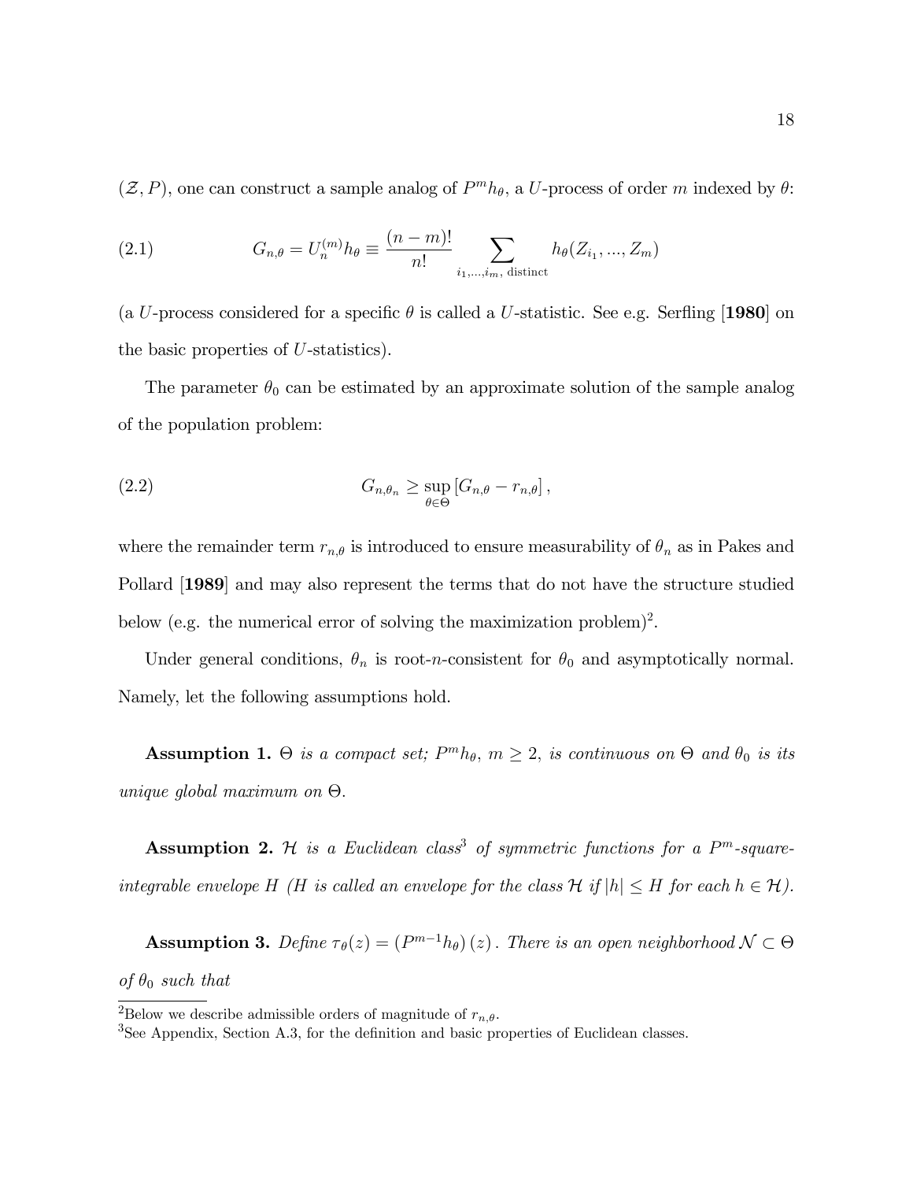$(\mathcal{Z}, P)$, one can construct a sample analog of $P^m h_\theta$, a $U$-process of order $m$ indexed by $\theta$:

$$G_{n,\theta} = U_n^{(m)} h_\theta \equiv \frac{(n-m)!}{n!} \sum_{i_1,\ldots,i_m,\text{ distinct}} h_\theta(Z_{i_1}, \ldots, Z_m) \tag{2.1}$$

(a $U$-process considered for a specific $\theta$ is called a $U$-statistic. See e.g. Serfling [**1980**] on the basic properties of $U$-statistics).

The parameter $\theta_0$ can be estimated by an approximate solution of the sample analog of the population problem:

$$G_{n,\theta_n} \geq \sup_{\theta \in \Theta} \left[ G_{n,\theta} - r_{n,\theta} \right], \tag{2.2}$$

where the remainder term $r_{n,\theta}$ is introduced to ensure measurability of $\theta_n$ as in Pakes and Pollard [**1989**] and may also represent the terms that do not have the structure studied below (e.g. the numerical error of solving the maximization problem)[2].

Under general conditions, $\theta_n$ is root-$n$-consistent for $\theta_0$ and asymptotically normal. Namely, let the following assumptions hold.

**Assumption 1.** *$\Theta$ is a compact set; $P^m h_\theta$, $m \geq 2$, is continuous on $\Theta$ and $\theta_0$ is its unique global maximum on $\Theta$.*

**Assumption 2.** *$\mathcal{H}$ is a Euclidean class*[3] *of symmetric functions for a $P^m$-square-integrable envelope $H$ ($H$ is called an envelope for the class $\mathcal{H}$ if $|h| \leq H$ for each $h \in \mathcal{H}$).*

**Assumption 3.** *Define $\tau_\theta(z) = \left(P^{m-1} h_\theta\right)(z)$. There is an open neighborhood $\mathcal{N} \subset \Theta$ of $\theta_0$ such that*

---

[2] Below we describe admissible orders of magnitude of $r_{n,\theta}$.

[3] See Appendix, Section A.3, for the definition and basic properties of Euclidean classes.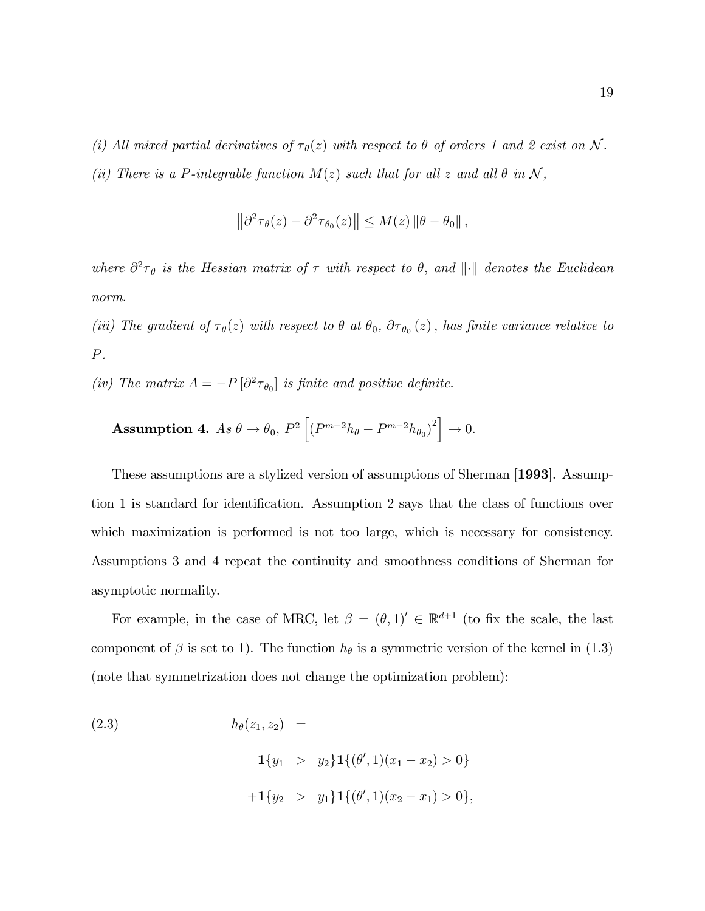*(i) All mixed partial derivatives of $\tau_\theta(z)$ with respect to $\theta$ of orders 1 and 2 exist on $\mathcal{N}$.*

*(ii) There is a $P$-integrable function $M(z)$ such that for all $z$ and all $\theta$ in $\mathcal{N}$,*

$$\left\|\partial^2\tau_\theta(z) - \partial^2\tau_{\theta_0}(z)\right\| \leq M(z)\left\|\theta - \theta_0\right\|,$$

*where $\partial^2\tau_\theta$ is the Hessian matrix of $\tau$ with respect to $\theta$, and $\|\cdot\|$ denotes the Euclidean norm.*

*(iii) The gradient of $\tau_\theta(z)$ with respect to $\theta$ at $\theta_0$, $\partial\tau_{\theta_0}(z)$, has finite variance relative to $P$.*

*(iv) The matrix $A = -P\left[\partial^2\tau_{\theta_0}\right]$ is finite and positive definite.*

**Assumption 4.** *As $\theta \to \theta_0$, $P^2\left[\left(P^{m-2}h_\theta - P^{m-2}h_{\theta_0}\right)^2\right] \to 0.$*

These assumptions are a stylized version of assumptions of Sherman [**1993**]. Assumption 1 is standard for identification. Assumption 2 says that the class of functions over which maximization is performed is not too large, which is necessary for consistency. Assumptions 3 and 4 repeat the continuity and smoothness conditions of Sherman for asymptotic normality.

For example, in the case of MRC, let $\beta = (\theta, 1)' \in \mathbb{R}^{d+1}$ (to fix the scale, the last component of $\beta$ is set to 1). The function $h_\theta$ is a symmetric version of the kernel in (1.3) (note that symmetrization does not change the optimization problem):

$$
\begin{aligned}
h_\theta(z_1, z_2) \quad &= \\
\mathbf{1}\{y_1 \quad &> \quad y_2\}\mathbf{1}\{(\theta', 1)(x_1 - x_2) > 0\} \\
+\mathbf{1}\{y_2 \quad &> \quad y_1\}\mathbf{1}\{(\theta', 1)(x_2 - x_1) > 0\},
\end{aligned}
\tag{2.3}
$$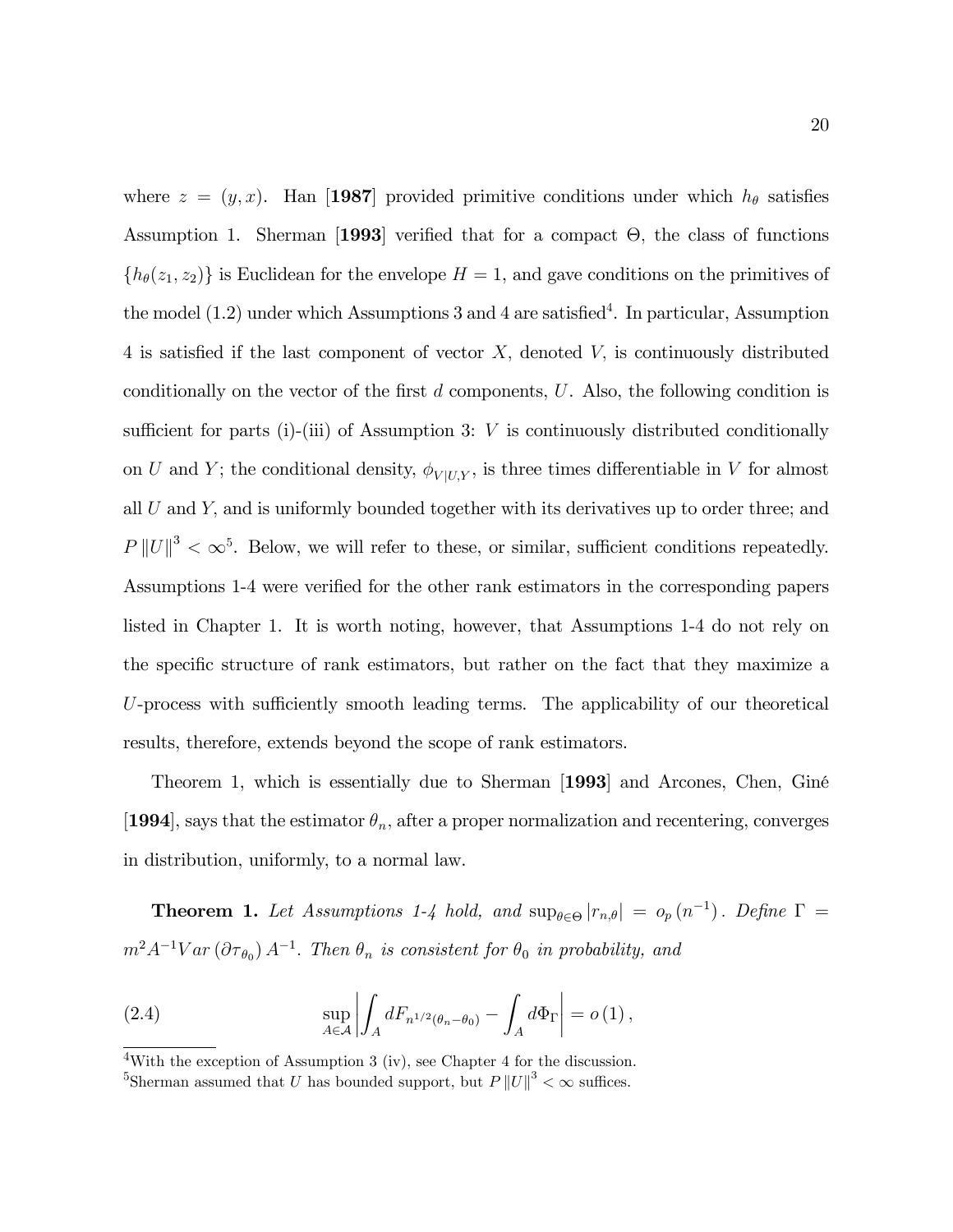where $z = (y, x)$. Han [**1987**] provided primitive conditions under which $h_\theta$ satisfies Assumption 1. Sherman [**1993**] verified that for a compact $\Theta$, the class of functions $\{h_\theta(z_1, z_2)\}$ is Euclidean for the envelope $H = 1$, and gave conditions on the primitives of the model (1.2) under which Assumptions 3 and 4 are satisfied[4]. In particular, Assumption 4 is satisfied if the last component of vector $X$, denoted $V$, is continuously distributed conditionally on the vector of the first $d$ components, $U$. Also, the following condition is sufficient for parts (i)-(iii) of Assumption 3: $V$ is continuously distributed conditionally on $U$ and $Y$; the conditional density, $\phi_{V|U,Y}$, is three times differentiable in $V$ for almost all $U$ and $Y$, and is uniformly bounded together with its derivatives up to order three; and $P\|U\|^3 < \infty$[5]. Below, we will refer to these, or similar, sufficient conditions repeatedly. Assumptions 1-4 were verified for the other rank estimators in the corresponding papers listed in Chapter 1. It is worth noting, however, that Assumptions 1-4 do not rely on the specific structure of rank estimators, but rather on the fact that they maximize a $U$-process with sufficiently smooth leading terms. The applicability of our theoretical results, therefore, extends beyond the scope of rank estimators.

Theorem 1, which is essentially due to Sherman [**1993**] and Arcones, Chen, Giné [**1994**], says that the estimator $\theta_n$, after a proper normalization and recentering, converges in distribution, uniformly, to a normal law.

**Theorem 1.** *Let Assumptions 1-4 hold, and* $\sup_{\theta\in\Theta} |r_{n,\theta}| = o_p(n^{-1})$. *Define* $\Gamma = m^2 A^{-1} Var(\partial\tau_{\theta_0}) A^{-1}$. *Then $\theta_n$ is consistent for $\theta_0$ in probability, and*

$$\sup_{A\in\mathcal{A}} \left| \int_A dF_{n^{1/2}(\theta_n-\theta_0)} - \int_A d\Phi_\Gamma \right| = o(1), \tag{2.4}$$

[4]With the exception of Assumption 3 (iv), see Chapter 4 for the discussion.

[5]Sherman assumed that $U$ has bounded support, but $P\|U\|^3 < \infty$ suffices.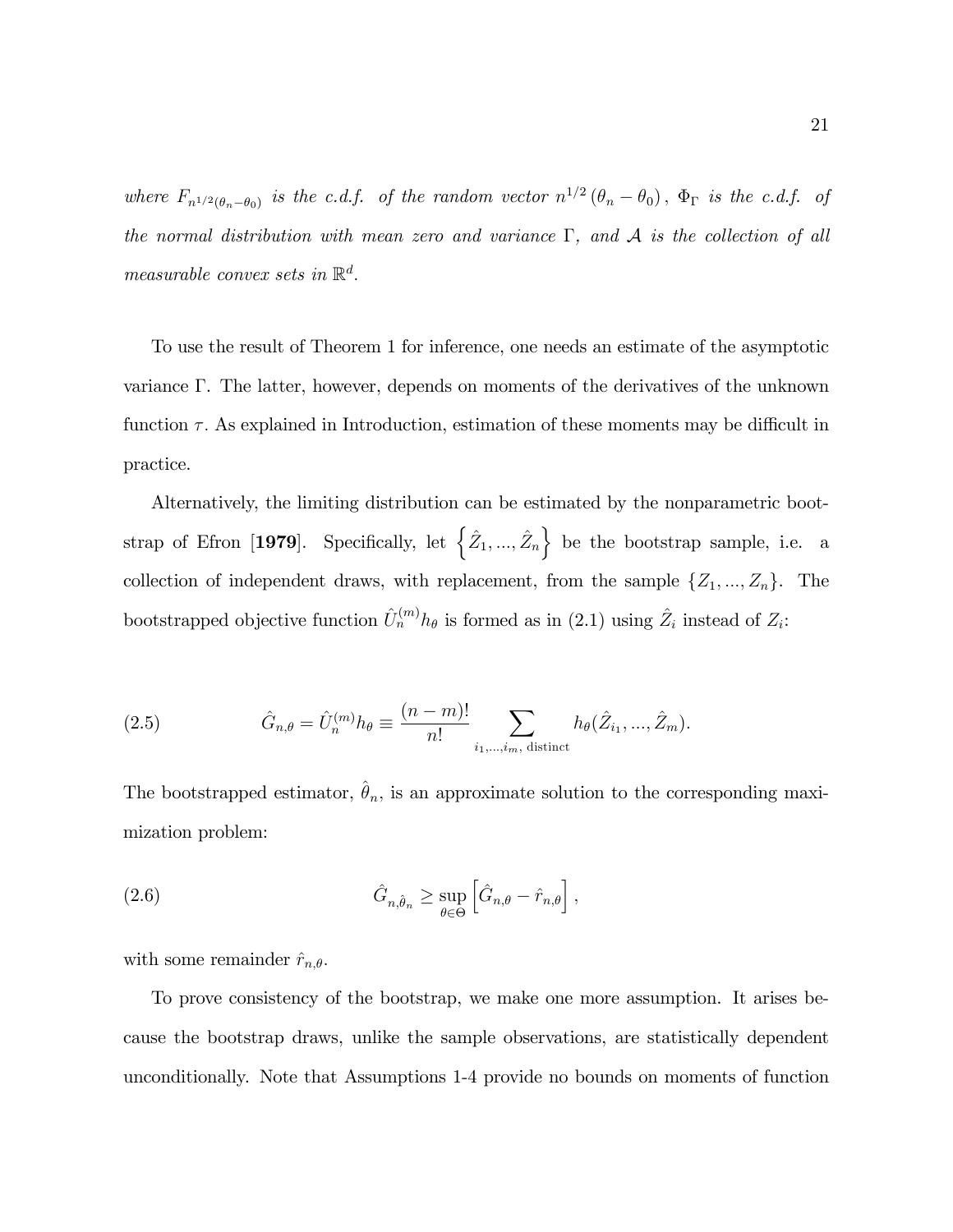*where $F_{n^{1/2}(\theta_n - \theta_0)}$ is the c.d.f. of the random vector $n^{1/2}(\theta_n - \theta_0)$, $\Phi_\Gamma$ is the c.d.f. of the normal distribution with mean zero and variance $\Gamma$, and $\mathcal{A}$ is the collection of all measurable convex sets in $\mathbb{R}^d$.*

To use the result of Theorem 1 for inference, one needs an estimate of the asymptotic variance $\Gamma$. The latter, however, depends on moments of the derivatives of the unknown function $\tau$. As explained in Introduction, estimation of these moments may be difficult in practice.

Alternatively, the limiting distribution can be estimated by the nonparametric bootstrap of Efron [**1979**]. Specifically, let $\left\{\hat{Z}_1, ..., \hat{Z}_n\right\}$ be the bootstrap sample, i.e. a collection of independent draws, with replacement, from the sample $\{Z_1, ..., Z_n\}$. The bootstrapped objective function $\hat{U}_n^{(m)} h_\theta$ is formed as in (2.1) using $\hat{Z}_i$ instead of $Z_i$:

$$\hat{G}_{n,\theta} = \hat{U}_n^{(m)} h_\theta \equiv \frac{(n-m)!}{n!} \sum_{i_1,...,i_m, \text{ distinct}} h_\theta(\hat{Z}_{i_1}, ..., \hat{Z}_m). \tag{2.5}$$

The bootstrapped estimator, $\hat{\theta}_n$, is an approximate solution to the corresponding maximization problem:

$$\hat{G}_{n,\hat{\theta}_n} \geq \sup_{\theta \in \Theta} \left[\hat{G}_{n,\theta} - \hat{r}_{n,\theta}\right], \tag{2.6}$$

with some remainder $\hat{r}_{n,\theta}$.

To prove consistency of the bootstrap, we make one more assumption. It arises because the bootstrap draws, unlike the sample observations, are statistically dependent unconditionally. Note that Assumptions 1-4 provide no bounds on moments of function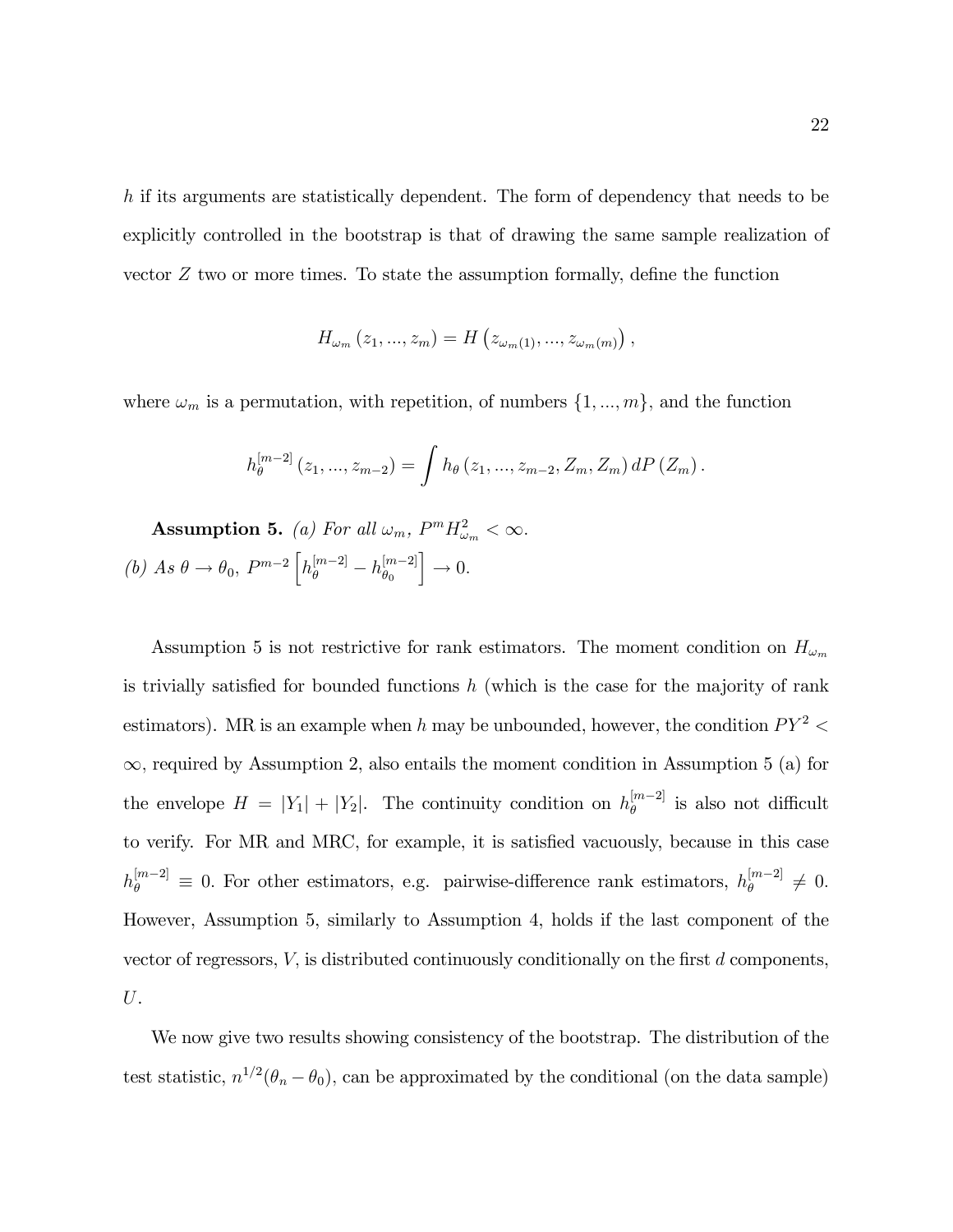$h$ if its arguments are statistically dependent. The form of dependency that needs to be explicitly controlled in the bootstrap is that of drawing the same sample realization of vector $Z$ two or more times. To state the assumption formally, define the function

$$H_{\omega_m}(z_1, ..., z_m) = H\left(z_{\omega_m(1)}, ..., z_{\omega_m(m)}\right),$$

where $\omega_m$ is a permutation, with repetition, of numbers $\{1, ..., m\}$, and the function

$$h_\theta^{[m-2]}(z_1, ..., z_{m-2}) = \int h_\theta(z_1, ..., z_{m-2}, Z_m, Z_m)\, dP(Z_m).$$

**Assumption 5.** *(a) For all $\omega_m$, $P^m H^2_{\omega_m} < \infty$.*
*(b) As $\theta \to \theta_0$, $P^{m-2}\left[h_\theta^{[m-2]} - h_{\theta_0}^{[m-2]}\right] \to 0$.*

Assumption 5 is not restrictive for rank estimators. The moment condition on $H_{\omega_m}$ is trivially satisfied for bounded functions $h$ (which is the case for the majority of rank estimators). MR is an example when $h$ may be unbounded, however, the condition $PY^2 < \infty$, required by Assumption 2, also entails the moment condition in Assumption 5 (a) for the envelope $H = |Y_1| + |Y_2|$. The continuity condition on $h_\theta^{[m-2]}$ is also not difficult to verify. For MR and MRC, for example, it is satisfied vacuously, because in this case $h_\theta^{[m-2]} \equiv 0$. For other estimators, e.g. pairwise-difference rank estimators, $h_\theta^{[m-2]} \neq 0$. However, Assumption 5, similarly to Assumption 4, holds if the last component of the vector of regressors, $V$, is distributed continuously conditionally on the first $d$ components, $U$.

We now give two results showing consistency of the bootstrap. The distribution of the test statistic, $n^{1/2}(\theta_n - \theta_0)$, can be approximated by the conditional (on the data sample)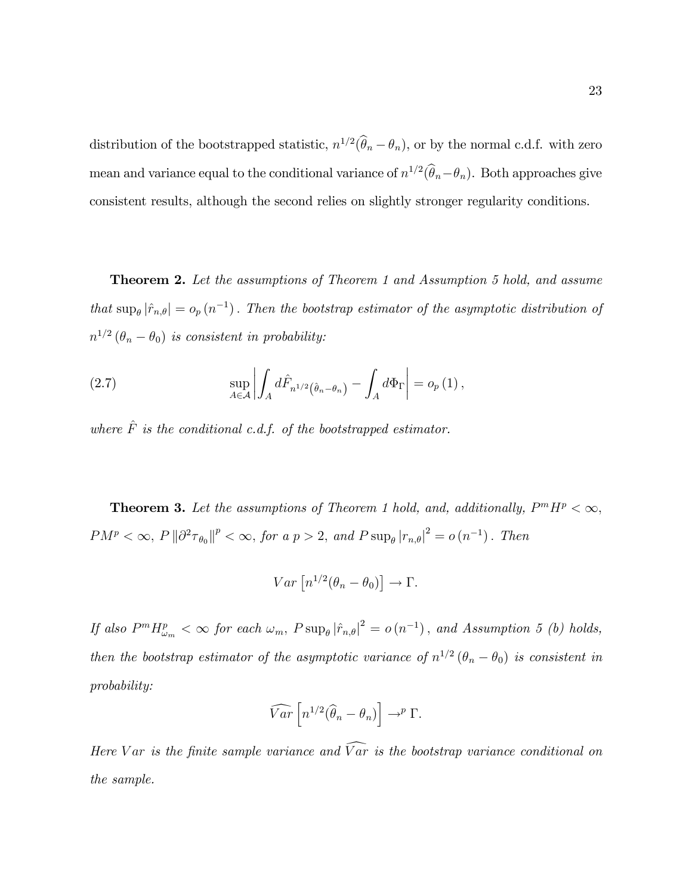distribution of the bootstrapped statistic, $n^{1/2}(\widehat{\theta}_n - \theta_n)$, or by the normal c.d.f. with zero mean and variance equal to the conditional variance of $n^{1/2}(\widehat{\theta}_n - \theta_n)$. Both approaches give consistent results, although the second relies on slightly stronger regularity conditions.

**Theorem 2.** *Let the assumptions of Theorem 1 and Assumption 5 hold, and assume that* $\sup_\theta |\hat{r}_{n,\theta}| = o_p(n^{-1})$ *. Then the bootstrap estimator of the asymptotic distribution of* $n^{1/2}(\theta_n - \theta_0)$ *is consistent in probability:*

$$\sup_{A \in \mathcal{A}} \left| \int_A d\hat{F}_{n^{1/2}(\hat{\theta}_n - \theta_n)} - \int_A d\Phi_\Gamma \right| = o_p(1), \tag{2.7}$$

*where* $\hat{F}$ *is the conditional c.d.f. of the bootstrapped estimator.*

**Theorem 3.** *Let the assumptions of Theorem 1 hold, and, additionally,* $P^m H^p < \infty$*,* $PM^p < \infty$*,* $P \left\| \partial^2 \tau_{\theta_0} \right\|^p < \infty$*, for a* $p > 2$*, and* $P \sup_\theta |r_{n,\theta}|^2 = o(n^{-1})$*. Then*

$$Var\left[n^{1/2}(\theta_n - \theta_0)\right] \rightarrow \Gamma.$$

*If also* $P^m H^p_{\omega_m} < \infty$ *for each* $\omega_m$*,* $P \sup_\theta |\hat{r}_{n,\theta}|^2 = o(n^{-1})$*, and Assumption 5 (b) holds, then the bootstrap estimator of the asymptotic variance of* $n^{1/2}(\theta_n - \theta_0)$ *is consistent in probability:*

$$\widehat{Var}\left[n^{1/2}(\widehat{\theta}_n - \theta_n)\right] \rightarrow^p \Gamma.$$

*Here* $Var$ *is the finite sample variance and* $\widehat{Var}$ *is the bootstrap variance conditional on the sample.*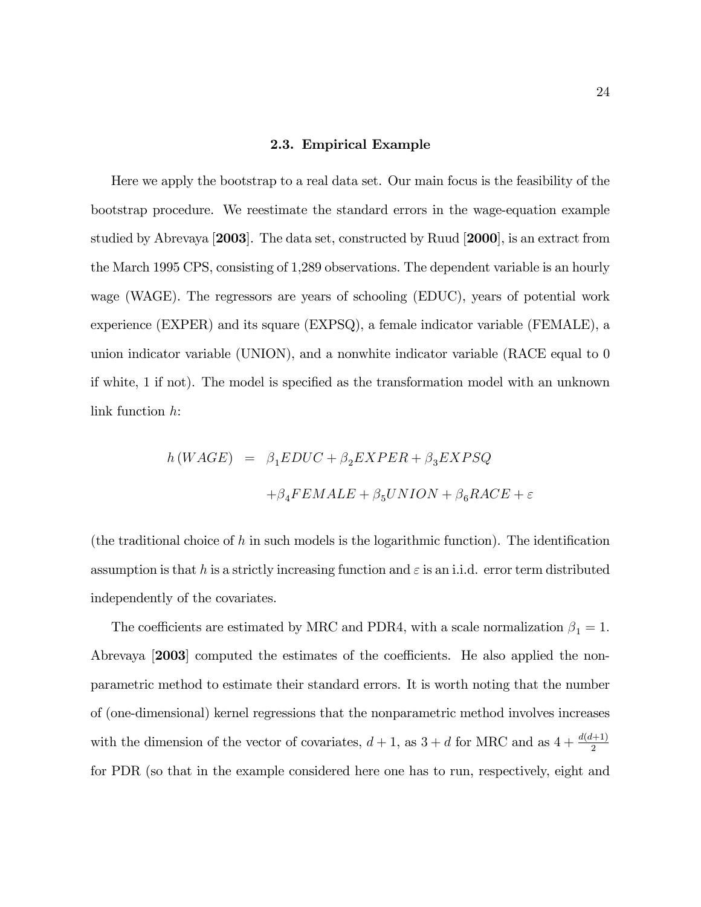### 2.3. Empirical Example

Here we apply the bootstrap to a real data set. Our main focus is the feasibility of the bootstrap procedure. We reestimate the standard errors in the wage-equation example studied by Abrevaya [**2003**]. The data set, constructed by Ruud [**2000**], is an extract from the March 1995 CPS, consisting of 1,289 observations. The dependent variable is an hourly wage (WAGE). The regressors are years of schooling (EDUC), years of potential work experience (EXPER) and its square (EXPSQ), a female indicator variable (FEMALE), a union indicator variable (UNION), and a nonwhite indicator variable (RACE equal to 0 if white, 1 if not). The model is specified as the transformation model with an unknown link function $h$:

$$
\begin{aligned}
h\left(WAGE\right) &= \beta_1 EDUC + \beta_2 EXPER + \beta_3 EXPSQ \\
&\quad + \beta_4 FEMALE + \beta_5 UNION + \beta_6 RACE + \varepsilon
\end{aligned}
$$

(the traditional choice of $h$ in such models is the logarithmic function). The identification assumption is that $h$ is a strictly increasing function and $\varepsilon$ is an i.i.d. error term distributed independently of the covariates.

The coefficients are estimated by MRC and PDR4, with a scale normalization $\beta_1 = 1$. Abrevaya [**2003**] computed the estimates of the coefficients. He also applied the nonparametric method to estimate their standard errors. It is worth noting that the number of (one-dimensional) kernel regressions that the nonparametric method involves increases with the dimension of the vector of covariates, $d+1$, as $3+d$ for MRC and as $4+\frac{d(d+1)}{2}$ for PDR (so that in the example considered here one has to run, respectively, eight and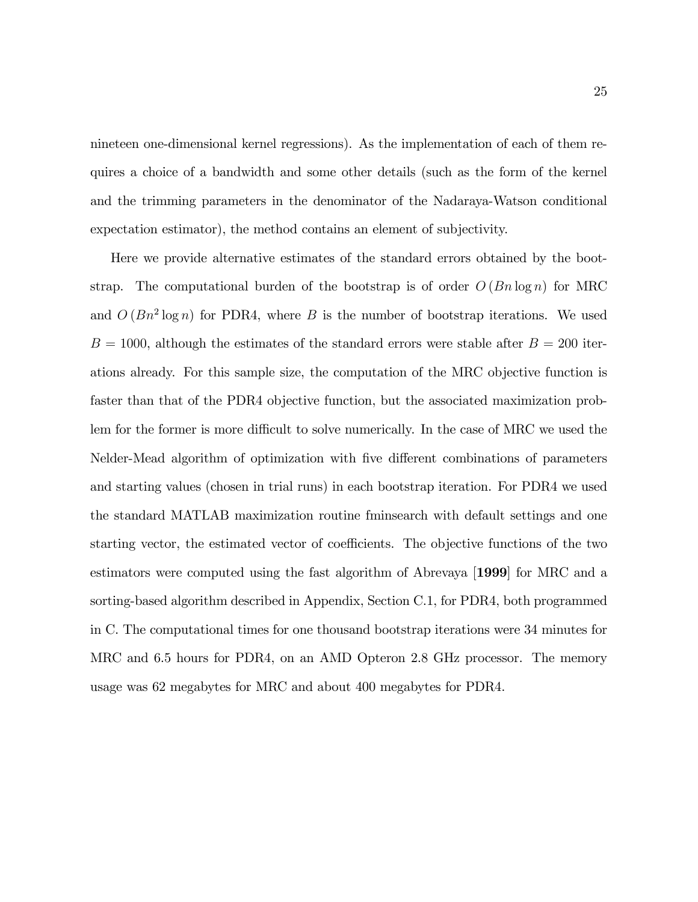nineteen one-dimensional kernel regressions). As the implementation of each of them requires a choice of a bandwidth and some other details (such as the form of the kernel and the trimming parameters in the denominator of the Nadaraya-Watson conditional expectation estimator), the method contains an element of subjectivity.

Here we provide alternative estimates of the standard errors obtained by the bootstrap. The computational burden of the bootstrap is of order $O(Bn \log n)$ for MRC and $O(Bn^2 \log n)$ for PDR4, where $B$ is the number of bootstrap iterations. We used $B = 1000$, although the estimates of the standard errors were stable after $B = 200$ iterations already. For this sample size, the computation of the MRC objective function is faster than that of the PDR4 objective function, but the associated maximization problem for the former is more difficult to solve numerically. In the case of MRC we used the Nelder-Mead algorithm of optimization with five different combinations of parameters and starting values (chosen in trial runs) in each bootstrap iteration. For PDR4 we used the standard MATLAB maximization routine fminsearch with default settings and one starting vector, the estimated vector of coefficients. The objective functions of the two estimators were computed using the fast algorithm of Abrevaya [**1999**] for MRC and a sorting-based algorithm described in Appendix, Section C.1, for PDR4, both programmed in C. The computational times for one thousand bootstrap iterations were 34 minutes for MRC and 6.5 hours for PDR4, on an AMD Opteron 2.8 GHz processor. The memory usage was 62 megabytes for MRC and about 400 megabytes for PDR4.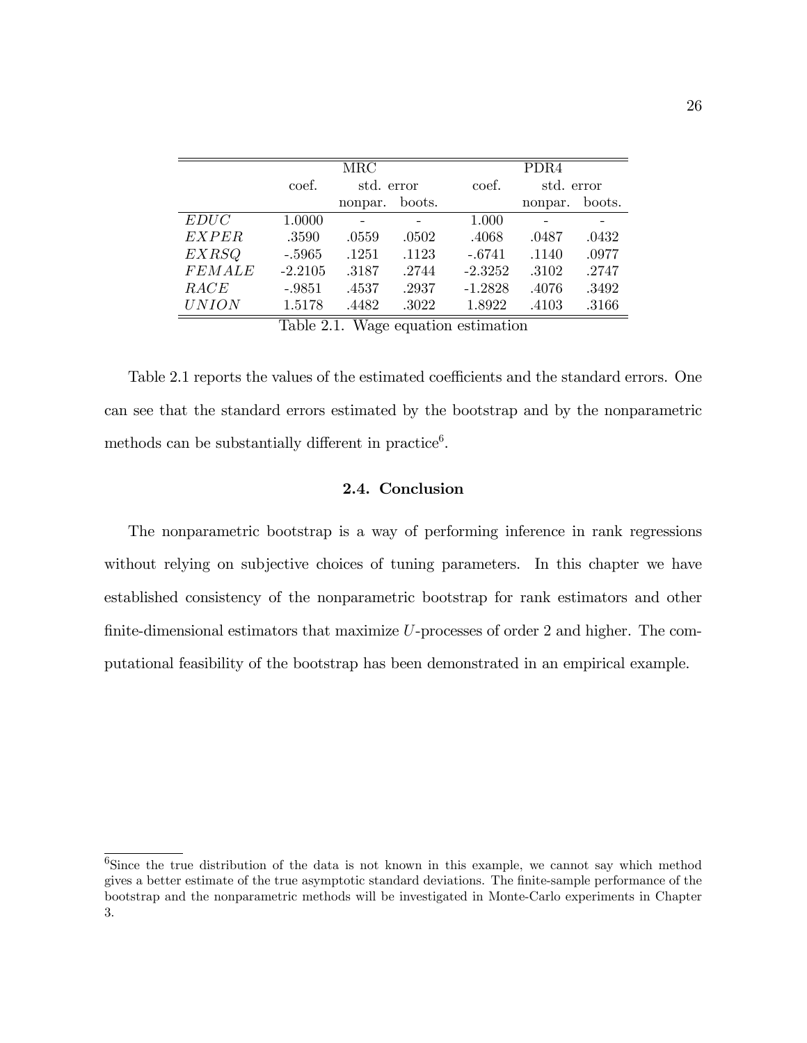| | MRC | | | PDR4 | | |
|---|---|---|---|---|---|---|
| | coef. | std. error | | coef. | std. error | |
| | | nonpar. | boots. | | nonpar. | boots. |
| *EDUC* | 1.0000 | - | - | 1.000 | - | - |
| *EXPER* | .3590 | .0559 | .0502 | .4068 | .0487 | .0432 |
| *EXRSQ* | -.5965 | .1251 | .1123 | -.6741 | .1140 | .0977 |
| *FEMALE* | -2.2105 | .3187 | .2744 | -2.3252 | .3102 | .2747 |
| *RACE* | -.9851 | .4537 | .2937 | -1.2828 | .4076 | .3492 |
| *UNION* | 1.5178 | .4482 | .3022 | 1.8922 | .4103 | .3166 |

Table 2.1. Wage equation estimation

Table 2.1 reports the values of the estimated coefficients and the standard errors. One can see that the standard errors estimated by the bootstrap and by the nonparametric methods can be substantially different in practice[6].

### 2.4. Conclusion

The nonparametric bootstrap is a way of performing inference in rank regressions without relying on subjective choices of tuning parameters. In this chapter we have established consistency of the nonparametric bootstrap for rank estimators and other finite-dimensional estimators that maximize $U$-processes of order 2 and higher. The computational feasibility of the bootstrap has been demonstrated in an empirical example.

---

[6] Since the true distribution of the data is not known in this example, we cannot say which method gives a better estimate of the true asymptotic standard deviations. The finite-sample performance of the bootstrap and the nonparametric methods will be investigated in Monte-Carlo experiments in Chapter 3.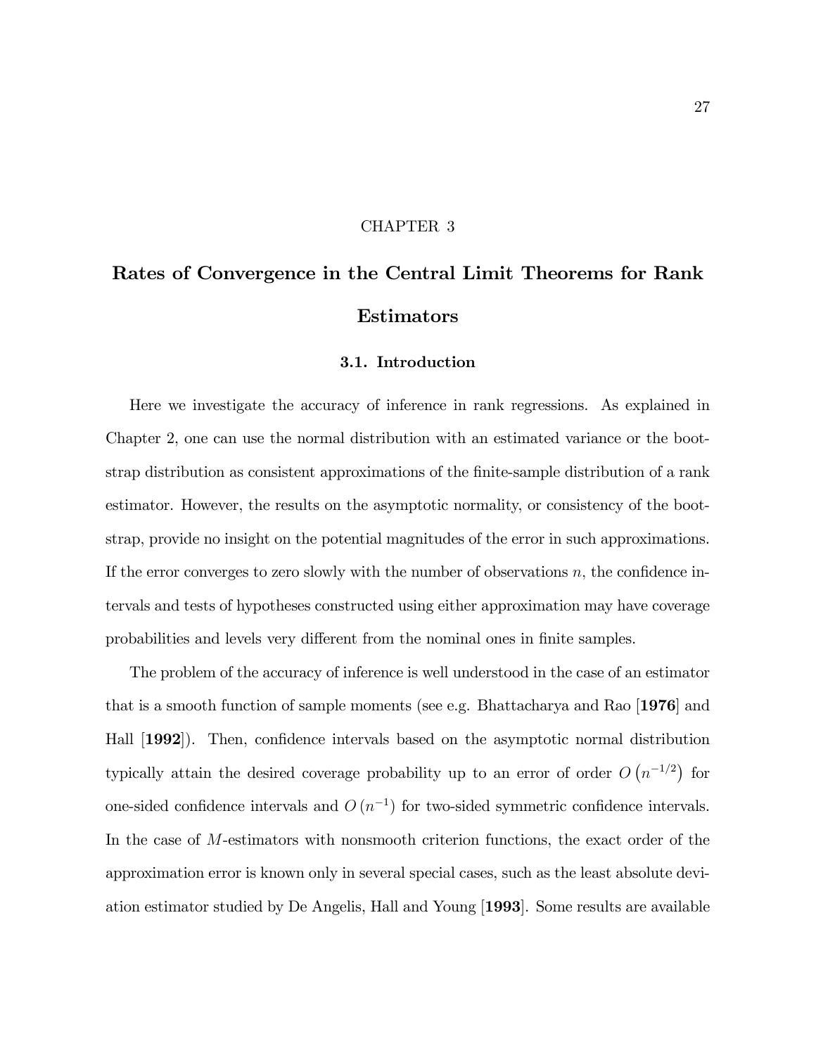# CHAPTER 3

# Rates of Convergence in the Central Limit Theorems for Rank Estimators

## 3.1. Introduction

Here we investigate the accuracy of inference in rank regressions. As explained in Chapter 2, one can use the normal distribution with an estimated variance or the bootstrap distribution as consistent approximations of the finite-sample distribution of a rank estimator. However, the results on the asymptotic normality, or consistency of the bootstrap, provide no insight on the potential magnitudes of the error in such approximations. If the error converges to zero slowly with the number of observations $n$, the confidence intervals and tests of hypotheses constructed using either approximation may have coverage probabilities and levels very different from the nominal ones in finite samples.

The problem of the accuracy of inference is well understood in the case of an estimator that is a smooth function of sample moments (see e.g. Bhattacharya and Rao [**1976**] and Hall [**1992**]). Then, confidence intervals based on the asymptotic normal distribution typically attain the desired coverage probability up to an error of order $O\left(n^{-1/2}\right)$ for one-sided confidence intervals and $O\left(n^{-1}\right)$ for two-sided symmetric confidence intervals. In the case of $M$-estimators with nonsmooth criterion functions, the exact order of the approximation error is known only in several special cases, such as the least absolute deviation estimator studied by De Angelis, Hall and Young [**1993**]. Some results are available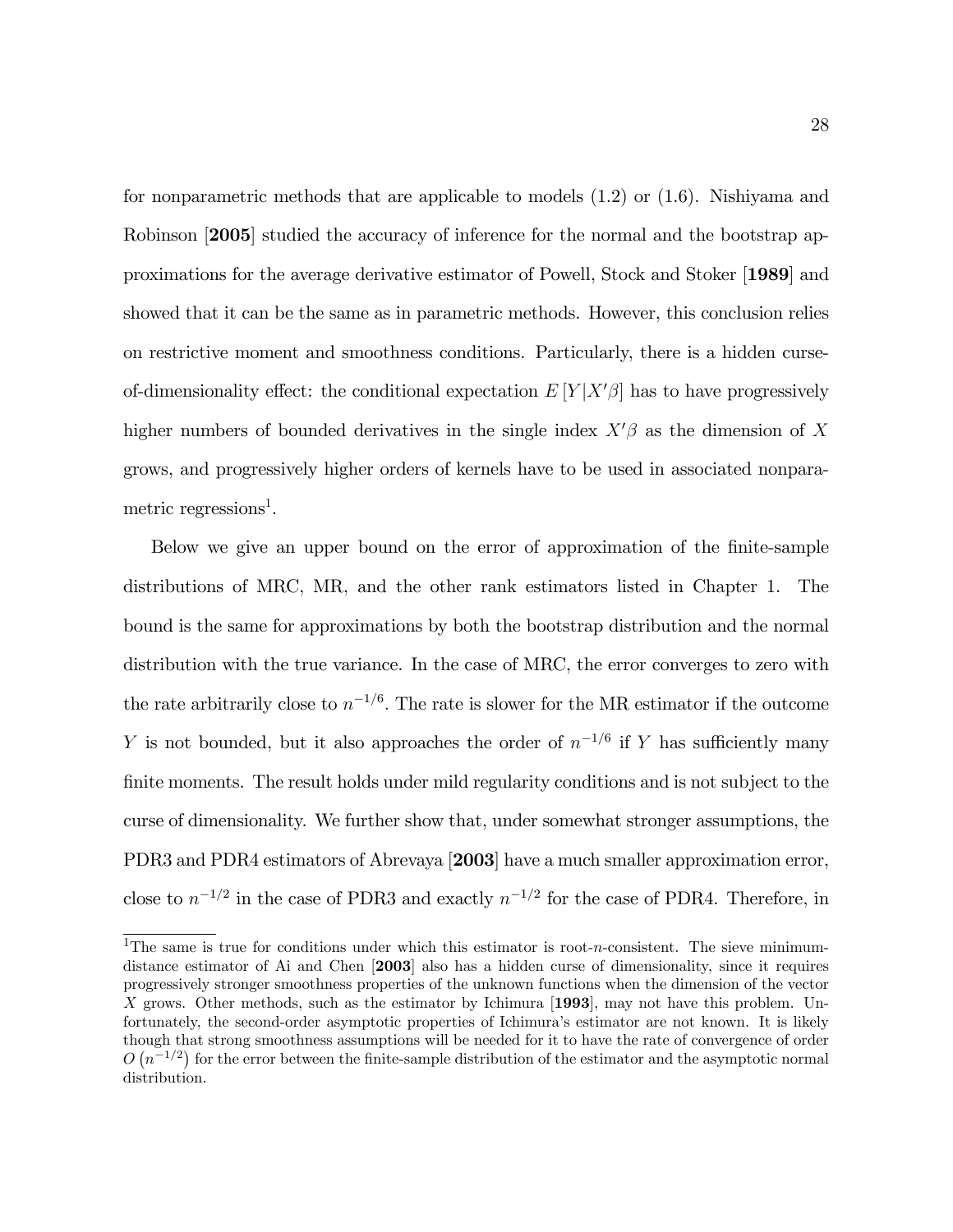for nonparametric methods that are applicable to models (1.2) or (1.6). Nishiyama and Robinson [**2005**] studied the accuracy of inference for the normal and the bootstrap approximations for the average derivative estimator of Powell, Stock and Stoker [**1989**] and showed that it can be the same as in parametric methods. However, this conclusion relies on restrictive moment and smoothness conditions. Particularly, there is a hidden curse-of-dimensionality effect: the conditional expectation $E[Y|X'\beta]$ has to have progressively higher numbers of bounded derivatives in the single index $X'\beta$ as the dimension of $X$ grows, and progressively higher orders of kernels have to be used in associated nonparametric regressions[1].

Below we give an upper bound on the error of approximation of the finite-sample distributions of MRC, MR, and the other rank estimators listed in Chapter 1. The bound is the same for approximations by both the bootstrap distribution and the normal distribution with the true variance. In the case of MRC, the error converges to zero with the rate arbitrarily close to $n^{-1/6}$. The rate is slower for the MR estimator if the outcome $Y$ is not bounded, but it also approaches the order of $n^{-1/6}$ if $Y$ has sufficiently many finite moments. The result holds under mild regularity conditions and is not subject to the curse of dimensionality. We further show that, under somewhat stronger assumptions, the PDR3 and PDR4 estimators of Abrevaya [**2003**] have a much smaller approximation error, close to $n^{-1/2}$ in the case of PDR3 and exactly $n^{-1/2}$ for the case of PDR4. Therefore, in

[1]The same is true for conditions under which this estimator is root-$n$-consistent. The sieve minimum-distance estimator of Ai and Chen [**2003**] also has a hidden curse of dimensionality, since it requires progressively stronger smoothness properties of the unknown functions when the dimension of the vector $X$ grows. Other methods, such as the estimator by Ichimura [**1993**], may not have this problem. Unfortunately, the second-order asymptotic properties of Ichimura's estimator are not known. It is likely though that strong smoothness assumptions will be needed for it to have the rate of convergence of order $O(n^{-1/2})$ for the error between the finite-sample distribution of the estimator and the asymptotic normal distribution.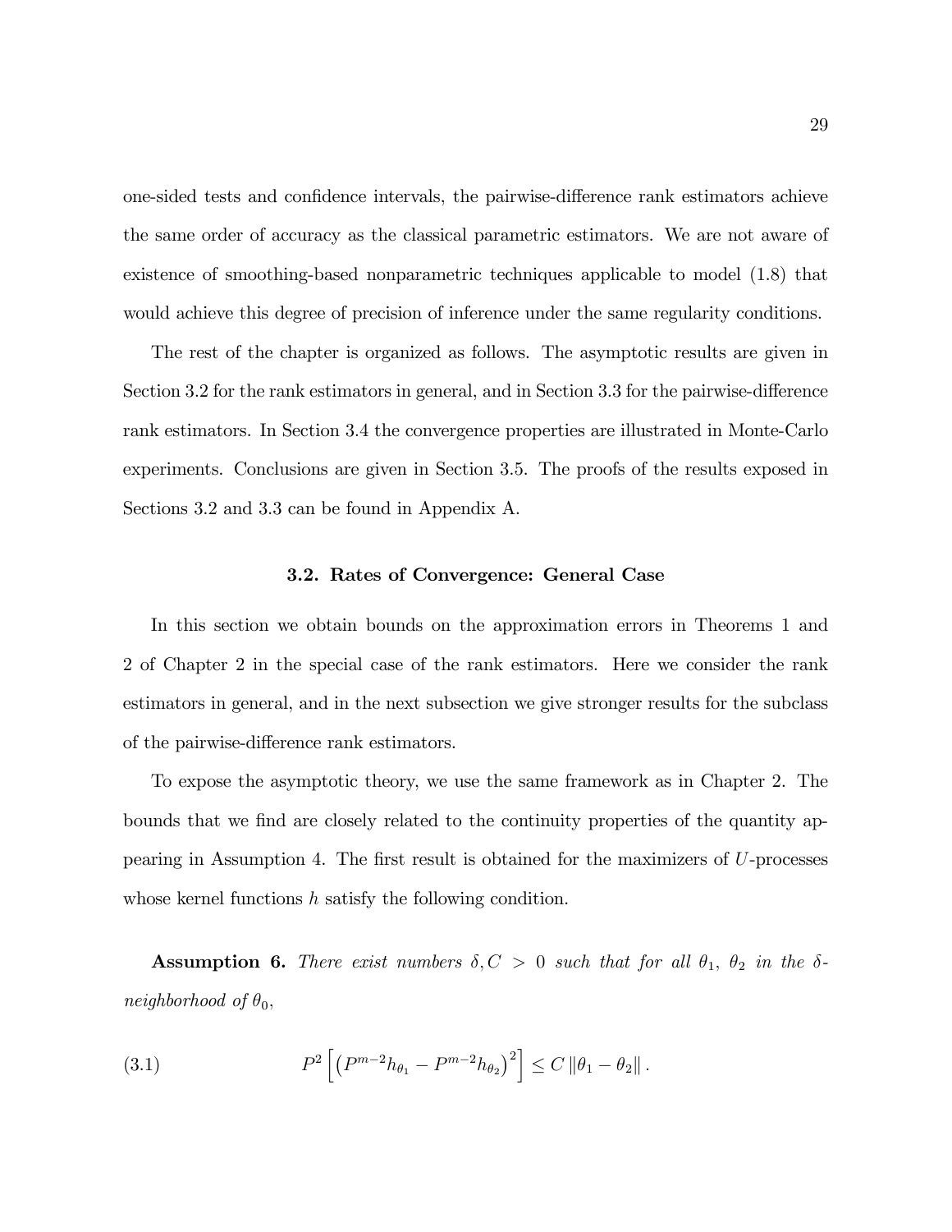one-sided tests and confidence intervals, the pairwise-difference rank estimators achieve the same order of accuracy as the classical parametric estimators. We are not aware of existence of smoothing-based nonparametric techniques applicable to model (1.8) that would achieve this degree of precision of inference under the same regularity conditions.

The rest of the chapter is organized as follows. The asymptotic results are given in Section 3.2 for the rank estimators in general, and in Section 3.3 for the pairwise-difference rank estimators. In Section 3.4 the convergence properties are illustrated in Monte-Carlo experiments. Conclusions are given in Section 3.5. The proofs of the results exposed in Sections 3.2 and 3.3 can be found in Appendix A.

### 3.2. Rates of Convergence: General Case

In this section we obtain bounds on the approximation errors in Theorems 1 and 2 of Chapter 2 in the special case of the rank estimators. Here we consider the rank estimators in general, and in the next subsection we give stronger results for the subclass of the pairwise-difference rank estimators.

To expose the asymptotic theory, we use the same framework as in Chapter 2. The bounds that we find are closely related to the continuity properties of the quantity appearing in Assumption 4. The first result is obtained for the maximizers of $U$-processes whose kernel functions $h$ satisfy the following condition.

**Assumption 6.** *There exist numbers $\delta, C > 0$ such that for all $\theta_1$, $\theta_2$ in the $\delta$-neighborhood of $\theta_0$,*

$$P^2\left[\left(P^{m-2}h_{\theta_1} - P^{m-2}h_{\theta_2}\right)^2\right] \leq C\left\|\theta_1 - \theta_2\right\|. \tag{3.1}$$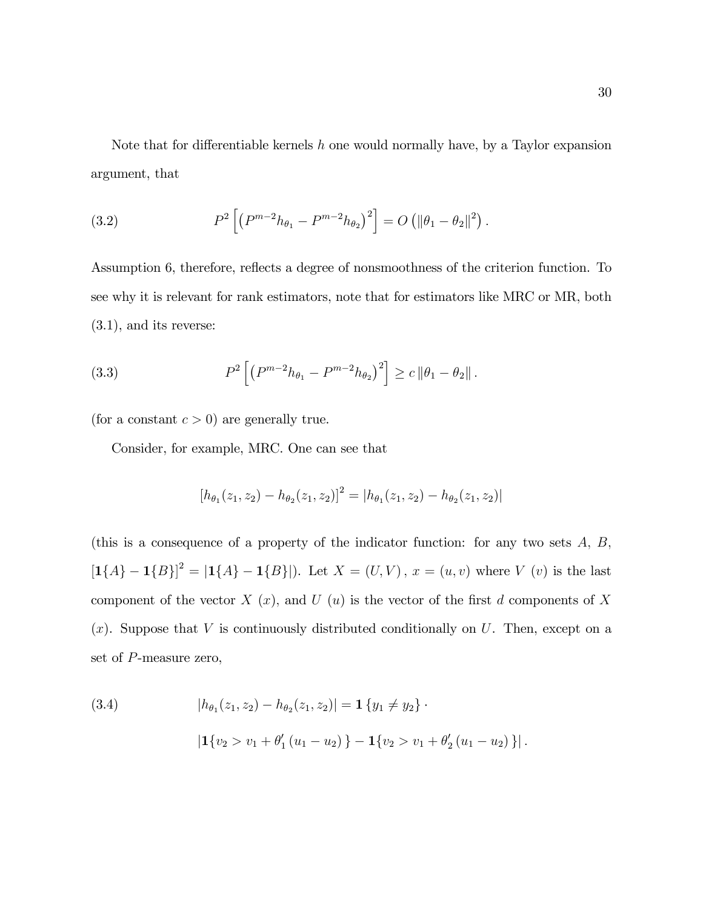Note that for differentiable kernels $h$ one would normally have, by a Taylor expansion argument, that

$$P^2\left[\left(P^{m-2}h_{\theta_1} - P^{m-2}h_{\theta_2}\right)^2\right] = O\left(\|\theta_1 - \theta_2\|^2\right). \tag{3.2}$$

Assumption 6, therefore, reflects a degree of nonsmoothness of the criterion function. To see why it is relevant for rank estimators, note that for estimators like MRC or MR, both (3.1), and its reverse:

$$P^2\left[\left(P^{m-2}h_{\theta_1} - P^{m-2}h_{\theta_2}\right)^2\right] \geq c\,\|\theta_1 - \theta_2\|. \tag{3.3}$$

(for a constant $c > 0$) are generally true.

Consider, for example, MRC. One can see that

$$\left[h_{\theta_1}(z_1, z_2) - h_{\theta_2}(z_1, z_2)\right]^2 = \left|h_{\theta_1}(z_1, z_2) - h_{\theta_2}(z_1, z_2)\right|$$

(this is a consequence of a property of the indicator function: for any two sets $A$, $B$, $[\mathbf{1}\{A\} - \mathbf{1}\{B\}]^2 = |\mathbf{1}\{A\} - \mathbf{1}\{B\}|$). Let $X = (U, V)$, $x = (u, v)$ where $V$ $(v)$ is the last component of the vector $X$ $(x)$, and $U$ $(u)$ is the vector of the first $d$ components of $X$ $(x)$. Suppose that $V$ is continuously distributed conditionally on $U$. Then, except on a set of $P$-measure zero,

$$\begin{aligned}
\left|h_{\theta_1}(z_1, z_2) - h_{\theta_2}(z_1, z_2)\right| &= \mathbf{1}\{y_1 \neq y_2\} \cdot \\
&\quad \left|\mathbf{1}\{v_2 > v_1 + \theta_1'(u_1 - u_2)\} - \mathbf{1}\{v_2 > v_1 + \theta_2'(u_1 - u_2)\}\right|.
\end{aligned} \tag{3.4}$$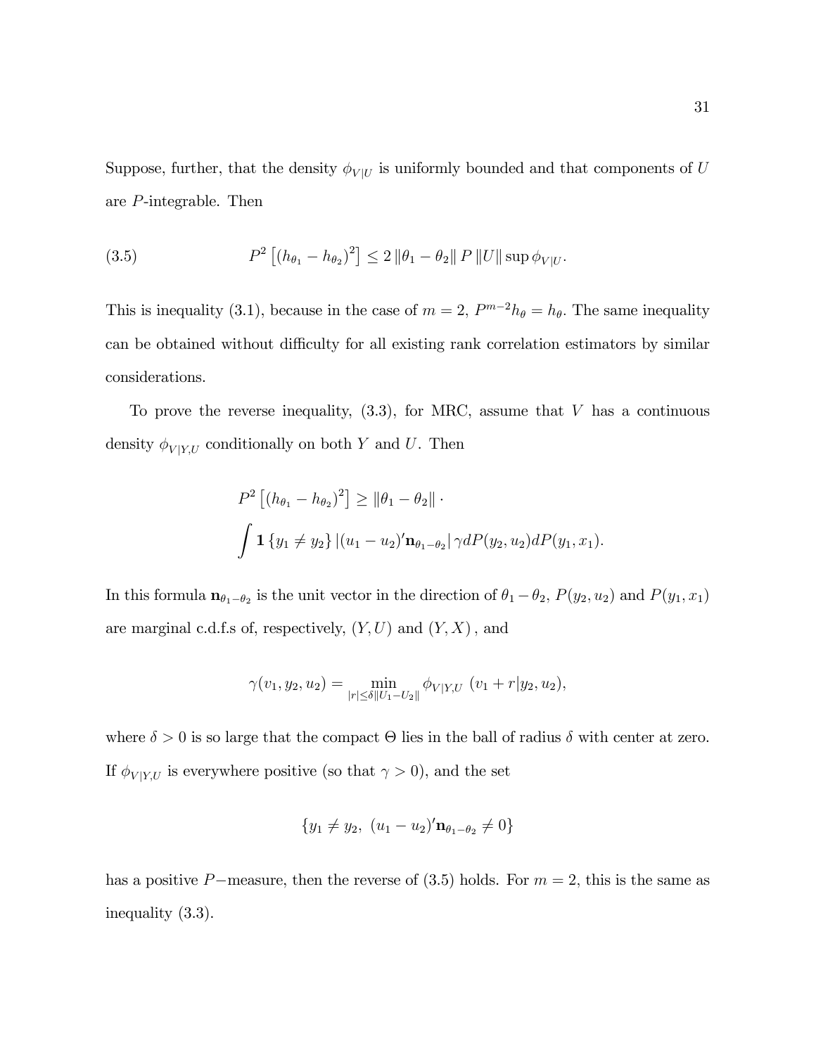Suppose, further, that the density $\phi_{V|U}$ is uniformly bounded and that components of $U$ are $P$-integrable. Then

$$P^2\left[(h_{\theta_1} - h_{\theta_2})^2\right] \leq 2\left\|\theta_1 - \theta_2\right\| P\left\|U\right\| \sup \phi_{V|U}. \tag{3.5}$$

This is inequality (3.1), because in the case of $m = 2$, $P^{m-2}h_\theta = h_\theta$. The same inequality can be obtained without difficulty for all existing rank correlation estimators by similar considerations.

To prove the reverse inequality, (3.3), for MRC, assume that $V$ has a continuous density $\phi_{V|Y,U}$ conditionally on both $Y$ and $U$. Then

$$P^2\left[(h_{\theta_1} - h_{\theta_2})^2\right] \geq \left\|\theta_1 - \theta_2\right\| \cdot$$
$$\int \mathbf{1}\left\{y_1 \neq y_2\right\} \left|(u_1 - u_2)'\mathbf{n}_{\theta_1 - \theta_2}\right| \gamma dP(y_2, u_2) dP(y_1, x_1).$$

In this formula $\mathbf{n}_{\theta_1-\theta_2}$ is the unit vector in the direction of $\theta_1 - \theta_2$, $P(y_2, u_2)$ and $P(y_1, x_1)$ are marginal c.d.f.s of, respectively, $(Y, U)$ and $(Y, X)$, and

$$\gamma(v_1, y_2, u_2) = \min_{|r| \leq \delta\|U_1 - U_2\|} \phi_{V|Y,U}\ (v_1 + r|y_2, u_2),$$

where $\delta > 0$ is so large that the compact $\Theta$ lies in the ball of radius $\delta$ with center at zero. If $\phi_{V|Y,U}$ is everywhere positive (so that $\gamma > 0$), and the set

$$\{y_1 \neq y_2,\ (u_1 - u_2)'\mathbf{n}_{\theta_1-\theta_2} \neq 0\}$$

has a positive $P-$measure, then the reverse of (3.5) holds. For $m = 2$, this is the same as inequality (3.3).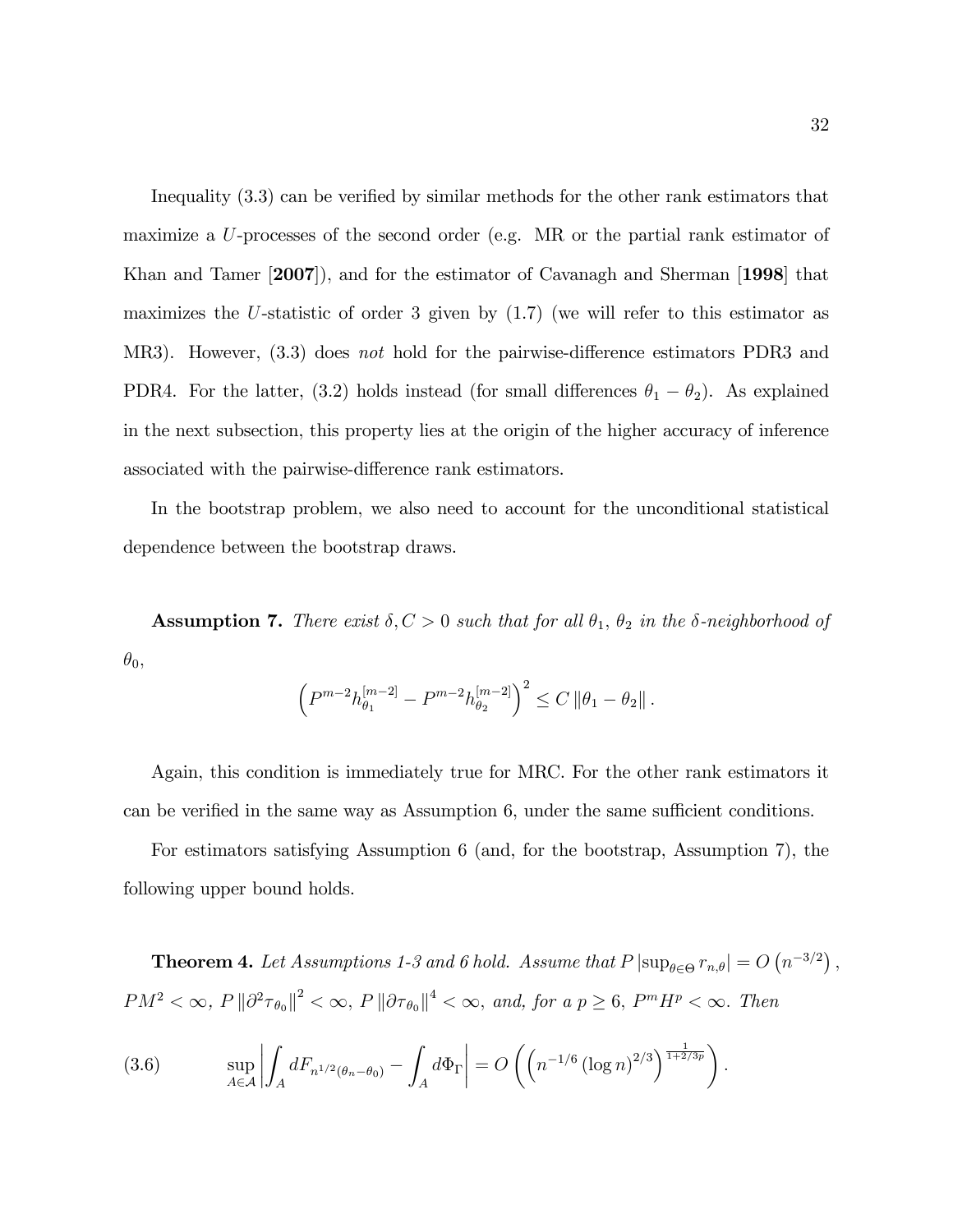Inequality (3.3) can be verified by similar methods for the other rank estimators that maximize a $U$-processes of the second order (e.g. MR or the partial rank estimator of Khan and Tamer [**2007**]), and for the estimator of Cavanagh and Sherman [**1998**] that maximizes the $U$-statistic of order 3 given by (1.7) (we will refer to this estimator as MR3). However, (3.3) does *not* hold for the pairwise-difference estimators PDR3 and PDR4. For the latter, (3.2) holds instead (for small differences $\theta_1 - \theta_2$). As explained in the next subsection, this property lies at the origin of the higher accuracy of inference associated with the pairwise-difference rank estimators.

In the bootstrap problem, we also need to account for the unconditional statistical dependence between the bootstrap draws.

**Assumption 7.** *There exist $\delta, C > 0$ such that for all $\theta_1$, $\theta_2$ in the $\delta$-neighborhood of $\theta_0$,*

$$\left(P^{m-2}h_{\theta_1}^{[m-2]} - P^{m-2}h_{\theta_2}^{[m-2]}\right)^2 \leq C\left\|\theta_1 - \theta_2\right\|.$$

Again, this condition is immediately true for MRC. For the other rank estimators it can be verified in the same way as Assumption 6, under the same sufficient conditions.

For estimators satisfying Assumption 6 (and, for the bootstrap, Assumption 7), the following upper bound holds.

**Theorem 4.** *Let Assumptions 1-3 and 6 hold. Assume that $P\left|\sup_{\theta\in\Theta} r_{n,\theta}\right| = O\left(n^{-3/2}\right)$, $PM^2 < \infty$, $P\left\|\partial^2\tau_{\theta_0}\right\|^2 < \infty$, $P\left\|\partial\tau_{\theta_0}\right\|^4 < \infty$, and, for a $p \geq 6$, $P^m H^p < \infty$. Then*

$$\sup_{A\in\mathcal{A}}\left|\int_A dF_{n^{1/2}(\theta_n-\theta_0)} - \int_A d\Phi_\Gamma\right| = O\left(\left(n^{-1/6}\left(\log n\right)^{2/3}\right)^{\frac{1}{1+2/3p}}\right). \tag{3.6}$$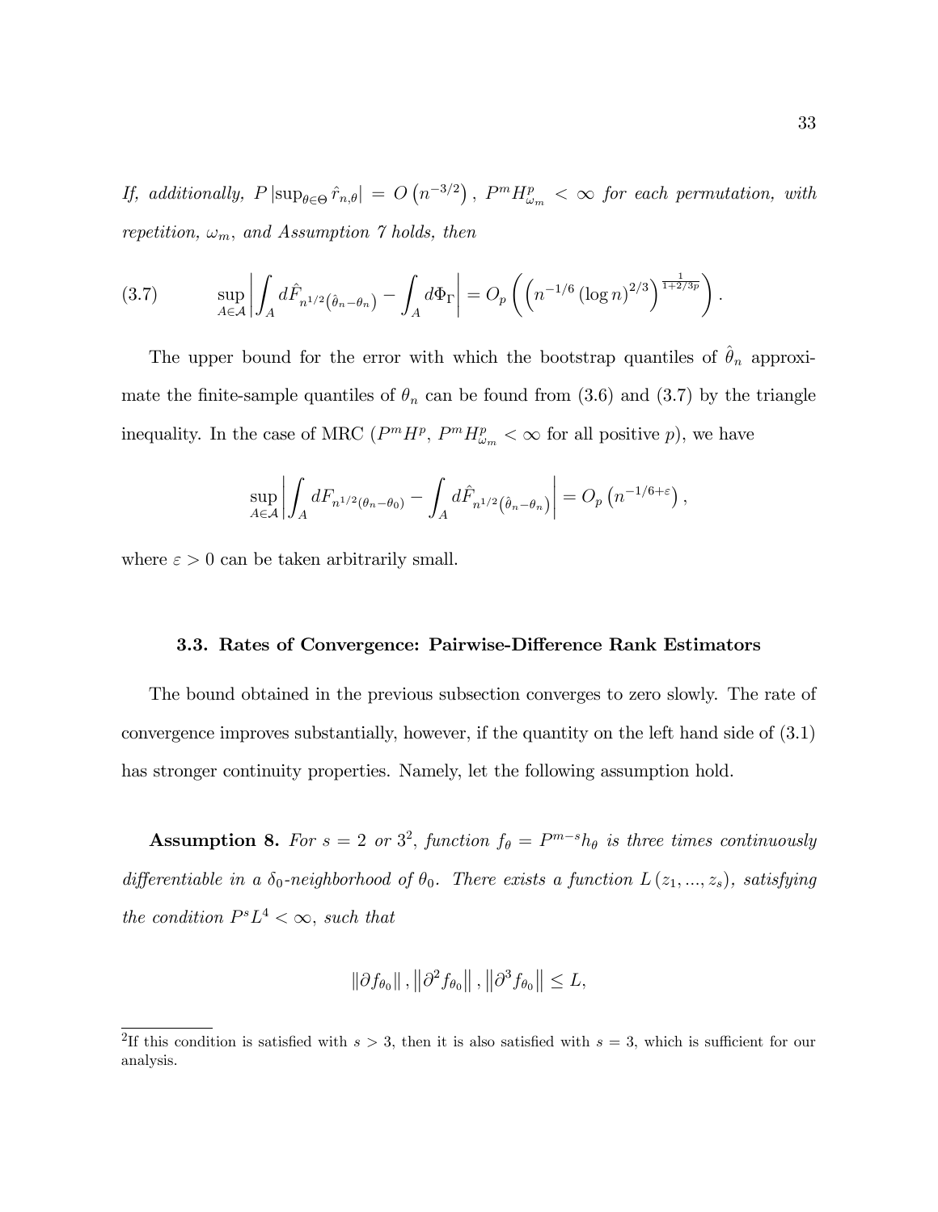*If, additionally,* $P\left|\sup_{\theta\in\Theta}\hat{r}_{n,\theta}\right| = O\left(n^{-3/2}\right)$, $P^m H^p_{\omega_m} < \infty$ *for each permutation, with repetition,* $\omega_m$, *and Assumption 7 holds, then*

$$\sup_{A\in\mathcal{A}}\left|\int_A d\hat{F}_{n^{1/2}\left(\hat{\theta}_n-\theta_n\right)} - \int_A d\Phi_\Gamma\right| = O_p\left(\left(n^{-1/6}\left(\log n\right)^{2/3}\right)^{\frac{1}{1+2/3p}}\right). \tag{3.7}$$

The upper bound for the error with which the bootstrap quantiles of $\hat{\theta}_n$ approximate the finite-sample quantiles of $\theta_n$ can be found from (3.6) and (3.7) by the triangle inequality. In the case of MRC ($P^m H^p$, $P^m H^p_{\omega_m} < \infty$ for all positive $p$), we have

$$\sup_{A\in\mathcal{A}}\left|\int_A dF_{n^{1/2}(\theta_n-\theta_0)} - \int_A d\hat{F}_{n^{1/2}\left(\hat{\theta}_n-\theta_n\right)}\right| = O_p\left(n^{-1/6+\varepsilon}\right),$$

where $\varepsilon > 0$ can be taken arbitrarily small.

### 3.3. Rates of Convergence: Pairwise-Difference Rank Estimators

The bound obtained in the previous subsection converges to zero slowly. The rate of convergence improves substantially, however, if the quantity on the left hand side of (3.1) has stronger continuity properties. Namely, let the following assumption hold.

**Assumption 8.** *For* $s = 2$ *or* $3$[2], *function* $f_\theta = P^{m-s}h_\theta$ *is three times continuously differentiable in a* $\delta_0$*-neighborhood of* $\theta_0$. *There exists a function* $L\left(z_1, ..., z_s\right)$, *satisfying the condition* $P^s L^4 < \infty$, *such that*

$$\left\|\partial f_{\theta_0}\right\|, \left\|\partial^2 f_{\theta_0}\right\|, \left\|\partial^3 f_{\theta_0}\right\| \le L,$$

[2] If this condition is satisfied with $s > 3$, then it is also satisfied with $s = 3$, which is sufficient for our analysis.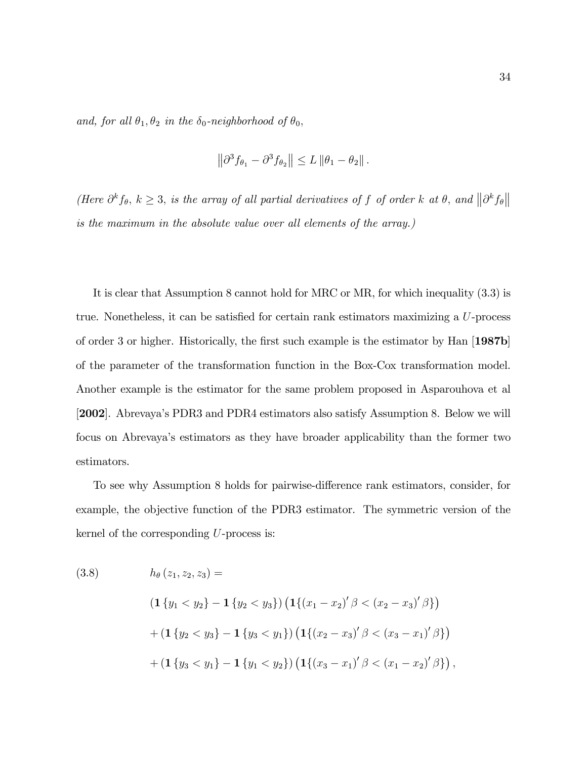*and, for all $\theta_1, \theta_2$ in the $\delta_0$-neighborhood of $\theta_0$,*

$$\left\|\partial^3 f_{\theta_1} - \partial^3 f_{\theta_2}\right\| \leq L \left\|\theta_1 - \theta_2\right\|.$$

*(Here $\partial^k f_\theta$, $k \geq 3$, is the array of all partial derivatives of $f$ of order $k$ at $\theta$, and $\left\|\partial^k f_\theta\right\|$ is the maximum in the absolute value over all elements of the array.)*

It is clear that Assumption 8 cannot hold for MRC or MR, for which inequality (3.3) is true. Nonetheless, it can be satisfied for certain rank estimators maximizing a $U$-process of order 3 or higher. Historically, the first such example is the estimator by Han [**1987b**] of the parameter of the transformation function in the Box-Cox transformation model. Another example is the estimator for the same problem proposed in Asparouhova et al [**2002**]. Abrevaya's PDR3 and PDR4 estimators also satisfy Assumption 8. Below we will focus on Abrevaya's estimators as they have broader applicability than the former two estimators.

To see why Assumption 8 holds for pairwise-difference rank estimators, consider, for example, the objective function of the PDR3 estimator. The symmetric version of the kernel of the corresponding $U$-process is:

$$
\begin{aligned}
(3.8) \qquad & h_\theta(z_1, z_2, z_3) = \\
& \left(\mathbf{1}\{y_1 < y_2\} - \mathbf{1}\{y_2 < y_3\}\right)\left(\mathbf{1}\{(x_1 - x_2)'\beta < (x_2 - x_3)'\beta\}\right) \\
& + \left(\mathbf{1}\{y_2 < y_3\} - \mathbf{1}\{y_3 < y_1\}\right)\left(\mathbf{1}\{(x_2 - x_3)'\beta < (x_3 - x_1)'\beta\}\right) \\
& + \left(\mathbf{1}\{y_3 < y_1\} - \mathbf{1}\{y_1 < y_2\}\right)\left(\mathbf{1}\{(x_3 - x_1)'\beta < (x_1 - x_2)'\beta\}\right),
\end{aligned}
$$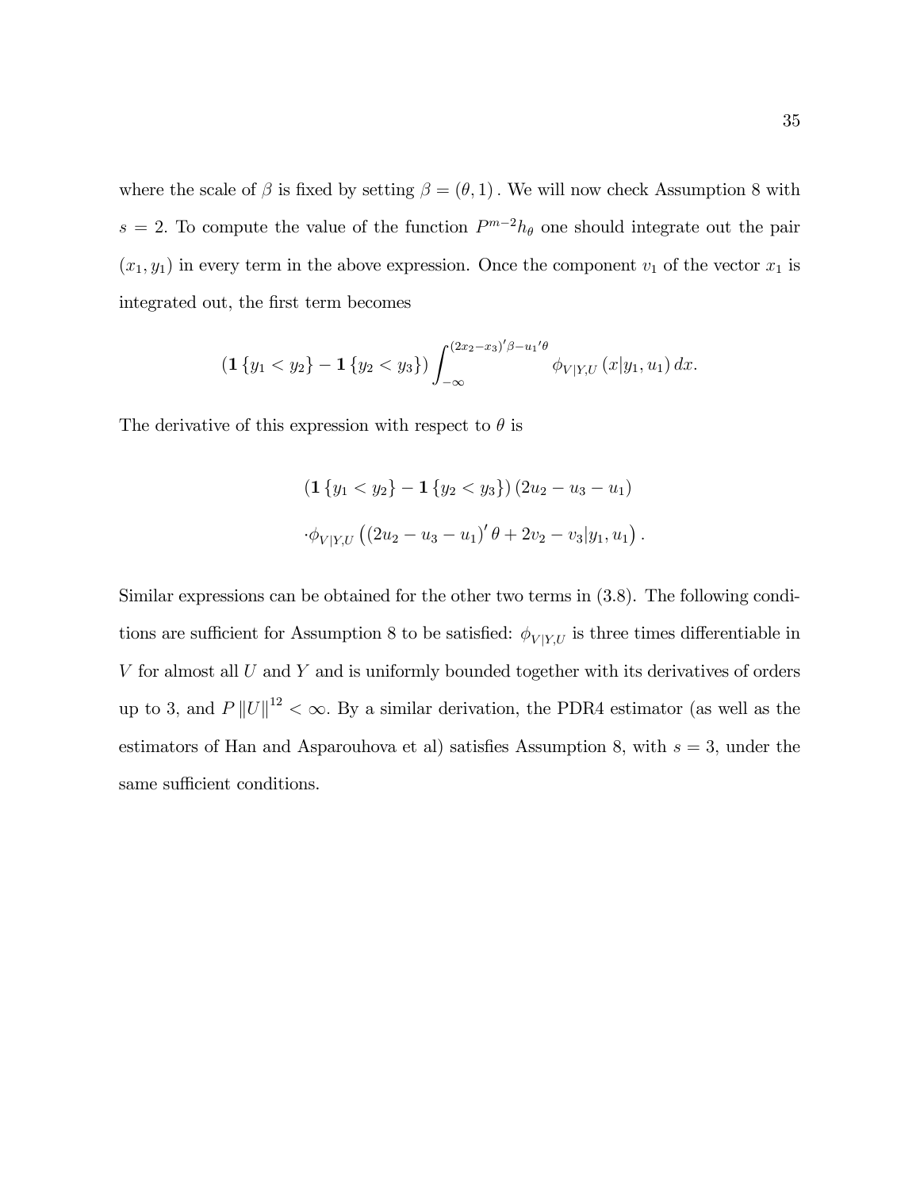where the scale of $\beta$ is fixed by setting $\beta = (\theta, 1)$. We will now check Assumption 8 with $s = 2$. To compute the value of the function $P^{m-2}h_\theta$ one should integrate out the pair $(x_1, y_1)$ in every term in the above expression. Once the component $v_1$ of the vector $x_1$ is integrated out, the first term becomes

$$\left(\mathbf{1}\left\{y_1 < y_2\right\} - \mathbf{1}\left\{y_2 < y_3\right\}\right) \int_{-\infty}^{(2x_2 - x_3)'\beta - u_1{}'\theta} \phi_{V|Y,U}\left(x|y_1, u_1\right) dx.$$

The derivative of this expression with respect to $\theta$ is

$$\begin{aligned}
&\left(\mathbf{1}\left\{y_1 < y_2\right\} - \mathbf{1}\left\{y_2 < y_3\right\}\right)\left(2u_2 - u_3 - u_1\right) \\
&\cdot \phi_{V|Y,U}\left(\left(2u_2 - u_3 - u_1\right)'\theta + 2v_2 - v_3 | y_1, u_1\right).
\end{aligned}$$

Similar expressions can be obtained for the other two terms in (3.8). The following conditions are sufficient for Assumption 8 to be satisfied: $\phi_{V|Y,U}$ is three times differentiable in $V$ for almost all $U$ and $Y$ and is uniformly bounded together with its derivatives of orders up to 3, and $P\left\|U\right\|^{12} < \infty$. By a similar derivation, the PDR4 estimator (as well as the estimators of Han and Asparouhova et al) satisfies Assumption 8, with $s = 3$, under the same sufficient conditions.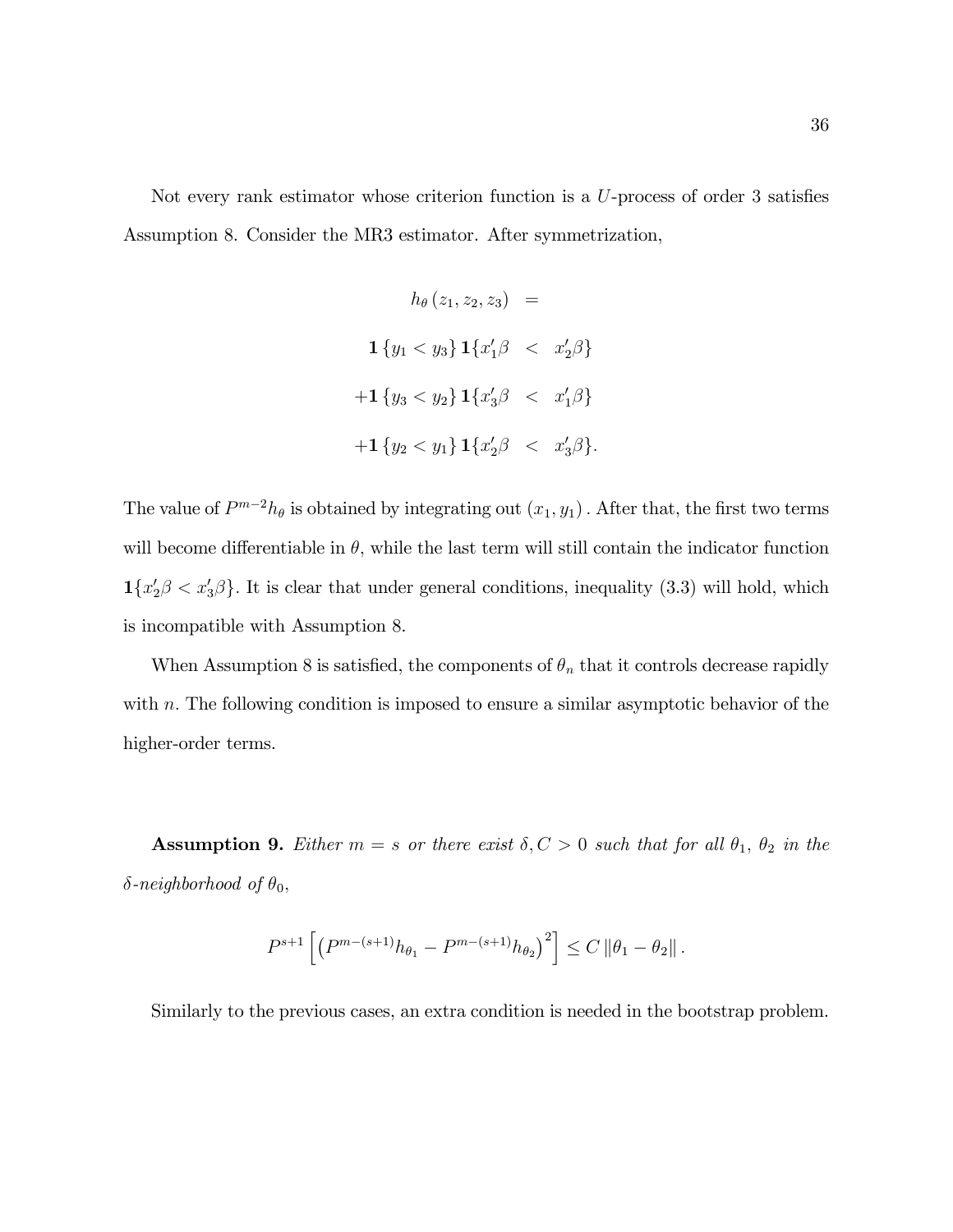Not every rank estimator whose criterion function is a $U$-process of order 3 satisfies Assumption 8. Consider the MR3 estimator. After symmetrization,

$$
\begin{aligned}
h_\theta(z_1, z_2, z_3) &= \\
\mathbf{1}\{y_1 < y_3\}\mathbf{1}\{x_1'\beta &< x_2'\beta\} \\
+\mathbf{1}\{y_3 < y_2\}\mathbf{1}\{x_3'\beta &< x_1'\beta\} \\
+\mathbf{1}\{y_2 < y_1\}\mathbf{1}\{x_2'\beta &< x_3'\beta\}.
\end{aligned}
$$

The value of $P^{m-2}h_\theta$ is obtained by integrating out $(x_1, y_1)$. After that, the first two terms will become differentiable in $\theta$, while the last term will still contain the indicator function $\mathbf{1}\{x_2'\beta < x_3'\beta\}$. It is clear that under general conditions, inequality (3.3) will hold, which is incompatible with Assumption 8.

When Assumption 8 is satisfied, the components of $\theta_n$ that it controls decrease rapidly with $n$. The following condition is imposed to ensure a similar asymptotic behavior of the higher-order terms.

**Assumption 9.** *Either $m = s$ or there exist $\delta, C > 0$ such that for all $\theta_1$, $\theta_2$ in the $\delta$-neighborhood of $\theta_0$,*

$$
P^{s+1}\left[\left(P^{m-(s+1)}h_{\theta_1} - P^{m-(s+1)}h_{\theta_2}\right)^2\right] \leq C\left\|\theta_1 - \theta_2\right\|.
$$

Similarly to the previous cases, an extra condition is needed in the bootstrap problem.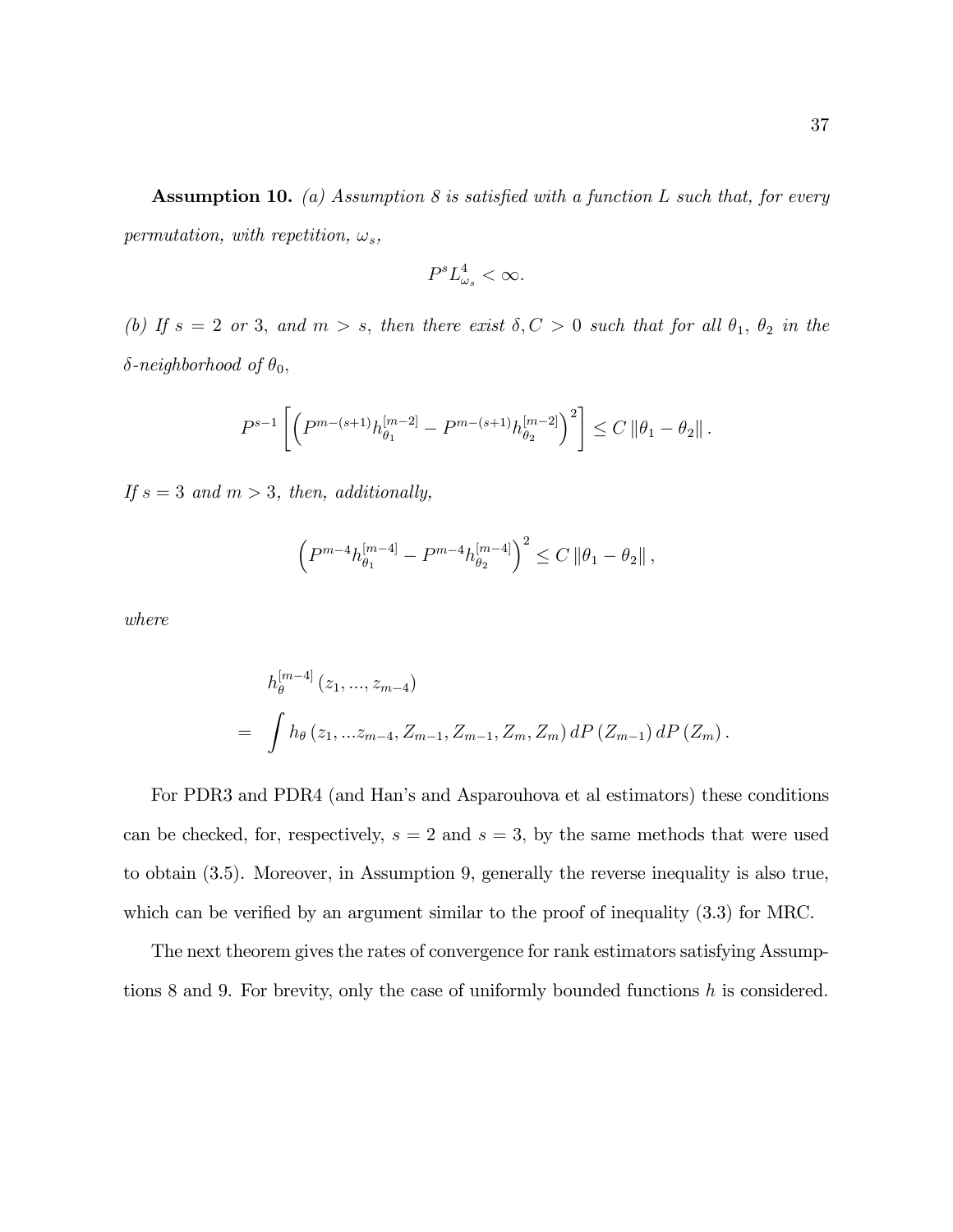**Assumption 10.** *(a) Assumption 8 is satisfied with a function $L$ such that, for every permutation, with repetition, $\omega_s$,*

$$P^s L^4_{\omega_s} < \infty.$$

*(b) If $s = 2$ or 3, and $m > s$, then there exist $\delta, C > 0$ such that for all $\theta_1$, $\theta_2$ in the $\delta$-neighborhood of $\theta_0$,*

$$P^{s-1}\left[\left(P^{m-(s+1)}h^{[m-2]}_{\theta_1} - P^{m-(s+1)}h^{[m-2]}_{\theta_2}\right)^2\right] \le C\left\|\theta_1 - \theta_2\right\|.$$

*If $s = 3$ and $m > 3$, then, additionally,*

$$\left(P^{m-4}h^{[m-4]}_{\theta_1} - P^{m-4}h^{[m-4]}_{\theta_2}\right)^2 \le C\left\|\theta_1 - \theta_2\right\|,$$

*where*

$$\begin{aligned} & h^{[m-4]}_{\theta}\left(z_1, ..., z_{m-4}\right) \\ = & \int h_{\theta}\left(z_1, ...z_{m-4}, Z_{m-1}, Z_{m-1}, Z_m, Z_m\right) dP\left(Z_{m-1}\right) dP\left(Z_m\right). \end{aligned}$$

For PDR3 and PDR4 (and Han's and Asparouhova et al estimators) these conditions can be checked, for, respectively, $s = 2$ and $s = 3$, by the same methods that were used to obtain (3.5). Moreover, in Assumption 9, generally the reverse inequality is also true, which can be verified by an argument similar to the proof of inequality (3.3) for MRC.

The next theorem gives the rates of convergence for rank estimators satisfying Assumptions 8 and 9. For brevity, only the case of uniformly bounded functions $h$ is considered.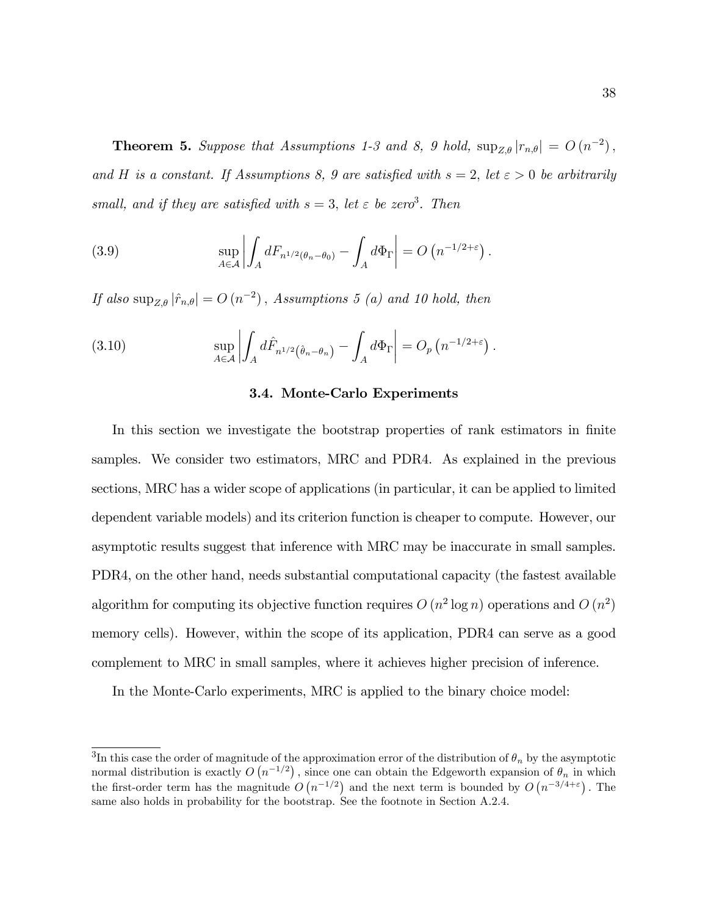**Theorem 5.** *Suppose that Assumptions 1-3 and 8, 9 hold,* $\sup_{Z,\theta} |r_{n,\theta}| = O(n^{-2})$, *and* $H$ *is a constant. If Assumptions 8, 9 are satisfied with* $s = 2$, *let* $\varepsilon > 0$ *be arbitrarily small, and if they are satisfied with* $s = 3$, *let* $\varepsilon$ *be zero*[3]. *Then*

$$\sup_{A \in \mathcal{A}} \left| \int_A dF_{n^{1/2}(\theta_n - \theta_0)} - \int_A d\Phi_\Gamma \right| = O\left(n^{-1/2+\varepsilon}\right). \tag{3.9}$$

*If also* $\sup_{Z,\theta} |\hat{r}_{n,\theta}| = O(n^{-2})$, *Assumptions 5 (a) and 10 hold, then*

$$\sup_{A \in \mathcal{A}} \left| \int_A d\hat{F}_{n^{1/2}(\hat{\theta}_n - \theta_n)} - \int_A d\Phi_\Gamma \right| = O_p\left(n^{-1/2+\varepsilon}\right). \tag{3.10}$$

### 3.4. Monte-Carlo Experiments

In this section we investigate the bootstrap properties of rank estimators in finite samples. We consider two estimators, MRC and PDR4. As explained in the previous sections, MRC has a wider scope of applications (in particular, it can be applied to limited dependent variable models) and its criterion function is cheaper to compute. However, our asymptotic results suggest that inference with MRC may be inaccurate in small samples. PDR4, on the other hand, needs substantial computational capacity (the fastest available algorithm for computing its objective function requires $O(n^2 \log n)$ operations and $O(n^2)$ memory cells). However, within the scope of its application, PDR4 can serve as a good complement to MRC in small samples, where it achieves higher precision of inference.

In the Monte-Carlo experiments, MRC is applied to the binary choice model:

[3] In this case the order of magnitude of the approximation error of the distribution of $\theta_n$ by the asymptotic normal distribution is exactly $O(n^{-1/2})$, since one can obtain the Edgeworth expansion of $\theta_n$ in which the first-order term has the magnitude $O(n^{-1/2})$ and the next term is bounded by $O(n^{-3/4+\varepsilon})$. The same also holds in probability for the bootstrap. See the footnote in Section A.2.4.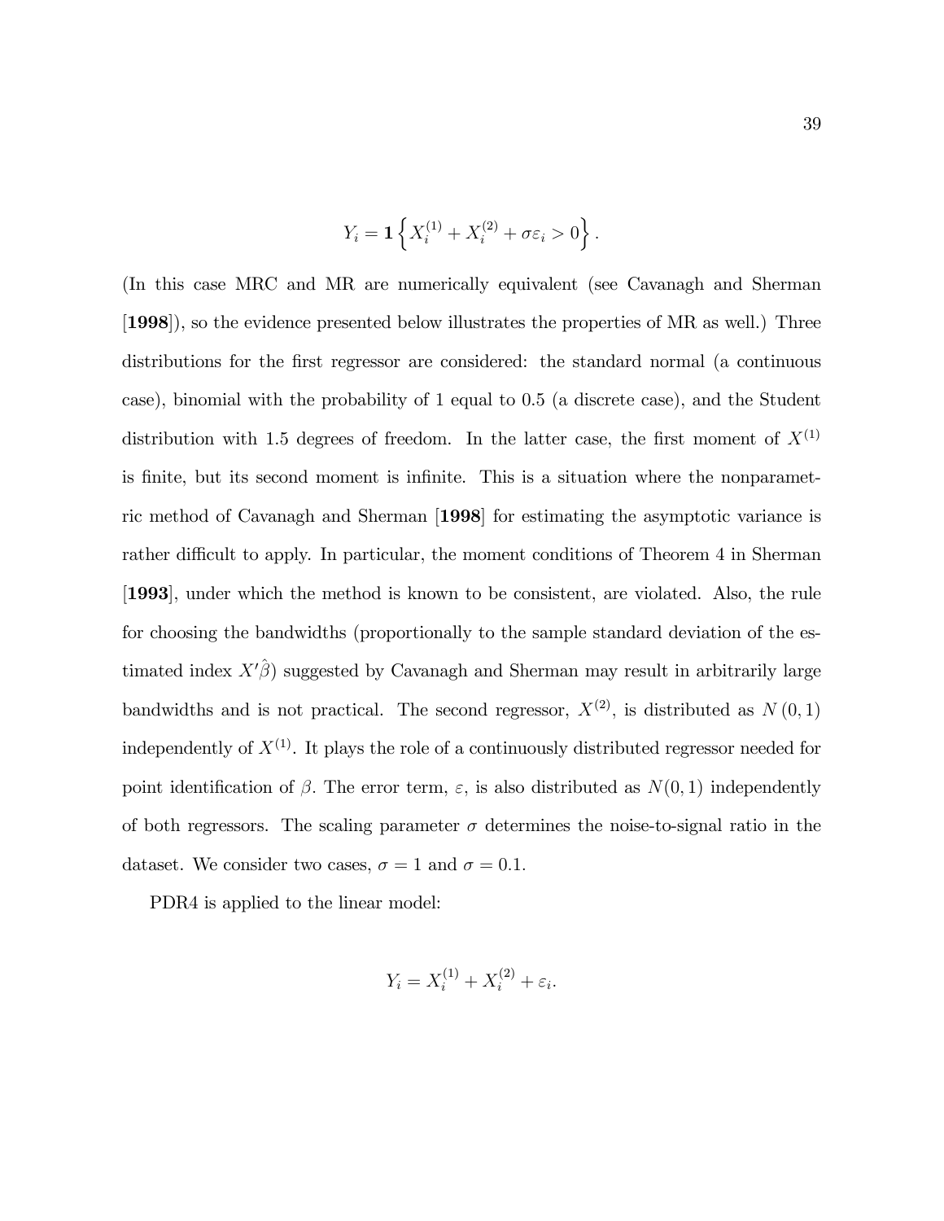$$Y_i = \mathbf{1}\left\{X_i^{(1)} + X_i^{(2)} + \sigma\varepsilon_i > 0\right\}.$$

(In this case MRC and MR are numerically equivalent (see Cavanagh and Sherman [**1998**]), so the evidence presented below illustrates the properties of MR as well.) Three distributions for the first regressor are considered: the standard normal (a continuous case), binomial with the probability of 1 equal to 0.5 (a discrete case), and the Student distribution with 1.5 degrees of freedom. In the latter case, the first moment of $X^{(1)}$ is finite, but its second moment is infinite. This is a situation where the nonparametric method of Cavanagh and Sherman [**1998**] for estimating the asymptotic variance is rather difficult to apply. In particular, the moment conditions of Theorem 4 in Sherman [**1993**], under which the method is known to be consistent, are violated. Also, the rule for choosing the bandwidths (proportionally to the sample standard deviation of the estimated index $X'\hat{\beta}$) suggested by Cavanagh and Sherman may result in arbitrarily large bandwidths and is not practical. The second regressor, $X^{(2)}$, is distributed as $N(0,1)$ independently of $X^{(1)}$. It plays the role of a continuously distributed regressor needed for point identification of $\beta$. The error term, $\varepsilon$, is also distributed as $N(0,1)$ independently of both regressors. The scaling parameter $\sigma$ determines the noise-to-signal ratio in the dataset. We consider two cases, $\sigma = 1$ and $\sigma = 0.1$.

PDR4 is applied to the linear model:

$$Y_i = X_i^{(1)} + X_i^{(2)} + \varepsilon_i.$$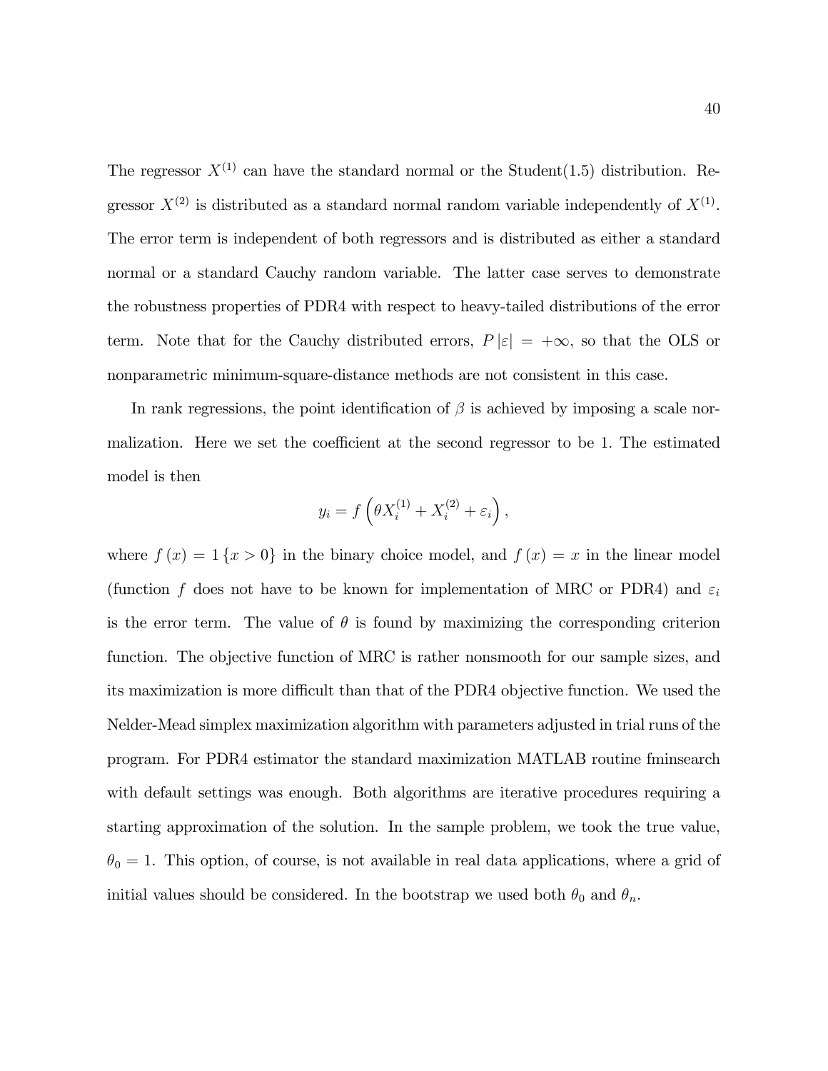The regressor $X^{(1)}$ can have the standard normal or the Student(1.5) distribution. Regressor $X^{(2)}$ is distributed as a standard normal random variable independently of $X^{(1)}$. The error term is independent of both regressors and is distributed as either a standard normal or a standard Cauchy random variable. The latter case serves to demonstrate the robustness properties of PDR4 with respect to heavy-tailed distributions of the error term. Note that for the Cauchy distributed errors, $P|\varepsilon| = +\infty$, so that the OLS or nonparametric minimum-square-distance methods are not consistent in this case.

In rank regressions, the point identification of $\beta$ is achieved by imposing a scale normalization. Here we set the coefficient at the second regressor to be 1. The estimated model is then

$$y_i = f\left(\theta X_i^{(1)} + X_i^{(2)} + \varepsilon_i\right),$$

where $f(x) = 1\{x > 0\}$ in the binary choice model, and $f(x) = x$ in the linear model (function $f$ does not have to be known for implementation of MRC or PDR4) and $\varepsilon_i$ is the error term. The value of $\theta$ is found by maximizing the corresponding criterion function. The objective function of MRC is rather nonsmooth for our sample sizes, and its maximization is more difficult than that of the PDR4 objective function. We used the Nelder-Mead simplex maximization algorithm with parameters adjusted in trial runs of the program. For PDR4 estimator the standard maximization MATLAB routine fminsearch with default settings was enough. Both algorithms are iterative procedures requiring a starting approximation of the solution. In the sample problem, we took the true value, $\theta_0 = 1$. This option, of course, is not available in real data applications, where a grid of initial values should be considered. In the bootstrap we used both $\theta_0$ and $\theta_n$.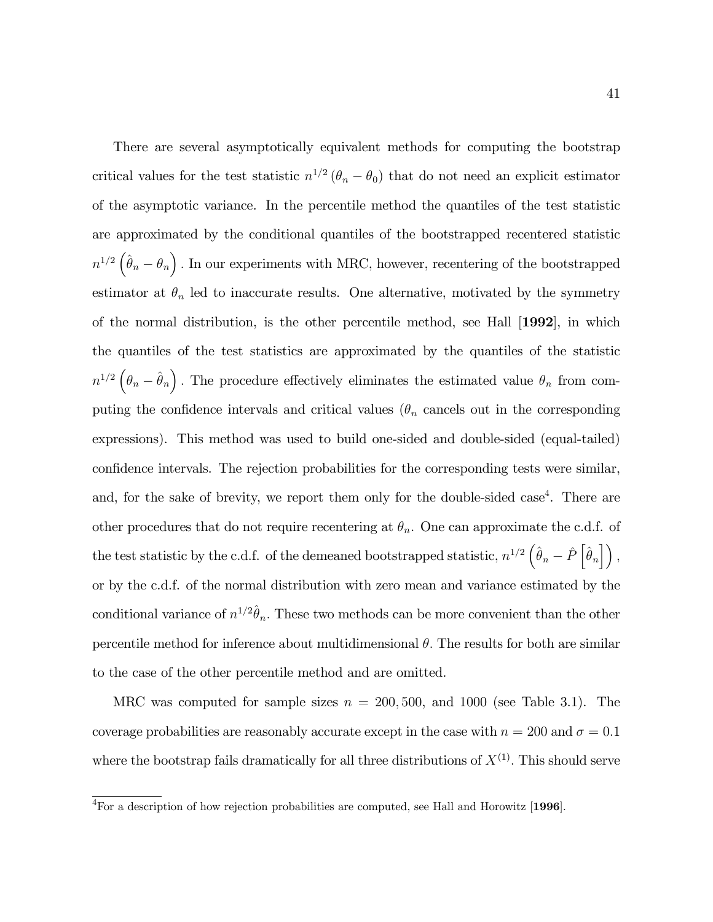There are several asymptotically equivalent methods for computing the bootstrap critical values for the test statistic $n^{1/2}(\theta_n - \theta_0)$ that do not need an explicit estimator of the asymptotic variance. In the percentile method the quantiles of the test statistic are approximated by the conditional quantiles of the bootstrapped recentered statistic $n^{1/2}\left(\hat{\theta}_n - \theta_n\right)$. In our experiments with MRC, however, recentering of the bootstrapped estimator at $\theta_n$ led to inaccurate results. One alternative, motivated by the symmetry of the normal distribution, is the other percentile method, see Hall [**1992**], in which the quantiles of the test statistics are approximated by the quantiles of the statistic $n^{1/2}\left(\theta_n - \hat{\theta}_n\right)$. The procedure effectively eliminates the estimated value $\theta_n$ from computing the confidence intervals and critical values ($\theta_n$ cancels out in the corresponding expressions). This method was used to build one-sided and double-sided (equal-tailed) confidence intervals. The rejection probabilities for the corresponding tests were similar, and, for the sake of brevity, we report them only for the double-sided case[4]. There are other procedures that do not require recentering at $\theta_n$. One can approximate the c.d.f. of the test statistic by the c.d.f. of the demeaned bootstrapped statistic, $n^{1/2}\left(\hat{\theta}_n - \hat{P}\left[\hat{\theta}_n\right]\right)$, or by the c.d.f. of the normal distribution with zero mean and variance estimated by the conditional variance of $n^{1/2}\hat{\theta}_n$. These two methods can be more convenient than the other percentile method for inference about multidimensional $\theta$. The results for both are similar to the case of the other percentile method and are omitted.

MRC was computed for sample sizes $n = 200, 500$, and 1000 (see Table 3.1). The coverage probabilities are reasonably accurate except in the case with $n = 200$ and $\sigma = 0.1$ where the bootstrap fails dramatically for all three distributions of $X^{(1)}$. This should serve

[4] For a description of how rejection probabilities are computed, see Hall and Horowitz [**1996**].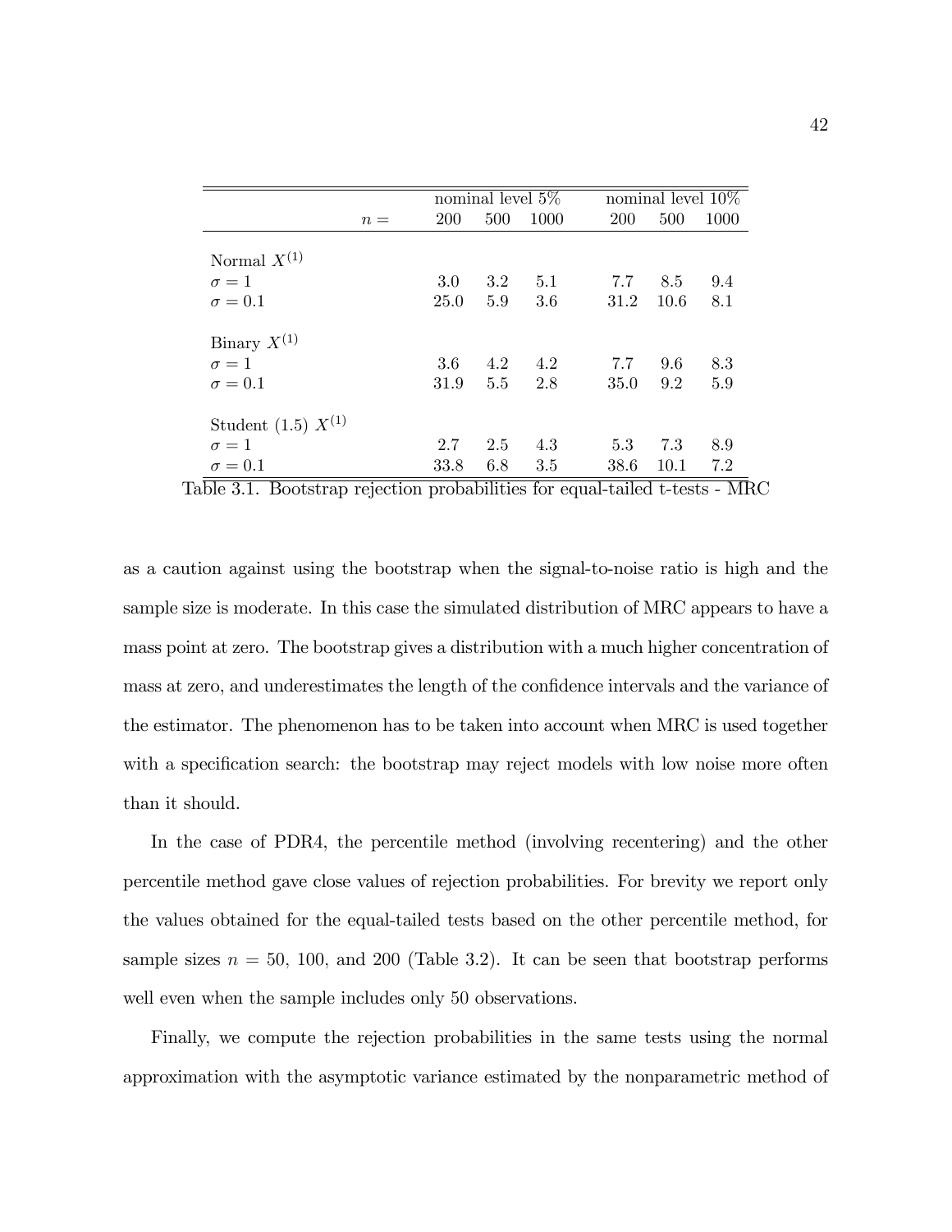| | nominal level 5% | | | nominal level 10% | | |
|---|---|---|---|---|---|---|
| $n =$ | 200 | 500 | 1000 | 200 | 500 | 1000 |
| Normal $X^{(1)}$ | | | | | | |
| $\sigma = 1$ | 3.0 | 3.2 | 5.1 | 7.7 | 8.5 | 9.4 |
| $\sigma = 0.1$ | 25.0 | 5.9 | 3.6 | 31.2 | 10.6 | 8.1 |
| Binary $X^{(1)}$ | | | | | | |
| $\sigma = 1$ | 3.6 | 4.2 | 4.2 | 7.7 | 9.6 | 8.3 |
| $\sigma = 0.1$ | 31.9 | 5.5 | 2.8 | 35.0 | 9.2 | 5.9 |
| Student (1.5) $X^{(1)}$ | | | | | | |
| $\sigma = 1$ | 2.7 | 2.5 | 4.3 | 5.3 | 7.3 | 8.9 |
| $\sigma = 0.1$ | 33.8 | 6.8 | 3.5 | 38.6 | 10.1 | 7.2 |

Table 3.1. Bootstrap rejection probabilities for equal-tailed t-tests - MRC

as a caution against using the bootstrap when the signal-to-noise ratio is high and the sample size is moderate. In this case the simulated distribution of MRC appears to have a mass point at zero. The bootstrap gives a distribution with a much higher concentration of mass at zero, and underestimates the length of the confidence intervals and the variance of the estimator. The phenomenon has to be taken into account when MRC is used together with a specification search: the bootstrap may reject models with low noise more often than it should.

In the case of PDR4, the percentile method (involving recentering) and the other percentile method gave close values of rejection probabilities. For brevity we report only the values obtained for the equal-tailed tests based on the other percentile method, for sample sizes $n = 50$, 100, and 200 (Table 3.2). It can be seen that bootstrap performs well even when the sample includes only 50 observations.

Finally, we compute the rejection probabilities in the same tests using the normal approximation with the asymptotic variance estimated by the nonparametric method of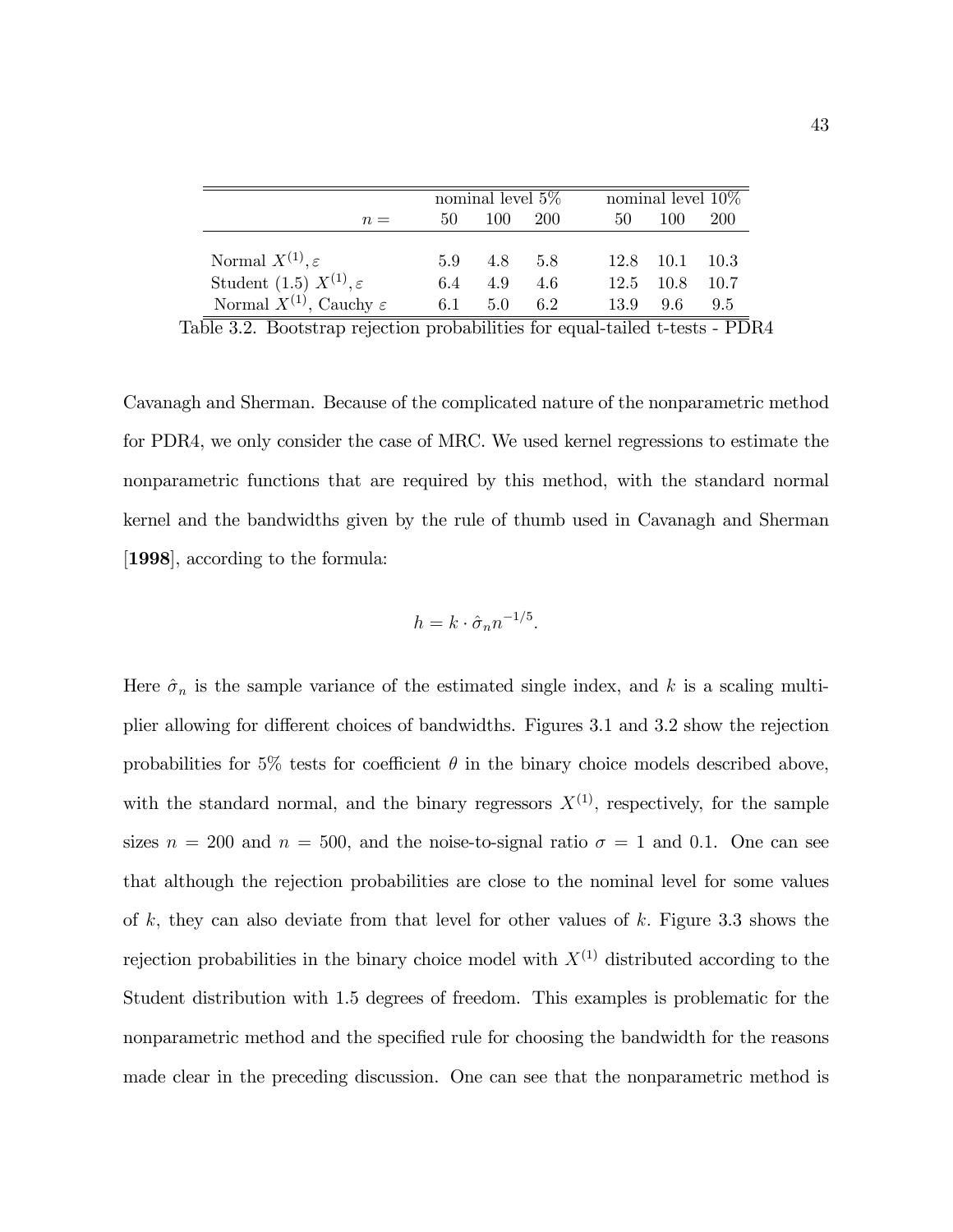| | nominal level 5% | | | nominal level 10% | | |
|---|---|---|---|---|---|---|
| $n =$ | 50 | 100 | 200 | 50 | 100 | 200 |
| Normal $X^{(1)}, \varepsilon$ | 5.9 | 4.8 | 5.8 | 12.8 | 10.1 | 10.3 |
| Student (1.5) $X^{(1)}, \varepsilon$ | 6.4 | 4.9 | 4.6 | 12.5 | 10.8 | 10.7 |
| Normal $X^{(1)}$, Cauchy $\varepsilon$ | 6.1 | 5.0 | 6.2 | 13.9 | 9.6 | 9.5 |

Table 3.2. Bootstrap rejection probabilities for equal-tailed t-tests - PDR4

Cavanagh and Sherman. Because of the complicated nature of the nonparametric method for PDR4, we only consider the case of MRC. We used kernel regressions to estimate the nonparametric functions that are required by this method, with the standard normal kernel and the bandwidths given by the rule of thumb used in Cavanagh and Sherman [**1998**], according to the formula:

$$h = k \cdot \hat{\sigma}_n n^{-1/5}.$$

Here $\hat{\sigma}_n$ is the sample variance of the estimated single index, and $k$ is a scaling multiplier allowing for different choices of bandwidths. Figures 3.1 and 3.2 show the rejection probabilities for 5% tests for coefficient $\theta$ in the binary choice models described above, with the standard normal, and the binary regressors $X^{(1)}$, respectively, for the sample sizes $n = 200$ and $n = 500$, and the noise-to-signal ratio $\sigma = 1$ and 0.1. One can see that although the rejection probabilities are close to the nominal level for some values of $k$, they can also deviate from that level for other values of $k$. Figure 3.3 shows the rejection probabilities in the binary choice model with $X^{(1)}$ distributed according to the Student distribution with 1.5 degrees of freedom. This examples is problematic for the nonparametric method and the specified rule for choosing the bandwidth for the reasons made clear in the preceding discussion. One can see that the nonparametric method is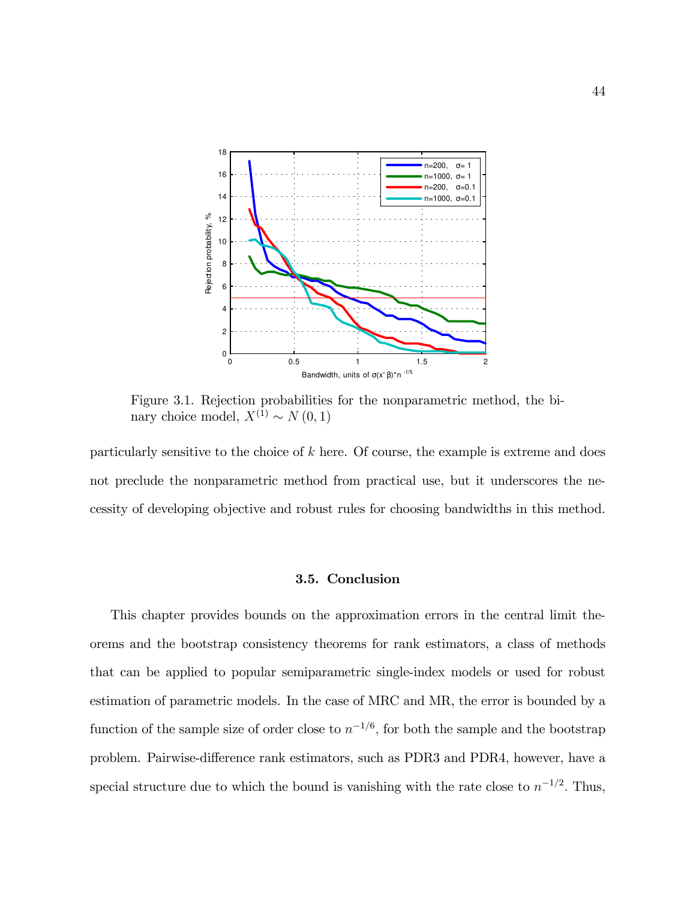Figure 3.1. Rejection probabilities for the nonparametric method, the binary choice model, $X^{(1)} \sim N(0,1)$

particularly sensitive to the choice of $k$ here. Of course, the example is extreme and does not preclude the nonparametric method from practical use, but it underscores the necessity of developing objective and robust rules for choosing bandwidths in this method.

### 3.5. Conclusion

This chapter provides bounds on the approximation errors in the central limit theorems and the bootstrap consistency theorems for rank estimators, a class of methods that can be applied to popular semiparametric single-index models or used for robust estimation of parametric models. In the case of MRC and MR, the error is bounded by a function of the sample size of order close to $n^{-1/6}$, for both the sample and the bootstrap problem. Pairwise-difference rank estimators, such as PDR3 and PDR4, however, have a special structure due to which the bound is vanishing with the rate close to $n^{-1/2}$. Thus,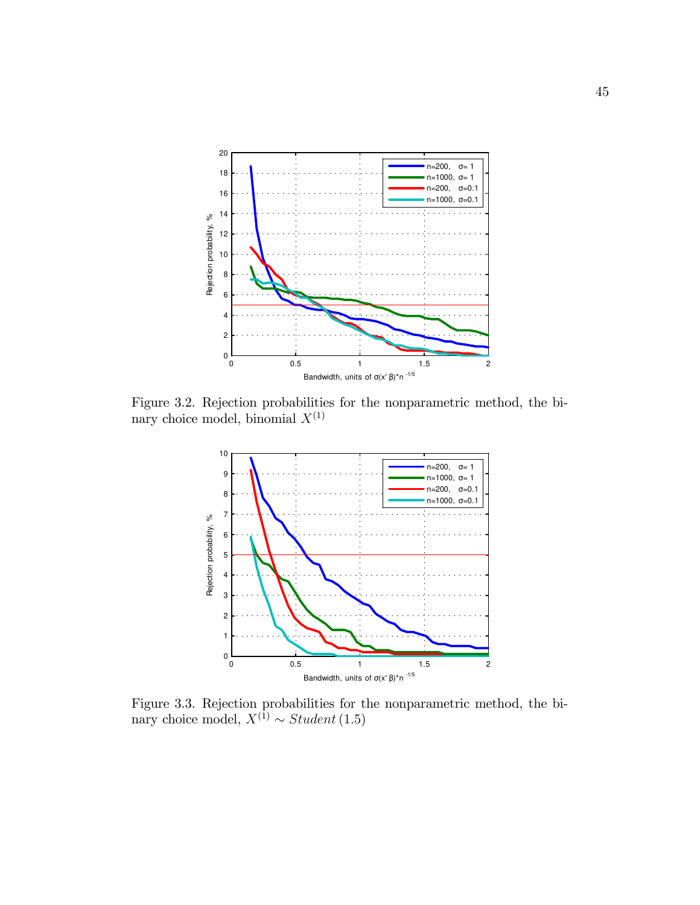Figure 3.2. Rejection probabilities for the nonparametric method, the binary choice model, binomial $X^{(1)}$

Figure 3.3. Rejection probabilities for the nonparametric method, the binary choice model, $X^{(1)} \sim Student\,(1.5)$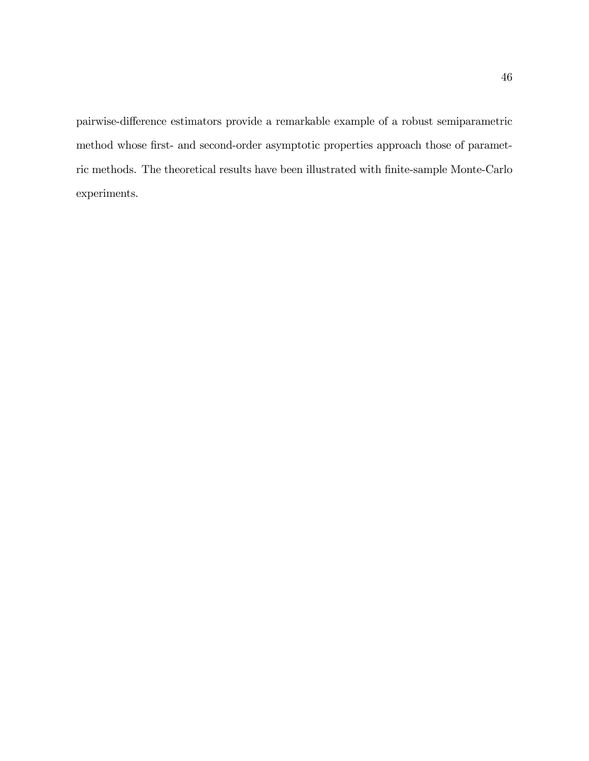pairwise-difference estimators provide a remarkable example of a robust semiparametric method whose first- and second-order asymptotic properties approach those of parametric methods. The theoretical results have been illustrated with finite-sample Monte-Carlo experiments.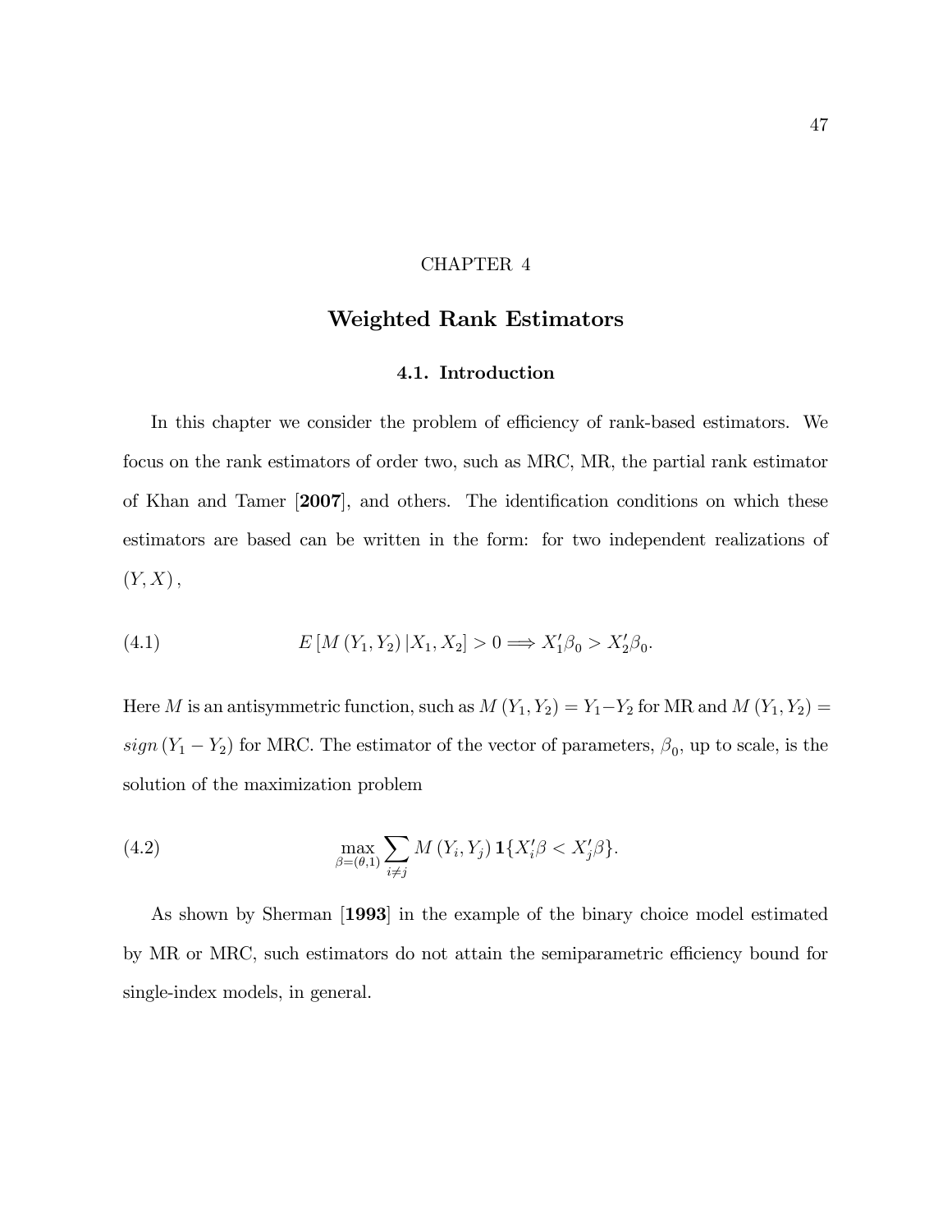# CHAPTER 4

## Weighted Rank Estimators

### 4.1. Introduction

In this chapter we consider the problem of efficiency of rank-based estimators. We focus on the rank estimators of order two, such as MRC, MR, the partial rank estimator of Khan and Tamer [**2007**], and others. The identification conditions on which these estimators are based can be written in the form: for two independent realizations of $(Y, X)$,

$$E\left[M\left(Y_1, Y_2\right)|X_1, X_2\right] > 0 \Longrightarrow X_1'\beta_0 > X_2'\beta_0. \tag{4.1}$$

Here $M$ is an antisymmetric function, such as $M\left(Y_1, Y_2\right) = Y_1 - Y_2$ for MR and $M\left(Y_1, Y_2\right) = sign\left(Y_1 - Y_2\right)$ for MRC. The estimator of the vector of parameters, $\beta_0$, up to scale, is the solution of the maximization problem

$$\max_{\beta=(\theta,1)} \sum_{i \neq j} M\left(Y_i, Y_j\right) \mathbf{1}\{X_i'\beta < X_j'\beta\}. \tag{4.2}$$

As shown by Sherman [**1993**] in the example of the binary choice model estimated by MR or MRC, such estimators do not attain the semiparametric efficiency bound for single-index models, in general.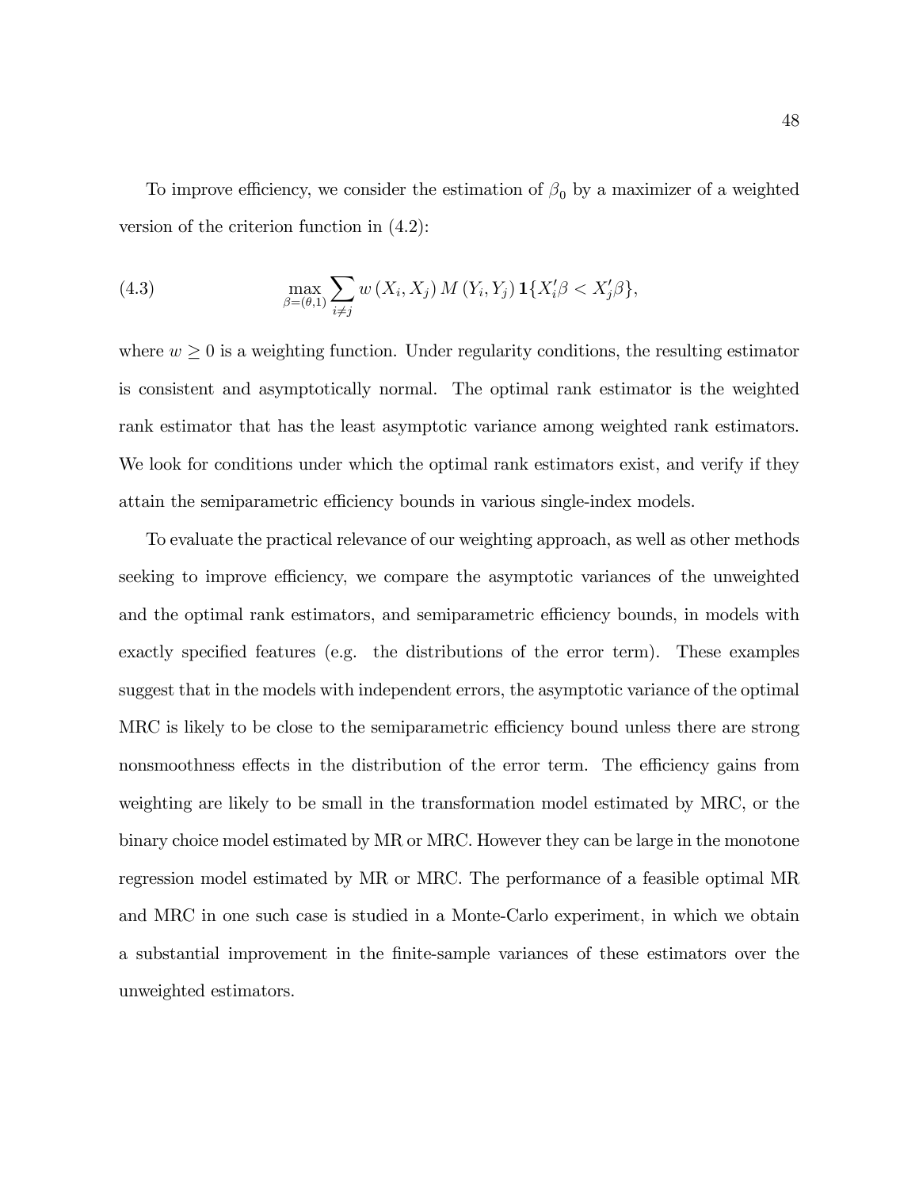To improve efficiency, we consider the estimation of $\beta_0$ by a maximizer of a weighted version of the criterion function in (4.2):

$$\max_{\beta=(\theta,1)} \sum_{i \neq j} w\left(X_i, X_j\right) M\left(Y_i, Y_j\right) \mathbf{1}\{X_i'\beta < X_j'\beta\}, \tag{4.3}$$

where $w \geq 0$ is a weighting function. Under regularity conditions, the resulting estimator is consistent and asymptotically normal. The optimal rank estimator is the weighted rank estimator that has the least asymptotic variance among weighted rank estimators. We look for conditions under which the optimal rank estimators exist, and verify if they attain the semiparametric efficiency bounds in various single-index models.

To evaluate the practical relevance of our weighting approach, as well as other methods seeking to improve efficiency, we compare the asymptotic variances of the unweighted and the optimal rank estimators, and semiparametric efficiency bounds, in models with exactly specified features (e.g. the distributions of the error term). These examples suggest that in the models with independent errors, the asymptotic variance of the optimal MRC is likely to be close to the semiparametric efficiency bound unless there are strong nonsmoothness effects in the distribution of the error term. The efficiency gains from weighting are likely to be small in the transformation model estimated by MRC, or the binary choice model estimated by MR or MRC. However they can be large in the monotone regression model estimated by MR or MRC. The performance of a feasible optimal MR and MRC in one such case is studied in a Monte-Carlo experiment, in which we obtain a substantial improvement in the finite-sample variances of these estimators over the unweighted estimators.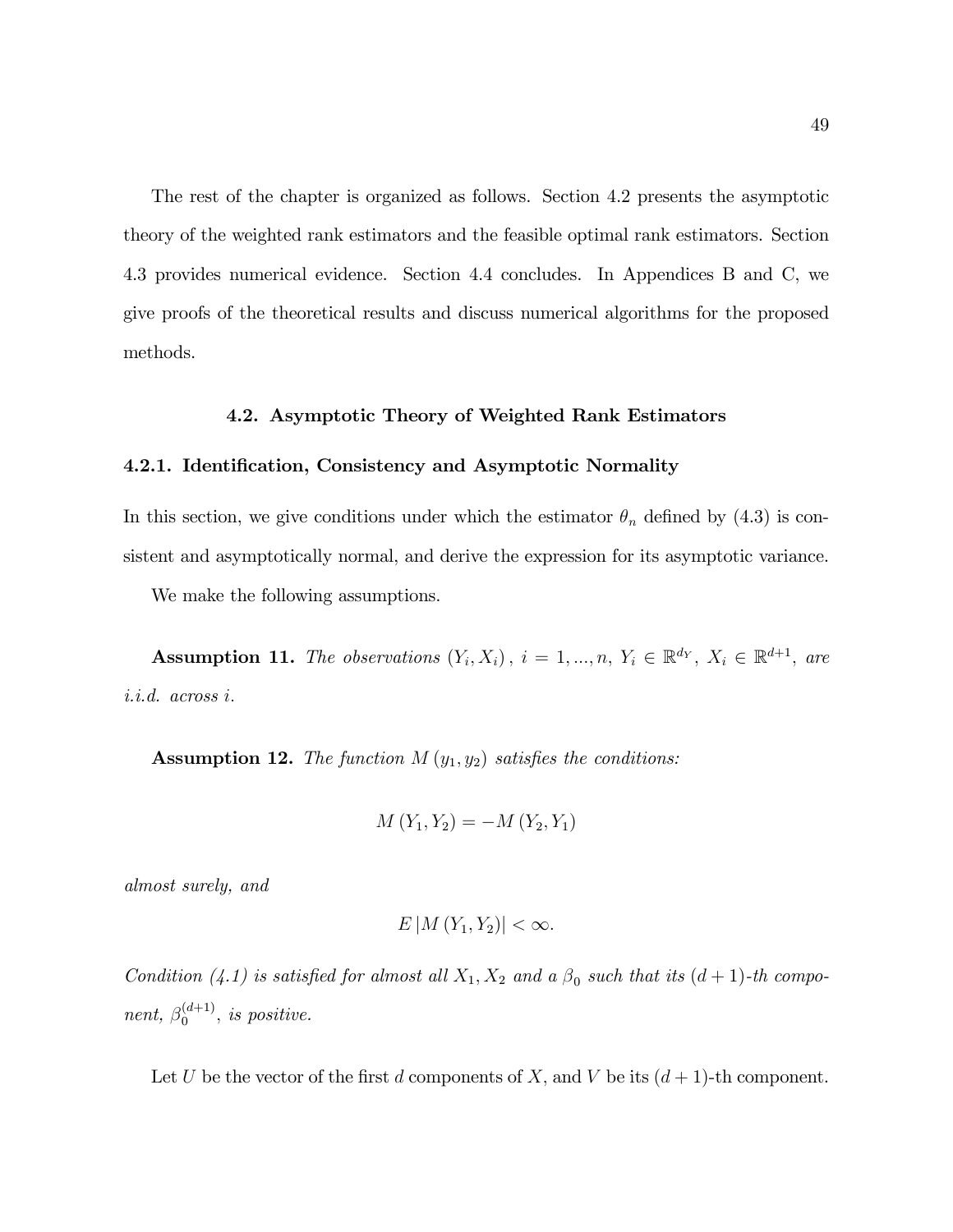The rest of the chapter is organized as follows. Section 4.2 presents the asymptotic theory of the weighted rank estimators and the feasible optimal rank estimators. Section 4.3 provides numerical evidence. Section 4.4 concludes. In Appendices B and C, we give proofs of the theoretical results and discuss numerical algorithms for the proposed methods.

## 4.2. Asymptotic Theory of Weighted Rank Estimators

### 4.2.1. Identification, Consistency and Asymptotic Normality

In this section, we give conditions under which the estimator $\theta_n$ defined by (4.3) is consistent and asymptotically normal, and derive the expression for its asymptotic variance.

We make the following assumptions.

**Assumption 11.** *The observations* $(Y_i, X_i)$, $i = 1, ..., n$, $Y_i \in \mathbb{R}^{d_Y}$, $X_i \in \mathbb{R}^{d+1}$, *are i.i.d. across* $i$.

**Assumption 12.** *The function* $M(y_1, y_2)$ *satisfies the conditions:*

$$M(Y_1, Y_2) = -M(Y_2, Y_1)$$

*almost surely, and*

$$E|M(Y_1, Y_2)| < \infty.$$

*Condition (4.1) is satisfied for almost all* $X_1, X_2$ *and a* $\beta_0$ *such that its* $(d+1)$*-th component,* $\beta_0^{(d+1)}$, *is positive.*

Let $U$ be the vector of the first $d$ components of $X$, and $V$ be its $(d+1)$-th component.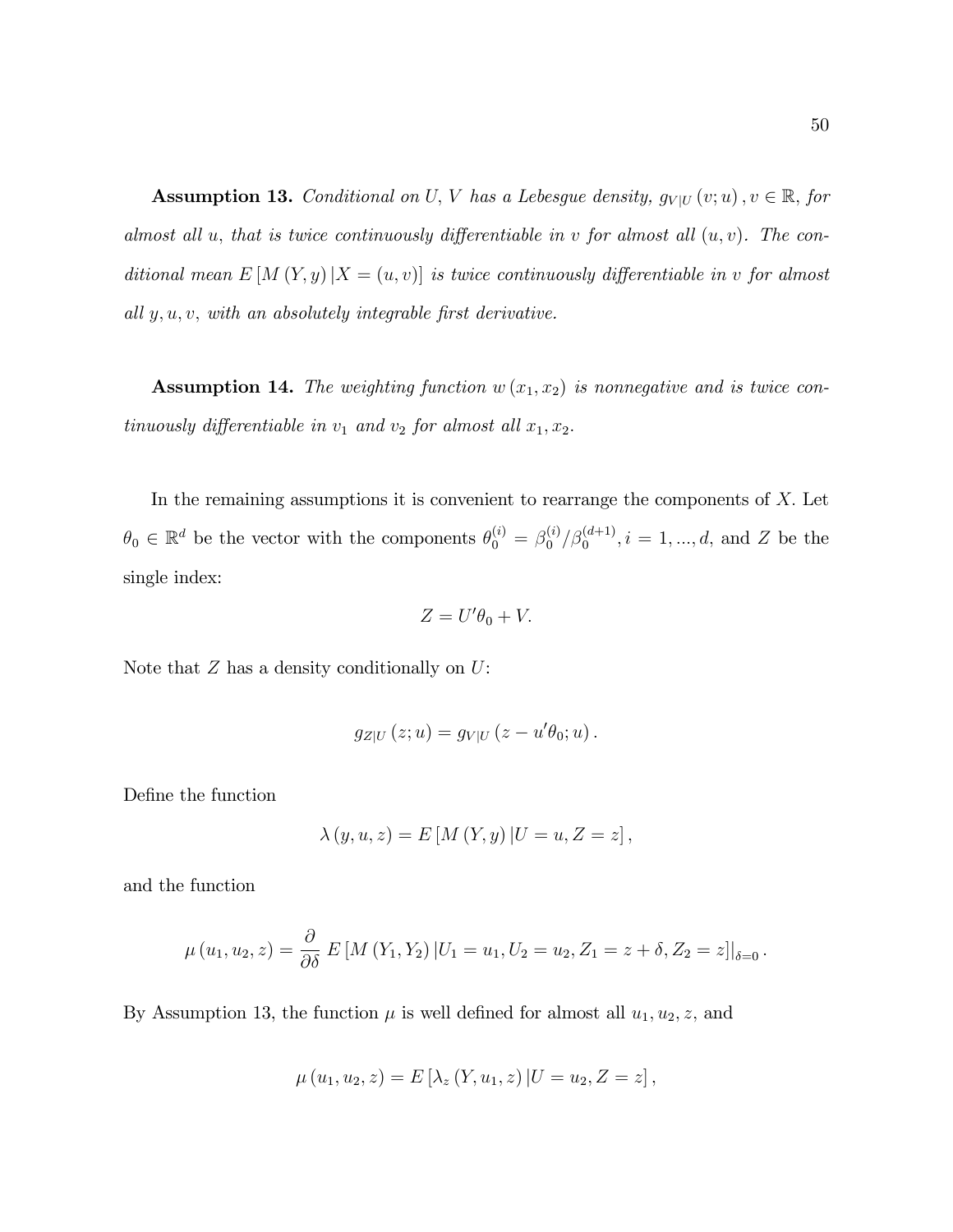**Assumption 13.** *Conditional on $U$, $V$ has a Lebesgue density, $g_{V|U}(v;u), v \in \mathbb{R}$, for almost all $u$, that is twice continuously differentiable in $v$ for almost all $(u,v)$. The conditional mean $E[M(Y,y)|X=(u,v)]$ is twice continuously differentiable in $v$ for almost all $y, u, v$, with an absolutely integrable first derivative.*

**Assumption 14.** *The weighting function $w(x_1, x_2)$ is nonnegative and is twice continuously differentiable in $v_1$ and $v_2$ for almost all $x_1, x_2$.*

In the remaining assumptions it is convenient to rearrange the components of $X$. Let $\theta_0 \in \mathbb{R}^d$ be the vector with the components $\theta_0^{(i)} = \beta_0^{(i)}/\beta_0^{(d+1)}, i = 1, ..., d$, and $Z$ be the single index:

$$Z = U'\theta_0 + V.$$

Note that $Z$ has a density conditionally on $U$:

$$g_{Z|U}(z;u) = g_{V|U}(z - u'\theta_0; u).$$

Define the function

$$\lambda(y, u, z) = E[M(Y,y)|U=u, Z=z],$$

and the function

$$\mu(u_1, u_2, z) = \frac{\partial}{\partial \delta} E[M(Y_1, Y_2)|U_1 = u_1, U_2 = u_2, Z_1 = z + \delta, Z_2 = z]|_{\delta=0}.$$

By Assumption 13, the function $\mu$ is well defined for almost all $u_1, u_2, z$, and

$$\mu(u_1, u_2, z) = E[\lambda_z(Y, u_1, z)|U = u_2, Z = z],$$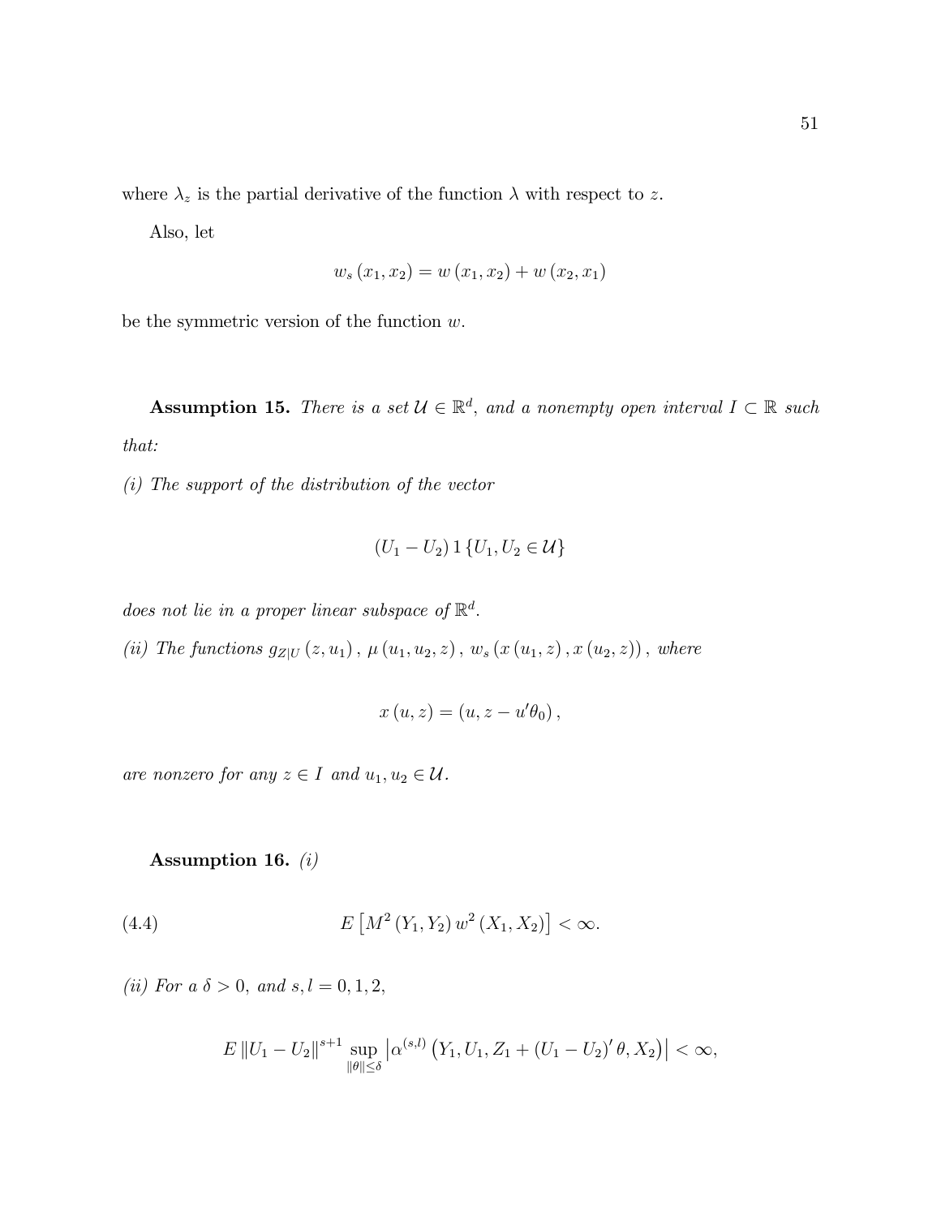where $\lambda_z$ is the partial derivative of the function $\lambda$ with respect to $z$.

Also, let

$$w_s(x_1, x_2) = w(x_1, x_2) + w(x_2, x_1)$$

be the symmetric version of the function $w$.

**Assumption 15.** *There is a set $\mathcal{U} \in \mathbb{R}^d$, and a nonempty open interval $I \subset \mathbb{R}$ such that:*

*(i) The support of the distribution of the vector*

$$(U_1 - U_2) 1\{U_1, U_2 \in \mathcal{U}\}$$

*does not lie in a proper linear subspace of $\mathbb{R}^d$.*

*(ii) The functions $g_{Z|U}(z, u_1)$, $\mu(u_1, u_2, z)$, $w_s(x(u_1, z), x(u_2, z))$, where*

$$x(u, z) = (u, z - u'\theta_0),$$

*are nonzero for any $z \in I$ and $u_1, u_2 \in \mathcal{U}$.*

**Assumption 16.** *(i)*

$$E\left[M^2(Y_1, Y_2) w^2(X_1, X_2)\right] < \infty. \tag{4.4}$$

*(ii) For a $\delta > 0$, and $s, l = 0, 1, 2$,*

$$E\|U_1 - U_2\|^{s+1} \sup_{\|\theta\| \le \delta} \left|\alpha^{(s,l)}\left(Y_1, U_1, Z_1 + (U_1 - U_2)'\theta, X_2\right)\right| < \infty,$$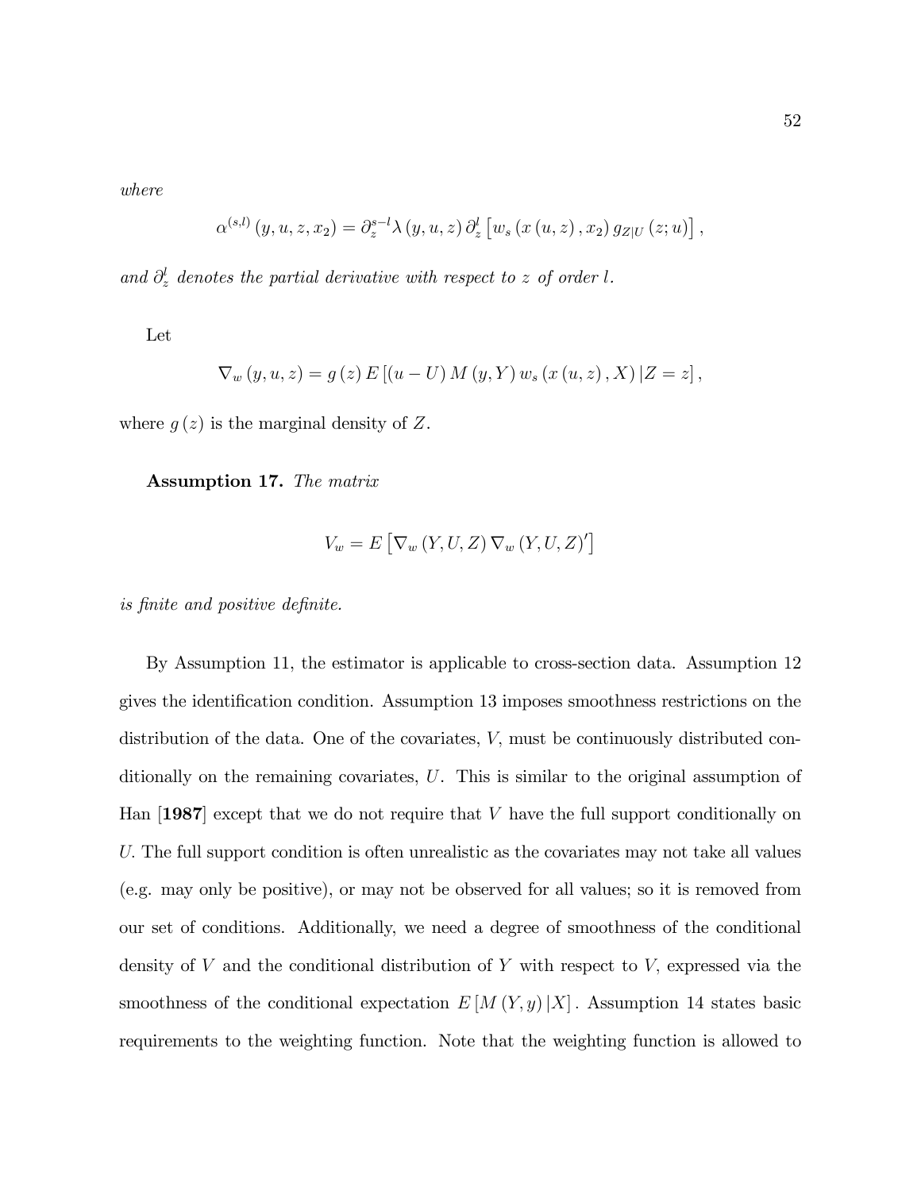*where*

$$\alpha^{(s,l)}(y,u,z,x_2) = \partial_z^{s-l}\lambda(y,u,z)\,\partial_z^{l}\left[w_s(x(u,z),x_2)\,g_{Z|U}(z;u)\right],$$

*and* $\partial_z^l$ *denotes the partial derivative with respect to* $z$ *of order* $l$*.*

Let

$$\nabla_w(y,u,z) = g(z)\,E\left[(u-U)\,M(y,Y)\,w_s(x(u,z),X)\,|Z=z\right],$$

where $g(z)$ is the marginal density of $Z$.

**Assumption 17.** *The matrix*

$$V_w = E\left[\nabla_w(Y,U,Z)\,\nabla_w(Y,U,Z)'\right]$$

*is finite and positive definite.*

By Assumption 11, the estimator is applicable to cross-section data. Assumption 12 gives the identification condition. Assumption 13 imposes smoothness restrictions on the distribution of the data. One of the covariates, $V$, must be continuously distributed conditionally on the remaining covariates, $U$. This is similar to the original assumption of Han [**1987**] except that we do not require that $V$ have the full support conditionally on $U$. The full support condition is often unrealistic as the covariates may not take all values (e.g. may only be positive), or may not be observed for all values; so it is removed from our set of conditions. Additionally, we need a degree of smoothness of the conditional density of $V$ and the conditional distribution of $Y$ with respect to $V$, expressed via the smoothness of the conditional expectation $E\left[M(Y,y)\,|X\right]$. Assumption 14 states basic requirements to the weighting function. Note that the weighting function is allowed to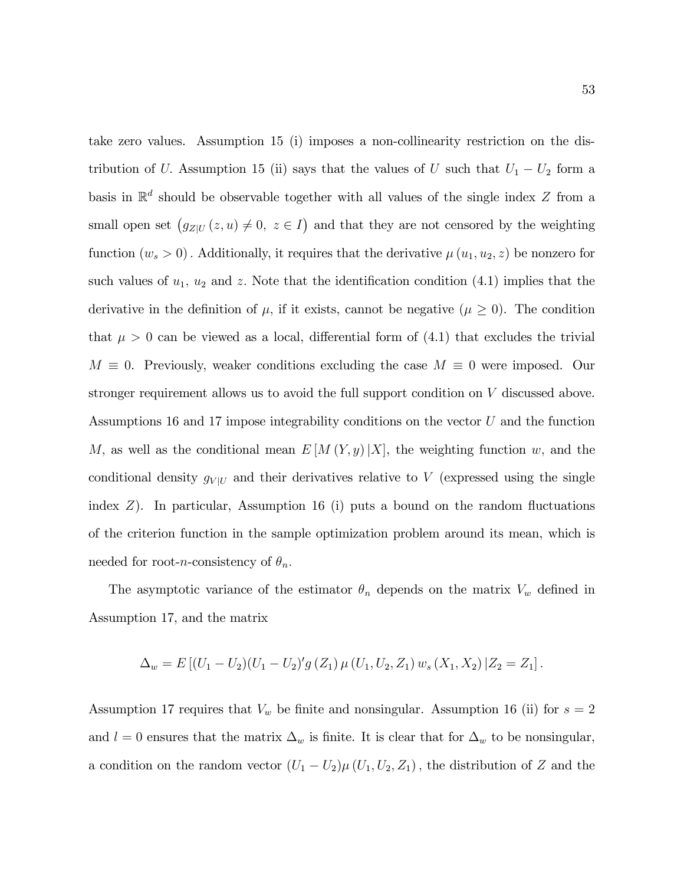take zero values. Assumption 15 (i) imposes a non-collinearity restriction on the distribution of $U$. Assumption 15 (ii) says that the values of $U$ such that $U_1 - U_2$ form a basis in $\mathbb{R}^d$ should be observable together with all values of the single index $Z$ from a small open set $\left(g_{Z|U}(z,u) \neq 0,\ z \in I\right)$ and that they are not censored by the weighting function $(w_s > 0)$. Additionally, it requires that the derivative $\mu(u_1, u_2, z)$ be nonzero for such values of $u_1$, $u_2$ and $z$. Note that the identification condition (4.1) implies that the derivative in the definition of $\mu$, if it exists, cannot be negative ($\mu \geq 0$). The condition that $\mu > 0$ can be viewed as a local, differential form of (4.1) that excludes the trivial $M \equiv 0$. Previously, weaker conditions excluding the case $M \equiv 0$ were imposed. Our stronger requirement allows us to avoid the full support condition on $V$ discussed above. Assumptions 16 and 17 impose integrability conditions on the vector $U$ and the function $M$, as well as the conditional mean $E\left[M(Y,y)\,|X\right]$, the weighting function $w$, and the conditional density $g_{V|U}$ and their derivatives relative to $V$ (expressed using the single index $Z$). In particular, Assumption 16 (i) puts a bound on the random fluctuations of the criterion function in the sample optimization problem around its mean, which is needed for root-$n$-consistency of $\theta_n$.

The asymptotic variance of the estimator $\theta_n$ depends on the matrix $V_w$ defined in Assumption 17, and the matrix

$$\Delta_w = E\left[(U_1 - U_2)(U_1 - U_2)' g(Z_1)\, \mu(U_1, U_2, Z_1)\, w_s(X_1, X_2)\,|Z_2 = Z_1\right].$$

Assumption 17 requires that $V_w$ be finite and nonsingular. Assumption 16 (ii) for $s = 2$ and $l = 0$ ensures that the matrix $\Delta_w$ is finite. It is clear that for $\Delta_w$ to be nonsingular, a condition on the random vector $(U_1 - U_2)\mu(U_1, U_2, Z_1)$, the distribution of $Z$ and the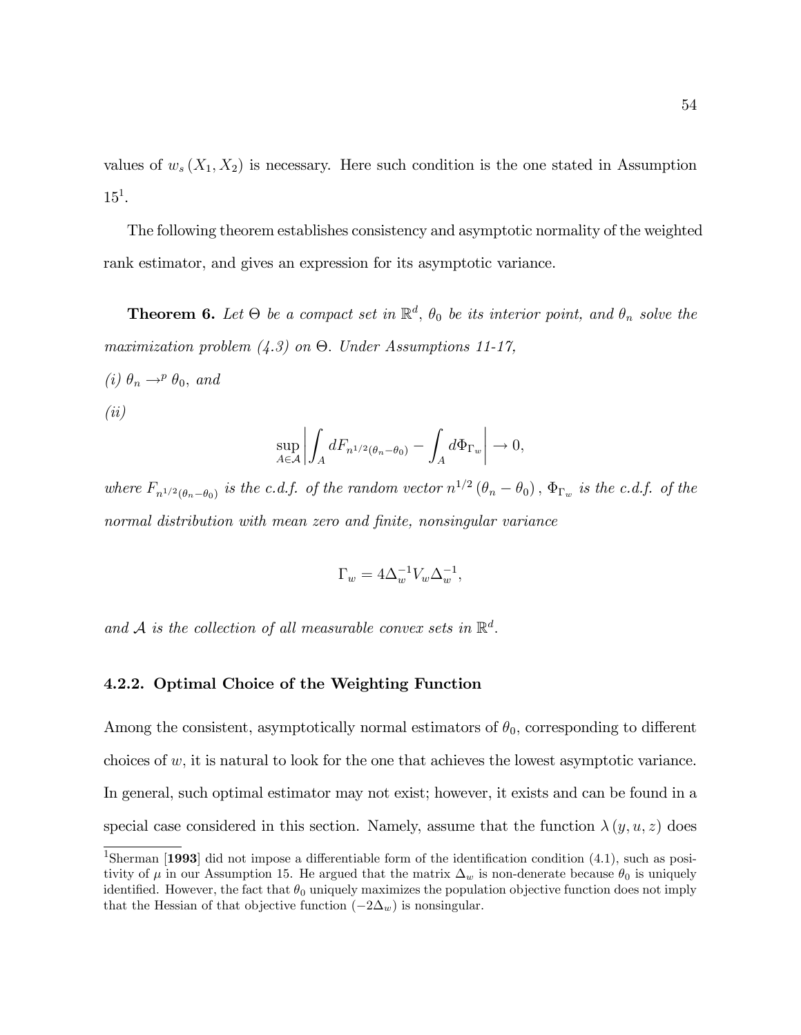values of $w_s(X_1, X_2)$ is necessary. Here such condition is the one stated in Assumption 15[1].

The following theorem establishes consistency and asymptotic normality of the weighted rank estimator, and gives an expression for its asymptotic variance.

**Theorem 6.** *Let $\Theta$ be a compact set in $\mathbb{R}^d$, $\theta_0$ be its interior point, and $\theta_n$ solve the maximization problem (4.3) on $\Theta$. Under Assumptions 11-17,*

*(i) $\theta_n \to^p \theta_0$, and*

*(ii)*

$$\sup_{A \in \mathcal{A}} \left| \int_A dF_{n^{1/2}(\theta_n - \theta_0)} - \int_A d\Phi_{\Gamma_w} \right| \to 0,$$

*where $F_{n^{1/2}(\theta_n - \theta_0)}$ is the c.d.f. of the random vector $n^{1/2}(\theta_n - \theta_0)$, $\Phi_{\Gamma_w}$ is the c.d.f. of the normal distribution with mean zero and finite, nonsingular variance*

$$\Gamma_w = 4\Delta_w^{-1} V_w \Delta_w^{-1},$$

*and $\mathcal{A}$ is the collection of all measurable convex sets in $\mathbb{R}^d$.*

### 4.2.2. Optimal Choice of the Weighting Function

Among the consistent, asymptotically normal estimators of $\theta_0$, corresponding to different choices of $w$, it is natural to look for the one that achieves the lowest asymptotic variance. In general, such optimal estimator may not exist; however, it exists and can be found in a special case considered in this section. Namely, assume that the function $\lambda(y, u, z)$ does

[1]Sherman [**1993**] did not impose a differentiable form of the identification condition (4.1), such as positivity of $\mu$ in our Assumption 15. He argued that the matrix $\Delta_w$ is non-denerate because $\theta_0$ is uniquely identified. However, the fact that $\theta_0$ uniquely maximizes the population objective function does not imply that the Hessian of that objective function $(-2\Delta_w)$ is nonsingular.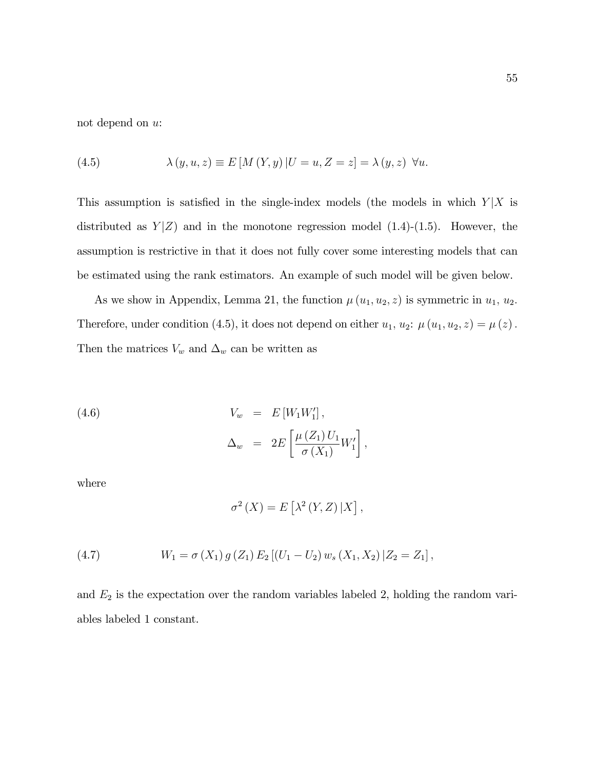not depend on $u$:

$$\lambda(y,u,z) \equiv E[M(Y,y)|U=u,Z=z] = \lambda(y,z)\ \forall u. \tag{4.5}$$

This assumption is satisfied in the single-index models (the models in which $Y|X$ is distributed as $Y|Z$) and in the monotone regression model (1.4)-(1.5). However, the assumption is restrictive in that it does not fully cover some interesting models that can be estimated using the rank estimators. An example of such model will be given below.

As we show in Appendix, Lemma 21, the function $\mu(u_1,u_2,z)$ is symmetric in $u_1$, $u_2$. Therefore, under condition (4.5), it does not depend on either $u_1$, $u_2$: $\mu(u_1,u_2,z) = \mu(z)$. Then the matrices $V_w$ and $\Delta_w$ can be written as

$$\begin{aligned} V_w &= E[W_1 W_1'], \\ \Delta_w &= 2E\left[\frac{\mu(Z_1)U_1}{\sigma(X_1)}W_1'\right], \end{aligned} \tag{4.6}$$

where

$$\sigma^2(X) = E\left[\lambda^2(Y,Z)|X\right],$$

$$W_1 = \sigma(X_1)\,g(Z_1)\,E_2\left[(U_1-U_2)\,w_s(X_1,X_2)\,|Z_2=Z_1\right], \tag{4.7}$$

and $E_2$ is the expectation over the random variables labeled 2, holding the random variables labeled 1 constant.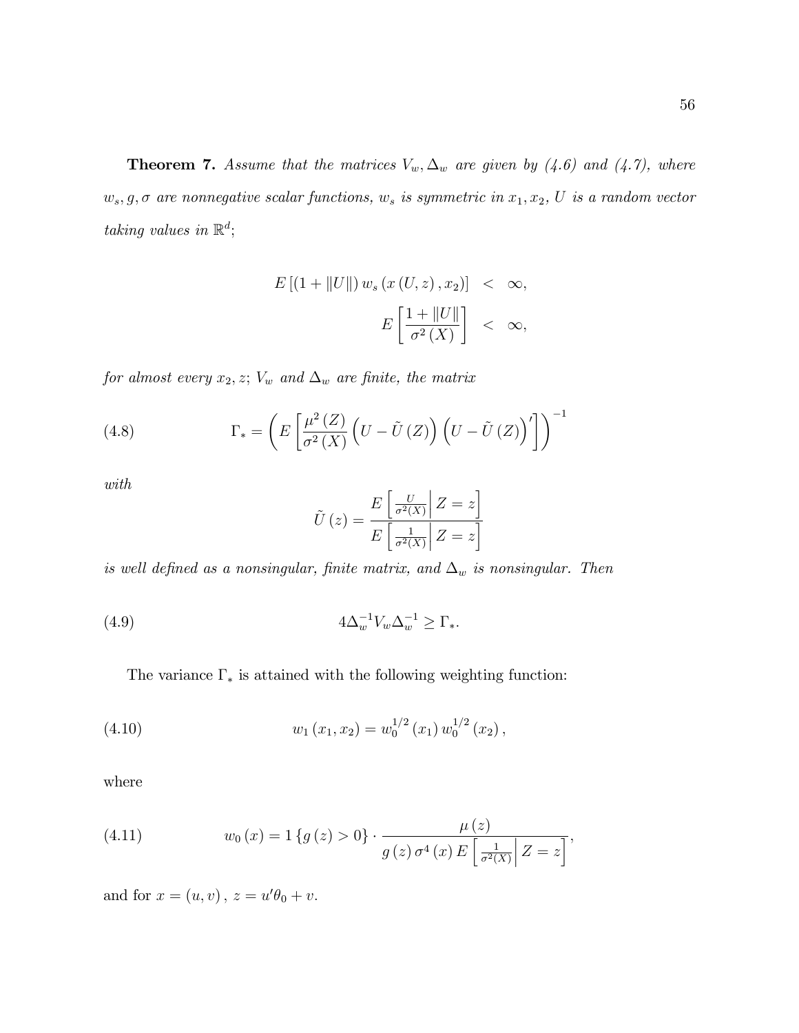**Theorem 7.** *Assume that the matrices $V_w, \Delta_w$ are given by (4.6) and (4.7), where $w_s, g, \sigma$ are nonnegative scalar functions, $w_s$ is symmetric in $x_1, x_2$, $U$ is a random vector taking values in $\mathbb{R}^d$;*

$$\begin{aligned} E\left[(1+\|U\|)\, w_s\left(x\left(U,z\right),x_2\right)\right] &< \infty, \\ E\left[\frac{1+\|U\|}{\sigma^2\left(X\right)}\right] &< \infty, \end{aligned}$$

*for almost every $x_2, z$; $V_w$ and $\Delta_w$ are finite, the matrix*

$$\Gamma_* = \left(E\left[\frac{\mu^2\left(Z\right)}{\sigma^2\left(X\right)}\left(U-\tilde{U}\left(Z\right)\right)\left(U-\tilde{U}\left(Z\right)\right)'\right]\right)^{-1} \tag{4.8}$$

*with*

$$\tilde{U}\left(z\right) = \frac{E\left[\left.\frac{U}{\sigma^2(X)}\right| Z=z\right]}{E\left[\left.\frac{1}{\sigma^2(X)}\right| Z=z\right]}$$

*is well defined as a nonsingular, finite matrix, and $\Delta_w$ is nonsingular. Then*

$$4\Delta_w^{-1}V_w\Delta_w^{-1} \geq \Gamma_*. \tag{4.9}$$

The variance $\Gamma_*$ is attained with the following weighting function:

$$w_1\left(x_1,x_2\right) = w_0^{1/2}\left(x_1\right)w_0^{1/2}\left(x_2\right), \tag{4.10}$$

where

$$w_0\left(x\right) = 1\left\{g\left(z\right)>0\right\}\cdot\frac{\mu\left(z\right)}{g\left(z\right)\sigma^4\left(x\right)E\left[\left.\frac{1}{\sigma^2(X)}\right| Z=z\right]}, \tag{4.11}$$

and for $x=\left(u,v\right),\ z=u'\theta_0+v$.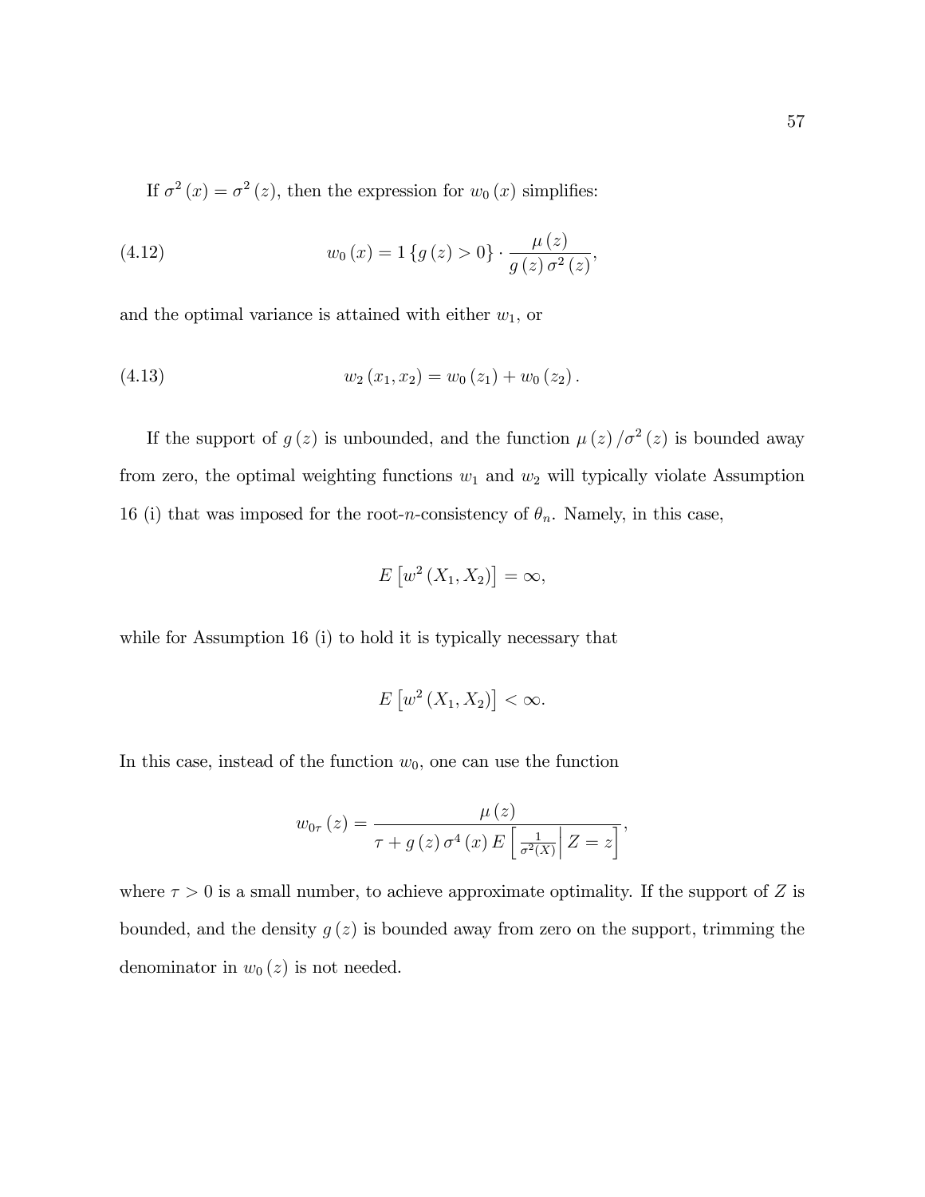If $\sigma^2(x) = \sigma^2(z)$, then the expression for $w_0(x)$ simplifies:

$$w_0(x) = 1\{g(z) > 0\} \cdot \frac{\mu(z)}{g(z)\sigma^2(z)}, \tag{4.12}$$

and the optimal variance is attained with either $w_1$, or

$$w_2(x_1, x_2) = w_0(z_1) + w_0(z_2). \tag{4.13}$$

If the support of $g(z)$ is unbounded, and the function $\mu(z)/\sigma^2(z)$ is bounded away from zero, the optimal weighting functions $w_1$ and $w_2$ will typically violate Assumption 16 (i) that was imposed for the root-$n$-consistency of $\theta_n$. Namely, in this case,

$$E\left[w^2(X_1, X_2)\right] = \infty,$$

while for Assumption 16 (i) to hold it is typically necessary that

$$E\left[w^2(X_1, X_2)\right] < \infty.$$

In this case, instead of the function $w_0$, one can use the function

$$w_{0\tau}(z) = \frac{\mu(z)}{\tau + g(z)\sigma^4(x)E\left[\left.\frac{1}{\sigma^2(X)}\right| Z = z\right]},$$

where $\tau > 0$ is a small number, to achieve approximate optimality. If the support of $Z$ is bounded, and the density $g(z)$ is bounded away from zero on the support, trimming the denominator in $w_0(z)$ is not needed.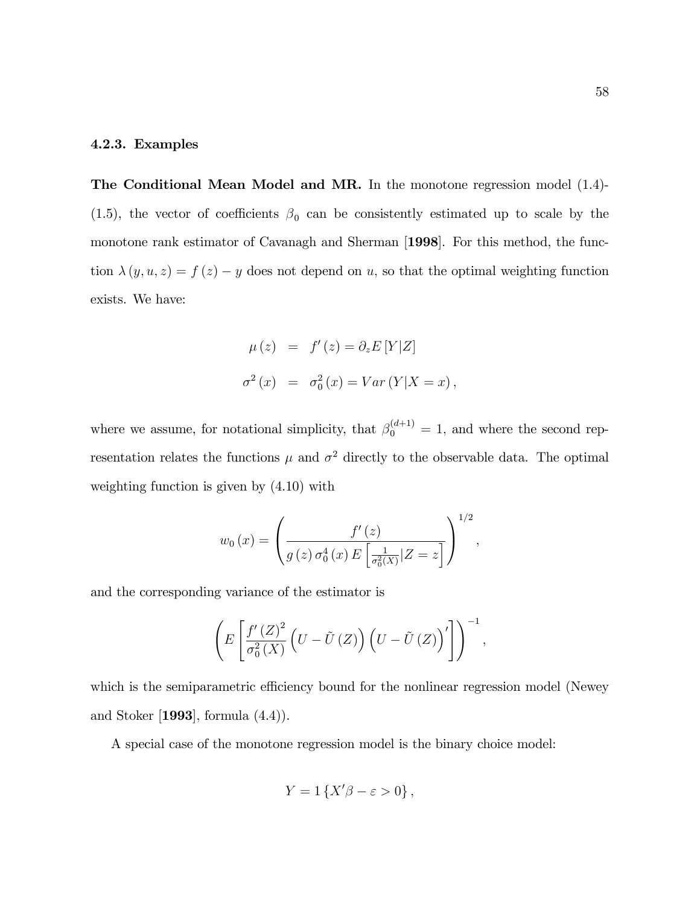### 4.2.3. Examples

**The Conditional Mean Model and MR.** In the monotone regression model (1.4)-(1.5), the vector of coefficients $\beta_0$ can be consistently estimated up to scale by the monotone rank estimator of Cavanagh and Sherman [**1998**]. For this method, the function $\lambda(y, u, z) = f(z) - y$ does not depend on $u$, so that the optimal weighting function exists. We have:

$$
\begin{aligned}
\mu(z) &= f'(z) = \partial_z E[Y|Z] \\
\sigma^2(x) &= \sigma_0^2(x) = Var(Y|X = x),
\end{aligned}
$$

where we assume, for notational simplicity, that $\beta_0^{(d+1)} = 1$, and where the second representation relates the functions $\mu$ and $\sigma^2$ directly to the observable data. The optimal weighting function is given by (4.10) with

$$
w_0(x) = \left( \frac{f'(z)}{g(z)\, \sigma_0^4(x)\, E\left[\frac{1}{\sigma_0^2(X)} | Z = z\right]} \right)^{1/2},
$$

and the corresponding variance of the estimator is

$$
\left( E\left[ \frac{f'(Z)^2}{\sigma_0^2(X)} \left(U - \tilde{U}(Z)\right) \left(U - \tilde{U}(Z)\right)' \right] \right)^{-1},
$$

which is the semiparametric efficiency bound for the nonlinear regression model (Newey and Stoker [**1993**], formula (4.4)).

A special case of the monotone regression model is the binary choice model:

$$
Y = 1\{X'\beta - \varepsilon > 0\},
$$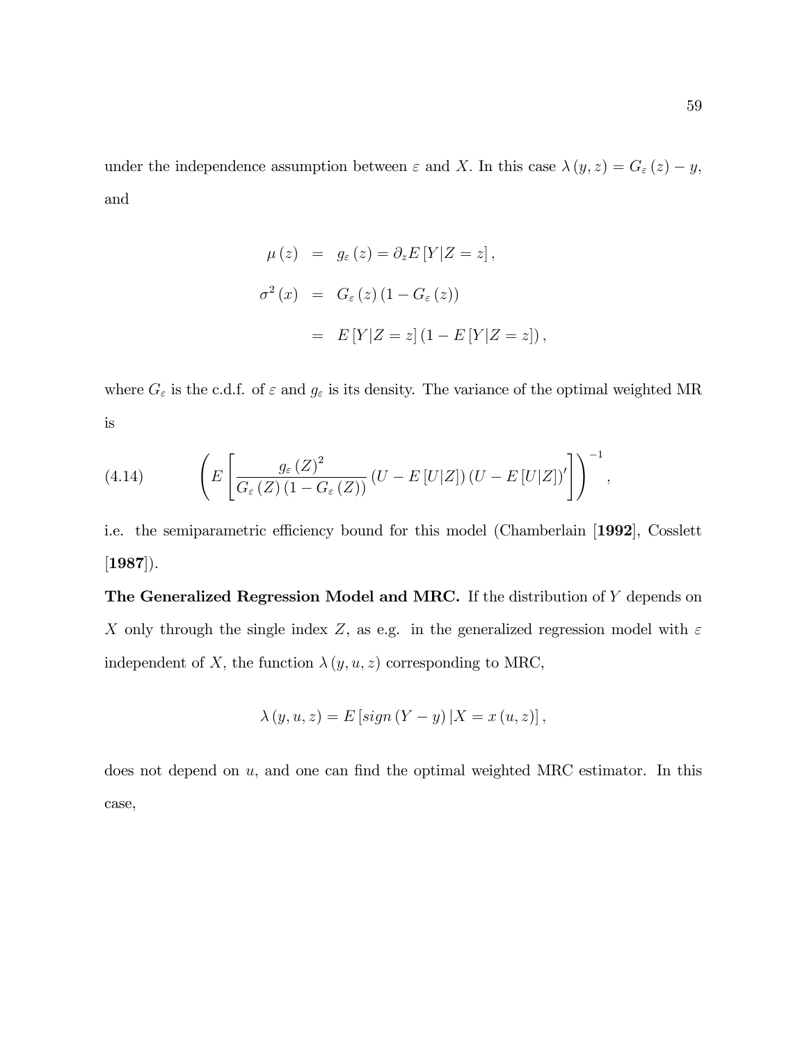under the independence assumption between $\varepsilon$ and $X$. In this case $\lambda(y,z) = G_\varepsilon(z) - y$, and

$$
\begin{aligned}
\mu(z) &= g_\varepsilon(z) = \partial_z E[Y|Z=z], \\
\sigma^2(x) &= G_\varepsilon(z)(1 - G_\varepsilon(z)) \\
&= E[Y|Z=z](1 - E[Y|Z=z]),
\end{aligned}
$$

where $G_\varepsilon$ is the c.d.f. of $\varepsilon$ and $g_\varepsilon$ is its density. The variance of the optimal weighted MR is

$$
\left( E\left[ \frac{g_\varepsilon(Z)^2}{G_\varepsilon(Z)(1 - G_\varepsilon(Z))} (U - E[U|Z])(U - E[U|Z])' \right] \right)^{-1}, \tag{4.14}
$$

i.e. the semiparametric efficiency bound for this model (Chamberlain [**1992**], Cosslett [**1987**]).

**The Generalized Regression Model and MRC.** If the distribution of $Y$ depends on $X$ only through the single index $Z$, as e.g. in the generalized regression model with $\varepsilon$ independent of $X$, the function $\lambda(y,u,z)$ corresponding to MRC,

$$
\lambda(y,u,z) = E[sign(Y-y)|X = x(u,z)],
$$

does not depend on $u$, and one can find the optimal weighted MRC estimator. In this case,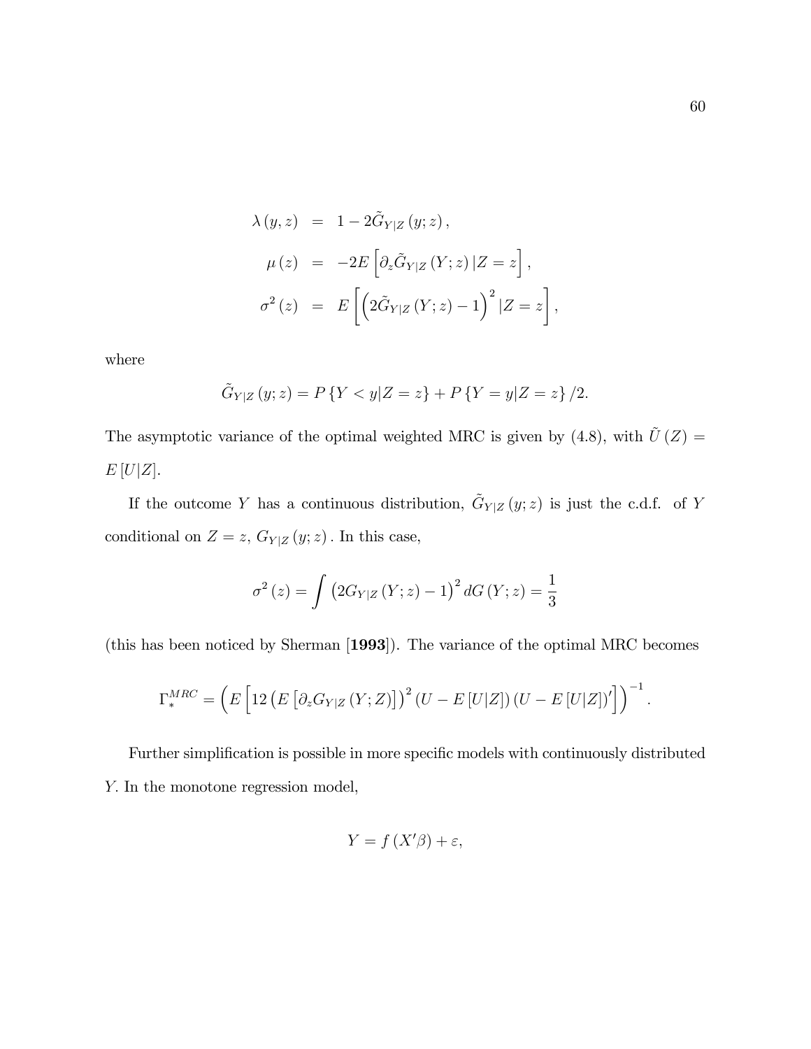$$
\begin{aligned}
\lambda(y,z) &= 1-2\tilde{G}_{Y|Z}(y;z),\\
\mu(z) &= -2E\left[\partial_z \tilde{G}_{Y|Z}(Y;z)\,|Z=z\right],\\
\sigma^2(z) &= E\left[\left(2\tilde{G}_{Y|Z}(Y;z)-1\right)^2|Z=z\right],
\end{aligned}
$$

where

$$
\tilde{G}_{Y|Z}(y;z) = P\{Y<y|Z=z\} + P\{Y=y|Z=z\}/2.
$$

The asymptotic variance of the optimal weighted MRC is given by (4.8), with $\tilde{U}(Z) = E[U|Z]$.

If the outcome $Y$ has a continuous distribution, $\tilde{G}_{Y|Z}(y;z)$ is just the c.d.f. of $Y$ conditional on $Z=z$, $G_{Y|Z}(y;z)$. In this case,

$$
\sigma^2(z) = \int \left(2G_{Y|Z}(Y;z)-1\right)^2 dG(Y;z) = \frac{1}{3}
$$

(this has been noticed by Sherman [**1993**]). The variance of the optimal MRC becomes

$$
\Gamma_*^{MRC} = \left(E\left[12\left(E\left[\partial_z G_{Y|Z}(Y;Z)\right]\right)^2 (U-E[U|Z])(U-E[U|Z])'\right]\right)^{-1}.
$$

Further simplification is possible in more specific models with continuously distributed $Y$. In the monotone regression model,

$$
Y = f(X'\beta) + \varepsilon,
$$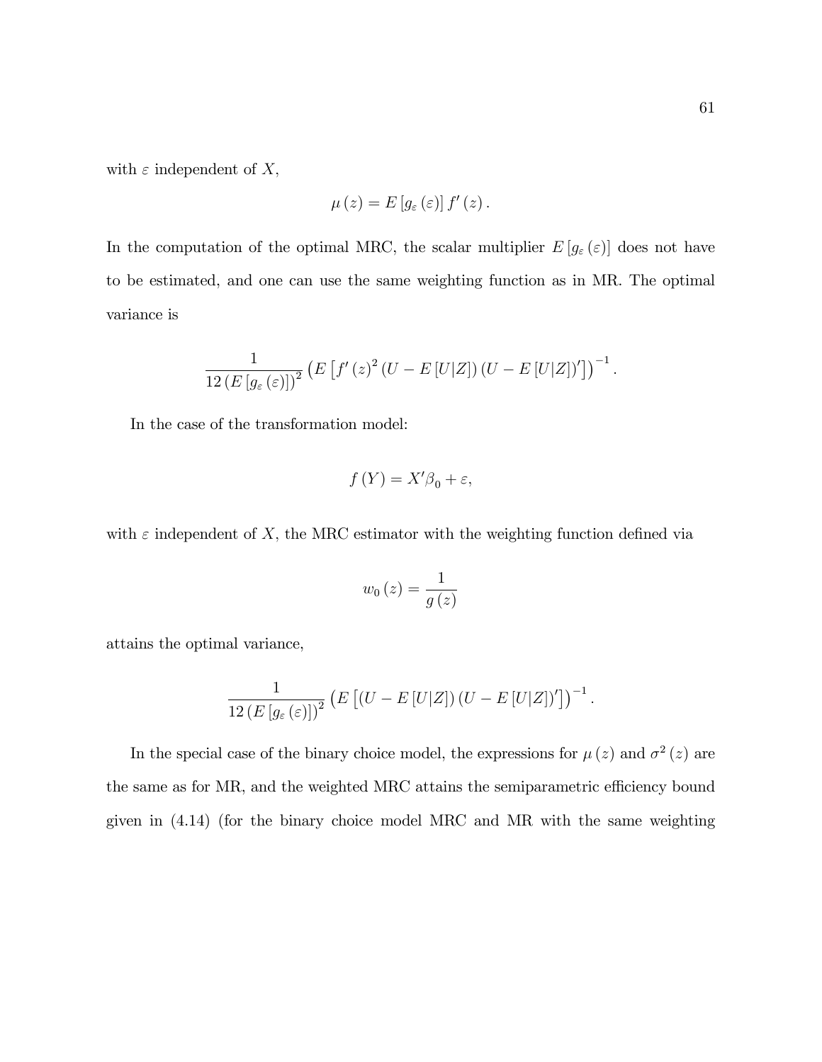with $\varepsilon$ independent of $X$,

$$\mu(z) = E[g_\varepsilon(\varepsilon)] f'(z).$$

In the computation of the optimal MRC, the scalar multiplier $E[g_\varepsilon(\varepsilon)]$ does not have to be estimated, and one can use the same weighting function as in MR. The optimal variance is

$$\frac{1}{12(E[g_\varepsilon(\varepsilon)])^2}\left(E\left[f'(z)^2(U - E[U|Z])(U - E[U|Z])'\right]\right)^{-1}.$$

In the case of the transformation model:

$$f(Y) = X'\beta_0 + \varepsilon,$$

with $\varepsilon$ independent of $X$, the MRC estimator with the weighting function defined via

$$w_0(z) = \frac{1}{g(z)}$$

attains the optimal variance,

$$\frac{1}{12(E[g_\varepsilon(\varepsilon)])^2}\left(E\left[(U - E[U|Z])(U - E[U|Z])'\right]\right)^{-1}.$$

In the special case of the binary choice model, the expressions for $\mu(z)$ and $\sigma^2(z)$ are the same as for MR, and the weighted MRC attains the semiparametric efficiency bound given in (4.14) (for the binary choice model MRC and MR with the same weighting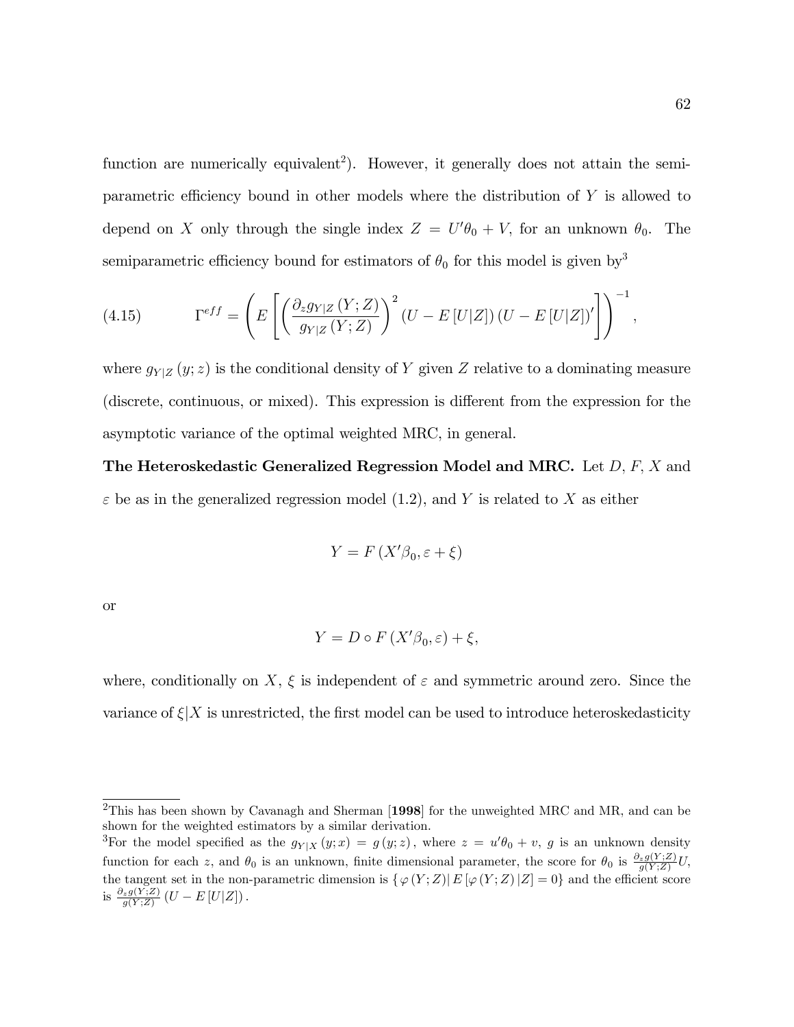function are numerically equivalent[2]). However, it generally does not attain the semiparametric efficiency bound in other models where the distribution of $Y$ is allowed to depend on $X$ only through the single index $Z = U'\theta_0 + V$, for an unknown $\theta_0$. The semiparametric efficiency bound for estimators of $\theta_0$ for this model is given by[3]

$$\Gamma^{eff} = \left( E\left[ \left( \frac{\partial_z g_{Y|Z}(Y;Z)}{g_{Y|Z}(Y;Z)} \right)^2 (U - E[U|Z])(U - E[U|Z])' \right] \right)^{-1}, \tag{4.15}$$

where $g_{Y|Z}(y;z)$ is the conditional density of $Y$ given $Z$ relative to a dominating measure (discrete, continuous, or mixed). This expression is different from the expression for the asymptotic variance of the optimal weighted MRC, in general.

**The Heteroskedastic Generalized Regression Model and MRC.** Let $D$, $F$, $X$ and $\varepsilon$ be as in the generalized regression model (1.2), and $Y$ is related to $X$ as either

$$Y = F(X'\beta_0, \varepsilon + \xi)$$

or

$$Y = D \circ F(X'\beta_0, \varepsilon) + \xi,$$

where, conditionally on $X$, $\xi$ is independent of $\varepsilon$ and symmetric around zero. Since the variance of $\xi|X$ is unrestricted, the first model can be used to introduce heteroskedasticity

---

[2]This has been shown by Cavanagh and Sherman [**1998**] for the unweighted MRC and MR, and can be shown for the weighted estimators by a similar derivation.

[3]For the model specified as the $g_{Y|X}(y;x) = g(y;z)$, where $z = u'\theta_0 + v$, $g$ is an unknown density function for each $z$, and $\theta_0$ is an unknown, finite dimensional parameter, the score for $\theta_0$ is $\frac{\partial_z g(Y;Z)}{g(Y;Z)}U$, the tangent set in the non-parametric dimension is $\{\varphi(Y;Z)|\, E[\varphi(Y;Z)|Z] = 0\}$ and the efficient score is $\frac{\partial_z g(Y;Z)}{g(Y;Z)}(U - E[U|Z])$.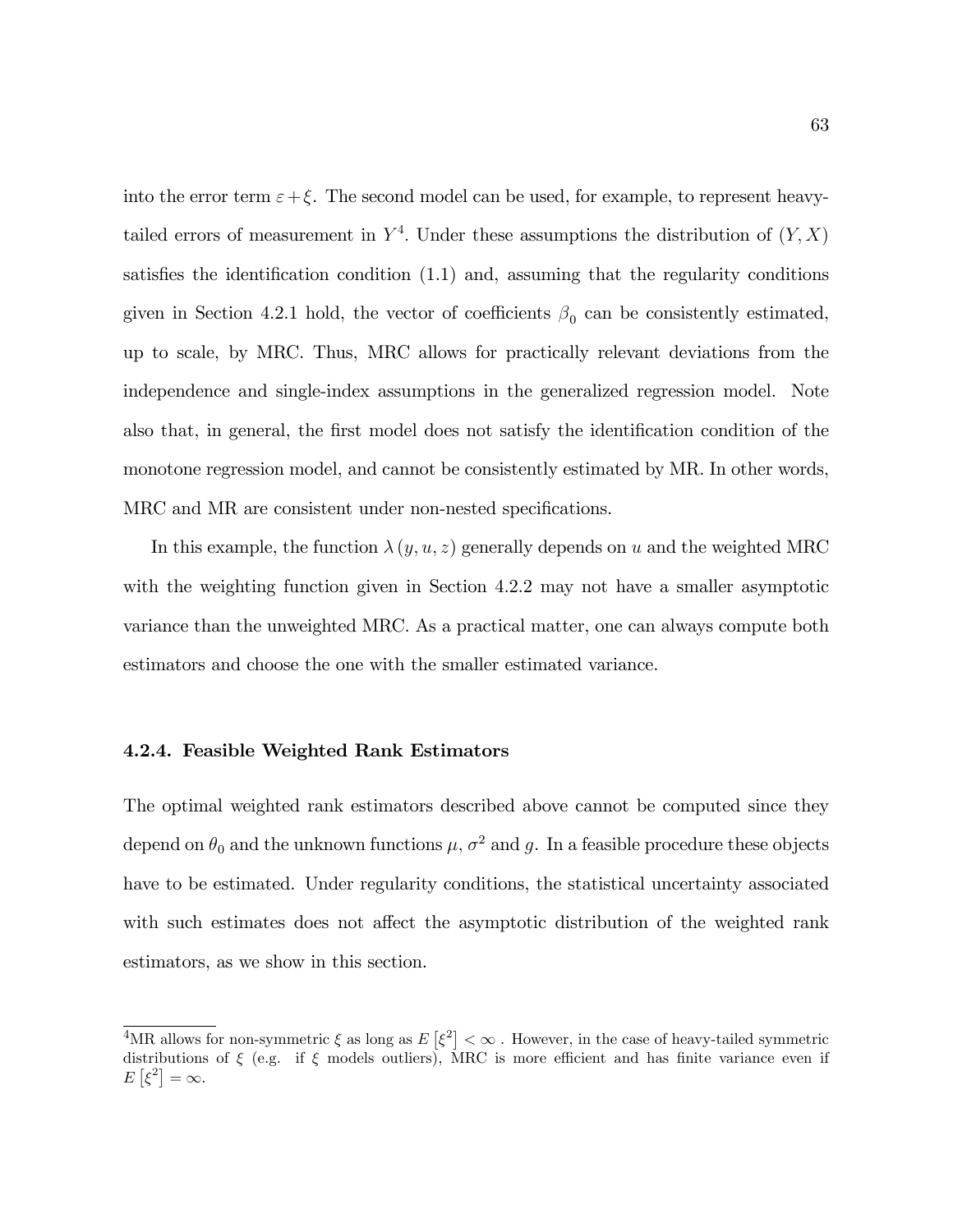into the error term $\varepsilon + \xi$. The second model can be used, for example, to represent heavy-tailed errors of measurement in $Y$[4]. Under these assumptions the distribution of $(Y, X)$ satisfies the identification condition (1.1) and, assuming that the regularity conditions given in Section 4.2.1 hold, the vector of coefficients $\beta_0$ can be consistently estimated, up to scale, by MRC. Thus, MRC allows for practically relevant deviations from the independence and single-index assumptions in the generalized regression model. Note also that, in general, the first model does not satisfy the identification condition of the monotone regression model, and cannot be consistently estimated by MR. In other words, MRC and MR are consistent under non-nested specifications.

In this example, the function $\lambda(y, u, z)$ generally depends on $u$ and the weighted MRC with the weighting function given in Section 4.2.2 may not have a smaller asymptotic variance than the unweighted MRC. As a practical matter, one can always compute both estimators and choose the one with the smaller estimated variance.

### 4.2.4. Feasible Weighted Rank Estimators

The optimal weighted rank estimators described above cannot be computed since they depend on $\theta_0$ and the unknown functions $\mu$, $\sigma^2$ and $g$. In a feasible procedure these objects have to be estimated. Under regularity conditions, the statistical uncertainty associated with such estimates does not affect the asymptotic distribution of the weighted rank estimators, as we show in this section.

---

[4] MR allows for non-symmetric $\xi$ as long as $E\left[\xi^2\right] < \infty$ . However, in the case of heavy-tailed symmetric distributions of $\xi$ (e.g. if $\xi$ models outliers), MRC is more efficient and has finite variance even if $E\left[\xi^2\right] = \infty$.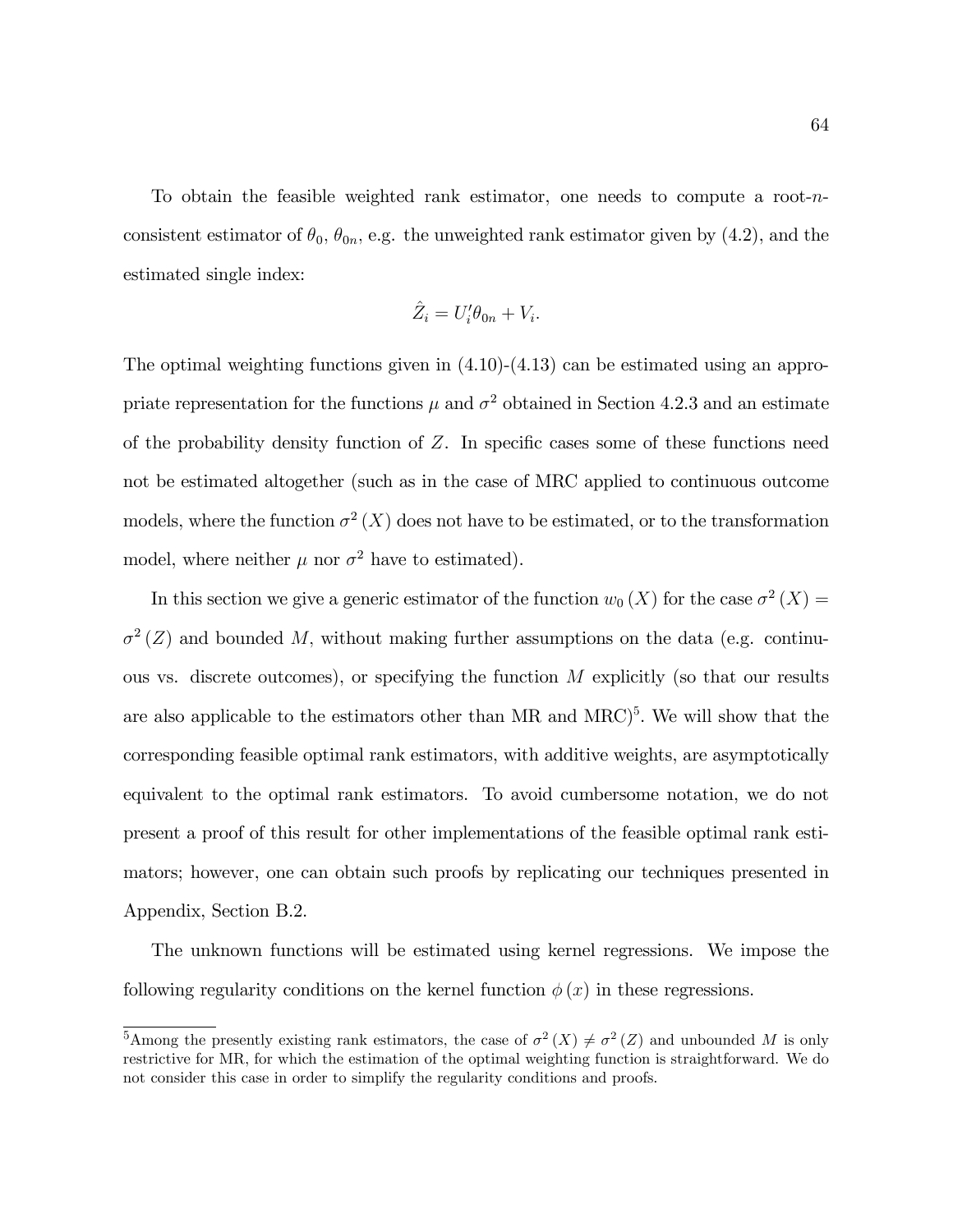To obtain the feasible weighted rank estimator, one needs to compute a root-$n$-consistent estimator of $\theta_0$, $\theta_{0n}$, e.g. the unweighted rank estimator given by (4.2), and the estimated single index:

$$\hat{Z}_i = U_i'\theta_{0n} + V_i.$$

The optimal weighting functions given in (4.10)-(4.13) can be estimated using an appropriate representation for the functions $\mu$ and $\sigma^2$ obtained in Section 4.2.3 and an estimate of the probability density function of $Z$. In specific cases some of these functions need not be estimated altogether (such as in the case of MRC applied to continuous outcome models, where the function $\sigma^2(X)$ does not have to be estimated, or to the transformation model, where neither $\mu$ nor $\sigma^2$ have to estimated).

In this section we give a generic estimator of the function $w_0(X)$ for the case $\sigma^2(X) = \sigma^2(Z)$ and bounded $M$, without making further assumptions on the data (e.g. continuous vs. discrete outcomes), or specifying the function $M$ explicitly (so that our results are also applicable to the estimators other than MR and MRC)[5]. We will show that the corresponding feasible optimal rank estimators, with additive weights, are asymptotically equivalent to the optimal rank estimators. To avoid cumbersome notation, we do not present a proof of this result for other implementations of the feasible optimal rank estimators; however, one can obtain such proofs by replicating our techniques presented in Appendix, Section B.2.

The unknown functions will be estimated using kernel regressions. We impose the following regularity conditions on the kernel function $\phi(x)$ in these regressions.

[5]Among the presently existing rank estimators, the case of $\sigma^2(X) \neq \sigma^2(Z)$ and unbounded $M$ is only restrictive for MR, for which the estimation of the optimal weighting function is straightforward. We do not consider this case in order to simplify the regularity conditions and proofs.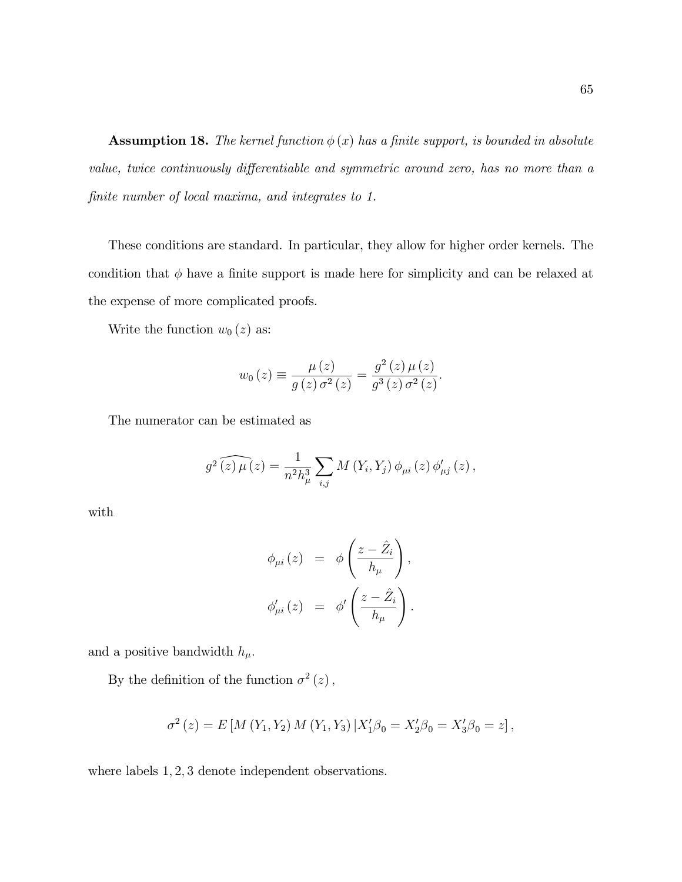**Assumption 18.** *The kernel function $\phi(x)$ has a finite support, is bounded in absolute value, twice continuously differentiable and symmetric around zero, has no more than a finite number of local maxima, and integrates to 1.*

These conditions are standard. In particular, they allow for higher order kernels. The condition that $\phi$ have a finite support is made here for simplicity and can be relaxed at the expense of more complicated proofs.

Write the function $w_0(z)$ as:

$$w_0(z) \equiv \frac{\mu(z)}{g(z)\,\sigma^2(z)} = \frac{g^2(z)\,\mu(z)}{g^3(z)\,\sigma^2(z)}.$$

The numerator can be estimated as

$$\widehat{g^2(z)\,\mu(z)} = \frac{1}{n^2 h_\mu^3}\sum_{i,j} M(Y_i, Y_j)\,\phi_{\mu i}(z)\,\phi'_{\mu j}(z),$$

with

$$\begin{aligned}
\phi_{\mu i}(z) &= \phi\left(\frac{z-\hat{Z}_i}{h_\mu}\right), \\
\phi'_{\mu i}(z) &= \phi'\left(\frac{z-\hat{Z}_i}{h_\mu}\right).
\end{aligned}$$

and a positive bandwidth $h_\mu$.

By the definition of the function $\sigma^2(z)$,

$$\sigma^2(z) = E\left[M(Y_1, Y_2)\,M(Y_1, Y_3)\,|X_1'\beta_0 = X_2'\beta_0 = X_3'\beta_0 = z\right],$$

where labels $1, 2, 3$ denote independent observations.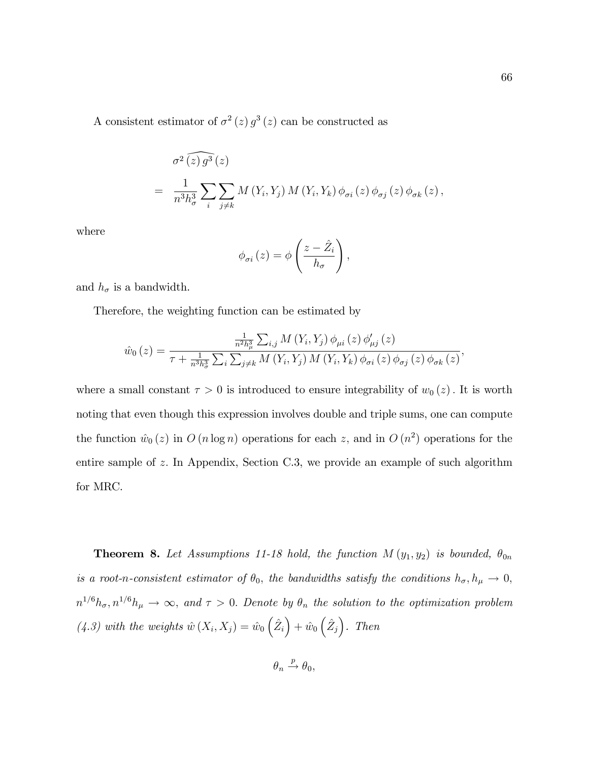A consistent estimator of $\sigma^2(z)\,g^3(z)$ can be constructed as

$$
\begin{aligned}
& \widehat{\sigma^2(z)\,g^3}(z) \\
= \;& \frac{1}{n^3 h_\sigma^3} \sum_i \sum_{j \neq k} M(Y_i, Y_j)\, M(Y_i, Y_k)\, \phi_{\sigma i}(z)\, \phi_{\sigma j}(z)\, \phi_{\sigma k}(z),
\end{aligned}
$$

where

$$
\phi_{\sigma i}(z) = \phi\left(\frac{z - \hat{Z}_i}{h_\sigma}\right),
$$

and $h_\sigma$ is a bandwidth.

Therefore, the weighting function can be estimated by

$$
\hat{w}_0(z) = \frac{\frac{1}{n^2 h_\mu^3} \sum_{i,j} M(Y_i, Y_j)\, \phi_{\mu i}(z)\, \phi'_{\mu j}(z)}{\tau + \frac{1}{n^3 h_\sigma^3} \sum_i \sum_{j \neq k} M(Y_i, Y_j)\, M(Y_i, Y_k)\, \phi_{\sigma i}(z)\, \phi_{\sigma j}(z)\, \phi_{\sigma k}(z)},
$$

where a small constant $\tau > 0$ is introduced to ensure integrability of $w_0(z)$. It is worth noting that even though this expression involves double and triple sums, one can compute the function $\hat{w}_0(z)$ in $O(n \log n)$ operations for each $z$, and in $O(n^2)$ operations for the entire sample of $z$. In Appendix, Section C.3, we provide an example of such algorithm for MRC.

**Theorem 8.** *Let Assumptions 11-18 hold, the function $M(y_1, y_2)$ is bounded, $\theta_{0n}$ is a root-n-consistent estimator of $\theta_0$, the bandwidths satisfy the conditions $h_\sigma, h_\mu \to 0$, $n^{1/6} h_\sigma, n^{1/6} h_\mu \to \infty$, and $\tau > 0$. Denote by $\theta_n$ the solution to the optimization problem (4.3) with the weights $\hat{w}(X_i, X_j) = \hat{w}_0\left(\hat{Z}_i\right) + \hat{w}_0\left(\hat{Z}_j\right)$. Then*

$$
\theta_n \xrightarrow{p} \theta_0,
$$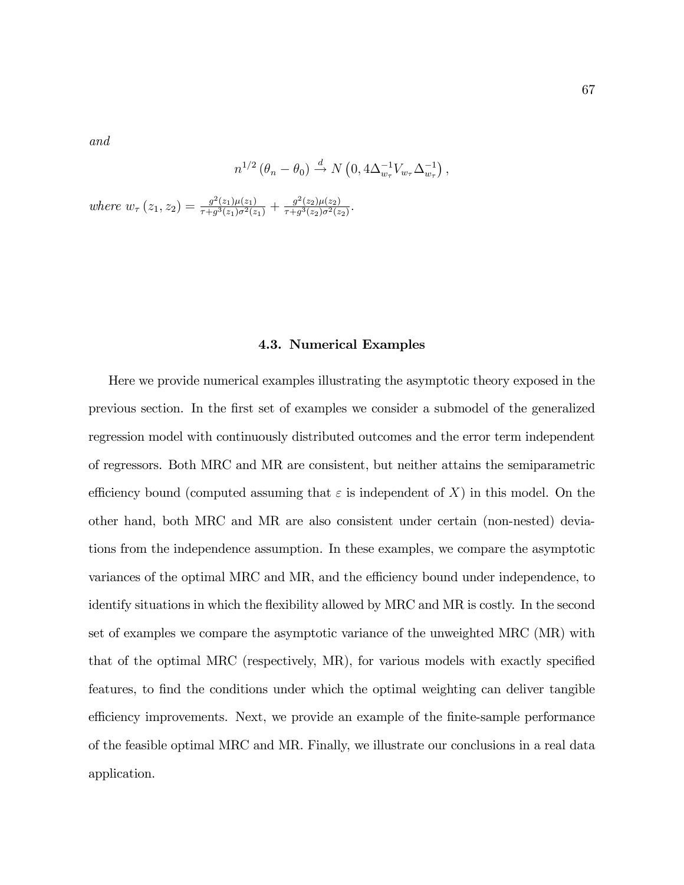*and*

$$n^{1/2}\left(\theta_n - \theta_0\right) \xrightarrow{d} N\left(0, 4\Delta_{w_\tau}^{-1} V_{w_\tau} \Delta_{w_\tau}^{-1}\right),$$

*where* $w_\tau\left(z_1, z_2\right) = \frac{g^2(z_1)\mu(z_1)}{\tau + g^3(z_1)\sigma^2(z_1)} + \frac{g^2(z_2)\mu(z_2)}{\tau + g^3(z_2)\sigma^2(z_2)}$.

### 4.3. Numerical Examples

Here we provide numerical examples illustrating the asymptotic theory exposed in the previous section. In the first set of examples we consider a submodel of the generalized regression model with continuously distributed outcomes and the error term independent of regressors. Both MRC and MR are consistent, but neither attains the semiparametric efficiency bound (computed assuming that $\varepsilon$ is independent of $X$) in this model. On the other hand, both MRC and MR are also consistent under certain (non-nested) deviations from the independence assumption. In these examples, we compare the asymptotic variances of the optimal MRC and MR, and the efficiency bound under independence, to identify situations in which the flexibility allowed by MRC and MR is costly. In the second set of examples we compare the asymptotic variance of the unweighted MRC (MR) with that of the optimal MRC (respectively, MR), for various models with exactly specified features, to find the conditions under which the optimal weighting can deliver tangible efficiency improvements. Next, we provide an example of the finite-sample performance of the feasible optimal MRC and MR. Finally, we illustrate our conclusions in a real data application.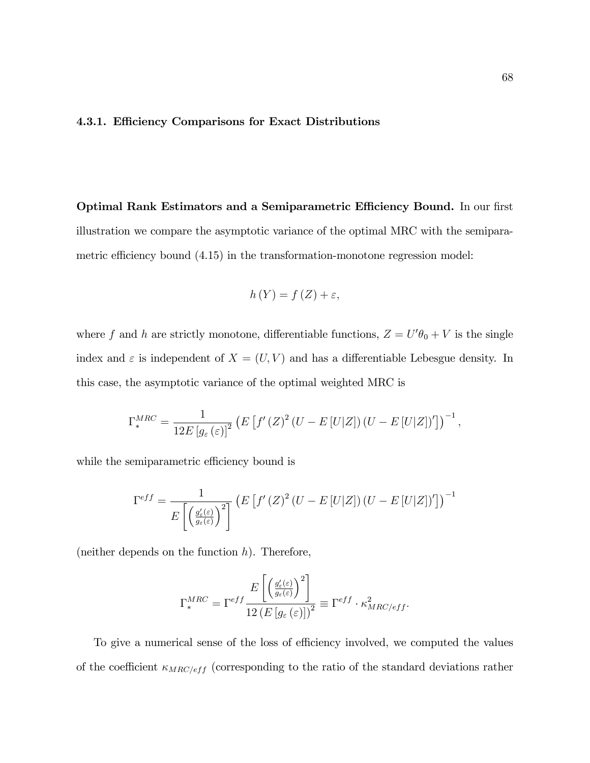#### 4.3.1. Efficiency Comparisons for Exact Distributions

**Optimal Rank Estimators and a Semiparametric Efficiency Bound.** In our first illustration we compare the asymptotic variance of the optimal MRC with the semiparametric efficiency bound (4.15) in the transformation-monotone regression model:

$$h(Y) = f(Z) + \varepsilon,$$

where $f$ and $h$ are strictly monotone, differentiable functions, $Z = U'\theta_0 + V$ is the single index and $\varepsilon$ is independent of $X = (U, V)$ and has a differentiable Lebesgue density. In this case, the asymptotic variance of the optimal weighted MRC is

$$\Gamma_*^{MRC} = \frac{1}{12E\left[g_\varepsilon(\varepsilon)\right]^2}\left(E\left[f'(Z)^2\left(U - E[U|Z]\right)\left(U - E[U|Z]\right)'\right]\right)^{-1},$$

while the semiparametric efficiency bound is

$$\Gamma^{eff} = \frac{1}{E\left[\left(\frac{g_\varepsilon'(\varepsilon)}{g_\varepsilon(\varepsilon)}\right)^2\right]}\left(E\left[f'(Z)^2\left(U - E[U|Z]\right)\left(U - E[U|Z]\right)'\right]\right)^{-1}$$

(neither depends on the function $h$). Therefore,

$$\Gamma_*^{MRC} = \Gamma^{eff}\frac{E\left[\left(\frac{g_\varepsilon'(\varepsilon)}{g_\varepsilon(\varepsilon)}\right)^2\right]}{12\left(E\left[g_\varepsilon(\varepsilon)\right]\right)^2} \equiv \Gamma^{eff}\cdot\kappa_{MRC/eff}^2.$$

To give a numerical sense of the loss of efficiency involved, we computed the values of the coefficient $\kappa_{MRC/eff}$ (corresponding to the ratio of the standard deviations rather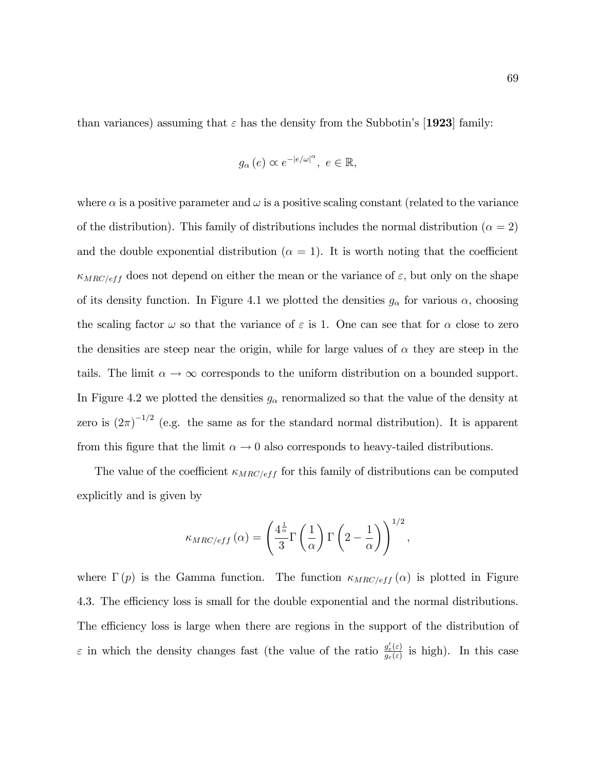than variances) assuming that $\varepsilon$ has the density from the Subbotin's [**1923**] family:

$$g_{\alpha}(e) \propto e^{-|e/\omega|^{\alpha}},\ e \in \mathbb{R},$$

where $\alpha$ is a positive parameter and $\omega$ is a positive scaling constant (related to the variance of the distribution). This family of distributions includes the normal distribution ($\alpha = 2$) and the double exponential distribution ($\alpha = 1$). It is worth noting that the coefficient $\kappa_{MRC/eff}$ does not depend on either the mean or the variance of $\varepsilon$, but only on the shape of its density function. In Figure 4.1 we plotted the densities $g_{\alpha}$ for various $\alpha$, choosing the scaling factor $\omega$ so that the variance of $\varepsilon$ is 1. One can see that for $\alpha$ close to zero the densities are steep near the origin, while for large values of $\alpha$ they are steep in the tails. The limit $\alpha \to \infty$ corresponds to the uniform distribution on a bounded support. In Figure 4.2 we plotted the densities $g_{\alpha}$ renormalized so that the value of the density at zero is $(2\pi)^{-1/2}$ (e.g. the same as for the standard normal distribution). It is apparent from this figure that the limit $\alpha \to 0$ also corresponds to heavy-tailed distributions.

The value of the coefficient $\kappa_{MRC/eff}$ for this family of distributions can be computed explicitly and is given by

$$\kappa_{MRC/eff}(\alpha) = \left( \frac{4^{\frac{1}{\alpha}}}{3} \Gamma\left(\frac{1}{\alpha}\right) \Gamma\left(2 - \frac{1}{\alpha}\right) \right)^{1/2},$$

where $\Gamma(p)$ is the Gamma function. The function $\kappa_{MRC/eff}(\alpha)$ is plotted in Figure 4.3. The efficiency loss is small for the double exponential and the normal distributions. The efficiency loss is large when there are regions in the support of the distribution of $\varepsilon$ in which the density changes fast (the value of the ratio $\frac{g'_{\varepsilon}(\varepsilon)}{g_{\varepsilon}(\varepsilon)}$ is high). In this case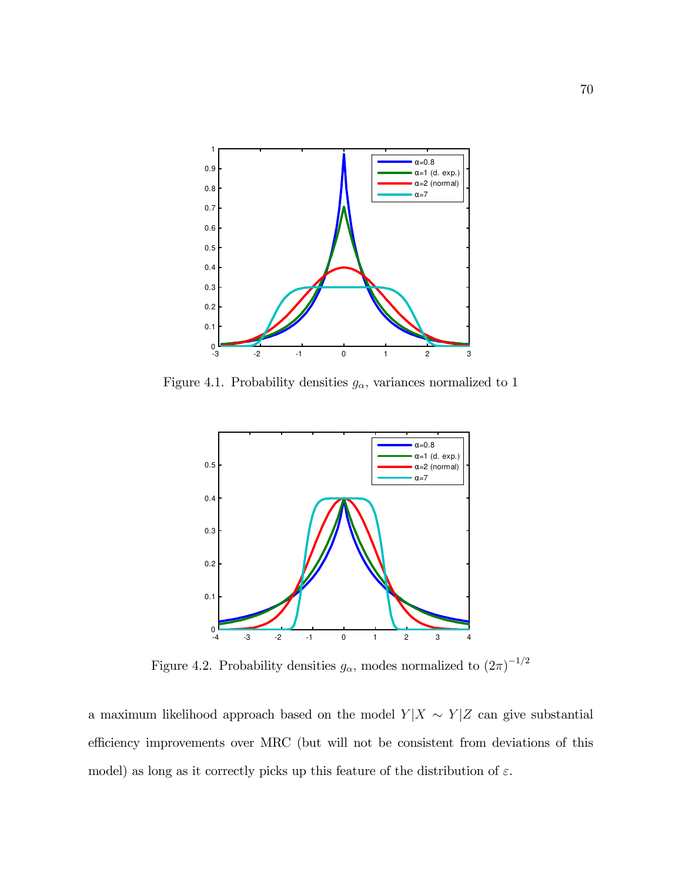Figure 4.1. Probability densities $g_\alpha$, variances normalized to 1

Figure 4.2. Probability densities $g_\alpha$, modes normalized to $(2\pi)^{-1/2}$

a maximum likelihood approach based on the model $Y|X \sim Y|Z$ can give substantial efficiency improvements over MRC (but will not be consistent from deviations of this model) as long as it correctly picks up this feature of the distribution of $\varepsilon$.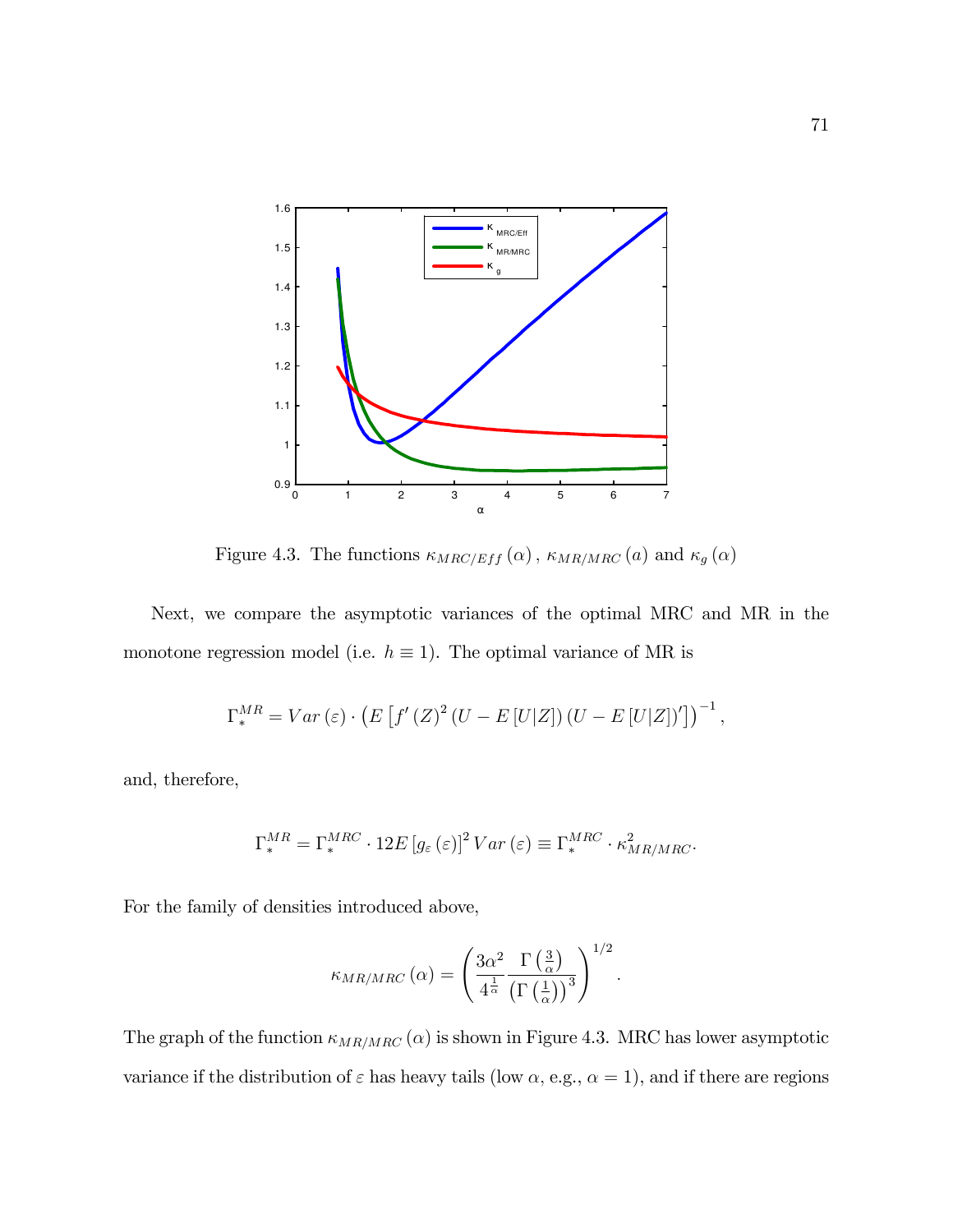Figure 4.3. The functions $\kappa_{MRC/Eff}(\alpha)$, $\kappa_{MR/MRC}(a)$ and $\kappa_g(\alpha)$

Next, we compare the asymptotic variances of the optimal MRC and MR in the monotone regression model (i.e. $h \equiv 1$). The optimal variance of MR is

$$\Gamma_*^{MR} = Var(\varepsilon) \cdot \left( E\left[ f'(Z)^2 (U - E[U|Z]) (U - E[U|Z])' \right] \right)^{-1},$$

and, therefore,

$$\Gamma_*^{MR} = \Gamma_*^{MRC} \cdot 12 E\left[ g_\varepsilon(\varepsilon) \right]^2 Var(\varepsilon) \equiv \Gamma_*^{MRC} \cdot \kappa_{MR/MRC}^2.$$

For the family of densities introduced above,

$$\kappa_{MR/MRC}(\alpha) = \left( \frac{3\alpha^2}{4^{\frac{1}{\alpha}}} \frac{\Gamma\left(\frac{3}{\alpha}\right)}{\left(\Gamma\left(\frac{1}{\alpha}\right)\right)^3} \right)^{1/2}.$$

The graph of the function $\kappa_{MR/MRC}(\alpha)$ is shown in Figure 4.3. MRC has lower asymptotic variance if the distribution of $\varepsilon$ has heavy tails (low $\alpha$, e.g., $\alpha = 1$), and if there are regions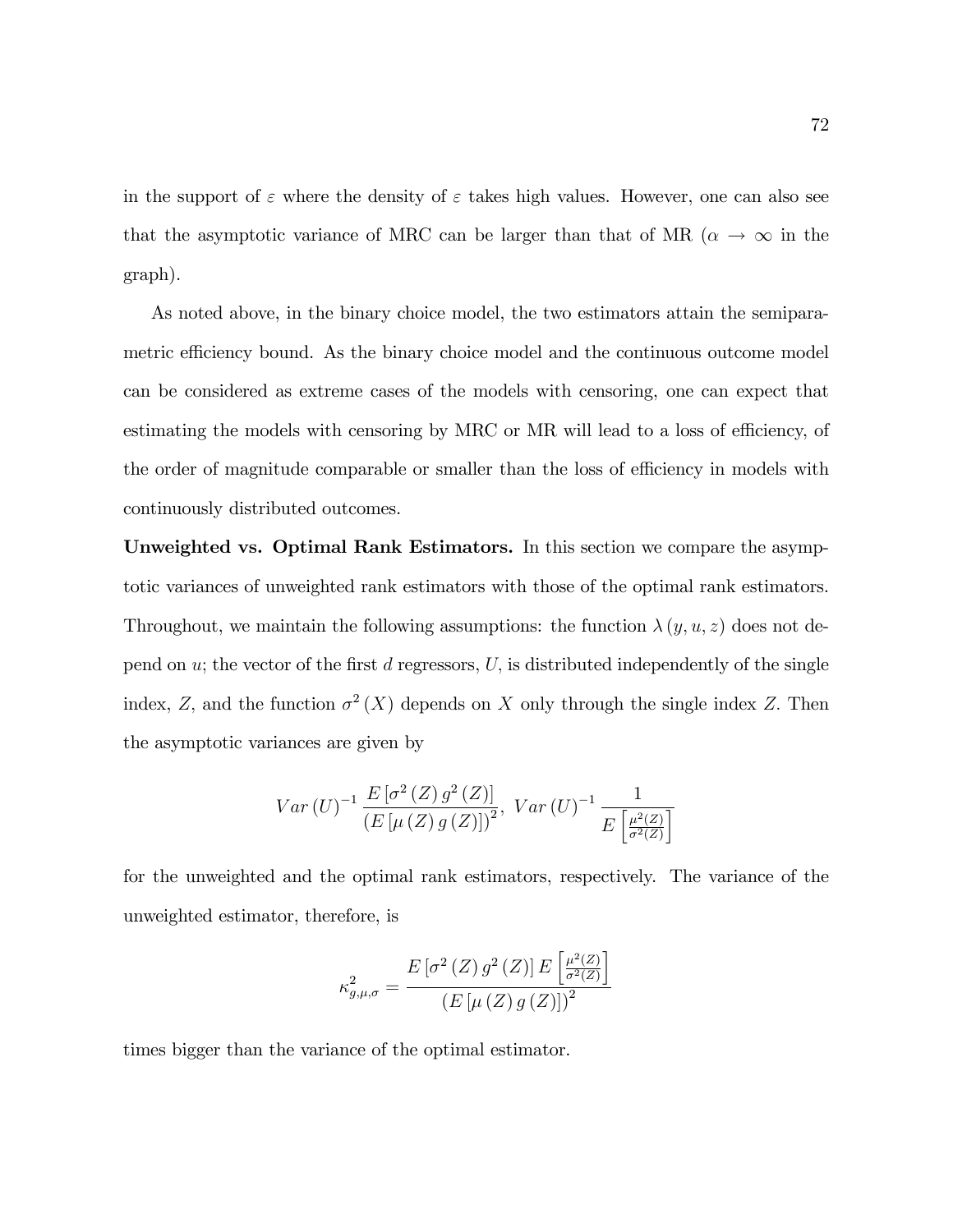in the support of $\varepsilon$ where the density of $\varepsilon$ takes high values. However, one can also see that the asymptotic variance of MRC can be larger than that of MR ($\alpha \to \infty$ in the graph).

As noted above, in the binary choice model, the two estimators attain the semiparametric efficiency bound. As the binary choice model and the continuous outcome model can be considered as extreme cases of the models with censoring, one can expect that estimating the models with censoring by MRC or MR will lead to a loss of efficiency, of the order of magnitude comparable or smaller than the loss of efficiency in models with continuously distributed outcomes.

**Unweighted vs. Optimal Rank Estimators.** In this section we compare the asymptotic variances of unweighted rank estimators with those of the optimal rank estimators. Throughout, we maintain the following assumptions: the function $\lambda(y, u, z)$ does not depend on $u$; the vector of the first $d$ regressors, $U$, is distributed independently of the single index, $Z$, and the function $\sigma^2(X)$ depends on $X$ only through the single index $Z$. Then the asymptotic variances are given by

$$Var(U)^{-1} \frac{E\left[\sigma^2(Z)\, g^2(Z)\right]}{\left(E\left[\mu(Z)\, g(Z)\right]\right)^2},\ Var(U)^{-1} \frac{1}{E\left[\frac{\mu^2(Z)}{\sigma^2(Z)}\right]}$$

for the unweighted and the optimal rank estimators, respectively. The variance of the unweighted estimator, therefore, is

$$\kappa^2_{g,\mu,\sigma} = \frac{E\left[\sigma^2(Z)\, g^2(Z)\right] E\left[\frac{\mu^2(Z)}{\sigma^2(Z)}\right]}{\left(E\left[\mu(Z)\, g(Z)\right]\right)^2}$$

times bigger than the variance of the optimal estimator.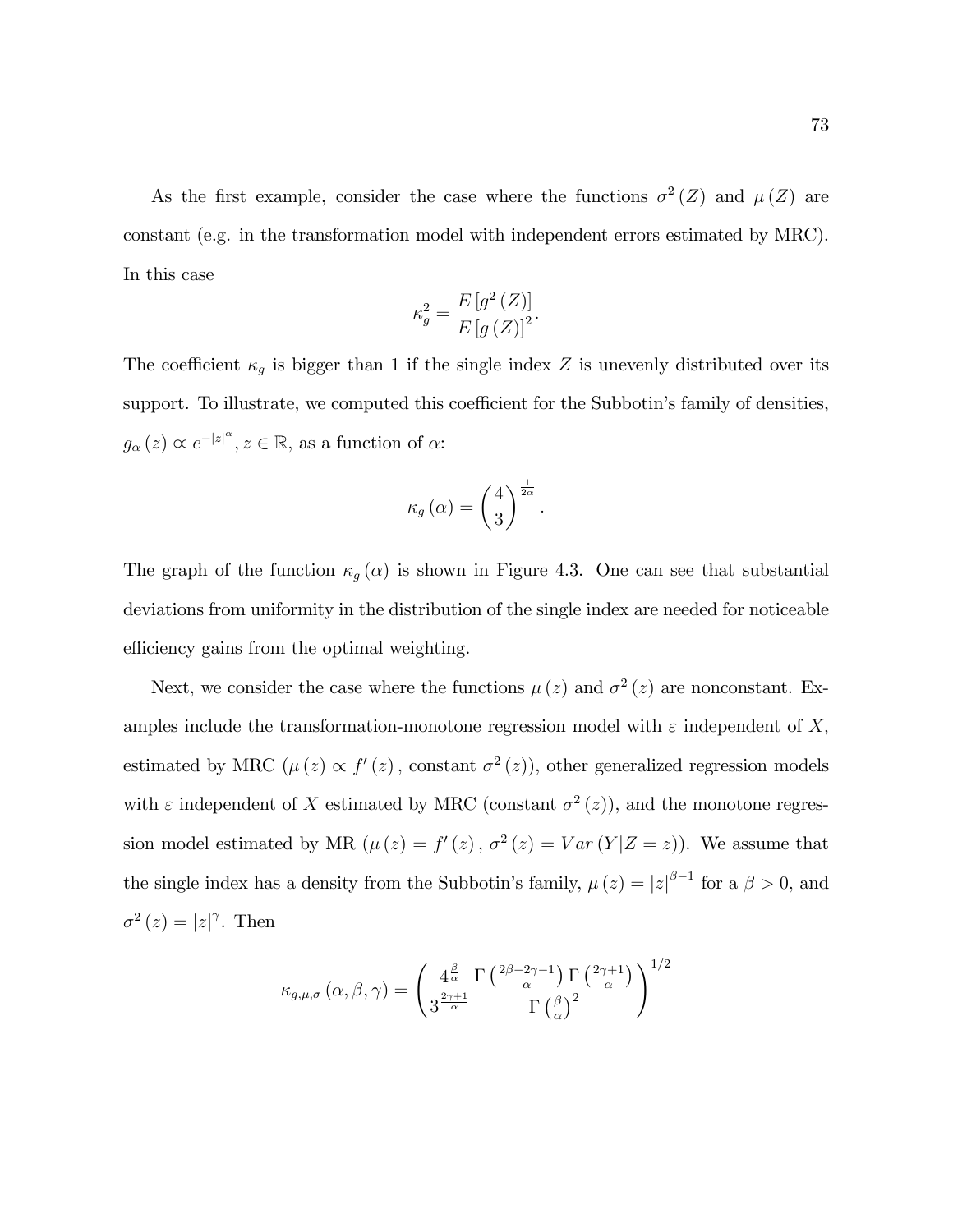As the first example, consider the case where the functions $\sigma^2(Z)$ and $\mu(Z)$ are constant (e.g. in the transformation model with independent errors estimated by MRC). In this case

$$\kappa_g^2 = \frac{E\left[g^2(Z)\right]}{E\left[g(Z)\right]^2}.$$

The coefficient $\kappa_g$ is bigger than 1 if the single index $Z$ is unevenly distributed over its support. To illustrate, we computed this coefficient for the Subbotin's family of densities, $g_\alpha(z) \propto e^{-|z|^\alpha}$, $z \in \mathbb{R}$, as a function of $\alpha$:

$$\kappa_g(\alpha) = \left(\frac{4}{3}\right)^{\frac{1}{2\alpha}}.$$

The graph of the function $\kappa_g(\alpha)$ is shown in Figure 4.3. One can see that substantial deviations from uniformity in the distribution of the single index are needed for noticeable efficiency gains from the optimal weighting.

Next, we consider the case where the functions $\mu(z)$ and $\sigma^2(z)$ are nonconstant. Examples include the transformation-monotone regression model with $\varepsilon$ independent of $X$, estimated by MRC ($\mu(z) \propto f'(z)$, constant $\sigma^2(z)$), other generalized regression models with $\varepsilon$ independent of $X$ estimated by MRC (constant $\sigma^2(z)$), and the monotone regression model estimated by MR ($\mu(z) = f'(z)$, $\sigma^2(z) = Var(Y|Z=z)$). We assume that the single index has a density from the Subbotin's family, $\mu(z) = |z|^{\beta-1}$ for a $\beta > 0$, and $\sigma^2(z) = |z|^\gamma$. Then

$$\kappa_{g,\mu,\sigma}(\alpha,\beta,\gamma) = \left(\frac{4^{\frac{\beta}{\alpha}}}{3^{\frac{2\gamma+1}{\alpha}}} \frac{\Gamma\left(\frac{2\beta-2\gamma-1}{\alpha}\right)\Gamma\left(\frac{2\gamma+1}{\alpha}\right)}{\Gamma\left(\frac{\beta}{\alpha}\right)^2}\right)^{1/2}$$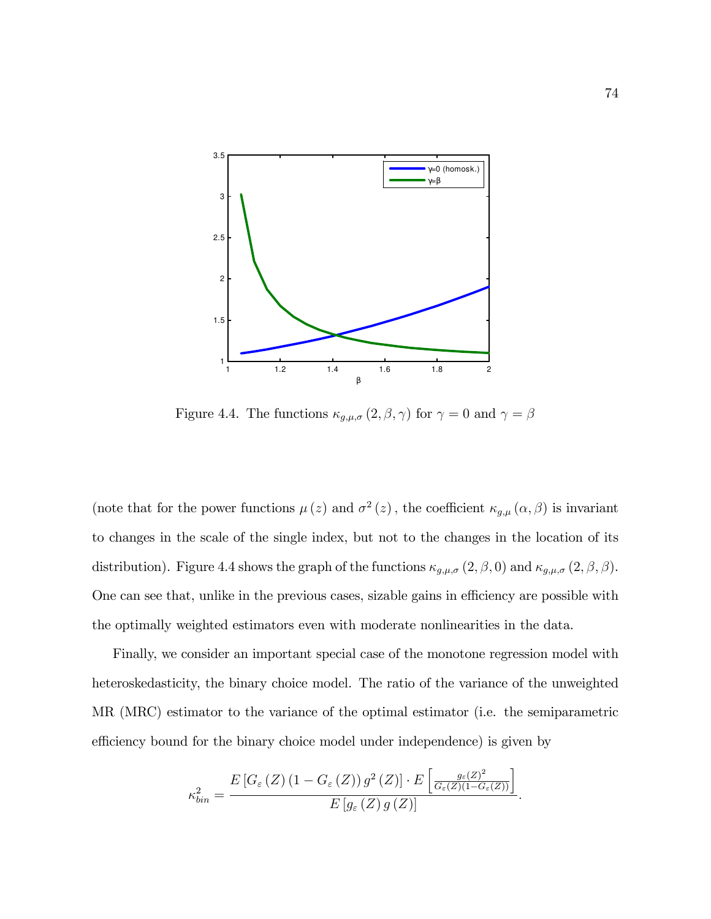Figure 4.4. The functions $\kappa_{g,\mu,\sigma}(2,\beta,\gamma)$ for $\gamma = 0$ and $\gamma = \beta$

(note that for the power functions $\mu(z)$ and $\sigma^2(z)$, the coefficient $\kappa_{g,\mu}(\alpha,\beta)$ is invariant to changes in the scale of the single index, but not to the changes in the location of its distribution). Figure 4.4 shows the graph of the functions $\kappa_{g,\mu,\sigma}(2,\beta,0)$ and $\kappa_{g,\mu,\sigma}(2,\beta,\beta)$. One can see that, unlike in the previous cases, sizable gains in efficiency are possible with the optimally weighted estimators even with moderate nonlinearities in the data.

Finally, we consider an important special case of the monotone regression model with heteroskedasticity, the binary choice model. The ratio of the variance of the unweighted MR (MRC) estimator to the variance of the optimal estimator (i.e. the semiparametric efficiency bound for the binary choice model under independence) is given by

$$\kappa_{bin}^2 = \frac{E\left[G_\varepsilon(Z)\left(1 - G_\varepsilon(Z)\right)g^2(Z)\right] \cdot E\left[\frac{g_\varepsilon(Z)^2}{G_\varepsilon(Z)(1-G_\varepsilon(Z))}\right]}{E\left[g_\varepsilon(Z)\,g(Z)\right]}.$$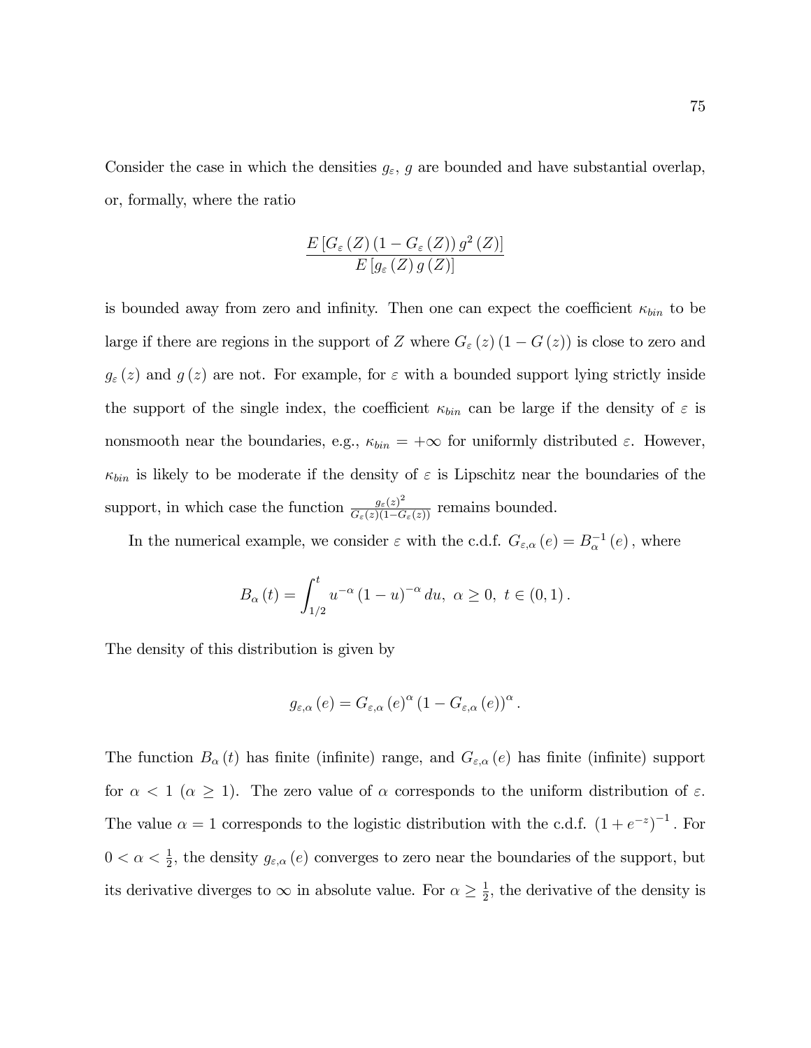Consider the case in which the densities $g_\varepsilon$, $g$ are bounded and have substantial overlap, or, formally, where the ratio

$$\frac{E\left[G_\varepsilon(Z)\left(1-G_\varepsilon(Z)\right)g^2(Z)\right]}{E\left[g_\varepsilon(Z)\,g(Z)\right]}$$

is bounded away from zero and infinity. Then one can expect the coefficient $\kappa_{bin}$ to be large if there are regions in the support of $Z$ where $G_\varepsilon(z)(1-G(z))$ is close to zero and $g_\varepsilon(z)$ and $g(z)$ are not. For example, for $\varepsilon$ with a bounded support lying strictly inside the support of the single index, the coefficient $\kappa_{bin}$ can be large if the density of $\varepsilon$ is nonsmooth near the boundaries, e.g., $\kappa_{bin}=+\infty$ for uniformly distributed $\varepsilon$. However, $\kappa_{bin}$ is likely to be moderate if the density of $\varepsilon$ is Lipschitz near the boundaries of the support, in which case the function $\frac{g_\varepsilon(z)^2}{G_\varepsilon(z)(1-G_\varepsilon(z))}$ remains bounded.

In the numerical example, we consider $\varepsilon$ with the c.d.f. $G_{\varepsilon,\alpha}(e)=B_\alpha^{-1}(e)$, where

$$B_\alpha(t)=\int_{1/2}^{t}u^{-\alpha}(1-u)^{-\alpha}\,du,\ \alpha\geq 0,\ t\in(0,1).$$

The density of this distribution is given by

$$g_{\varepsilon,\alpha}(e)=G_{\varepsilon,\alpha}(e)^\alpha\left(1-G_{\varepsilon,\alpha}(e)\right)^\alpha.$$

The function $B_\alpha(t)$ has finite (infinite) range, and $G_{\varepsilon,\alpha}(e)$ has finite (infinite) support for $\alpha<1$ ($\alpha\geq 1$). The zero value of $\alpha$ corresponds to the uniform distribution of $\varepsilon$. The value $\alpha=1$ corresponds to the logistic distribution with the c.d.f. $\left(1+e^{-z}\right)^{-1}$. For $0<\alpha<\frac{1}{2}$, the density $g_{\varepsilon,\alpha}(e)$ converges to zero near the boundaries of the support, but its derivative diverges to $\infty$ in absolute value. For $\alpha\geq\frac{1}{2}$, the derivative of the density is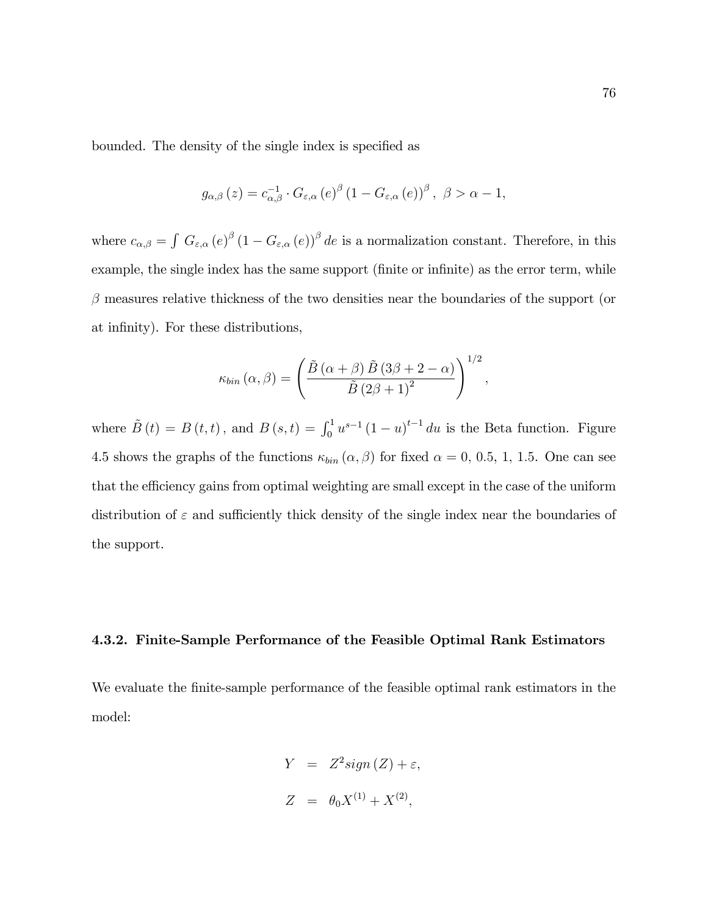bounded. The density of the single index is specified as

$$g_{\alpha,\beta}(z) = c_{\alpha,\beta}^{-1} \cdot G_{\varepsilon,\alpha}(e)^{\beta} (1 - G_{\varepsilon,\alpha}(e))^{\beta}, \ \beta > \alpha - 1,$$

where $c_{\alpha,\beta} = \int G_{\varepsilon,\alpha}(e)^{\beta} (1 - G_{\varepsilon,\alpha}(e))^{\beta} de$ is a normalization constant. Therefore, in this example, the single index has the same support (finite or infinite) as the error term, while $\beta$ measures relative thickness of the two densities near the boundaries of the support (or at infinity). For these distributions,

$$\kappa_{bin}(\alpha, \beta) = \left( \frac{\tilde{B}(\alpha + \beta) \tilde{B}(3\beta + 2 - \alpha)}{\tilde{B}(2\beta + 1)^2} \right)^{1/2},$$

where $\tilde{B}(t) = B(t,t)$, and $B(s,t) = \int_0^1 u^{s-1}(1-u)^{t-1} du$ is the Beta function. Figure 4.5 shows the graphs of the functions $\kappa_{bin}(\alpha, \beta)$ for fixed $\alpha = 0$, 0.5, 1, 1.5. One can see that the efficiency gains from optimal weighting are small except in the case of the uniform distribution of $\varepsilon$ and sufficiently thick density of the single index near the boundaries of the support.

### 4.3.2. Finite-Sample Performance of the Feasible Optimal Rank Estimators

We evaluate the finite-sample performance of the feasible optimal rank estimators in the model:

$$\begin{aligned} Y &= Z^2 sign(Z) + \varepsilon, \\ Z &= \theta_0 X^{(1)} + X^{(2)}, \end{aligned}$$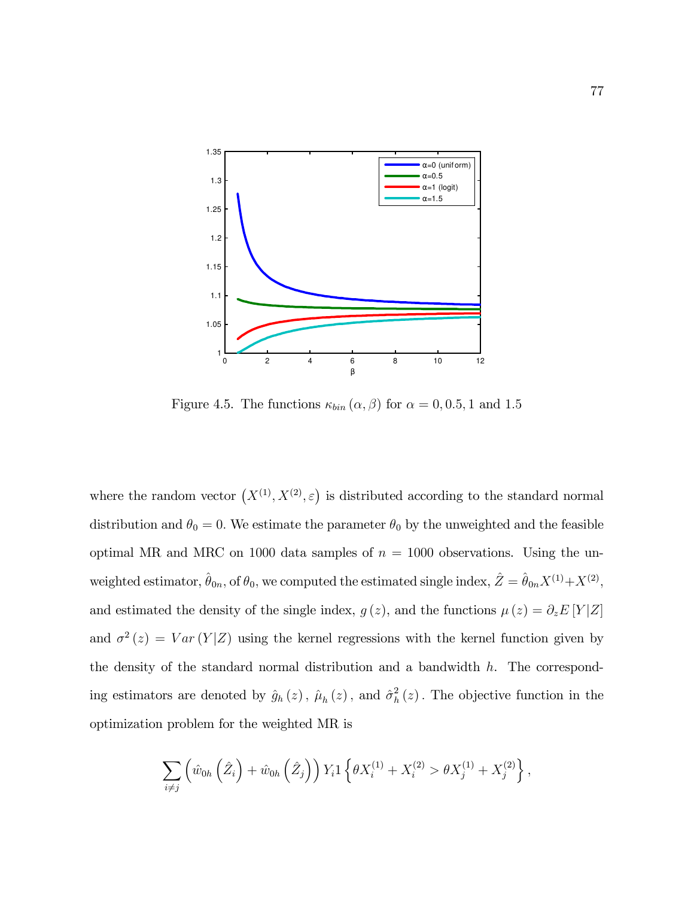Figure 4.5. The functions $\kappa_{bin}(\alpha, \beta)$ for $\alpha = 0, 0.5, 1$ and $1.5$

where the random vector $(X^{(1)}, X^{(2)}, \varepsilon)$ is distributed according to the standard normal distribution and $\theta_0 = 0$. We estimate the parameter $\theta_0$ by the unweighted and the feasible optimal MR and MRC on 1000 data samples of $n = 1000$ observations. Using the unweighted estimator, $\hat{\theta}_{0n}$, of $\theta_0$, we computed the estimated single index, $\hat{Z} = \hat{\theta}_{0n} X^{(1)} + X^{(2)}$, and estimated the density of the single index, $g(z)$, and the functions $\mu(z) = \partial_z E[Y|Z]$ and $\sigma^2(z) = Var(Y|Z)$ using the kernel regressions with the kernel function given by the density of the standard normal distribution and a bandwidth $h$. The corresponding estimators are denoted by $\hat{g}_h(z)$, $\hat{\mu}_h(z)$, and $\hat{\sigma}_h^2(z)$. The objective function in the optimization problem for the weighted MR is

$$\sum_{i \neq j} \left( \hat{w}_{0h}\left(\hat{Z}_i\right) + \hat{w}_{0h}\left(\hat{Z}_j\right) \right) Y_i 1\left\{ \theta X_i^{(1)} + X_i^{(2)} > \theta X_j^{(1)} + X_j^{(2)} \right\},$$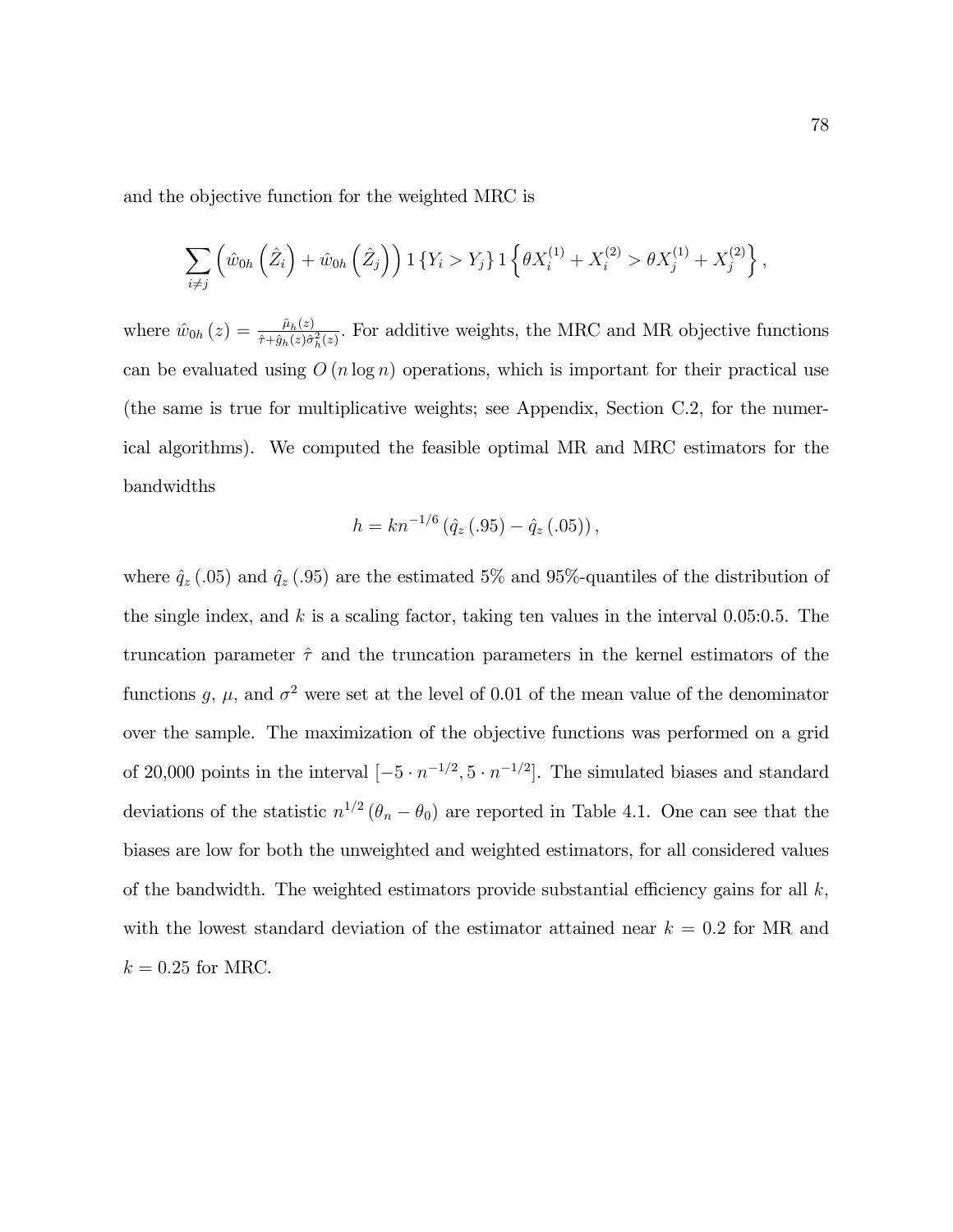and the objective function for the weighted MRC is

$$\sum_{i \neq j} \left( \hat{w}_{0h} \left( \hat{Z}_i \right) + \hat{w}_{0h} \left( \hat{Z}_j \right) \right) 1 \left\{ Y_i > Y_j \right\} 1 \left\{ \theta X_i^{(1)} + X_i^{(2)} > \theta X_j^{(1)} + X_j^{(2)} \right\},$$

where $\hat{w}_{0h}(z) = \frac{\hat{\mu}_h(z)}{\hat{\tau} + \hat{g}_h(z) \hat{\sigma}_h^2(z)}$. For additive weights, the MRC and MR objective functions can be evaluated using $O(n \log n)$ operations, which is important for their practical use (the same is true for multiplicative weights; see Appendix, Section C.2, for the numerical algorithms). We computed the feasible optimal MR and MRC estimators for the bandwidths

$$h = kn^{-1/6} \left( \hat{q}_z (.95) - \hat{q}_z (.05) \right),$$

where $\hat{q}_z(.05)$ and $\hat{q}_z(.95)$ are the estimated 5% and 95%-quantiles of the distribution of the single index, and $k$ is a scaling factor, taking ten values in the interval 0.05:0.5. The truncation parameter $\hat{\tau}$ and the truncation parameters in the kernel estimators of the functions $g$, $\mu$, and $\sigma^2$ were set at the level of 0.01 of the mean value of the denominator over the sample. The maximization of the objective functions was performed on a grid of 20,000 points in the interval $[-5 \cdot n^{-1/2}, 5 \cdot n^{-1/2}]$. The simulated biases and standard deviations of the statistic $n^{1/2}(\theta_n - \theta_0)$ are reported in Table 4.1. One can see that the biases are low for both the unweighted and weighted estimators, for all considered values of the bandwidth. The weighted estimators provide substantial efficiency gains for all $k$, with the lowest standard deviation of the estimator attained near $k = 0.2$ for MR and $k = 0.25$ for MRC.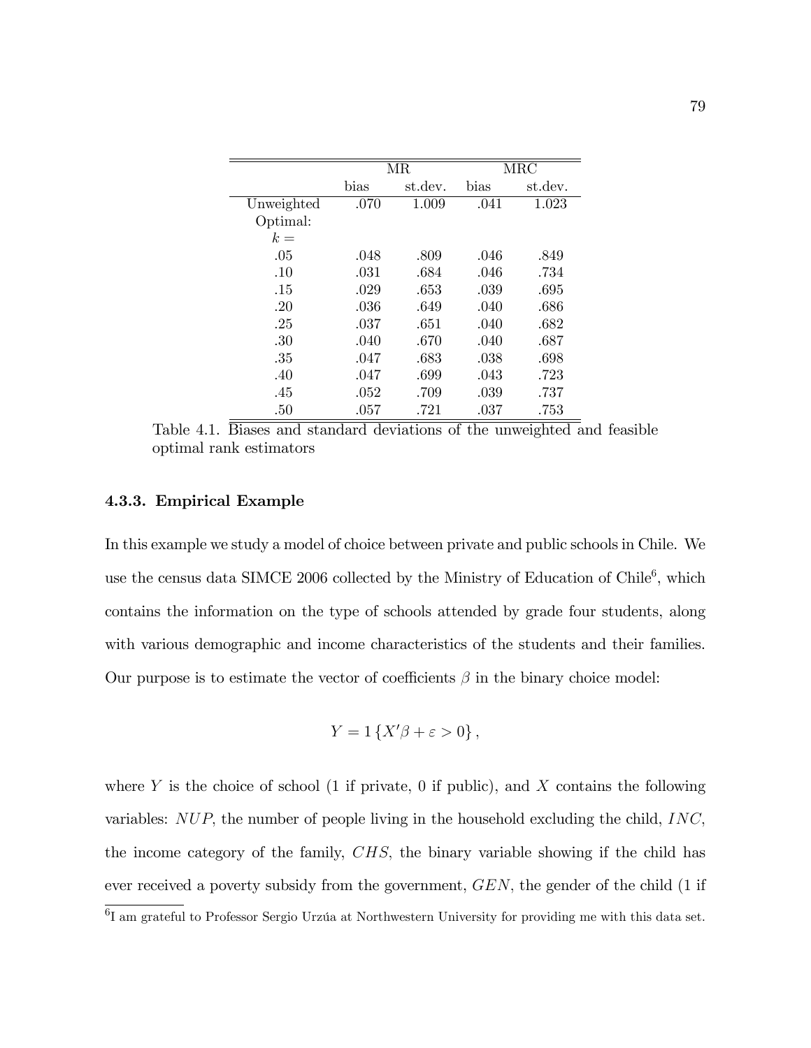| | MR | | MRC | |
|---|---|---|---|---|
| | bias | st.dev. | bias | st.dev. |
| Unweighted | .070 | 1.009 | .041 | 1.023 |
| Optimal: | | | | |
| $k =$ | | | | |
| .05 | .048 | .809 | .046 | .849 |
| .10 | .031 | .684 | .046 | .734 |
| .15 | .029 | .653 | .039 | .695 |
| .20 | .036 | .649 | .040 | .686 |
| .25 | .037 | .651 | .040 | .682 |
| .30 | .040 | .670 | .040 | .687 |
| .35 | .047 | .683 | .038 | .698 |
| .40 | .047 | .699 | .043 | .723 |
| .45 | .052 | .709 | .039 | .737 |
| .50 | .057 | .721 | .037 | .753 |

Table 4.1. Biases and standard deviations of the unweighted and feasible optimal rank estimators

### 4.3.3. Empirical Example

In this example we study a model of choice between private and public schools in Chile. We use the census data SIMCE 2006 collected by the Ministry of Education of Chile[6], which contains the information on the type of schools attended by grade four students, along with various demographic and income characteristics of the students and their families. Our purpose is to estimate the vector of coefficients $\beta$ in the binary choice model:

$$Y = 1\{X'\beta + \varepsilon > 0\},$$

where $Y$ is the choice of school (1 if private, 0 if public), and $X$ contains the following variables: $NUP$, the number of people living in the household excluding the child, $INC$, the income category of the family, $CHS$, the binary variable showing if the child has ever received a poverty subsidy from the government, $GEN$, the gender of the child (1 if

[6]I am grateful to Professor Sergio Urzúa at Northwestern University for providing me with this data set.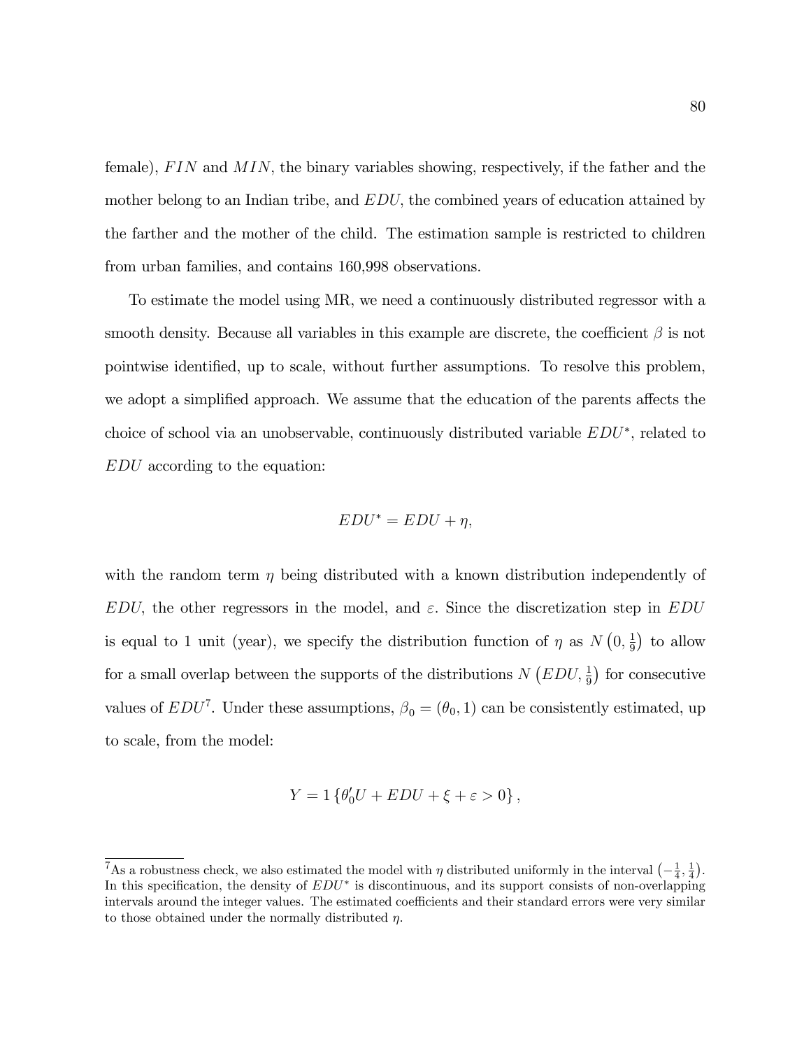female), $FIN$ and $MIN$, the binary variables showing, respectively, if the father and the mother belong to an Indian tribe, and $EDU$, the combined years of education attained by the farther and the mother of the child. The estimation sample is restricted to children from urban families, and contains 160,998 observations.

To estimate the model using MR, we need a continuously distributed regressor with a smooth density. Because all variables in this example are discrete, the coefficient $\beta$ is not pointwise identified, up to scale, without further assumptions. To resolve this problem, we adopt a simplified approach. We assume that the education of the parents affects the choice of school via an unobservable, continuously distributed variable $EDU^*$, related to $EDU$ according to the equation:

$$EDU^* = EDU + \eta,$$

with the random term $\eta$ being distributed with a known distribution independently of $EDU$, the other regressors in the model, and $\varepsilon$. Since the discretization step in $EDU$ is equal to 1 unit (year), we specify the distribution function of $\eta$ as $N\left(0, \frac{1}{9}\right)$ to allow for a small overlap between the supports of the distributions $N\left(EDU, \frac{1}{9}\right)$ for consecutive values of $EDU$[7]. Under these assumptions, $\beta_0 = (\theta_0, 1)$ can be consistently estimated, up to scale, from the model:

$$Y = 1\left\{\theta_0' U + EDU + \xi + \varepsilon > 0\right\},$$

[7] As a robustness check, we also estimated the model with $\eta$ distributed uniformly in the interval $\left(-\frac{1}{4}, \frac{1}{4}\right)$. In this specification, the density of $EDU^*$ is discontinuous, and its support consists of non-overlapping intervals around the integer values. The estimated coefficients and their standard errors were very similar to those obtained under the normally distributed $\eta$.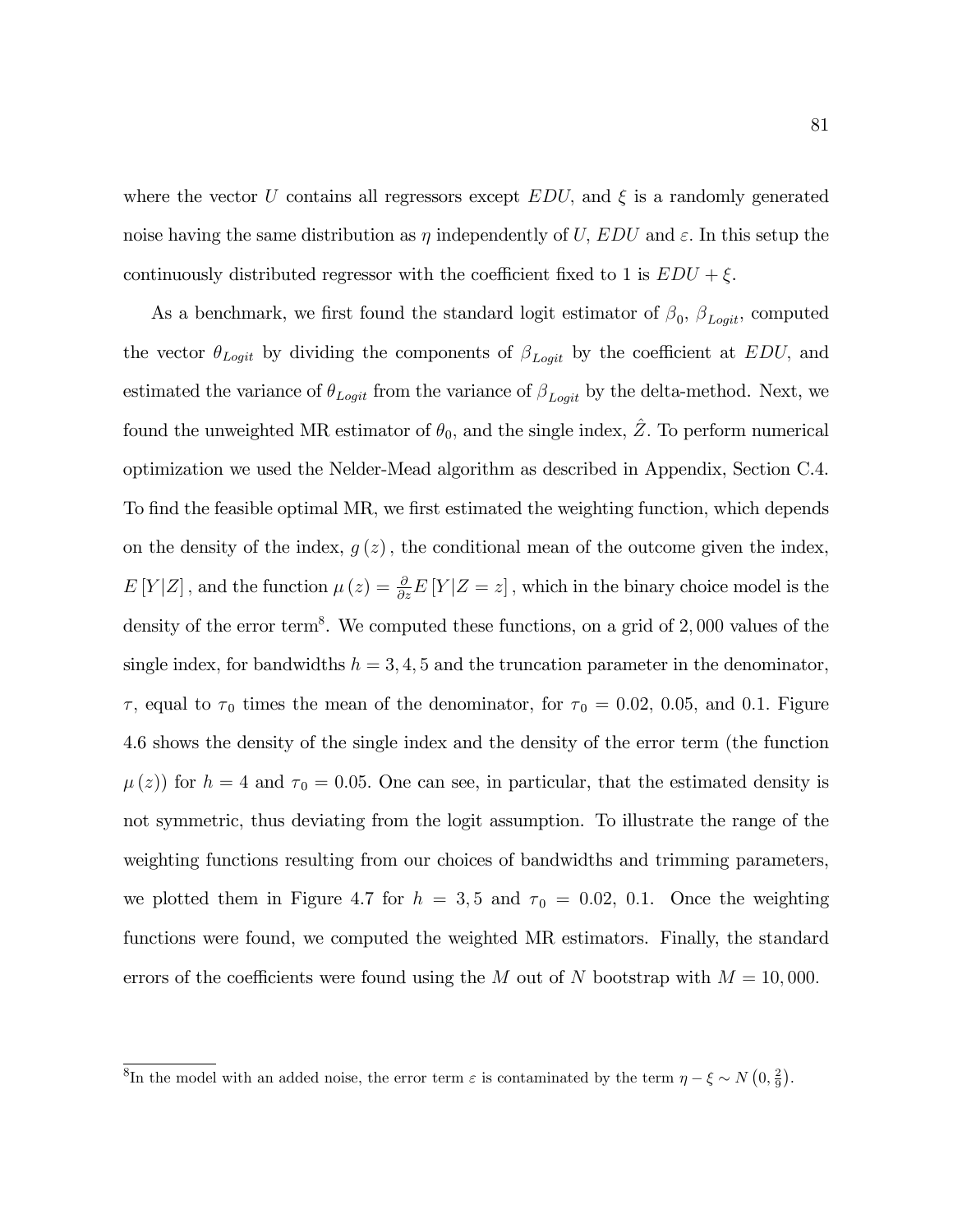where the vector $U$ contains all regressors except $EDU$, and $\xi$ is a randomly generated noise having the same distribution as $\eta$ independently of $U$, $EDU$ and $\varepsilon$. In this setup the continuously distributed regressor with the coefficient fixed to 1 is $EDU + \xi$.

As a benchmark, we first found the standard logit estimator of $\beta_0$, $\beta_{Logit}$, computed the vector $\theta_{Logit}$ by dividing the components of $\beta_{Logit}$ by the coefficient at $EDU$, and estimated the variance of $\theta_{Logit}$ from the variance of $\beta_{Logit}$ by the delta-method. Next, we found the unweighted MR estimator of $\theta_0$, and the single index, $\hat{Z}$. To perform numerical optimization we used the Nelder-Mead algorithm as described in Appendix, Section C.4. To find the feasible optimal MR, we first estimated the weighting function, which depends on the density of the index, $g(z)$, the conditional mean of the outcome given the index, $E[Y|Z]$, and the function $\mu(z) = \frac{\partial}{\partial z} E[Y|Z = z]$, which in the binary choice model is the density of the error term[8]. We computed these functions, on a grid of $2,000$ values of the single index, for bandwidths $h = 3, 4, 5$ and the truncation parameter in the denominator, $\tau$, equal to $\tau_0$ times the mean of the denominator, for $\tau_0 = 0.02$, $0.05$, and $0.1$. Figure 4.6 shows the density of the single index and the density of the error term (the function $\mu(z)$) for $h = 4$ and $\tau_0 = 0.05$. One can see, in particular, that the estimated density is not symmetric, thus deviating from the logit assumption. To illustrate the range of the weighting functions resulting from our choices of bandwidths and trimming parameters, we plotted them in Figure 4.7 for $h = 3, 5$ and $\tau_0 = 0.02$, $0.1$. Once the weighting functions were found, we computed the weighted MR estimators. Finally, the standard errors of the coefficients were found using the $M$ out of $N$ bootstrap with $M = 10,000$.

---

[8] In the model with an added noise, the error term $\varepsilon$ is contaminated by the term $\eta - \xi \sim N\left(0, \frac{2}{9}\right)$.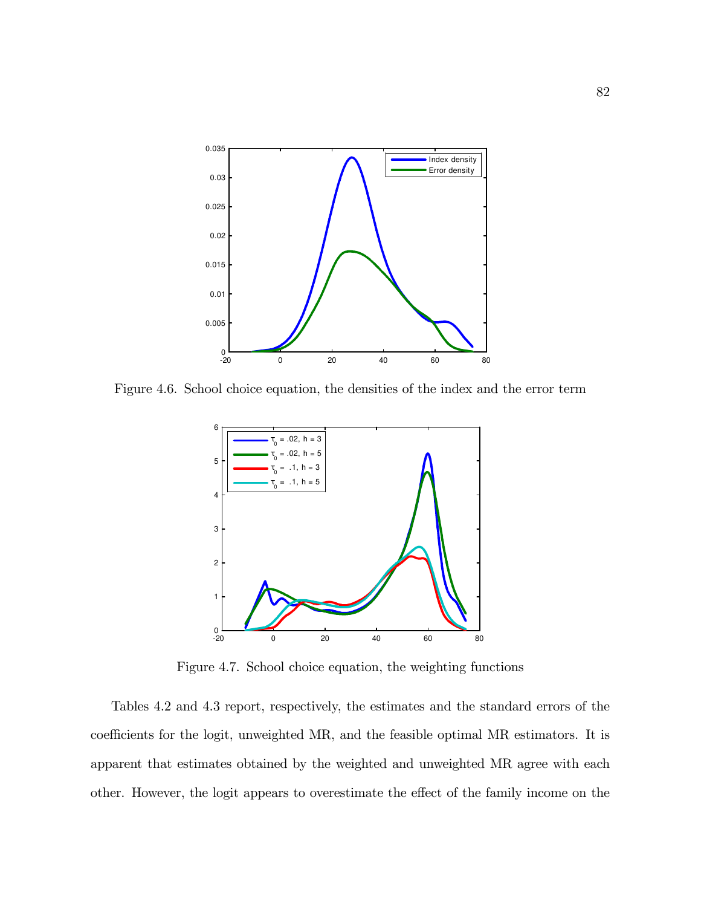Figure 4.6. School choice equation, the densities of the index and the error term

Figure 4.7. School choice equation, the weighting functions

Tables 4.2 and 4.3 report, respectively, the estimates and the standard errors of the coefficients for the logit, unweighted MR, and the feasible optimal MR estimators. It is apparent that estimates obtained by the weighted and unweighted MR agree with each other. However, the logit appears to overestimate the effect of the family income on the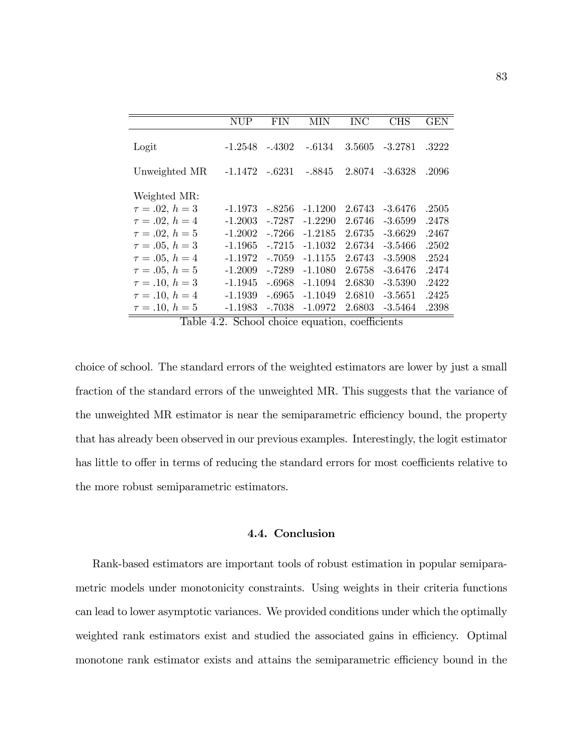| | NUP | FIN | MIN | INC | CHS | GEN |
|---|---|---|---|---|---|---|
| Logit | -1.2548 | -.4302 | -.6134 | 3.5605 | -3.2781 | .3222 |
| Unweighted MR | -1.1472 | -.6231 | -.8845 | 2.8074 | -3.6328 | .2096 |
| Weighted MR: | | | | | | |
| $\tau = .02$, $h = 3$ | -1.1973 | -.8256 | -1.1200 | 2.6743 | -3.6476 | .2505 |
| $\tau = .02$, $h = 4$ | -1.2003 | -.7287 | -1.2290 | 2.6746 | -3.6599 | .2478 |
| $\tau = .02$, $h = 5$ | -1.2002 | -.7266 | -1.2185 | 2.6735 | -3.6629 | .2467 |
| $\tau = .05$, $h = 3$ | -1.1965 | -.7215 | -1.1032 | 2.6734 | -3.5466 | .2502 |
| $\tau = .05$, $h = 4$ | -1.1972 | -.7059 | -1.1155 | 2.6743 | -3.5908 | .2524 |
| $\tau = .05$, $h = 5$ | -1.2009 | -.7289 | -1.1080 | 2.6758 | -3.6476 | .2474 |
| $\tau = .10$, $h = 3$ | -1.1945 | -.6968 | -1.1094 | 2.6830 | -3.5390 | .2422 |
| $\tau = .10$, $h = 4$ | -1.1939 | -.6965 | -1.1049 | 2.6810 | -3.5651 | .2425 |
| $\tau = .10$, $h = 5$ | -1.1983 | -.7038 | -1.0972 | 2.6803 | -3.5464 | .2398 |

Table 4.2. School choice equation, coefficients

choice of school. The standard errors of the weighted estimators are lower by just a small fraction of the standard errors of the unweighted MR. This suggests that the variance of the unweighted MR estimator is near the semiparametric efficiency bound, the property that has already been observed in our previous examples. Interestingly, the logit estimator has little to offer in terms of reducing the standard errors for most coefficients relative to the more robust semiparametric estimators.

### 4.4. Conclusion

Rank-based estimators are important tools of robust estimation in popular semiparametric models under monotonicity constraints. Using weights in their criteria functions can lead to lower asymptotic variances. We provided conditions under which the optimally weighted rank estimators exist and studied the associated gains in efficiency. Optimal monotone rank estimator exists and attains the semiparametric efficiency bound in the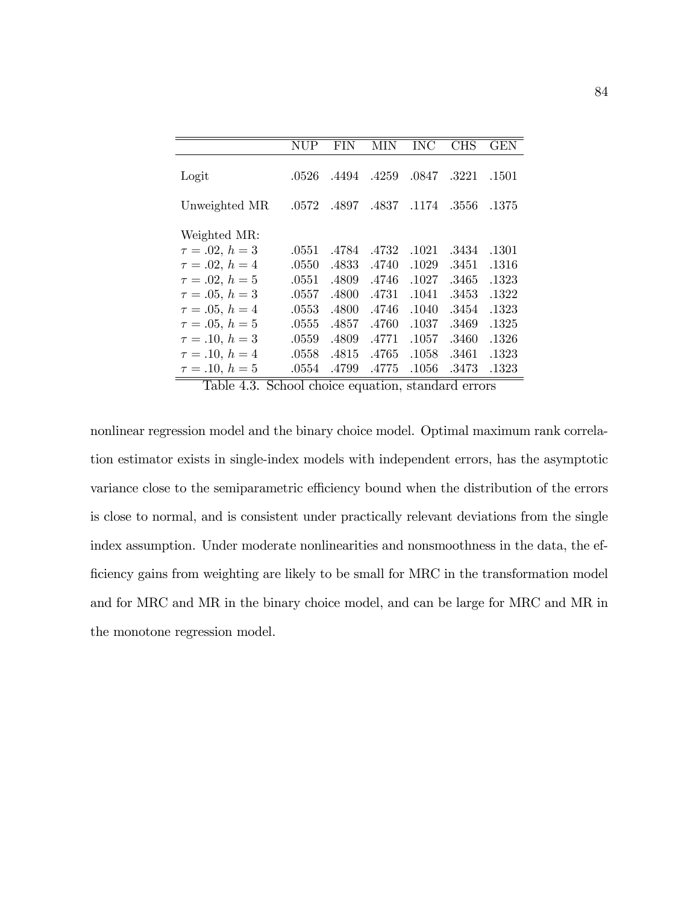| | NUP | FIN | MIN | INC | CHS | GEN |
|---|---|---|---|---|---|---|
| Logit | .0526 | .4494 | .4259 | .0847 | .3221 | .1501 |
| Unweighted MR | .0572 | .4897 | .4837 | .1174 | .3556 | .1375 |
| Weighted MR: | | | | | | |
| $\tau = .02$, $h = 3$ | .0551 | .4784 | .4732 | .1021 | .3434 | .1301 |
| $\tau = .02$, $h = 4$ | .0550 | .4833 | .4740 | .1029 | .3451 | .1316 |
| $\tau = .02$, $h = 5$ | .0551 | .4809 | .4746 | .1027 | .3465 | .1323 |
| $\tau = .05$, $h = 3$ | .0557 | .4800 | .4731 | .1041 | .3453 | .1322 |
| $\tau = .05$, $h = 4$ | .0553 | .4800 | .4746 | .1040 | .3454 | .1323 |
| $\tau = .05$, $h = 5$ | .0555 | .4857 | .4760 | .1037 | .3469 | .1325 |
| $\tau = .10$, $h = 3$ | .0559 | .4809 | .4771 | .1057 | .3460 | .1326 |
| $\tau = .10$, $h = 4$ | .0558 | .4815 | .4765 | .1058 | .3461 | .1323 |
| $\tau = .10$, $h = 5$ | .0554 | .4799 | .4775 | .1056 | .3473 | .1323 |

Table 4.3. School choice equation, standard errors

nonlinear regression model and the binary choice model. Optimal maximum rank correlation estimator exists in single-index models with independent errors, has the asymptotic variance close to the semiparametric efficiency bound when the distribution of the errors is close to normal, and is consistent under practically relevant deviations from the single index assumption. Under moderate nonlinearities and nonsmoothness in the data, the efficiency gains from weighting are likely to be small for MRC in the transformation model and for MRC and MR in the binary choice model, and can be large for MRC and MR in the monotone regression model.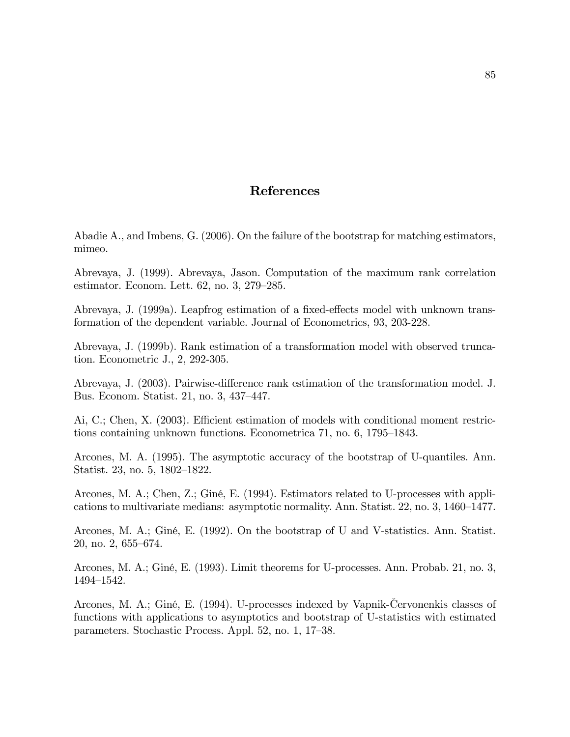# References

Abadie A., and Imbens, G. (2006). On the failure of the bootstrap for matching estimators, mimeo.

Abrevaya, J. (1999). Abrevaya, Jason. Computation of the maximum rank correlation estimator. Econom. Lett. 62, no. 3, 279–285.

Abrevaya, J. (1999a). Leapfrog estimation of a fixed-effects model with unknown transformation of the dependent variable. Journal of Econometrics, 93, 203-228.

Abrevaya, J. (1999b). Rank estimation of a transformation model with observed truncation. Econometric J., 2, 292-305.

Abrevaya, J. (2003). Pairwise-difference rank estimation of the transformation model. J. Bus. Econom. Statist. 21, no. 3, 437–447.

Ai, C.; Chen, X. (2003). Efficient estimation of models with conditional moment restrictions containing unknown functions. Econometrica 71, no. 6, 1795–1843.

Arcones, M. A. (1995). The asymptotic accuracy of the bootstrap of U-quantiles. Ann. Statist. 23, no. 5, 1802–1822.

Arcones, M. A.; Chen, Z.; Giné, E. (1994). Estimators related to U-processes with applications to multivariate medians: asymptotic normality. Ann. Statist. 22, no. 3, 1460–1477.

Arcones, M. A.; Giné, E. (1992). On the bootstrap of U and V-statistics. Ann. Statist. 20, no. 2, 655–674.

Arcones, M. A.; Giné, E. (1993). Limit theorems for U-processes. Ann. Probab. 21, no. 3, 1494–1542.

Arcones, M. A.; Giné, E. (1994). U-processes indexed by Vapnik-Červonenkis classes of functions with applications to asymptotics and bootstrap of U-statistics with estimated parameters. Stochastic Process. Appl. 52, no. 1, 17–38.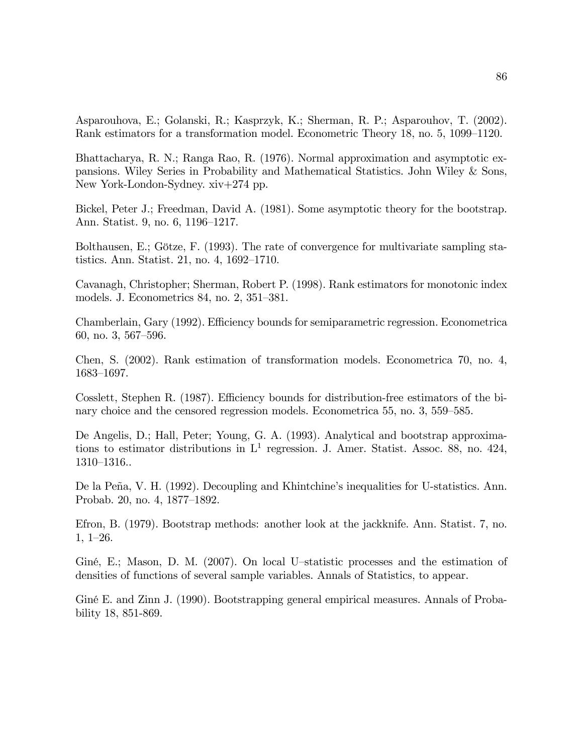Asparouhova, E.; Golanski, R.; Kasprzyk, K.; Sherman, R. P.; Asparouhov, T. (2002). Rank estimators for a transformation model. Econometric Theory 18, no. 5, 1099–1120.

Bhattacharya, R. N.; Ranga Rao, R. (1976). Normal approximation and asymptotic expansions. Wiley Series in Probability and Mathematical Statistics. John Wiley & Sons, New York-London-Sydney. xiv+274 pp.

Bickel, Peter J.; Freedman, David A. (1981). Some asymptotic theory for the bootstrap. Ann. Statist. 9, no. 6, 1196–1217.

Bolthausen, E.; Götze, F. (1993). The rate of convergence for multivariate sampling statistics. Ann. Statist. 21, no. 4, 1692–1710.

Cavanagh, Christopher; Sherman, Robert P. (1998). Rank estimators for monotonic index models. J. Econometrics 84, no. 2, 351–381.

Chamberlain, Gary (1992). Efficiency bounds for semiparametric regression. Econometrica 60, no. 3, 567–596.

Chen, S. (2002). Rank estimation of transformation models. Econometrica 70, no. 4, 1683–1697.

Cosslett, Stephen R. (1987). Efficiency bounds for distribution-free estimators of the binary choice and the censored regression models. Econometrica 55, no. 3, 559–585.

De Angelis, D.; Hall, Peter; Young, G. A. (1993). Analytical and bootstrap approximations to estimator distributions in $L^1$ regression. J. Amer. Statist. Assoc. 88, no. 424, 1310–1316..

De la Peña, V. H. (1992). Decoupling and Khintchine's inequalities for U-statistics. Ann. Probab. 20, no. 4, 1877–1892.

Efron, B. (1979). Bootstrap methods: another look at the jackknife. Ann. Statist. 7, no. 1, 1–26.

Giné, E.; Mason, D. M. (2007). On local U–statistic processes and the estimation of densities of functions of several sample variables. Annals of Statistics, to appear.

Giné E. and Zinn J. (1990). Bootstrapping general empirical measures. Annals of Probability 18, 851-869.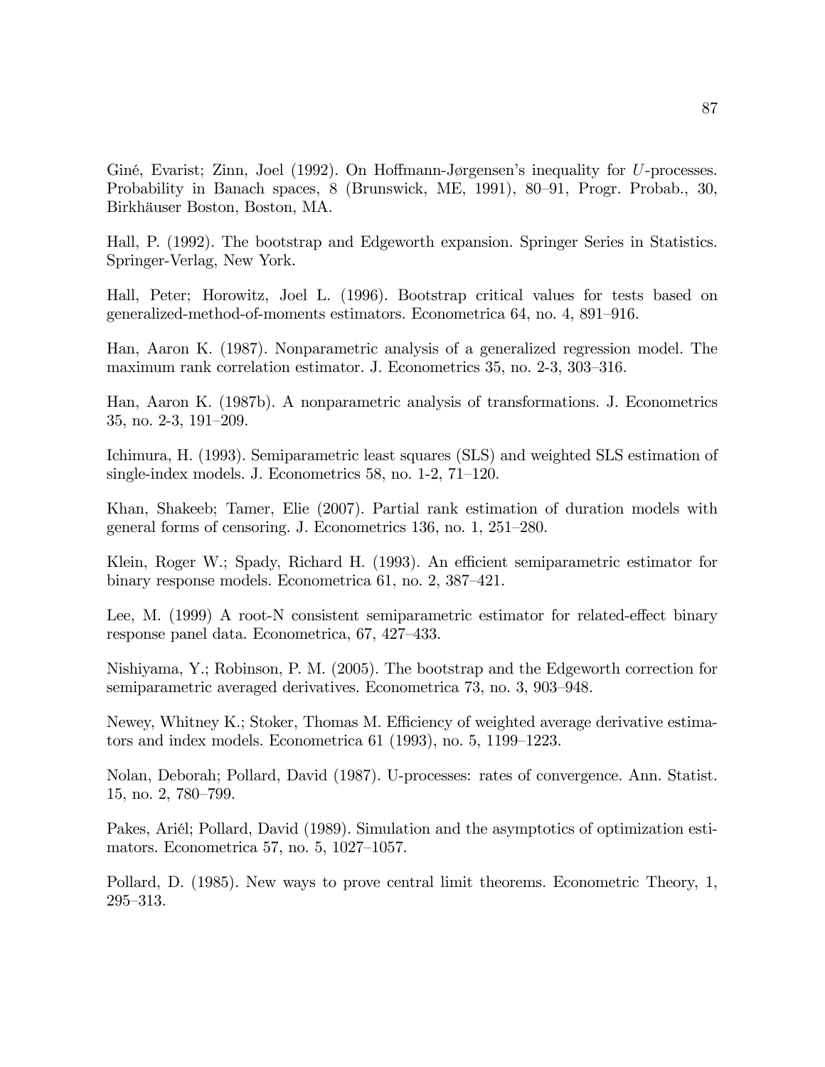Giné, Evarist; Zinn, Joel (1992). On Hoffmann-Jørgensen's inequality for $U$-processes. Probability in Banach spaces, 8 (Brunswick, ME, 1991), 80–91, Progr. Probab., 30, Birkhäuser Boston, Boston, MA.

Hall, P. (1992). The bootstrap and Edgeworth expansion. Springer Series in Statistics. Springer-Verlag, New York.

Hall, Peter; Horowitz, Joel L. (1996). Bootstrap critical values for tests based on generalized-method-of-moments estimators. Econometrica 64, no. 4, 891–916.

Han, Aaron K. (1987). Nonparametric analysis of a generalized regression model. The maximum rank correlation estimator. J. Econometrics 35, no. 2-3, 303–316.

Han, Aaron K. (1987b). A nonparametric analysis of transformations. J. Econometrics 35, no. 2-3, 191–209.

Ichimura, H. (1993). Semiparametric least squares (SLS) and weighted SLS estimation of single-index models. J. Econometrics 58, no. 1-2, 71–120.

Khan, Shakeeb; Tamer, Elie (2007). Partial rank estimation of duration models with general forms of censoring. J. Econometrics 136, no. 1, 251–280.

Klein, Roger W.; Spady, Richard H. (1993). An efficient semiparametric estimator for binary response models. Econometrica 61, no. 2, 387–421.

Lee, M. (1999) A root-N consistent semiparametric estimator for related-effect binary response panel data. Econometrica, 67, 427–433.

Nishiyama, Y.; Robinson, P. M. (2005). The bootstrap and the Edgeworth correction for semiparametric averaged derivatives. Econometrica 73, no. 3, 903–948.

Newey, Whitney K.; Stoker, Thomas M. Efficiency of weighted average derivative estimators and index models. Econometrica 61 (1993), no. 5, 1199–1223.

Nolan, Deborah; Pollard, David (1987). U-processes: rates of convergence. Ann. Statist. 15, no. 2, 780–799.

Pakes, Ariél; Pollard, David (1989). Simulation and the asymptotics of optimization estimators. Econometrica 57, no. 5, 1027–1057.

Pollard, D. (1985). New ways to prove central limit theorems. Econometric Theory, 1, 295–313.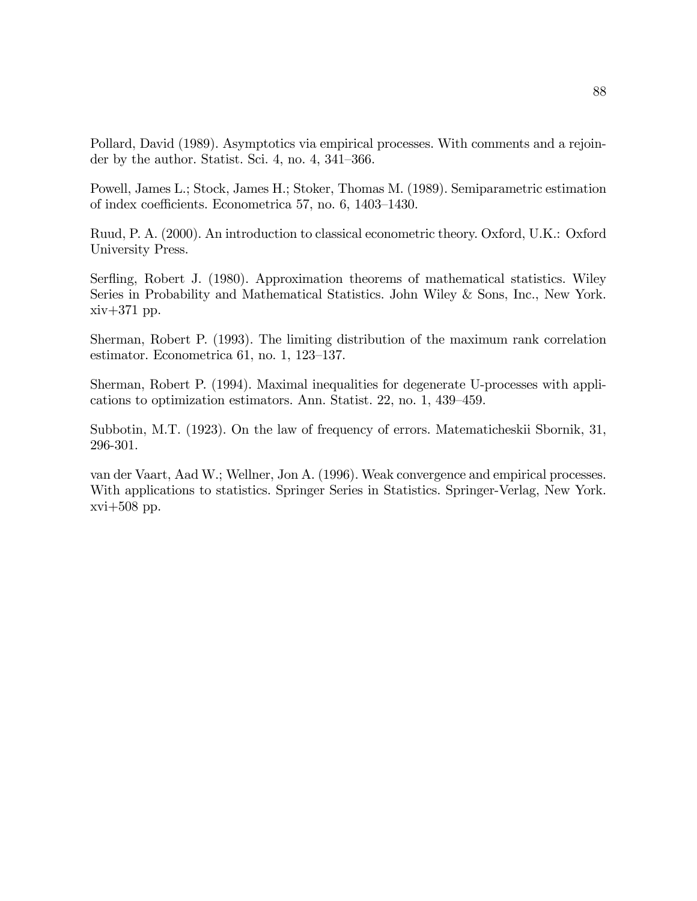Pollard, David (1989). Asymptotics via empirical processes. With comments and a rejoinder by the author. Statist. Sci. 4, no. 4, 341–366.

Powell, James L.; Stock, James H.; Stoker, Thomas M. (1989). Semiparametric estimation of index coefficients. Econometrica 57, no. 6, 1403–1430.

Ruud, P. A. (2000). An introduction to classical econometric theory. Oxford, U.K.: Oxford University Press.

Serfling, Robert J. (1980). Approximation theorems of mathematical statistics. Wiley Series in Probability and Mathematical Statistics. John Wiley & Sons, Inc., New York. xiv+371 pp.

Sherman, Robert P. (1993). The limiting distribution of the maximum rank correlation estimator. Econometrica 61, no. 1, 123–137.

Sherman, Robert P. (1994). Maximal inequalities for degenerate U-processes with applications to optimization estimators. Ann. Statist. 22, no. 1, 439–459.

Subbotin, M.T. (1923). On the law of frequency of errors. Matematicheskii Sbornik, 31, 296-301.

van der Vaart, Aad W.; Wellner, Jon A. (1996). Weak convergence and empirical processes. With applications to statistics. Springer Series in Statistics. Springer-Verlag, New York. xvi+508 pp.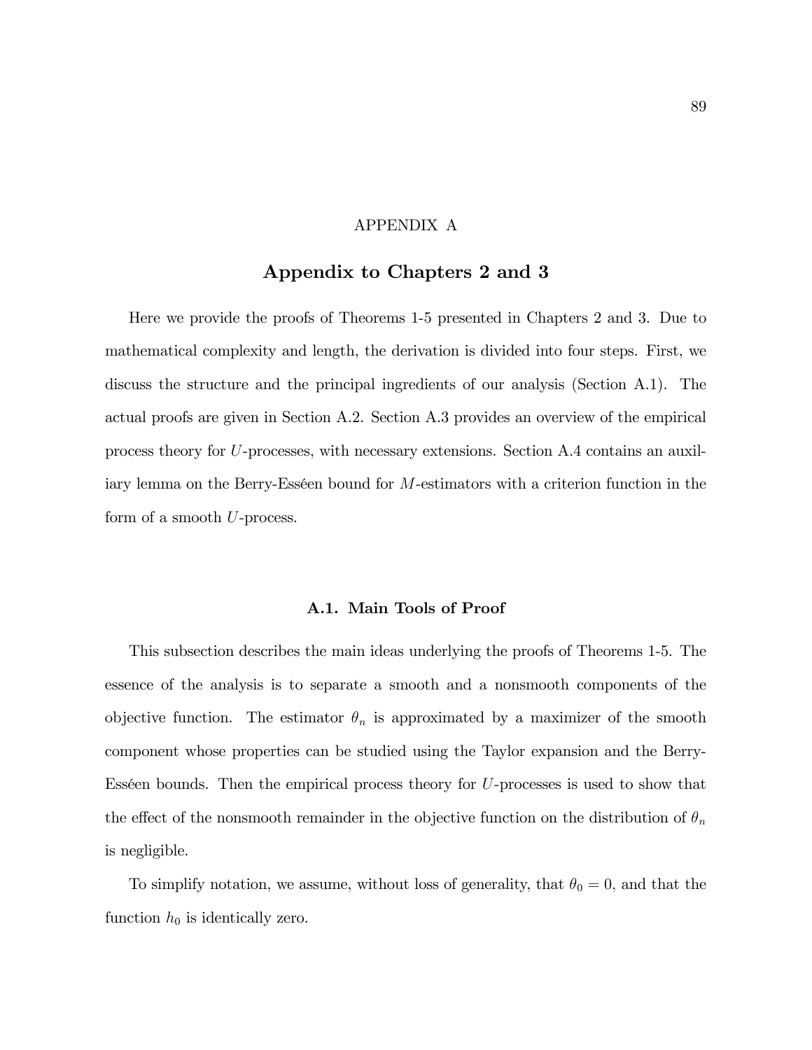# APPENDIX A

## Appendix to Chapters 2 and 3

Here we provide the proofs of Theorems 1-5 presented in Chapters 2 and 3. Due to mathematical complexity and length, the derivation is divided into four steps. First, we discuss the structure and the principal ingredients of our analysis (Section A.1). The actual proofs are given in Section A.2. Section A.3 provides an overview of the empirical process theory for $U$-processes, with necessary extensions. Section A.4 contains an auxiliary lemma on the Berry-Esséen bound for $M$-estimators with a criterion function in the form of a smooth $U$-process.

### A.1. Main Tools of Proof

This subsection describes the main ideas underlying the proofs of Theorems 1-5. The essence of the analysis is to separate a smooth and a nonsmooth components of the objective function. The estimator $\theta_n$ is approximated by a maximizer of the smooth component whose properties can be studied using the Taylor expansion and the Berry-Esséen bounds. Then the empirical process theory for $U$-processes is used to show that the effect of the nonsmooth remainder in the objective function on the distribution of $\theta_n$ is negligible.

To simplify notation, we assume, without loss of generality, that $\theta_0 = 0$, and that the function $h_0$ is identically zero.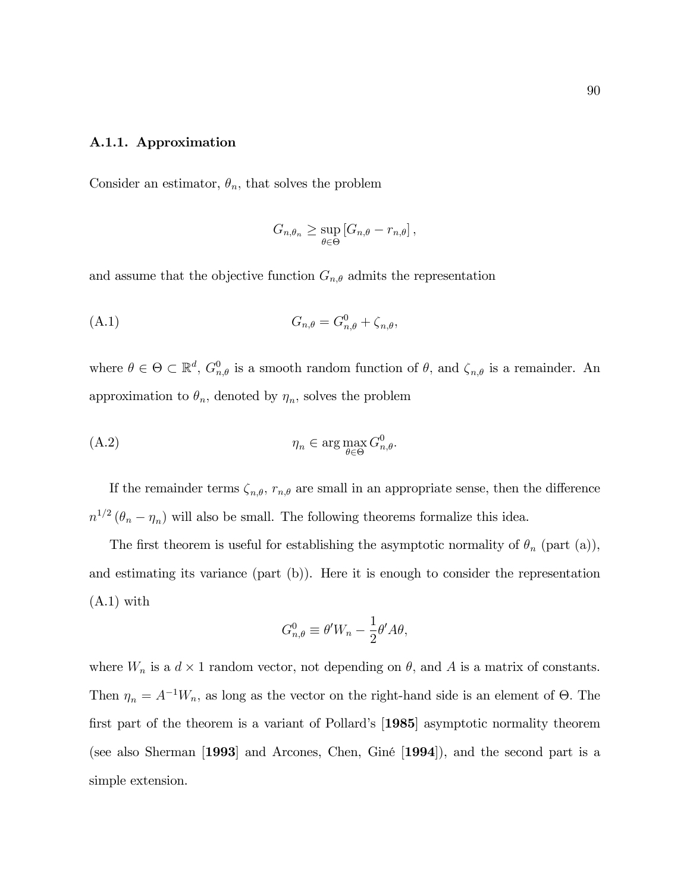### A.1.1. Approximation

Consider an estimator, $\theta_n$, that solves the problem

$$G_{n,\theta_n} \geq \sup_{\theta \in \Theta} \left[ G_{n,\theta} - r_{n,\theta} \right],$$

and assume that the objective function $G_{n,\theta}$ admits the representation

$$G_{n,\theta} = G^0_{n,\theta} + \zeta_{n,\theta}, \tag{A.1}$$

where $\theta \in \Theta \subset \mathbb{R}^d$, $G^0_{n,\theta}$ is a smooth random function of $\theta$, and $\zeta_{n,\theta}$ is a remainder. An approximation to $\theta_n$, denoted by $\eta_n$, solves the problem

$$\eta_n \in \arg\max_{\theta \in \Theta} G^0_{n,\theta}. \tag{A.2}$$

If the remainder terms $\zeta_{n,\theta}$, $r_{n,\theta}$ are small in an appropriate sense, then the difference $n^{1/2}(\theta_n - \eta_n)$ will also be small. The following theorems formalize this idea.

The first theorem is useful for establishing the asymptotic normality of $\theta_n$ (part (a)), and estimating its variance (part (b)). Here it is enough to consider the representation (A.1) with

$$G^0_{n,\theta} \equiv \theta' W_n - \frac{1}{2}\theta' A \theta,$$

where $W_n$ is a $d \times 1$ random vector, not depending on $\theta$, and $A$ is a matrix of constants. Then $\eta_n = A^{-1} W_n$, as long as the vector on the right-hand side is an element of $\Theta$. The first part of the theorem is a variant of Pollard's [**1985**] asymptotic normality theorem (see also Sherman [**1993**] and Arcones, Chen, Giné [**1994**]), and the second part is a simple extension.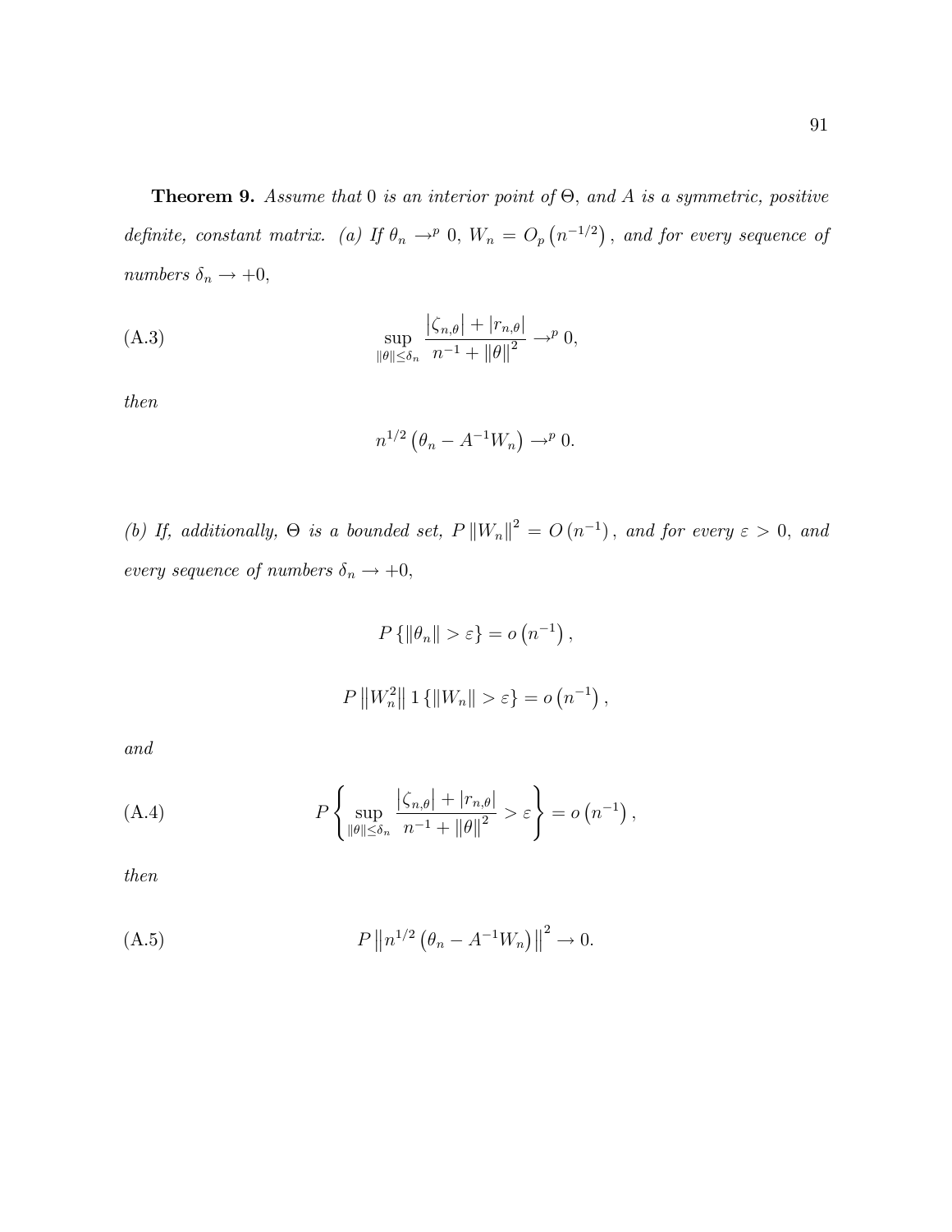**Theorem 9.** *Assume that* 0 *is an interior point of* $\Theta$, *and* $A$ *is a symmetric, positive definite, constant matrix. (a) If* $\theta_n \to^p 0$, $W_n = O_p\left(n^{-1/2}\right)$, *and for every sequence of numbers* $\delta_n \to +0$,

$$\sup_{\|\theta\| \leq \delta_n} \frac{\left|\zeta_{n,\theta}\right| + \left|r_{n,\theta}\right|}{n^{-1} + \|\theta\|^2} \to^p 0, \tag{A.3}$$

*then*

$$n^{1/2}\left(\theta_n - A^{-1}W_n\right) \to^p 0.$$

*(b) If, additionally,* $\Theta$ *is a bounded set,* $P\left\|W_n\right\|^2 = O\left(n^{-1}\right)$, *and for every* $\varepsilon > 0$, *and every sequence of numbers* $\delta_n \to +0$,

$$P\left\{\|\theta_n\| > \varepsilon\right\} = o\left(n^{-1}\right),$$

$$P\left\|W_n^2\right\| 1\left\{\|W_n\| > \varepsilon\right\} = o\left(n^{-1}\right),$$

*and*

$$P\left\{\sup_{\|\theta\| \leq \delta_n} \frac{\left|\zeta_{n,\theta}\right| + \left|r_{n,\theta}\right|}{n^{-1} + \|\theta\|^2} > \varepsilon\right\} = o\left(n^{-1}\right), \tag{A.4}$$

*then*

$$P\left\|n^{1/2}\left(\theta_n - A^{-1}W_n\right)\right\|^2 \to 0. \tag{A.5}$$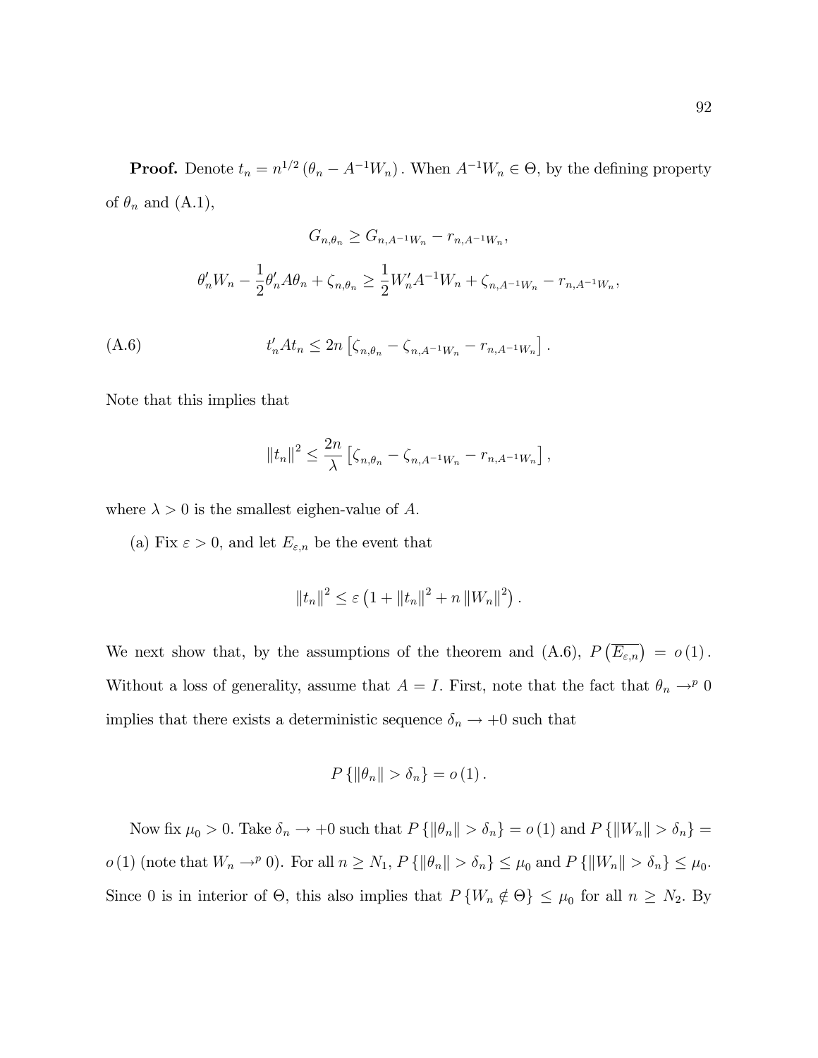**Proof.** Denote $t_n = n^{1/2}(\theta_n - A^{-1}W_n)$. When $A^{-1}W_n \in \Theta$, by the defining property of $\theta_n$ and (A.1),

$$G_{n,\theta_n} \geq G_{n,A^{-1}W_n} - r_{n,A^{-1}W_n},$$

$$\theta_n' W_n - \frac{1}{2}\theta_n' A \theta_n + \zeta_{n,\theta_n} \geq \frac{1}{2} W_n' A^{-1} W_n + \zeta_{n,A^{-1}W_n} - r_{n,A^{-1}W_n},$$

$$t_n' A t_n \leq 2n \left[ \zeta_{n,\theta_n} - \zeta_{n,A^{-1}W_n} - r_{n,A^{-1}W_n} \right]. \tag{A.6}$$

Note that this implies that

$$\|t_n\|^2 \leq \frac{2n}{\lambda} \left[ \zeta_{n,\theta_n} - \zeta_{n,A^{-1}W_n} - r_{n,A^{-1}W_n} \right],$$

where $\lambda > 0$ is the smallest eighen-value of $A$.

(a) Fix $\varepsilon > 0$, and let $E_{\varepsilon,n}$ be the event that

$$\|t_n\|^2 \leq \varepsilon \left(1 + \|t_n\|^2 + n \|W_n\|^2\right).$$

We next show that, by the assumptions of the theorem and (A.6), $P\left(\overline{E_{\varepsilon,n}}\right) = o(1)$. Without a loss of generality, assume that $A = I$. First, note that the fact that $\theta_n \to^p 0$ implies that there exists a deterministic sequence $\delta_n \to +0$ such that

$$P\{\|\theta_n\| > \delta_n\} = o(1).$$

Now fix $\mu_0 > 0$. Take $\delta_n \to +0$ such that $P\{\|\theta_n\| > \delta_n\} = o(1)$ and $P\{\|W_n\| > \delta_n\} = o(1)$ (note that $W_n \to^p 0$). For all $n \geq N_1$, $P\{\|\theta_n\| > \delta_n\} \leq \mu_0$ and $P\{\|W_n\| > \delta_n\} \leq \mu_0$. Since 0 is in interior of $\Theta$, this also implies that $P\{W_n \notin \Theta\} \leq \mu_0$ for all $n \geq N_2$. By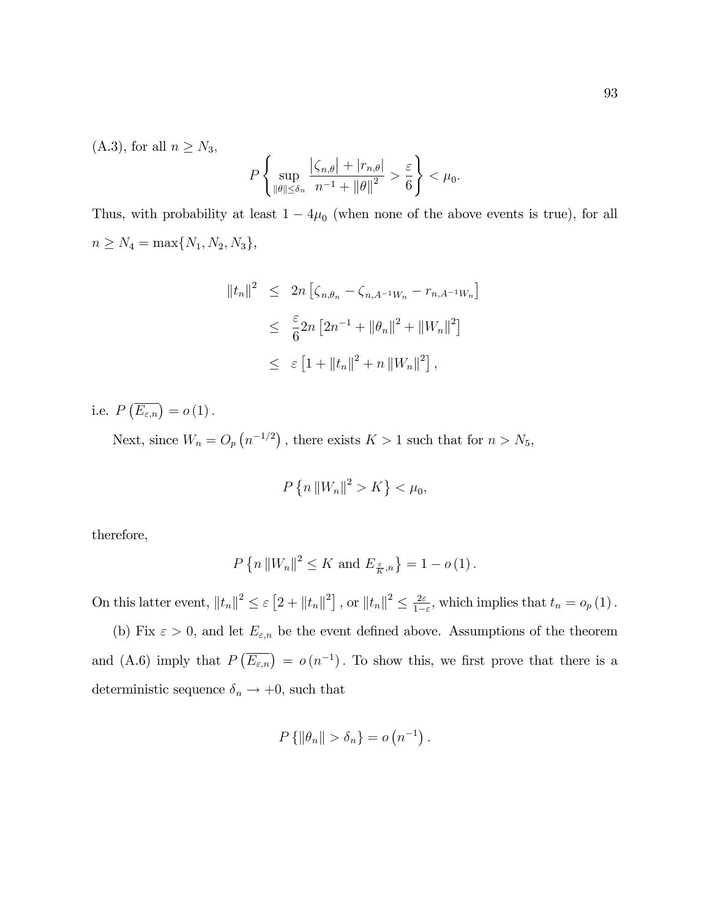(A.3), for all $n \geq N_3$,

$$P\left\{ \sup_{\|\theta\| \leq \delta_n} \frac{|\zeta_{n,\theta}| + |r_{n,\theta}|}{n^{-1} + \|\theta\|^2} > \frac{\varepsilon}{6} \right\} < \mu_0.$$

Thus, with probability at least $1 - 4\mu_0$ (when none of the above events is true), for all $n \geq N_4 = \max\{N_1, N_2, N_3\}$,

$$\begin{aligned}
\|t_n\|^2 &\leq 2n \left[ \zeta_{n,\theta_n} - \zeta_{n,A^{-1}W_n} - r_{n,A^{-1}W_n} \right] \\
&\leq \frac{\varepsilon}{6} 2n \left[ 2n^{-1} + \|\theta_n\|^2 + \|W_n\|^2 \right] \\
&\leq \varepsilon \left[ 1 + \|t_n\|^2 + n \|W_n\|^2 \right],
\end{aligned}$$

i.e. $P\left(\overline{E_{\varepsilon,n}}\right) = o(1)$.

Next, since $W_n = O_p\left(n^{-1/2}\right)$, there exists $K > 1$ such that for $n > N_5$,

$$P\left\{ n \|W_n\|^2 > K \right\} < \mu_0,$$

therefore,

$$P\left\{ n \|W_n\|^2 \leq K \text{ and } E_{\frac{\varepsilon}{K},n} \right\} = 1 - o(1).$$

On this latter event, $\|t_n\|^2 \leq \varepsilon \left[ 2 + \|t_n\|^2 \right]$, or $\|t_n\|^2 \leq \frac{2\varepsilon}{1-\varepsilon}$, which implies that $t_n = o_p(1)$.

(b) Fix $\varepsilon > 0$, and let $E_{\varepsilon,n}$ be the event defined above. Assumptions of the theorem and (A.6) imply that $P\left(\overline{E_{\varepsilon,n}}\right) = o\left(n^{-1}\right)$. To show this, we first prove that there is a deterministic sequence $\delta_n \to +0$, such that

$$P\left\{ \|\theta_n\| > \delta_n \right\} = o\left(n^{-1}\right).$$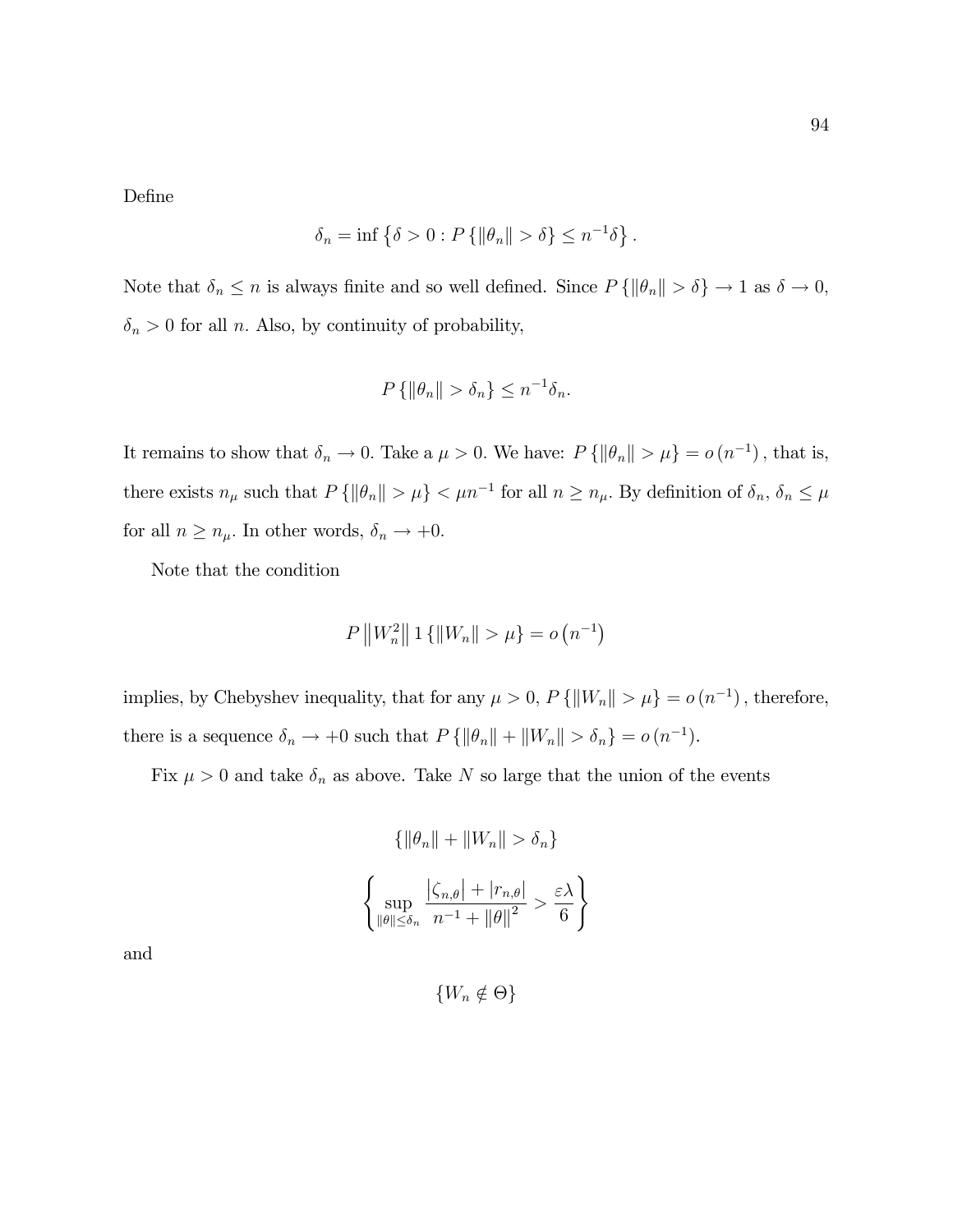Define

$$\delta_n = \inf \left\{ \delta > 0 : P\left\{ \|\theta_n\| > \delta \right\} \leq n^{-1}\delta \right\}.$$

Note that $\delta_n \leq n$ is always finite and so well defined. Since $P\left\{\|\theta_n\| > \delta\right\} \to 1$ as $\delta \to 0$, $\delta_n > 0$ for all $n$. Also, by continuity of probability,

$$P\left\{\|\theta_n\| > \delta_n\right\} \leq n^{-1}\delta_n.$$

It remains to show that $\delta_n \to 0$. Take a $\mu > 0$. We have: $P\left\{\|\theta_n\| > \mu\right\} = o\left(n^{-1}\right)$, that is, there exists $n_\mu$ such that $P\left\{\|\theta_n\| > \mu\right\} < \mu n^{-1}$ for all $n \geq n_\mu$. By definition of $\delta_n$, $\delta_n \leq \mu$ for all $n \geq n_\mu$. In other words, $\delta_n \to +0$.

Note that the condition

$$P\left\|W_n^2\right\| 1\left\{\|W_n\| > \mu\right\} = o\left(n^{-1}\right)$$

implies, by Chebyshev inequality, that for any $\mu > 0$, $P\left\{\|W_n\| > \mu\right\} = o\left(n^{-1}\right)$, therefore, there is a sequence $\delta_n \to +0$ such that $P\left\{\|\theta_n\| + \|W_n\| > \delta_n\right\} = o(n^{-1})$.

Fix $\mu > 0$ and take $\delta_n$ as above. Take $N$ so large that the union of the events

$$\left\{\|\theta_n\| + \|W_n\| > \delta_n\right\}$$

$$\left\{ \sup_{\|\theta\| \leq \delta_n} \frac{\left|\zeta_{n,\theta}\right| + \left|r_{n,\theta}\right|}{n^{-1} + \|\theta\|^2} > \frac{\varepsilon\lambda}{6} \right\}$$

and

$$\left\{W_n \notin \Theta\right\}$$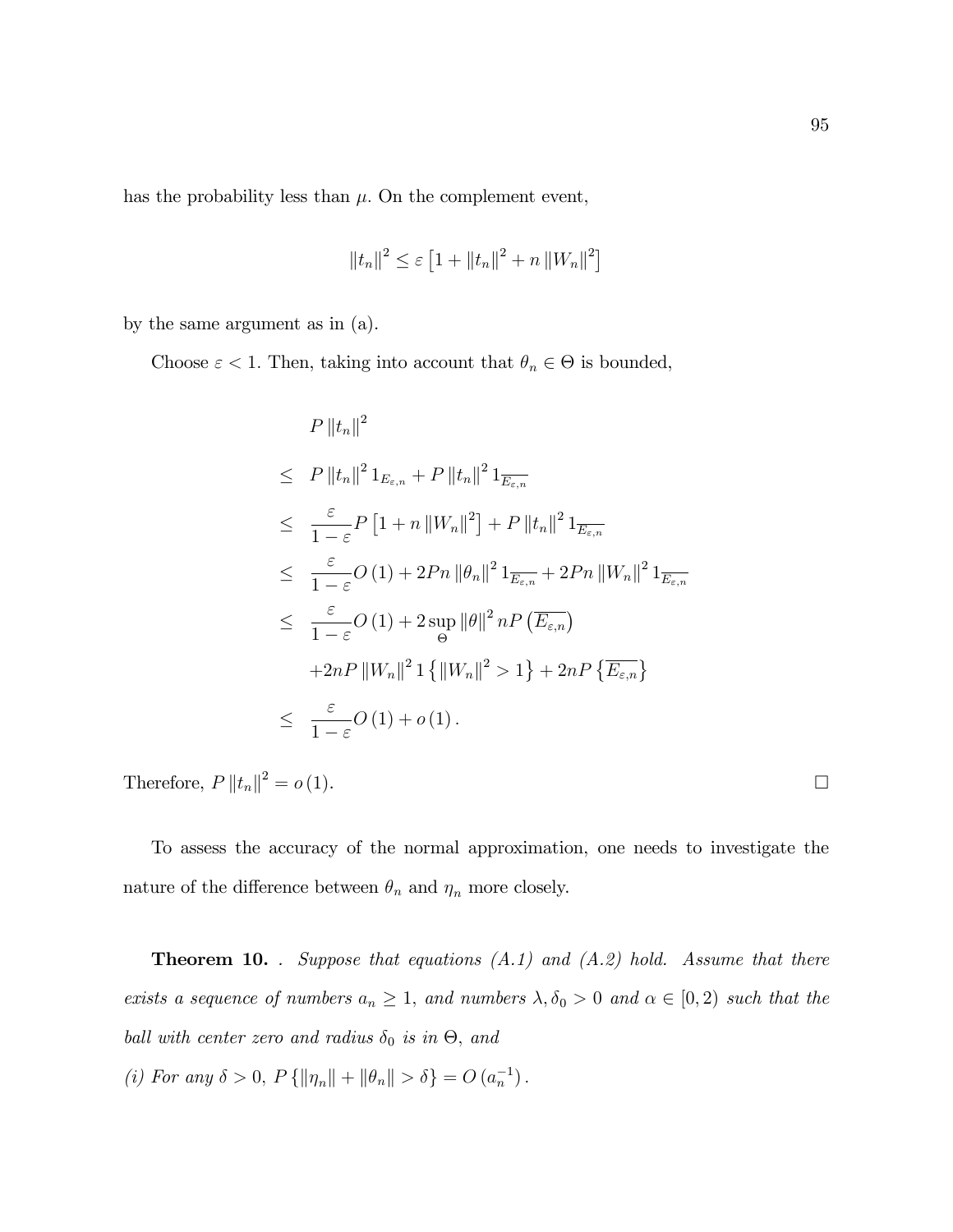has the probability less than $\mu$. On the complement event,

$$\|t_n\|^2 \leq \varepsilon \left[1 + \|t_n\|^2 + n \|W_n\|^2\right]$$

by the same argument as in (a).

Choose $\varepsilon < 1$. Then, taking into account that $\theta_n \in \Theta$ is bounded,

$$\begin{aligned}
& P \|t_n\|^2 \\
\leq \; & P \|t_n\|^2 1_{E_{\varepsilon,n}} + P \|t_n\|^2 1_{\overline{E_{\varepsilon,n}}} \\
\leq \; & \frac{\varepsilon}{1-\varepsilon} P \left[1 + n \|W_n\|^2\right] + P \|t_n\|^2 1_{\overline{E_{\varepsilon,n}}} \\
\leq \; & \frac{\varepsilon}{1-\varepsilon} O(1) + 2Pn \|\theta_n\|^2 1_{\overline{E_{\varepsilon,n}}} + 2Pn \|W_n\|^2 1_{\overline{E_{\varepsilon,n}}} \\
\leq \; & \frac{\varepsilon}{1-\varepsilon} O(1) + 2 \sup_{\Theta} \|\theta\|^2 nP\left(\overline{E_{\varepsilon,n}}\right) \\
& + 2nP \|W_n\|^2 1\left\{\|W_n\|^2 > 1\right\} + 2nP\left\{\overline{E_{\varepsilon,n}}\right\} \\
\leq \; & \frac{\varepsilon}{1-\varepsilon} O(1) + o(1).
\end{aligned}$$

Therefore, $P \|t_n\|^2 = o(1)$. □

To assess the accuracy of the normal approximation, one needs to investigate the nature of the difference between $\theta_n$ and $\eta_n$ more closely.

**Theorem 10.** . *Suppose that equations (A.1) and (A.2) hold. Assume that there exists a sequence of numbers $a_n \geq 1$, and numbers $\lambda, \delta_0 > 0$ and $\alpha \in [0, 2)$ such that the ball with center zero and radius $\delta_0$ is in $\Theta$, and*

*(i) For any $\delta > 0$, $P\{\|\eta_n\| + \|\theta_n\| > \delta\} = O\left(a_n^{-1}\right)$.*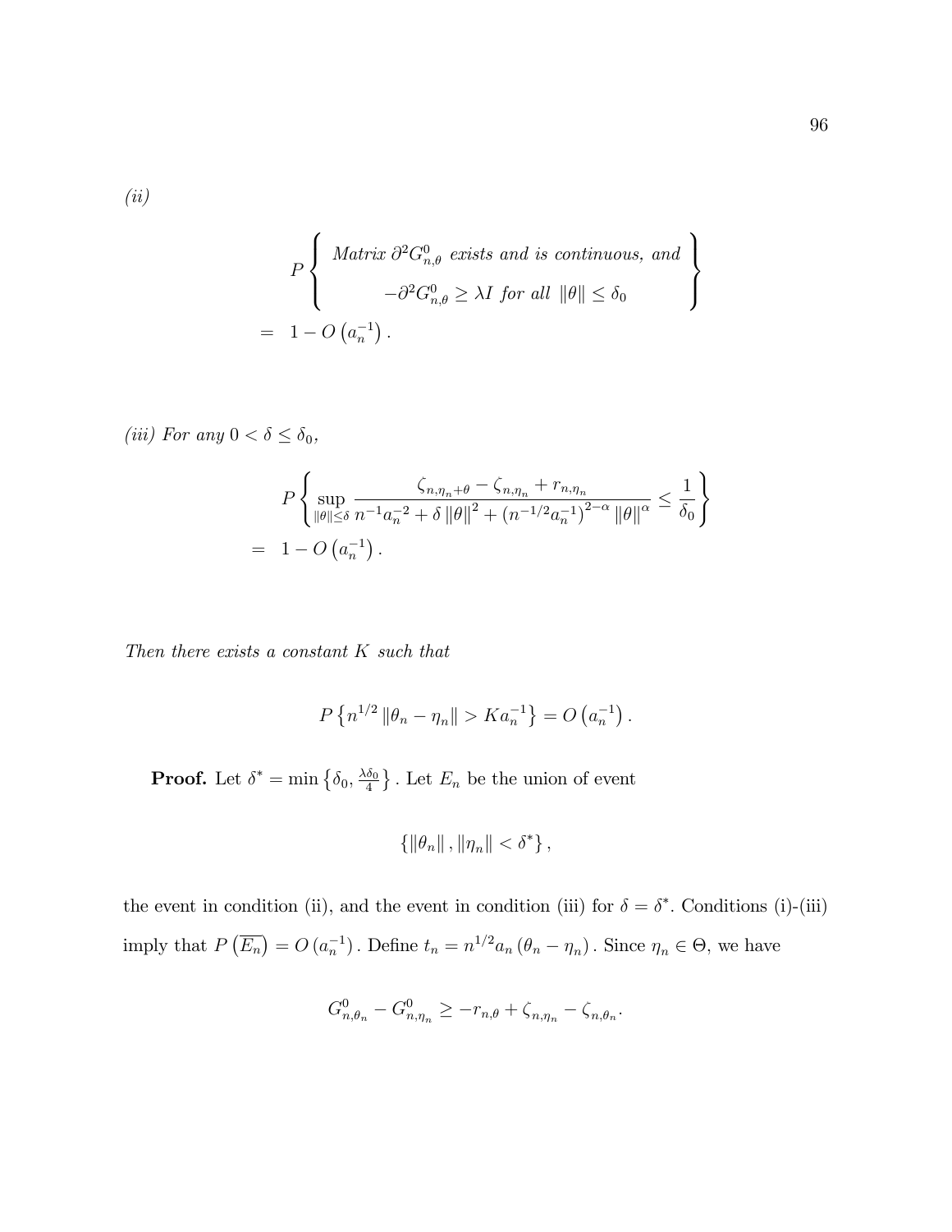*(ii)*

$$
\begin{aligned}
& P\left\{\begin{array}{c}
\textit{Matrix } \partial^2 G^0_{n,\theta} \textit{ exists and is continuous, and} \\
-\partial^2 G^0_{n,\theta} \geq \lambda I \textit{ for all } \|\theta\| \leq \delta_0
\end{array}\right\} \\
= \quad & 1 - O\left(a_n^{-1}\right).
\end{aligned}
$$

*(iii) For any* $0 < \delta \leq \delta_0$,

$$
\begin{aligned}
& P\left\{\sup_{\|\theta\|\leq\delta} \frac{\zeta_{n,\eta_n+\theta} - \zeta_{n,\eta_n} + r_{n,\eta_n}}{n^{-1}a_n^{-2} + \delta\|\theta\|^2 + \left(n^{-1/2}a_n^{-1}\right)^{2-\alpha}\|\theta\|^\alpha} \leq \frac{1}{\delta_0}\right\} \\
= \quad & 1 - O\left(a_n^{-1}\right).
\end{aligned}
$$

*Then there exists a constant* $K$ *such that*

$$
P\left\{n^{1/2}\|\theta_n - \eta_n\| > K a_n^{-1}\right\} = O\left(a_n^{-1}\right).
$$

**Proof.** Let $\delta^* = \min\left\{\delta_0, \frac{\lambda\delta_0}{4}\right\}$. Let $E_n$ be the union of event

$$
\left\{\|\theta_n\|, \|\eta_n\| < \delta^*\right\},
$$

the event in condition (ii), and the event in condition (iii) for $\delta = \delta^*$. Conditions (i)-(iii) imply that $P\left(\overline{E_n}\right) = O\left(a_n^{-1}\right)$. Define $t_n = n^{1/2}a_n\left(\theta_n - \eta_n\right)$. Since $\eta_n \in \Theta$, we have

$$
G^0_{n,\theta_n} - G^0_{n,\eta_n} \geq -r_{n,\theta} + \zeta_{n,\eta_n} - \zeta_{n,\theta_n}.
$$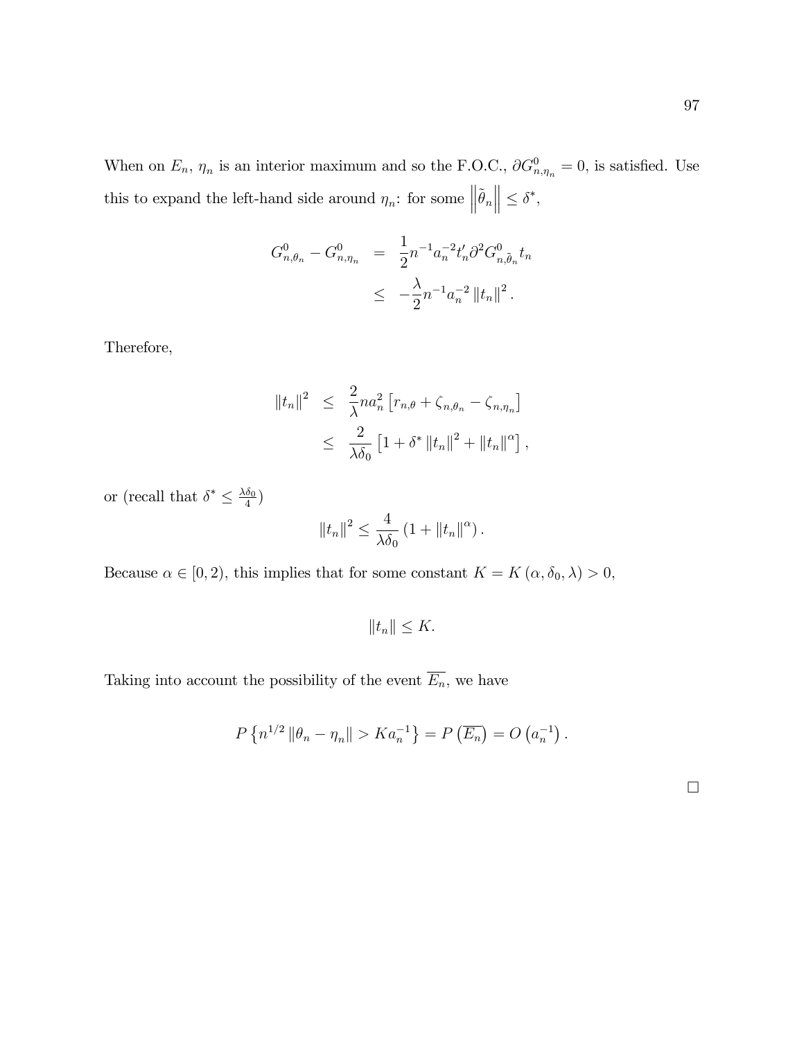When on $E_n$, $\eta_n$ is an interior maximum and so the F.O.C., $\partial G^0_{n,\eta_n} = 0$, is satisfied. Use this to expand the left-hand side around $\eta_n$: for some $\left\|\tilde{\theta}_n\right\| \leq \delta^*$,

$$
\begin{aligned}
G^0_{n,\theta_n} - G^0_{n,\eta_n} &= \frac{1}{2} n^{-1} a_n^{-2} t_n' \partial^2 G^0_{n,\tilde{\theta}_n} t_n \\
&\leq -\frac{\lambda}{2} n^{-1} a_n^{-2} \left\| t_n \right\|^2.
\end{aligned}
$$

Therefore,

$$
\begin{aligned}
\left\| t_n \right\|^2 &\leq \frac{2}{\lambda} n a_n^2 \left[ r_{n,\theta} + \zeta_{n,\theta_n} - \zeta_{n,\eta_n} \right] \\
&\leq \frac{2}{\lambda \delta_0} \left[ 1 + \delta^* \left\| t_n \right\|^2 + \left\| t_n \right\|^\alpha \right],
\end{aligned}
$$

or (recall that $\delta^* \leq \frac{\lambda \delta_0}{4}$)

$$
\left\| t_n \right\|^2 \leq \frac{4}{\lambda \delta_0} \left( 1 + \left\| t_n \right\|^\alpha \right).
$$

Because $\alpha \in [0, 2)$, this implies that for some constant $K = K(\alpha, \delta_0, \lambda) > 0$,

$$
\left\| t_n \right\| \leq K.
$$

Taking into account the possibility of the event $\overline{E_n}$, we have

$$
P\left\{ n^{1/2} \left\| \theta_n - \eta_n \right\| > K a_n^{-1} \right\} = P\left( \overline{E_n} \right) = O\left( a_n^{-1} \right).
$$

□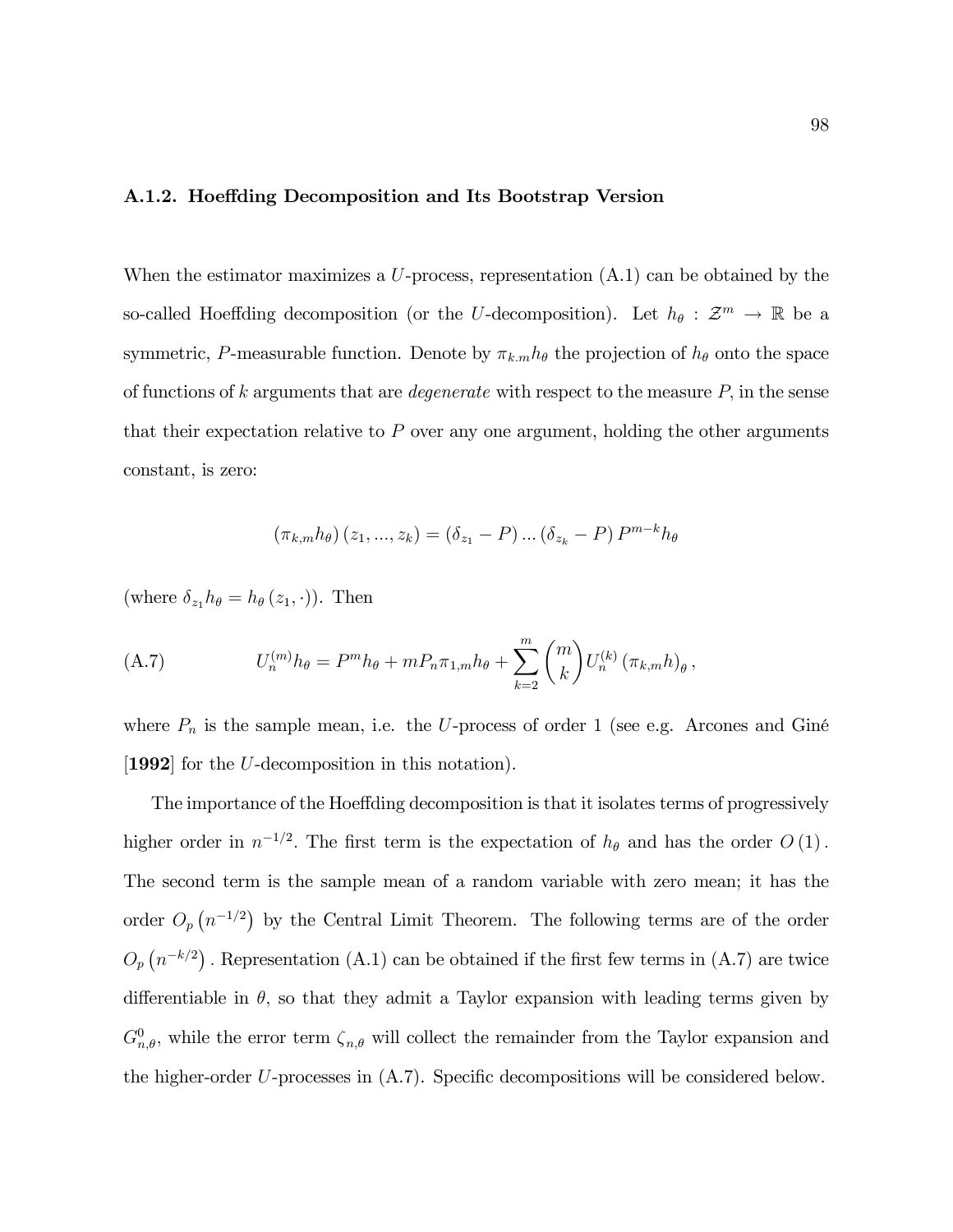### A.1.2. Hoeffding Decomposition and Its Bootstrap Version

When the estimator maximizes a $U$-process, representation (A.1) can be obtained by the so-called Hoeffding decomposition (or the $U$-decomposition). Let $h_\theta : \mathcal{Z}^m \to \mathbb{R}$ be a symmetric, $P$-measurable function. Denote by $\pi_{k.m} h_\theta$ the projection of $h_\theta$ onto the space of functions of $k$ arguments that are *degenerate* with respect to the measure $P$, in the sense that their expectation relative to $P$ over any one argument, holding the other arguments constant, is zero:

$$(\pi_{k,m} h_\theta)(z_1, ..., z_k) = (\delta_{z_1} - P) ... (\delta_{z_k} - P) P^{m-k} h_\theta$$

(where $\delta_{z_1} h_\theta = h_\theta(z_1, \cdot)$). Then

$$U_n^{(m)} h_\theta = P^m h_\theta + m P_n \pi_{1,m} h_\theta + \sum_{k=2}^{m} \binom{m}{k} U_n^{(k)} (\pi_{k,m} h)_\theta \,, \tag{A.7}$$

where $P_n$ is the sample mean, i.e. the $U$-process of order 1 (see e.g. Arcones and Giné [**1992**] for the $U$-decomposition in this notation).

The importance of the Hoeffding decomposition is that it isolates terms of progressively higher order in $n^{-1/2}$. The first term is the expectation of $h_\theta$ and has the order $O(1)$. The second term is the sample mean of a random variable with zero mean; it has the order $O_p(n^{-1/2})$ by the Central Limit Theorem. The following terms are of the order $O_p(n^{-k/2})$. Representation (A.1) can be obtained if the first few terms in (A.7) are twice differentiable in $\theta$, so that they admit a Taylor expansion with leading terms given by $G_{n,\theta}^0$, while the error term $\zeta_{n,\theta}$ will collect the remainder from the Taylor expansion and the higher-order $U$-processes in (A.7). Specific decompositions will be considered below.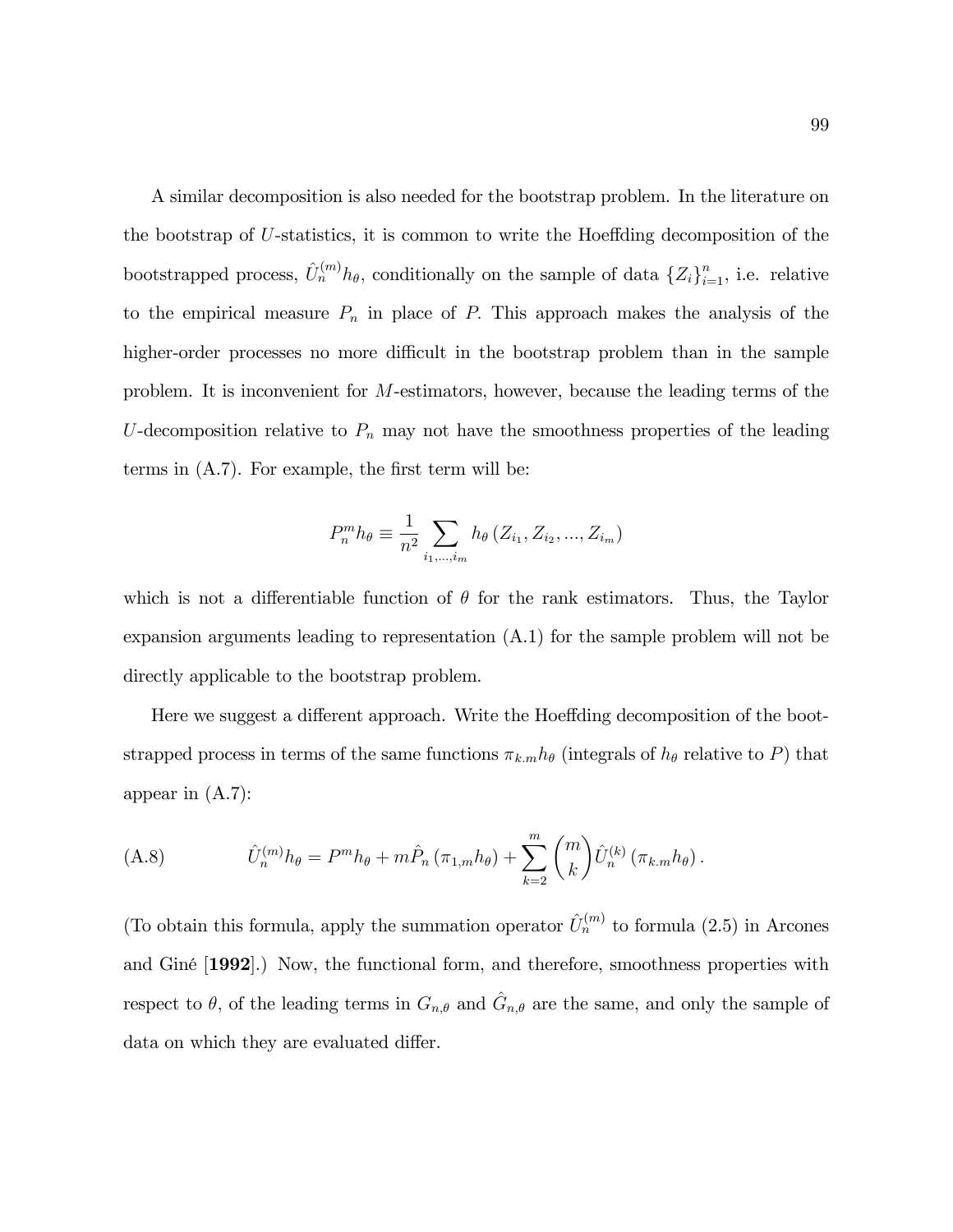A similar decomposition is also needed for the bootstrap problem. In the literature on the bootstrap of $U$-statistics, it is common to write the Hoeffding decomposition of the bootstrapped process, $\hat{U}_n^{(m)} h_\theta$, conditionally on the sample of data $\{Z_i\}_{i=1}^n$, i.e. relative to the empirical measure $P_n$ in place of $P$. This approach makes the analysis of the higher-order processes no more difficult in the bootstrap problem than in the sample problem. It is inconvenient for $M$-estimators, however, because the leading terms of the $U$-decomposition relative to $P_n$ may not have the smoothness properties of the leading terms in (A.7). For example, the first term will be:

$$P_n^m h_\theta \equiv \frac{1}{n^2} \sum_{i_1,\ldots,i_m} h_\theta \left(Z_{i_1}, Z_{i_2}, ..., Z_{i_m}\right)$$

which is not a differentiable function of $\theta$ for the rank estimators. Thus, the Taylor expansion arguments leading to representation (A.1) for the sample problem will not be directly applicable to the bootstrap problem.

Here we suggest a different approach. Write the Hoeffding decomposition of the bootstrapped process in terms of the same functions $\pi_{k.m} h_\theta$ (integrals of $h_\theta$ relative to $P$) that appear in (A.7):

$$\text{(A.8)} \qquad \hat{U}_n^{(m)} h_\theta = P^m h_\theta + m\hat{P}_n \left(\pi_{1,m} h_\theta\right) + \sum_{k=2}^{m} \binom{m}{k} \hat{U}_n^{(k)} \left(\pi_{k.m} h_\theta\right).$$

(To obtain this formula, apply the summation operator $\hat{U}_n^{(m)}$ to formula (2.5) in Arcones and Giné [**1992**].) Now, the functional form, and therefore, smoothness properties with respect to $\theta$, of the leading terms in $G_{n,\theta}$ and $\hat{G}_{n,\theta}$ are the same, and only the sample of data on which they are evaluated differ.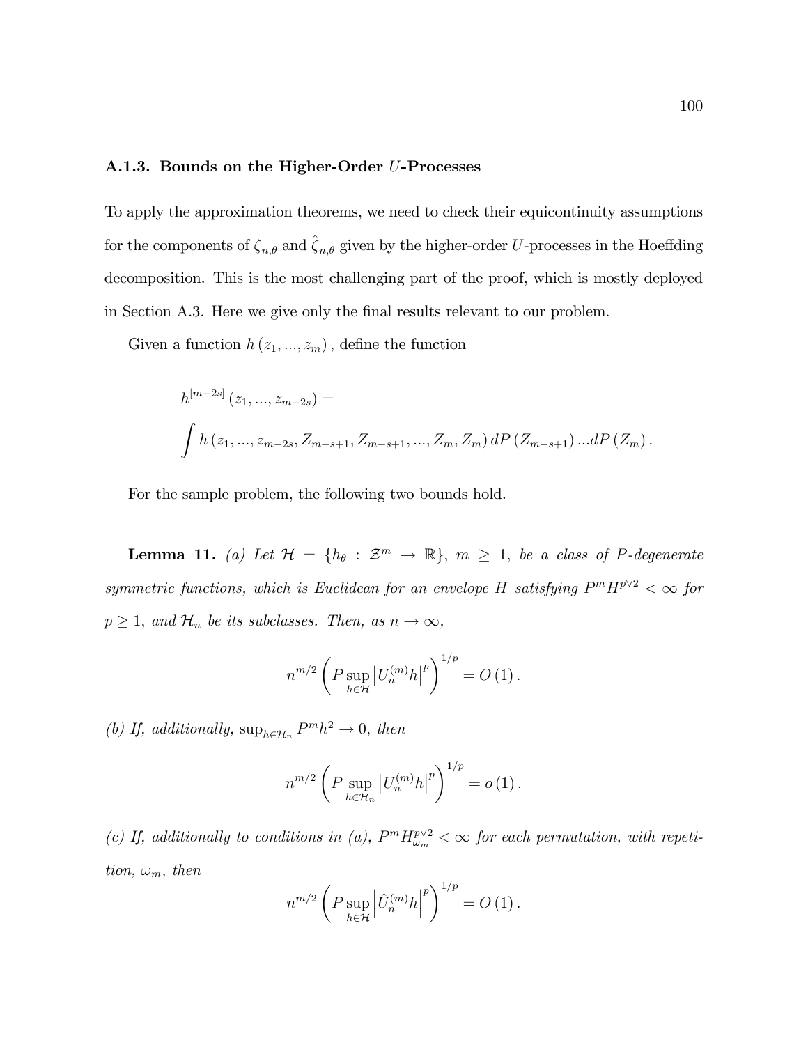### A.1.3. Bounds on the Higher-Order $U$-Processes

To apply the approximation theorems, we need to check their equicontinuity assumptions for the components of $\zeta_{n,\theta}$ and $\hat{\zeta}_{n,\theta}$ given by the higher-order $U$-processes in the Hoeffding decomposition. This is the most challenging part of the proof, which is mostly deployed in Section A.3. Here we give only the final results relevant to our problem.

Given a function $h(z_1, ..., z_m)$, define the function

$$h^{[m-2s]}(z_1, ..., z_{m-2s}) =$$
$$\int h(z_1, ..., z_{m-2s}, Z_{m-s+1}, Z_{m-s+1}, ..., Z_m, Z_m)\, dP(Z_{m-s+1}) ... dP(Z_m).$$

For the sample problem, the following two bounds hold.

**Lemma 11.** *(a) Let $\mathcal{H} = \{h_\theta : \mathcal{Z}^m \to \mathbb{R}\}$, $m \geq 1$, be a class of $P$-degenerate symmetric functions, which is Euclidean for an envelope $H$ satisfying $P^m H^{p \vee 2} < \infty$ for $p \geq 1$, and $\mathcal{H}_n$ be its subclasses. Then, as $n \to \infty$,*

$$n^{m/2} \left( P \sup_{h \in \mathcal{H}} \left| U_n^{(m)} h \right|^p \right)^{1/p} = O(1).$$

*(b) If, additionally, $\sup_{h \in \mathcal{H}_n} P^m h^2 \to 0$, then*

$$n^{m/2} \left( P \sup_{h \in \mathcal{H}_n} \left| U_n^{(m)} h \right|^p \right)^{1/p} = o(1).$$

*(c) If, additionally to conditions in (a), $P^m H_{\omega_m}^{p \vee 2} < \infty$ for each permutation, with repetition, $\omega_m$, then*

$$n^{m/2} \left( P \sup_{h \in \mathcal{H}} \left| \hat{U}_n^{(m)} h \right|^p \right)^{1/p} = O(1).$$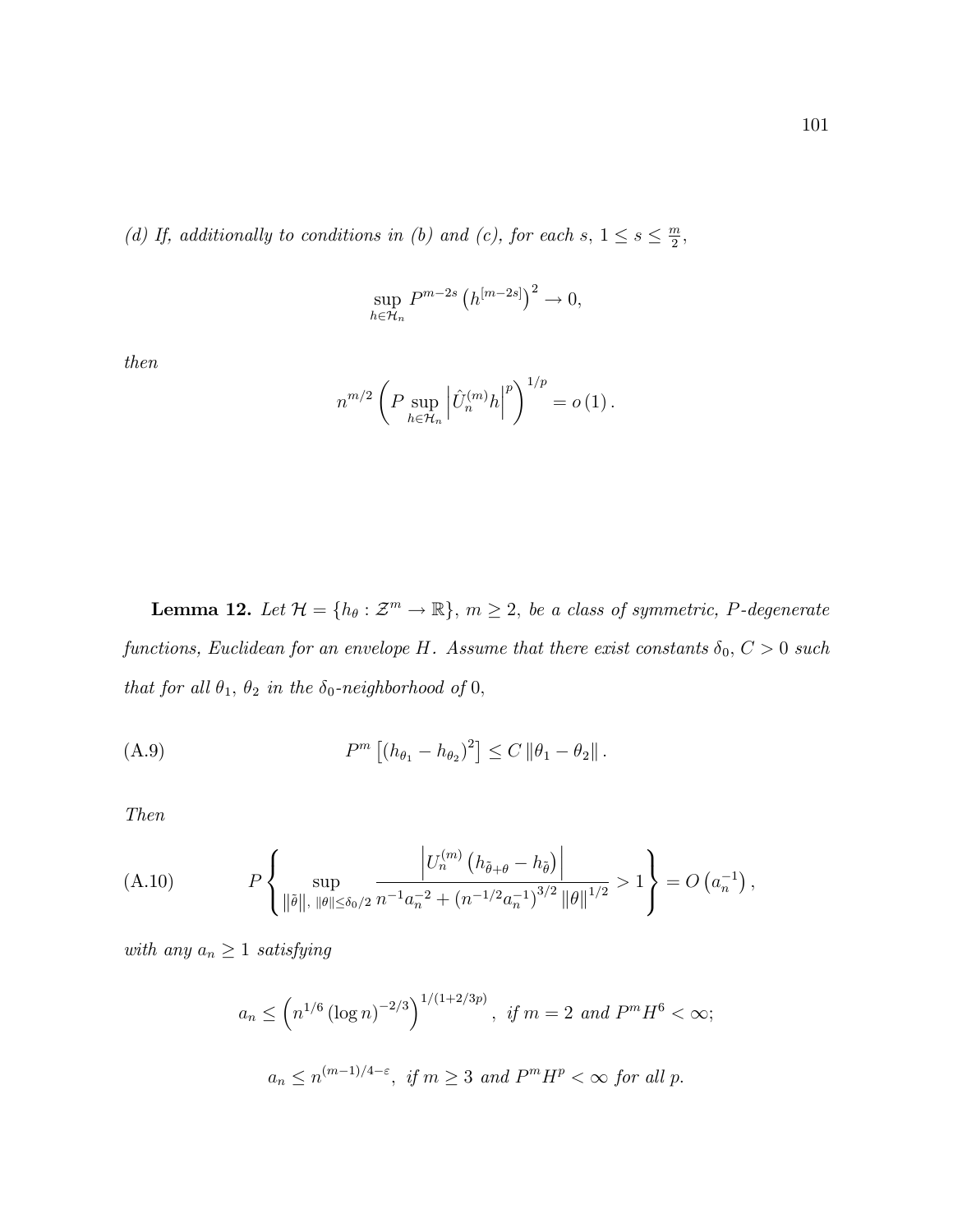*(d) If, additionally to conditions in (b) and (c), for each $s$, $1 \leq s \leq \frac{m}{2}$,*

$$\sup_{h \in \mathcal{H}_n} P^{m-2s} \left( h^{[m-2s]} \right)^2 \to 0,$$

*then*

$$n^{m/2} \left( P \sup_{h \in \mathcal{H}_n} \left| \hat{U}_n^{(m)} h \right|^p \right)^{1/p} = o(1).$$

**Lemma 12.** *Let $\mathcal{H} = \{h_\theta : \mathcal{Z}^m \to \mathbb{R}\}$, $m \geq 2$, be a class of symmetric, $P$-degenerate functions, Euclidean for an envelope $H$. Assume that there exist constants $\delta_0$, $C > 0$ such that for all $\theta_1$, $\theta_2$ in the $\delta_0$-neighborhood of 0,*

$$P^m \left[ (h_{\theta_1} - h_{\theta_2})^2 \right] \leq C \|\theta_1 - \theta_2\|. \tag{A.9}$$

*Then*

$$P \left\{ \sup_{\|\tilde{\theta}\|, \|\theta\| \leq \delta_0/2} \frac{\left| U_n^{(m)} \left( h_{\tilde{\theta}+\theta} - h_{\tilde{\theta}} \right) \right|}{n^{-1} a_n^{-2} + \left( n^{-1/2} a_n^{-1} \right)^{3/2} \|\theta\|^{1/2}} > 1 \right\} = O\left( a_n^{-1} \right), \tag{A.10}$$

*with any $a_n \geq 1$ satisfying*

$$a_n \leq \left( n^{1/6} (\log n)^{-2/3} \right)^{1/(1+2/3p)}, \text{ if } m = 2 \text{ and } P^m H^6 < \infty;$$

$$a_n \leq n^{(m-1)/4-\varepsilon}, \text{ if } m \geq 3 \text{ and } P^m H^p < \infty \text{ for all } p.$$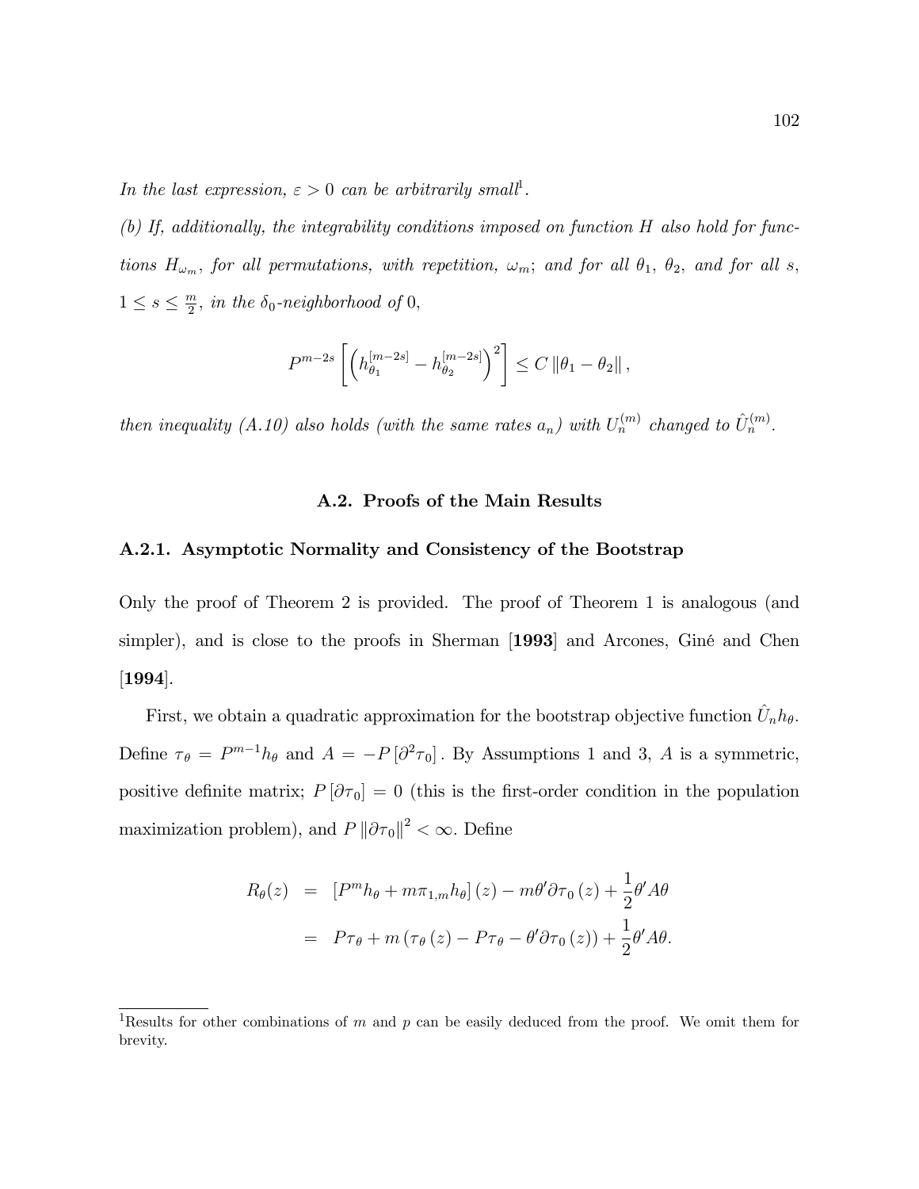*In the last expression, $\varepsilon > 0$ can be arbitrarily small*[1].

*(b) If, additionally, the integrability conditions imposed on function $H$ also hold for functions $H_{\omega_m}$, for all permutations, with repetition, $\omega_m$; and for all $\theta_1$, $\theta_2$, and for all $s$, $1 \leq s \leq \frac{m}{2}$, in the $\delta_0$-neighborhood of* $0$,

$$P^{m-2s}\left[\left(h_{\theta_1}^{[m-2s]} - h_{\theta_2}^{[m-2s]}\right)^2\right] \leq C \left\|\theta_1 - \theta_2\right\|,$$

*then inequality (A.10) also holds (with the same rates $a_n$) with $U_n^{(m)}$ changed to $\hat{U}_n^{(m)}$.*

## A.2. Proofs of the Main Results

### A.2.1. Asymptotic Normality and Consistency of the Bootstrap

Only the proof of Theorem 2 is provided. The proof of Theorem 1 is analogous (and simpler), and is close to the proofs in Sherman [**1993**] and Arcones, Giné and Chen [**1994**].

First, we obtain a quadratic approximation for the bootstrap objective function $\hat{U}_n h_\theta$. Define $\tau_\theta = P^{m-1} h_\theta$ and $A = -P\left[\partial^2 \tau_0\right]$. By Assumptions 1 and 3, $A$ is a symmetric, positive definite matrix; $P\left[\partial \tau_0\right] = 0$ (this is the first-order condition in the population maximization problem), and $P \left\|\partial \tau_0\right\|^2 < \infty$. Define

$$\begin{aligned} R_\theta(z) &= \left[P^m h_\theta + m\pi_{1,m} h_\theta\right](z) - m\theta' \partial \tau_0(z) + \frac{1}{2}\theta' A \theta \\ &= P\tau_\theta + m\left(\tau_\theta(z) - P\tau_\theta - \theta' \partial \tau_0(z)\right) + \frac{1}{2}\theta' A \theta. \end{aligned}$$

[1] Results for other combinations of $m$ and $p$ can be easily deduced from the proof. We omit them for brevity.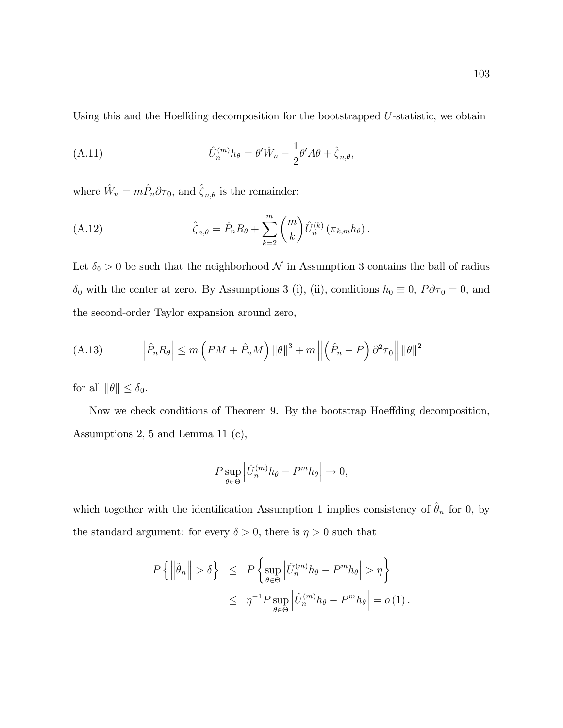Using this and the Hoeffding decomposition for the bootstrapped $U$-statistic, we obtain

$$\hat{U}_n^{(m)} h_\theta = \theta' \hat{W}_n - \frac{1}{2}\theta' A \theta + \hat{\zeta}_{n,\theta}, \tag{A.11}$$

where $\hat{W}_n = m\hat{P}_n \partial\tau_0$, and $\hat{\zeta}_{n,\theta}$ is the remainder:

$$\hat{\zeta}_{n,\theta} = \hat{P}_n R_\theta + \sum_{k=2}^{m} \binom{m}{k} \hat{U}_n^{(k)} \left(\pi_{k,m} h_\theta\right). \tag{A.12}$$

Let $\delta_0 > 0$ be such that the neighborhood $\mathcal{N}$ in Assumption 3 contains the ball of radius $\delta_0$ with the center at zero. By Assumptions 3 (i), (ii), conditions $h_0 \equiv 0$, $P\partial\tau_0 = 0$, and the second-order Taylor expansion around zero,

$$\left|\hat{P}_n R_\theta\right| \leq m\left(PM + \hat{P}_n M\right)\|\theta\|^3 + m\left\|\left(\hat{P}_n - P\right)\partial^2\tau_0\right\|\|\theta\|^2 \tag{A.13}$$

for all $\|\theta\| \leq \delta_0$.

Now we check conditions of Theorem 9. By the bootstrap Hoeffding decomposition, Assumptions 2, 5 and Lemma 11 (c),

$$P \sup_{\theta\in\Theta}\left|\hat{U}_n^{(m)} h_\theta - P^m h_\theta\right| \to 0,$$

which together with the identification Assumption 1 implies consistency of $\hat{\theta}_n$ for 0, by the standard argument: for every $\delta > 0$, there is $\eta > 0$ such that

$$\begin{aligned}
P\left\{\left\|\hat{\theta}_n\right\| > \delta\right\} &\leq P\left\{\sup_{\theta\in\Theta}\left|\hat{U}_n^{(m)} h_\theta - P^m h_\theta\right| > \eta\right\} \\
&\leq \eta^{-1} P \sup_{\theta\in\Theta}\left|\hat{U}_n^{(m)} h_\theta - P^m h_\theta\right| = o(1).
\end{aligned}$$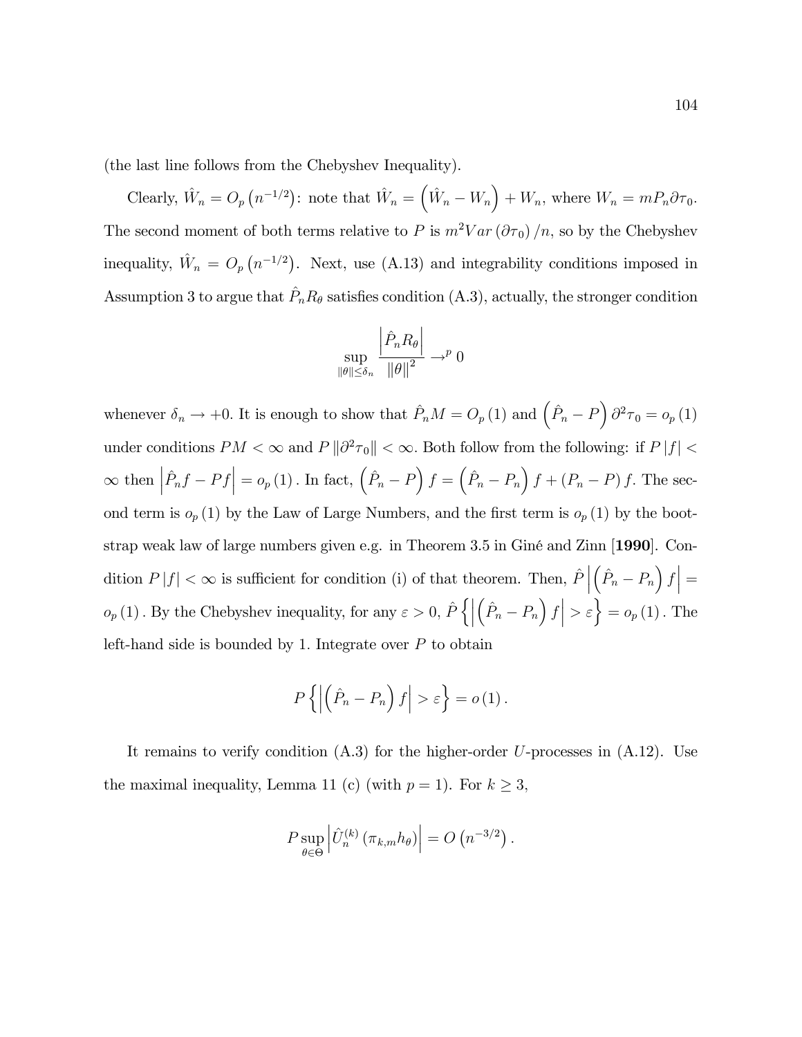(the last line follows from the Chebyshev Inequality).

Clearly, $\hat{W}_n = O_p\left(n^{-1/2}\right)$: note that $\hat{W}_n = \left(\hat{W}_n - W_n\right) + W_n$, where $W_n = mP_n\partial\tau_0$. The second moment of both terms relative to $P$ is $m^2 Var\left(\partial\tau_0\right)/n$, so by the Chebyshev inequality, $\hat{W}_n = O_p\left(n^{-1/2}\right)$. Next, use (A.13) and integrability conditions imposed in Assumption 3 to argue that $\hat{P}_n R_\theta$ satisfies condition (A.3), actually, the stronger condition

$$\sup_{\|\theta\|\leq\delta_n} \frac{\left|\hat{P}_n R_\theta\right|}{\|\theta\|^2} \to^p 0$$

whenever $\delta_n \to +0$. It is enough to show that $\hat{P}_n M = O_p(1)$ and $\left(\hat{P}_n - P\right)\partial^2\tau_0 = o_p(1)$ under conditions $PM < \infty$ and $P\left\|\partial^2\tau_0\right\| < \infty$. Both follow from the following: if $P|f| < \infty$ then $\left|\hat{P}_n f - Pf\right| = o_p(1)$. In fact, $\left(\hat{P}_n - P\right)f = \left(\hat{P}_n - P_n\right)f + \left(P_n - P\right)f$. The second term is $o_p(1)$ by the Law of Large Numbers, and the first term is $o_p(1)$ by the bootstrap weak law of large numbers given e.g. in Theorem 3.5 in Giné and Zinn [**1990**]. Condition $P|f| < \infty$ is sufficient for condition (i) of that theorem. Then, $\hat{P}\left|\left(\hat{P}_n - P_n\right)f\right| = o_p(1)$. By the Chebyshev inequality, for any $\varepsilon > 0$, $\hat{P}\left\{\left|\left(\hat{P}_n - P_n\right)f\right| > \varepsilon\right\} = o_p(1)$. The left-hand side is bounded by 1. Integrate over $P$ to obtain

$$P\left\{\left|\left(\hat{P}_n - P_n\right)f\right| > \varepsilon\right\} = o(1).$$

It remains to verify condition (A.3) for the higher-order $U$-processes in (A.12). Use the maximal inequality, Lemma 11 (c) (with $p = 1$). For $k \geq 3$,

$$P\sup_{\theta\in\Theta}\left|\hat{U}_n^{(k)}\left(\pi_{k,m}h_\theta\right)\right| = O\left(n^{-3/2}\right).$$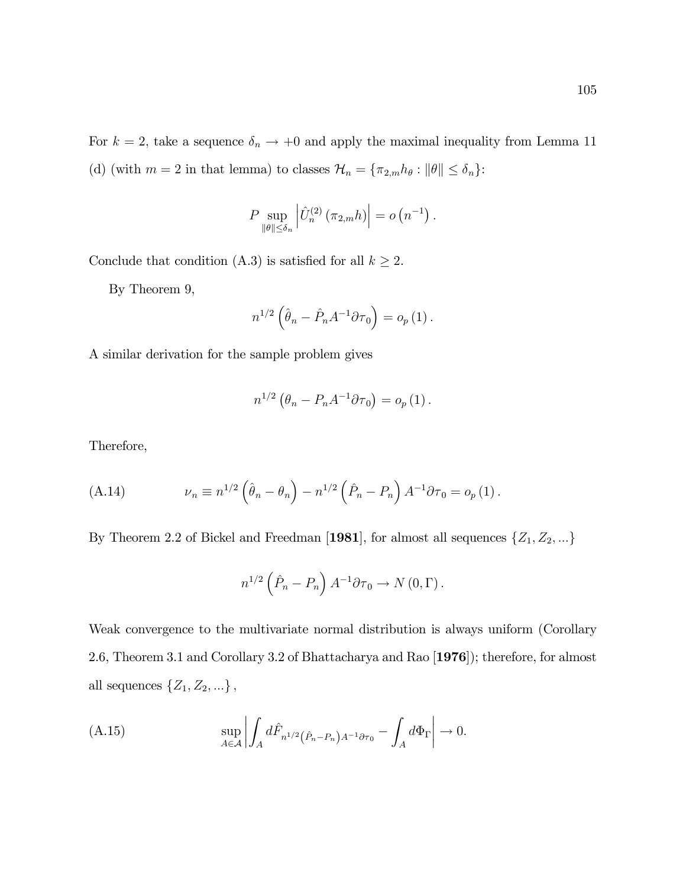For $k = 2$, take a sequence $\delta_n \to +0$ and apply the maximal inequality from Lemma 11 (d) (with $m = 2$ in that lemma) to classes $\mathcal{H}_n = \{\pi_{2,m} h_\theta : \|\theta\| \le \delta_n\}$:

$$P \sup_{\|\theta\| \le \delta_n} \left| \hat{U}_n^{(2)} (\pi_{2,m} h) \right| = o\left(n^{-1}\right).$$

Conclude that condition (A.3) is satisfied for all $k \ge 2$.

By Theorem 9,

$$n^{1/2} \left( \hat{\theta}_n - \hat{P}_n A^{-1} \partial \tau_0 \right) = o_p(1).$$

A similar derivation for the sample problem gives

$$n^{1/2} \left( \theta_n - P_n A^{-1} \partial \tau_0 \right) = o_p(1).$$

Therefore,

$$\nu_n \equiv n^{1/2} \left( \hat{\theta}_n - \theta_n \right) - n^{1/2} \left( \hat{P}_n - P_n \right) A^{-1} \partial \tau_0 = o_p(1). \tag{A.14}$$

By Theorem 2.2 of Bickel and Freedman [**1981**], for almost all sequences $\{Z_1, Z_2, ...\}$

$$n^{1/2} \left( \hat{P}_n - P_n \right) A^{-1} \partial \tau_0 \to N(0, \Gamma).$$

Weak convergence to the multivariate normal distribution is always uniform (Corollary 2.6, Theorem 3.1 and Corollary 3.2 of Bhattacharya and Rao [**1976**]); therefore, for almost all sequences $\{Z_1, Z_2, ...\}$,

$$\sup_{A \in \mathcal{A}} \left| \int_A d\hat{F}_{n^{1/2}\left(\hat{P}_n - P_n\right) A^{-1} \partial \tau_0} - \int_A d\Phi_\Gamma \right| \to 0. \tag{A.15}$$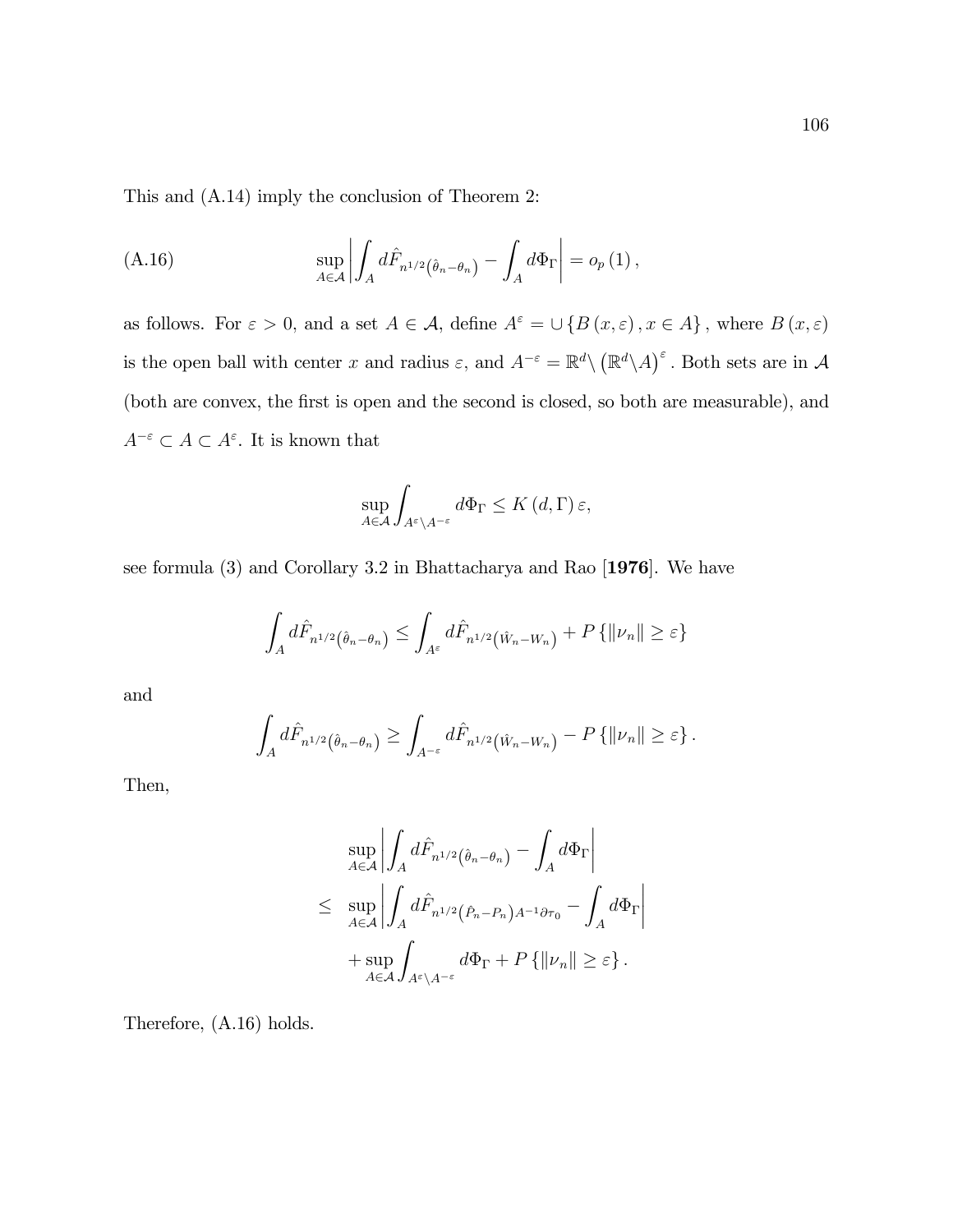This and (A.14) imply the conclusion of Theorem 2:

$$\sup_{A \in \mathcal{A}} \left| \int_A d\hat{F}_{n^{1/2}(\hat{\theta}_n - \theta_n)} - \int_A d\Phi_\Gamma \right| = o_p(1), \tag{A.16}$$

as follows. For $\varepsilon > 0$, and a set $A \in \mathcal{A}$, define $A^\varepsilon = \cup \{B(x, \varepsilon), x \in A\}$, where $B(x, \varepsilon)$ is the open ball with center $x$ and radius $\varepsilon$, and $A^{-\varepsilon} = \mathbb{R}^d \backslash (\mathbb{R}^d \backslash A)^\varepsilon$. Both sets are in $\mathcal{A}$ (both are convex, the first is open and the second is closed, so both are measurable), and $A^{-\varepsilon} \subset A \subset A^\varepsilon$. It is known that

$$\sup_{A \in \mathcal{A}} \int_{A^\varepsilon \backslash A^{-\varepsilon}} d\Phi_\Gamma \leq K(d, \Gamma)\, \varepsilon,$$

see formula (3) and Corollary 3.2 in Bhattacharya and Rao [**1976**]. We have

$$\int_A d\hat{F}_{n^{1/2}(\hat{\theta}_n - \theta_n)} \leq \int_{A^\varepsilon} d\hat{F}_{n^{1/2}(\hat{W}_n - W_n)} + P\{\|\nu_n\| \geq \varepsilon\}$$

and

$$\int_A d\hat{F}_{n^{1/2}(\hat{\theta}_n - \theta_n)} \geq \int_{A^{-\varepsilon}} d\hat{F}_{n^{1/2}(\hat{W}_n - W_n)} - P\{\|\nu_n\| \geq \varepsilon\}.$$

Then,

$$\begin{aligned}
&\sup_{A \in \mathcal{A}} \left| \int_A d\hat{F}_{n^{1/2}(\hat{\theta}_n - \theta_n)} - \int_A d\Phi_\Gamma \right| \\
\leq\ &\sup_{A \in \mathcal{A}} \left| \int_A d\hat{F}_{n^{1/2}(\hat{P}_n - P_n)A^{-1}\partial\tau_0} - \int_A d\Phi_\Gamma \right| \\
&+ \sup_{A \in \mathcal{A}} \int_{A^\varepsilon \backslash A^{-\varepsilon}} d\Phi_\Gamma + P\{\|\nu_n\| \geq \varepsilon\}.
\end{aligned}$$

Therefore, (A.16) holds.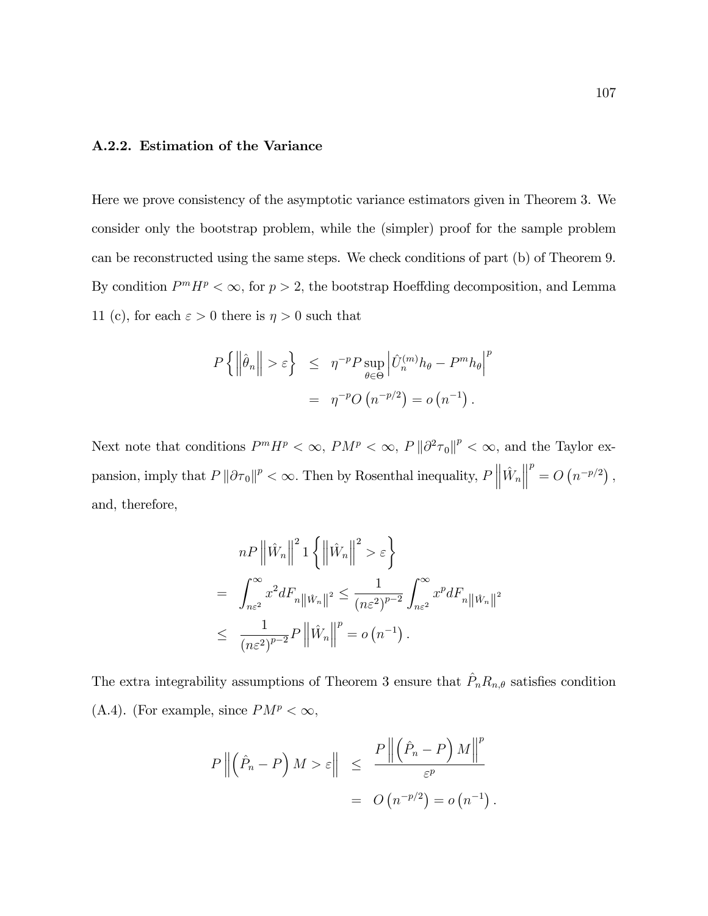### A.2.2. Estimation of the Variance

Here we prove consistency of the asymptotic variance estimators given in Theorem 3. We consider only the bootstrap problem, while the (simpler) proof for the sample problem can be reconstructed using the same steps. We check conditions of part (b) of Theorem 9. By condition $P^m H^p < \infty$, for $p > 2$, the bootstrap Hoeffding decomposition, and Lemma 11 (c), for each $\varepsilon > 0$ there is $\eta > 0$ such that

$$\begin{aligned}
P\left\{\left\|\hat{\theta}_n\right\| > \varepsilon\right\} &\leq \eta^{-p} P \sup_{\theta\in\Theta}\left|\hat{U}_n^{(m)} h_\theta - P^m h_\theta\right|^p \\
&= \eta^{-p} O\left(n^{-p/2}\right) = o\left(n^{-1}\right).
\end{aligned}$$

Next note that conditions $P^m H^p < \infty$, $PM^p < \infty$, $P\left\|\partial^2 \tau_0\right\|^p < \infty$, and the Taylor expansion, imply that $P\left\|\partial \tau_0\right\|^p < \infty$. Then by Rosenthal inequality, $P\left\|\hat{W}_n\right\|^p = O\left(n^{-p/2}\right)$, and, therefore,

$$\begin{aligned}
& nP\left\|\hat{W}_n\right\|^2 1\left\{\left\|\hat{W}_n\right\|^2 > \varepsilon\right\} \\
= \; & \int_{n\varepsilon^2}^{\infty} x^2 dF_{n\left\|\hat{W}_n\right\|^2} \leq \frac{1}{\left(n\varepsilon^2\right)^{p-2}} \int_{n\varepsilon^2}^{\infty} x^p dF_{n\left\|\hat{W}_n\right\|^2} \\
\leq \; & \frac{1}{\left(n\varepsilon^2\right)^{p-2}} P\left\|\hat{W}_n\right\|^p = o\left(n^{-1}\right).
\end{aligned}$$

The extra integrability assumptions of Theorem 3 ensure that $\hat{P}_n R_{n,\theta}$ satisfies condition (A.4). (For example, since $PM^p < \infty$,

$$\begin{aligned}
P\left\|\left(\hat{P}_n - P\right) M > \varepsilon\right\| &\leq \frac{P\left\|\left(\hat{P}_n - P\right) M\right\|^p}{\varepsilon^p} \\
&= O\left(n^{-p/2}\right) = o\left(n^{-1}\right).
\end{aligned}$$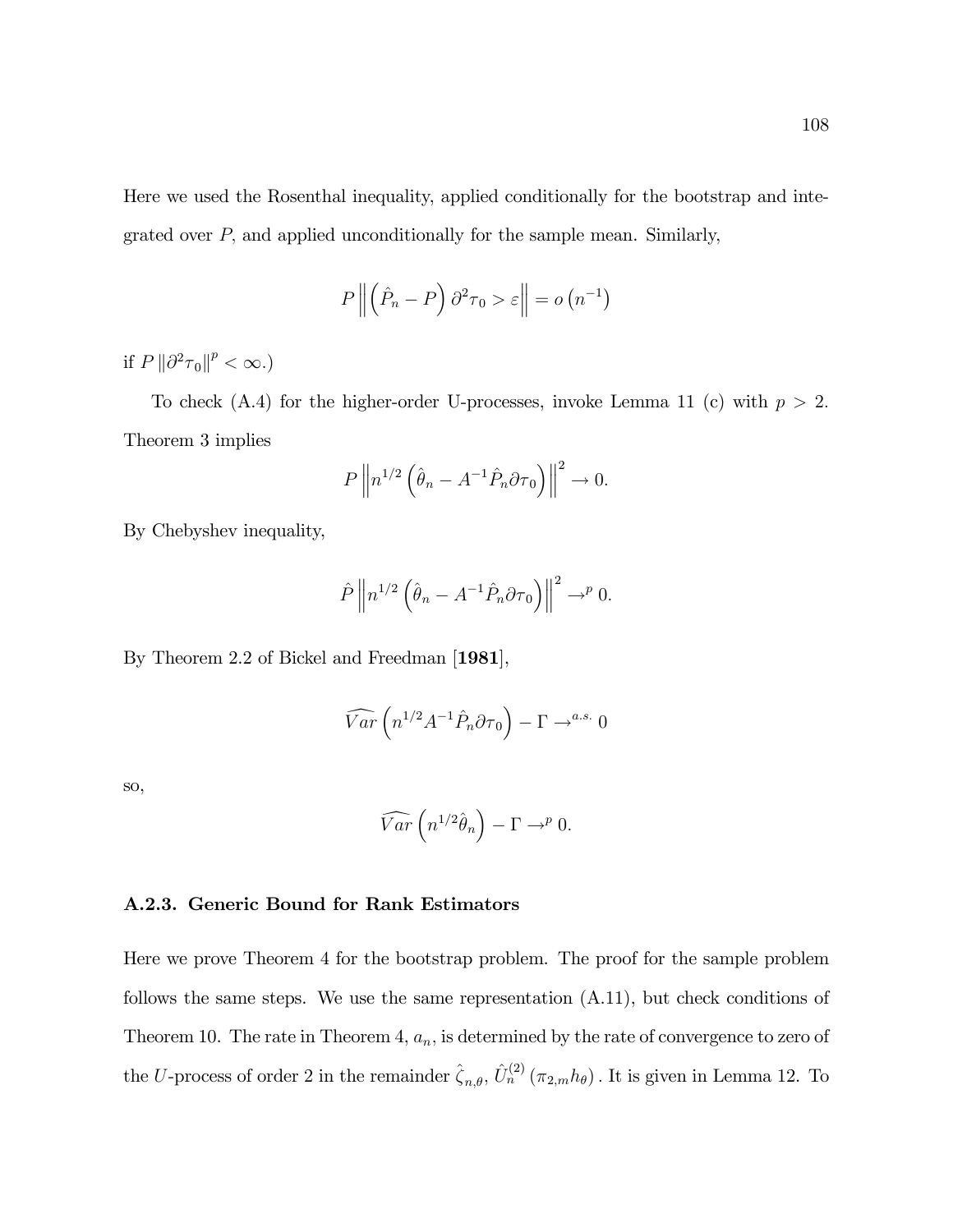Here we used the Rosenthal inequality, applied conditionally for the bootstrap and integrated over $P$, and applied unconditionally for the sample mean. Similarly,

$$P \left\| \left( \hat{P}_n - P \right) \partial^2 \tau_0 > \varepsilon \right\| = o\left(n^{-1}\right)$$

if $P \left\| \partial^2 \tau_0 \right\|^p < \infty$.)

To check (A.4) for the higher-order U-processes, invoke Lemma 11 (c) with $p > 2$. Theorem 3 implies

$$P \left\| n^{1/2} \left( \hat{\theta}_n - A^{-1} \hat{P}_n \partial \tau_0 \right) \right\|^2 \to 0.$$

By Chebyshev inequality,

$$\hat{P} \left\| n^{1/2} \left( \hat{\theta}_n - A^{-1} \hat{P}_n \partial \tau_0 \right) \right\|^2 \to^p 0.$$

By Theorem 2.2 of Bickel and Freedman [**1981**],

$$\widehat{Var} \left( n^{1/2} A^{-1} \hat{P}_n \partial \tau_0 \right) - \Gamma \to^{a.s.} 0$$

so,

$$\widehat{Var} \left( n^{1/2} \hat{\theta}_n \right) - \Gamma \to^p 0.$$

### A.2.3. Generic Bound for Rank Estimators

Here we prove Theorem 4 for the bootstrap problem. The proof for the sample problem follows the same steps. We use the same representation (A.11), but check conditions of Theorem 10. The rate in Theorem 4, $a_n$, is determined by the rate of convergence to zero of the $U$-process of order 2 in the remainder $\hat{\zeta}_{n,\theta}$, $\hat{U}_n^{(2)} \left( \pi_{2,m} h_\theta \right)$. It is given in Lemma 12. To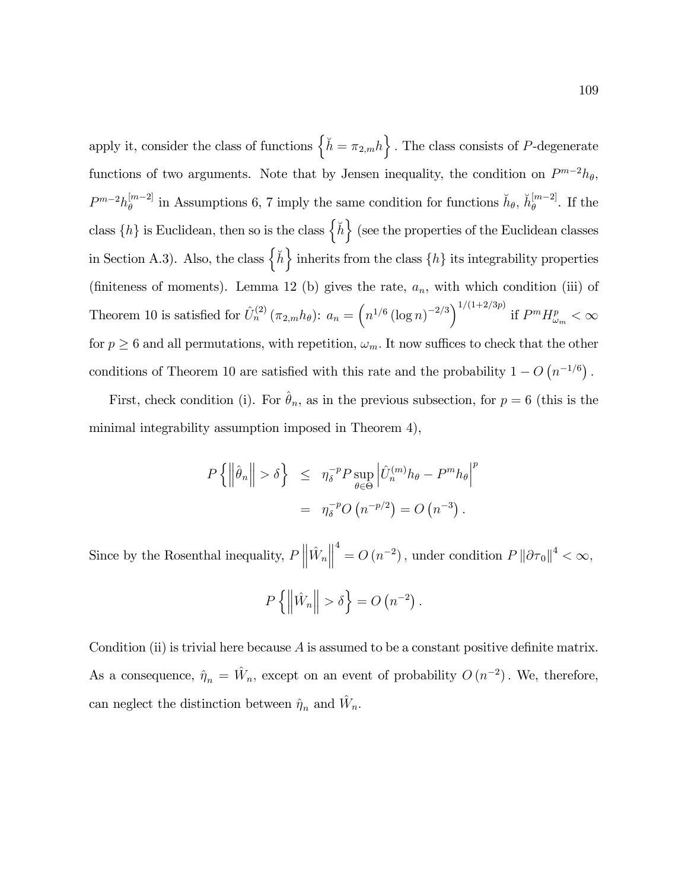apply it, consider the class of functions $\left\{\breve{h} = \pi_{2,m}h\right\}$. The class consists of $P$-degenerate functions of two arguments. Note that by Jensen inequality, the condition on $P^{m-2}h_\theta$, $P^{m-2}h_\theta^{[m-2]}$ in Assumptions 6, 7 imply the same condition for functions $\breve{h}_\theta$, $\breve{h}_\theta^{[m-2]}$. If the class $\{h\}$ is Euclidean, then so is the class $\left\{\breve{h}\right\}$ (see the properties of the Euclidean classes in Section A.3). Also, the class $\left\{\breve{h}\right\}$ inherits from the class $\{h\}$ its integrability properties (finiteness of moments). Lemma 12 (b) gives the rate, $a_n$, with which condition (iii) of Theorem 10 is satisfied for $\hat{U}_n^{(2)}(\pi_{2,m}h_\theta)$: $a_n = \left(n^{1/6}(\log n)^{-2/3}\right)^{1/(1+2/3p)}$ if $P^m H_{\omega_m}^p < \infty$ for $p \geq 6$ and all permutations, with repetition, $\omega_m$. It now suffices to check that the other conditions of Theorem 10 are satisfied with this rate and the probability $1 - O\left(n^{-1/6}\right)$.

First, check condition (i). For $\hat{\theta}_n$, as in the previous subsection, for $p = 6$ (this is the minimal integrability assumption imposed in Theorem 4),

$$
\begin{aligned}
P\left\{\left\|\hat{\theta}_n\right\| > \delta\right\} &\leq \eta_\delta^{-p} P \sup_{\theta \in \Theta} \left|\hat{U}_n^{(m)} h_\theta - P^m h_\theta\right|^p \\
&= \eta_\delta^{-p} O\left(n^{-p/2}\right) = O\left(n^{-3}\right).
\end{aligned}
$$

Since by the Rosenthal inequality, $P\left\|\hat{W}_n\right\|^4 = O\left(n^{-2}\right)$, under condition $P\left\|\partial\tau_0\right\|^4 < \infty$,

$$
P\left\{\left\|\hat{W}_n\right\| > \delta\right\} = O\left(n^{-2}\right).
$$

Condition (ii) is trivial here because $A$ is assumed to be a constant positive definite matrix. As a consequence, $\hat{\eta}_n = \hat{W}_n$, except on an event of probability $O\left(n^{-2}\right)$. We, therefore, can neglect the distinction between $\hat{\eta}_n$ and $\hat{W}_n$.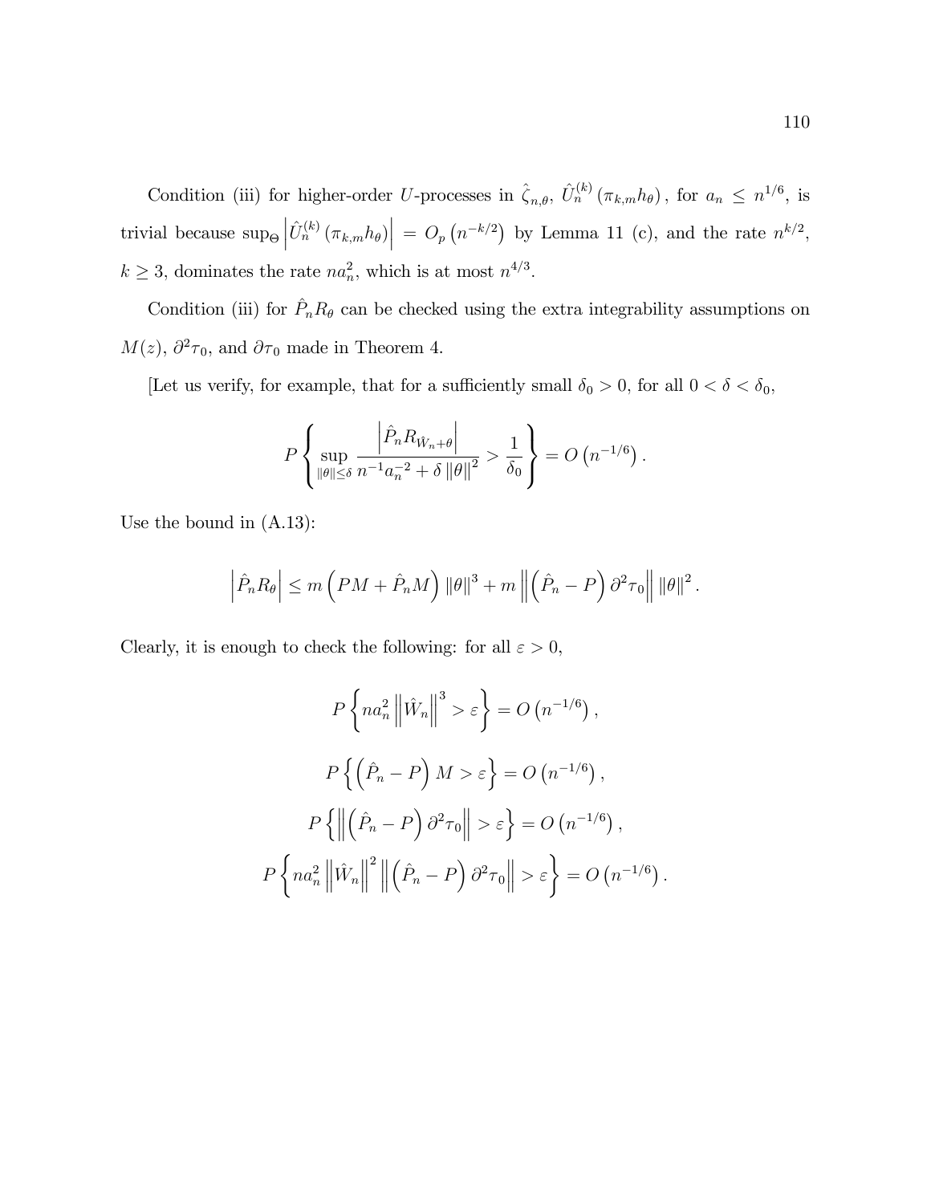Condition (iii) for higher-order $U$-processes in $\hat{\zeta}_{n,\theta}$, $\hat{U}_n^{(k)}\left(\pi_{k,m}h_\theta\right)$, for $a_n \leq n^{1/6}$, is trivial because $\sup_\Theta \left|\hat{U}_n^{(k)}\left(\pi_{k,m}h_\theta\right)\right| = O_p\left(n^{-k/2}\right)$ by Lemma 11 (c), and the rate $n^{k/2}$, $k \geq 3$, dominates the rate $na_n^2$, which is at most $n^{4/3}$.

Condition (iii) for $\hat{P}_n R_\theta$ can be checked using the extra integrability assumptions on $M(z)$, $\partial^2\tau_0$, and $\partial\tau_0$ made in Theorem 4.

[Let us verify, for example, that for a sufficiently small $\delta_0 > 0$, for all $0 < \delta < \delta_0$,

$$P\left\{\sup_{\|\theta\|\leq\delta} \frac{\left|\hat{P}_n R_{\hat{W}_n+\theta}\right|}{n^{-1}a_n^{-2} + \delta\left\|\theta\right\|^2} > \frac{1}{\delta_0}\right\} = O\left(n^{-1/6}\right).$$

Use the bound in (A.13):

$$\left|\hat{P}_n R_\theta\right| \leq m\left(PM + \hat{P}_n M\right)\left\|\theta\right\|^3 + m\left\|\left(\hat{P}_n - P\right)\partial^2\tau_0\right\|\left\|\theta\right\|^2.$$

Clearly, it is enough to check the following: for all $\varepsilon > 0$,

$$P\left\{na_n^2\left\|\hat{W}_n\right\|^3 > \varepsilon\right\} = O\left(n^{-1/6}\right),$$

$$P\left\{\left(\hat{P}_n - P\right)M > \varepsilon\right\} = O\left(n^{-1/6}\right),$$

$$P\left\{\left\|\left(\hat{P}_n - P\right)\partial^2\tau_0\right\| > \varepsilon\right\} = O\left(n^{-1/6}\right),$$

$$P\left\{na_n^2\left\|\hat{W}_n\right\|^2\left\|\left(\hat{P}_n - P\right)\partial^2\tau_0\right\| > \varepsilon\right\} = O\left(n^{-1/6}\right).$$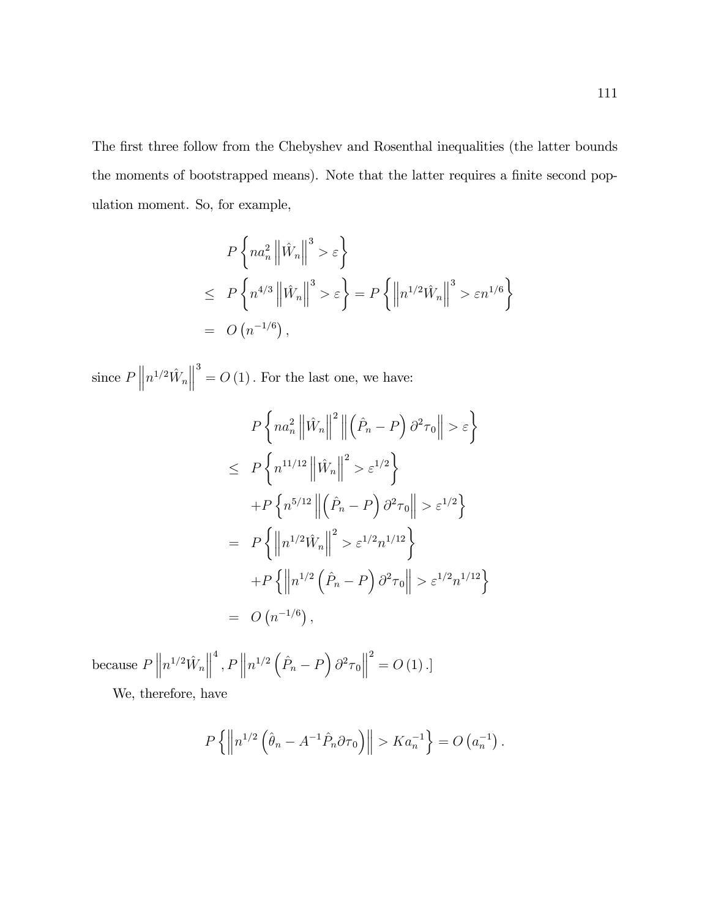The first three follow from the Chebyshev and Rosenthal inequalities (the latter bounds the moments of bootstrapped means). Note that the latter requires a finite second population moment. So, for example,

$$
\begin{aligned}
& P\left\{na_n^2\left\|\hat{W}_n\right\|^3 > \varepsilon\right\} \\
\leq\ & P\left\{n^{4/3}\left\|\hat{W}_n\right\|^3 > \varepsilon\right\} = P\left\{\left\|n^{1/2}\hat{W}_n\right\|^3 > \varepsilon n^{1/6}\right\} \\
=\ & O\left(n^{-1/6}\right),
\end{aligned}
$$

since $P\left\|n^{1/2}\hat{W}_n\right\|^3 = O\left(1\right)$. For the last one, we have:

$$
\begin{aligned}
& P\left\{na_n^2\left\|\hat{W}_n\right\|^2\left\|\left(\hat{P}_n - P\right)\partial^2\tau_0\right\| > \varepsilon\right\} \\
\leq\ & P\left\{n^{11/12}\left\|\hat{W}_n\right\|^2 > \varepsilon^{1/2}\right\} \\
& + P\left\{n^{5/12}\left\|\left(\hat{P}_n - P\right)\partial^2\tau_0\right\| > \varepsilon^{1/2}\right\} \\
=\ & P\left\{\left\|n^{1/2}\hat{W}_n\right\|^2 > \varepsilon^{1/2}n^{1/12}\right\} \\
& + P\left\{\left\|n^{1/2}\left(\hat{P}_n - P\right)\partial^2\tau_0\right\| > \varepsilon^{1/2}n^{1/12}\right\} \\
=\ & O\left(n^{-1/6}\right),
\end{aligned}
$$

because $P\left\|n^{1/2}\hat{W}_n\right\|^4, P\left\|n^{1/2}\left(\hat{P}_n - P\right)\partial^2\tau_0\right\|^2 = O\left(1\right)$.]

We, therefore, have

$$
P\left\{\left\|n^{1/2}\left(\hat{\theta}_n - A^{-1}\hat{P}_n\partial\tau_0\right)\right\| > Ka_n^{-1}\right\} = O\left(a_n^{-1}\right).
$$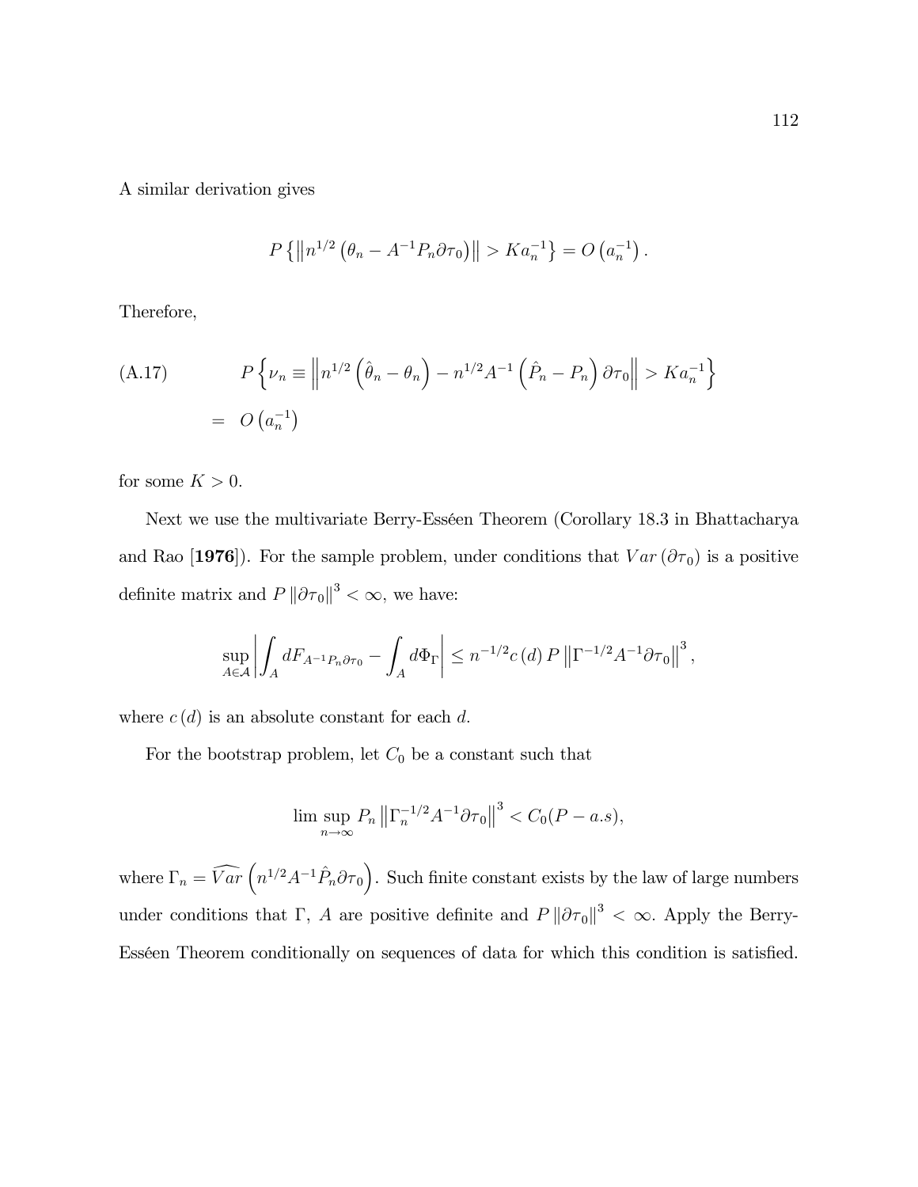A similar derivation gives

$$P\left\{\left\|n^{1/2}\left(\theta_n - A^{-1}P_n\partial\tau_0\right)\right\| > Ka_n^{-1}\right\} = O\left(a_n^{-1}\right).$$

Therefore,

$$\text{(A.17)} \qquad P\left\{\nu_n \equiv \left\|n^{1/2}\left(\hat{\theta}_n - \theta_n\right) - n^{1/2}A^{-1}\left(\hat{P}_n - P_n\right)\partial\tau_0\right\| > Ka_n^{-1}\right\}$$
$$= \quad O\left(a_n^{-1}\right)$$

for some $K > 0$.

Next we use the multivariate Berry-Esséen Theorem (Corollary 18.3 in Bhattacharya and Rao [**1976**]). For the sample problem, under conditions that $Var\left(\partial\tau_0\right)$ is a positive definite matrix and $P\left\|\partial\tau_0\right\|^3 < \infty$, we have:

$$\sup_{A\in\mathcal{A}}\left|\int_A dF_{A^{-1}P_n\partial\tau_0} - \int_A d\Phi_\Gamma\right| \leq n^{-1/2}c\left(d\right)P\left\|\Gamma^{-1/2}A^{-1}\partial\tau_0\right\|^3,$$

where $c\left(d\right)$ is an absolute constant for each $d$.

For the bootstrap problem, let $C_0$ be a constant such that

$$\limsup_{n\to\infty} P_n\left\|\Gamma_n^{-1/2}A^{-1}\partial\tau_0\right\|^3 < C_0(P-a.s),$$

where $\Gamma_n = \widehat{Var}\left(n^{1/2}A^{-1}\hat{P}_n\partial\tau_0\right)$. Such finite constant exists by the law of large numbers under conditions that $\Gamma$, $A$ are positive definite and $P\left\|\partial\tau_0\right\|^3 < \infty$. Apply the Berry-Esséen Theorem conditionally on sequences of data for which this condition is satisfied.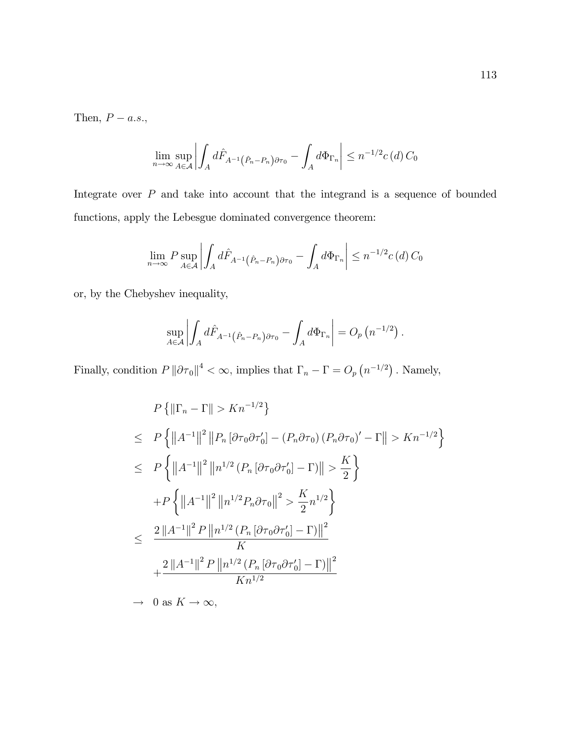Then, $P - a.s.$,

$$\lim_{n\to\infty} \sup_{A\in\mathcal{A}} \left| \int_A d\hat{F}_{A^{-1}\left(\hat{P}_n - P_n\right)\partial\tau_0} - \int_A d\Phi_{\Gamma_n} \right| \leq n^{-1/2} c\left(d\right) C_0$$

Integrate over $P$ and take into account that the integrand is a sequence of bounded functions, apply the Lebesgue dominated convergence theorem:

$$\lim_{n\to\infty} P \sup_{A\in\mathcal{A}} \left| \int_A d\hat{F}_{A^{-1}\left(\hat{P}_n - P_n\right)\partial\tau_0} - \int_A d\Phi_{\Gamma_n} \right| \leq n^{-1/2} c\left(d\right) C_0$$

or, by the Chebyshev inequality,

$$\sup_{A\in\mathcal{A}} \left| \int_A d\hat{F}_{A^{-1}\left(\hat{P}_n - P_n\right)\partial\tau_0} - \int_A d\Phi_{\Gamma_n} \right| = O_p\left(n^{-1/2}\right).$$

Finally, condition $P\left\|\partial\tau_0\right\|^4 < \infty$, implies that $\Gamma_n - \Gamma = O_p\left(n^{-1/2}\right)$. Namely,

$$\begin{aligned}
& P\left\{\left\|\Gamma_n - \Gamma\right\| > Kn^{-1/2}\right\} \\
\leq \;& P\left\{\left\|A^{-1}\right\|^2 \left\|P_n\left[\partial\tau_0\partial\tau_0'\right] - \left(P_n\partial\tau_0\right)\left(P_n\partial\tau_0\right)' - \Gamma\right\| > Kn^{-1/2}\right\} \\
\leq \;& P\left\{\left\|A^{-1}\right\|^2 \left\|n^{1/2}\left(P_n\left[\partial\tau_0\partial\tau_0'\right] - \Gamma\right)\right\| > \frac{K}{2}\right\} \\
& + P\left\{\left\|A^{-1}\right\|^2 \left\|n^{1/2}P_n\partial\tau_0\right\|^2 > \frac{K}{2}n^{1/2}\right\} \\
\leq \;& \frac{2\left\|A^{-1}\right\|^2 P\left\|n^{1/2}\left(P_n\left[\partial\tau_0\partial\tau_0'\right] - \Gamma\right)\right\|^2}{K} \\
& + \frac{2\left\|A^{-1}\right\|^2 P\left\|n^{1/2}\left(P_n\left[\partial\tau_0\partial\tau_0'\right] - \Gamma\right)\right\|^2}{Kn^{1/2}} \\
\to \;& 0 \text{ as } K \to \infty,
\end{aligned}$$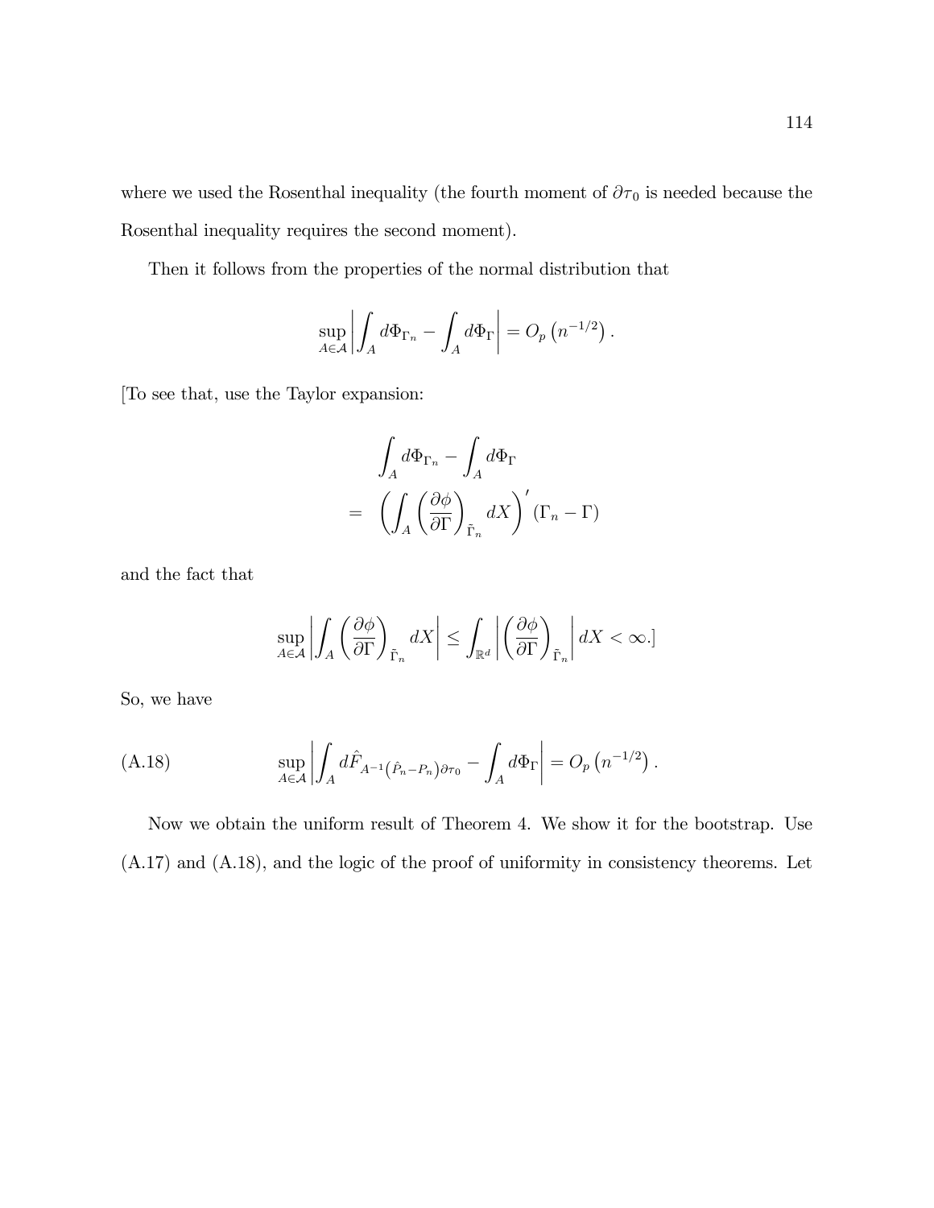where we used the Rosenthal inequality (the fourth moment of $\partial\tau_0$ is needed because the Rosenthal inequality requires the second moment).

Then it follows from the properties of the normal distribution that

$$\sup_{A\in\mathcal{A}}\left|\int_A d\Phi_{\Gamma_n} - \int_A d\Phi_{\Gamma}\right| = O_p\left(n^{-1/2}\right).$$

[To see that, use the Taylor expansion:

$$\begin{aligned} & \int_A d\Phi_{\Gamma_n} - \int_A d\Phi_{\Gamma} \\ = & \left(\int_A \left(\frac{\partial\phi}{\partial\Gamma}\right)_{\tilde{\Gamma}_n} dX\right)'(\Gamma_n - \Gamma) \end{aligned}$$

and the fact that

$$\sup_{A\in\mathcal{A}}\left|\int_A \left(\frac{\partial\phi}{\partial\Gamma}\right)_{\tilde{\Gamma}_n} dX\right| \leq \int_{\mathbb{R}^d}\left|\left(\frac{\partial\phi}{\partial\Gamma}\right)_{\tilde{\Gamma}_n}\right| dX < \infty.]$$

So, we have

$$\sup_{A\in\mathcal{A}}\left|\int_A d\hat{F}_{A^{-1}\left(\hat{P}_n - P_n\right)\partial\tau_0} - \int_A d\Phi_{\Gamma}\right| = O_p\left(n^{-1/2}\right). \tag{A.18}$$

Now we obtain the uniform result of Theorem 4. We show it for the bootstrap. Use (A.17) and (A.18), and the logic of the proof of uniformity in consistency theorems. Let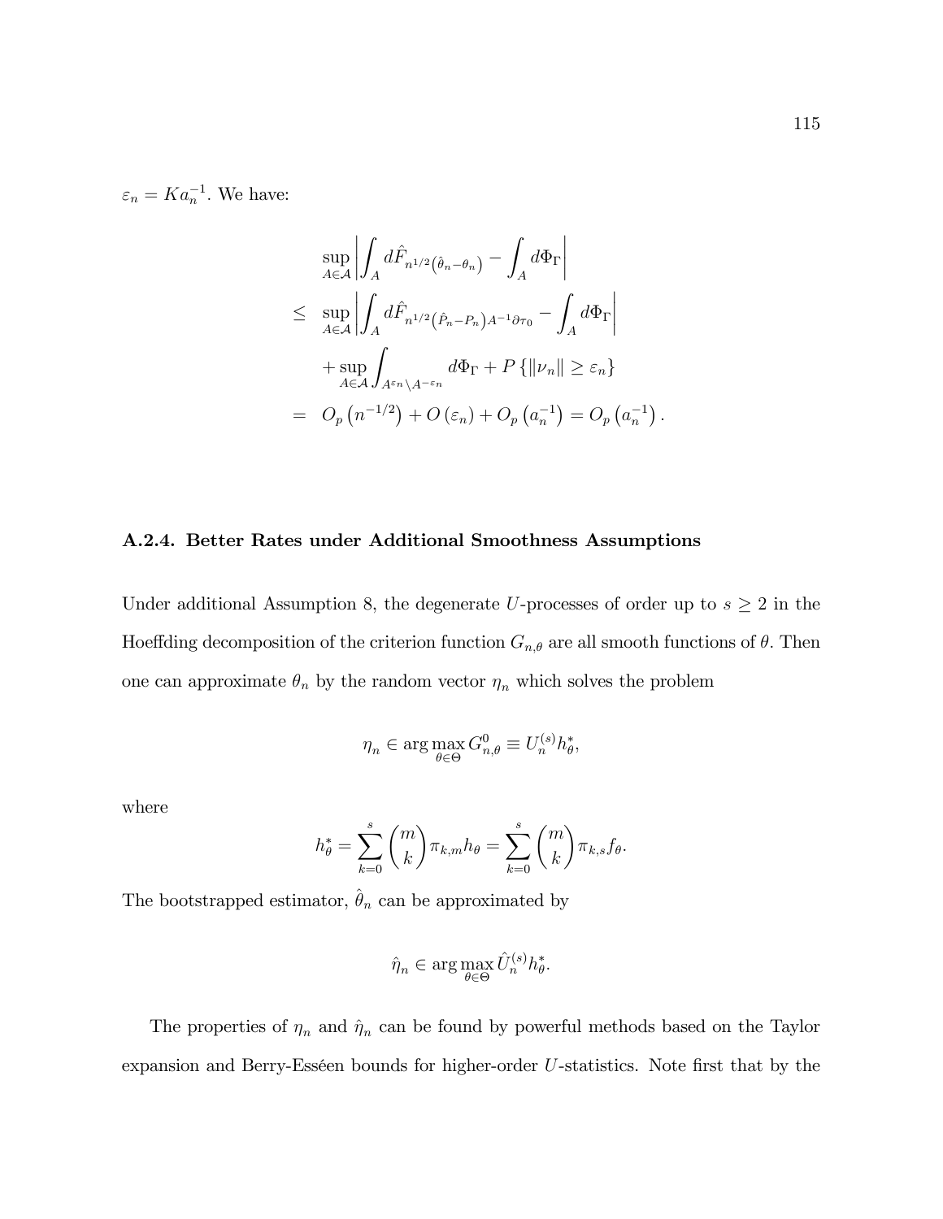$\varepsilon_n = K a_n^{-1}$. We have:

$$
\begin{aligned}
& \sup_{A \in \mathcal{A}} \left| \int_A d\hat{F}_{n^{1/2}\left(\hat{\theta}_n - \theta_n\right)} - \int_A d\Phi_\Gamma \right| \\
\leq \; & \sup_{A \in \mathcal{A}} \left| \int_A d\hat{F}_{n^{1/2}\left(\hat{P}_n - P_n\right)A^{-1}\partial\tau_0} - \int_A d\Phi_\Gamma \right| \\
& + \sup_{A \in \mathcal{A}} \int_{A^{\varepsilon_n} \setminus A^{-\varepsilon_n}} d\Phi_\Gamma + P\left\{\|\nu_n\| \geq \varepsilon_n\right\} \\
= \; & O_p\left(n^{-1/2}\right) + O\left(\varepsilon_n\right) + O_p\left(a_n^{-1}\right) = O_p\left(a_n^{-1}\right).
\end{aligned}
$$

### A.2.4. Better Rates under Additional Smoothness Assumptions

Under additional Assumption 8, the degenerate $U$-processes of order up to $s \geq 2$ in the Hoeffding decomposition of the criterion function $G_{n,\theta}$ are all smooth functions of $\theta$. Then one can approximate $\theta_n$ by the random vector $\eta_n$ which solves the problem

$$
\eta_n \in \arg\max_{\theta \in \Theta} G^0_{n,\theta} \equiv U_n^{(s)} h^*_\theta,
$$

where

$$
h^*_\theta = \sum_{k=0}^{s} \binom{m}{k} \pi_{k,m} h_\theta = \sum_{k=0}^{s} \binom{m}{k} \pi_{k,s} f_\theta.
$$

The bootstrapped estimator, $\hat{\theta}_n$ can be approximated by

$$
\hat{\eta}_n \in \arg\max_{\theta \in \Theta} \hat{U}_n^{(s)} h^*_\theta.
$$

The properties of $\eta_n$ and $\hat{\eta}_n$ can be found by powerful methods based on the Taylor expansion and Berry-Esséen bounds for higher-order $U$-statistics. Note first that by the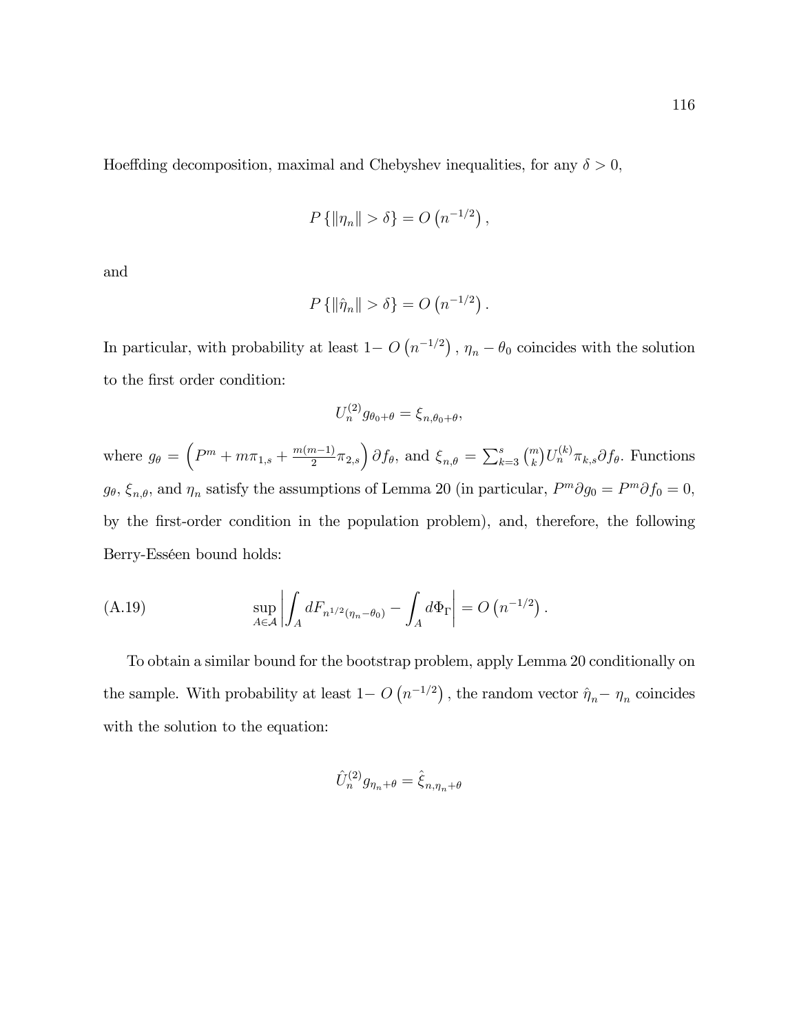Hoeffding decomposition, maximal and Chebyshev inequalities, for any $\delta > 0$,

$$P\left\{\|\eta_n\| > \delta\right\} = O\left(n^{-1/2}\right),$$

and

$$P\left\{\|\hat{\eta}_n\| > \delta\right\} = O\left(n^{-1/2}\right).$$

In particular, with probability at least $1-O\left(n^{-1/2}\right)$, $\eta_n - \theta_0$ coincides with the solution to the first order condition:

$$U_n^{(2)} g_{\theta_0+\theta} = \xi_{n,\theta_0+\theta},$$

where $g_\theta = \left(P^m + m\pi_{1,s} + \frac{m(m-1)}{2}\pi_{2,s}\right)\partial f_\theta$, and $\xi_{n,\theta} = \sum_{k=3}^{s}\binom{m}{k}U_n^{(k)}\pi_{k,s}\partial f_\theta$. Functions $g_\theta$, $\xi_{n,\theta}$, and $\eta_n$ satisfy the assumptions of Lemma 20 (in particular, $P^m\partial g_0 = P^m\partial f_0 = 0$, by the first-order condition in the population problem), and, therefore, the following Berry-Esséen bound holds:

$$\sup_{A\in\mathcal{A}}\left|\int_A dF_{n^{1/2}(\eta_n-\theta_0)} - \int_A d\Phi_\Gamma\right| = O\left(n^{-1/2}\right). \tag{A.19}$$

To obtain a similar bound for the bootstrap problem, apply Lemma 20 conditionally on the sample. With probability at least $1-O\left(n^{-1/2}\right)$, the random vector $\hat{\eta}_n - \eta_n$ coincides with the solution to the equation:

$$\hat{U}_n^{(2)} g_{\eta_n+\theta} = \hat{\xi}_{n,\eta_n+\theta}$$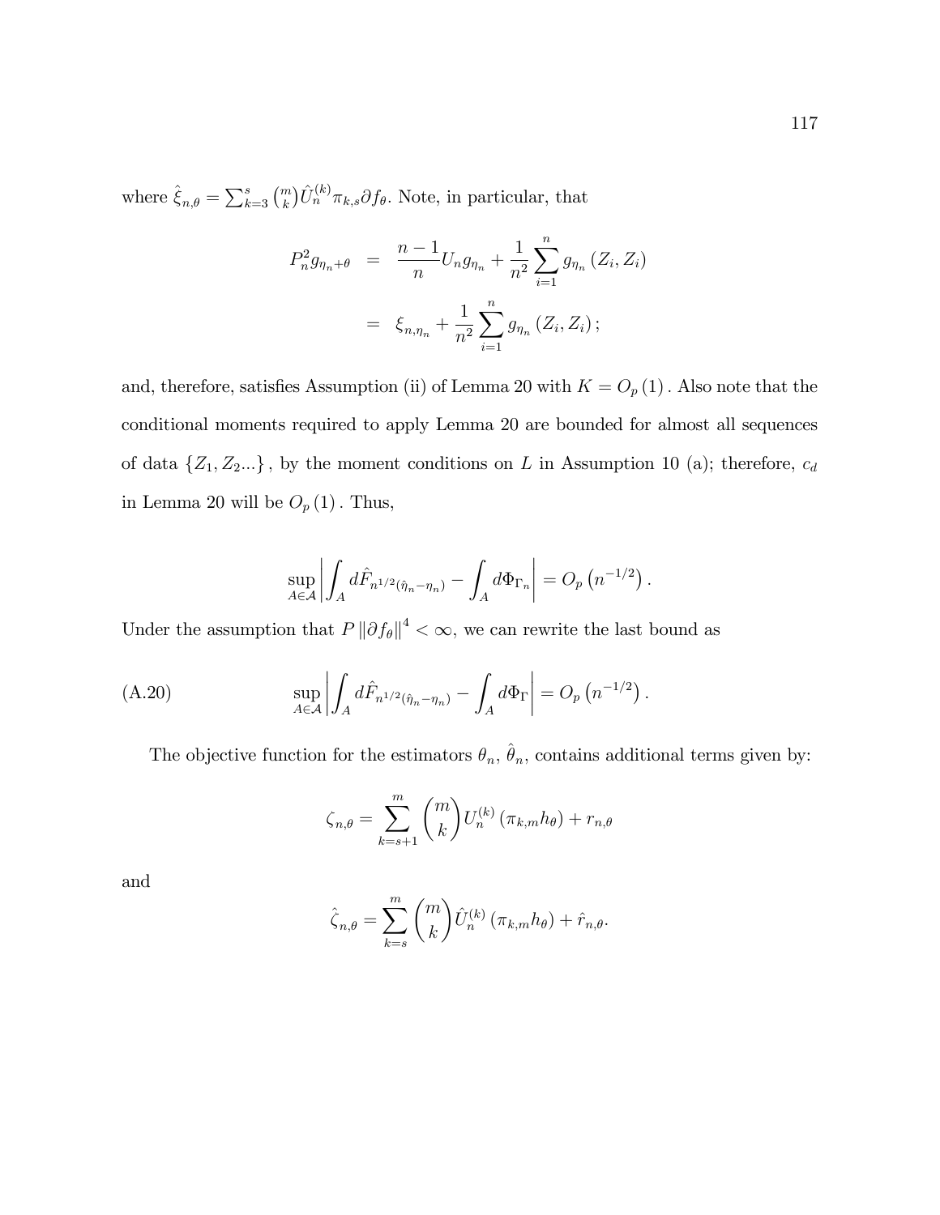where $\hat{\xi}_{n,\theta} = \sum_{k=3}^{s} \binom{m}{k} \hat{U}_n^{(k)} \pi_{k,s} \partial f_\theta$. Note, in particular, that

$$
\begin{aligned}
P_n^2 g_{\eta_n + \theta} &= \frac{n-1}{n} U_n g_{\eta_n} + \frac{1}{n^2} \sum_{i=1}^{n} g_{\eta_n} \left( Z_i, Z_i \right) \\
&= \xi_{n,\eta_n} + \frac{1}{n^2} \sum_{i=1}^{n} g_{\eta_n} \left( Z_i, Z_i \right);
\end{aligned}
$$

and, therefore, satisfies Assumption (ii) of Lemma 20 with $K = O_p(1)$. Also note that the conditional moments required to apply Lemma 20 are bounded for almost all sequences of data $\{Z_1, Z_2 ...\}$, by the moment conditions on $L$ in Assumption 10 (a); therefore, $c_d$ in Lemma 20 will be $O_p(1)$. Thus,

$$
\sup_{A \in \mathcal{A}} \left| \int_A d\hat{F}_{n^{1/2}(\hat{\eta}_n - \eta_n)} - \int_A d\Phi_{\Gamma_n} \right| = O_p\left(n^{-1/2}\right).
$$

Under the assumption that $P \left\| \partial f_\theta \right\|^4 < \infty$, we can rewrite the last bound as

$$
\sup_{A \in \mathcal{A}} \left| \int_A d\hat{F}_{n^{1/2}(\hat{\eta}_n - \eta_n)} - \int_A d\Phi_{\Gamma} \right| = O_p\left(n^{-1/2}\right). \tag{A.20}
$$

The objective function for the estimators $\theta_n$, $\hat{\theta}_n$, contains additional terms given by:

$$
\zeta_{n,\theta} = \sum_{k=s+1}^{m} \binom{m}{k} U_n^{(k)} \left( \pi_{k,m} h_\theta \right) + r_{n,\theta}
$$

and

$$
\hat{\zeta}_{n,\theta} = \sum_{k=s}^{m} \binom{m}{k} \hat{U}_n^{(k)} \left( \pi_{k,m} h_\theta \right) + \hat{r}_{n,\theta}.
$$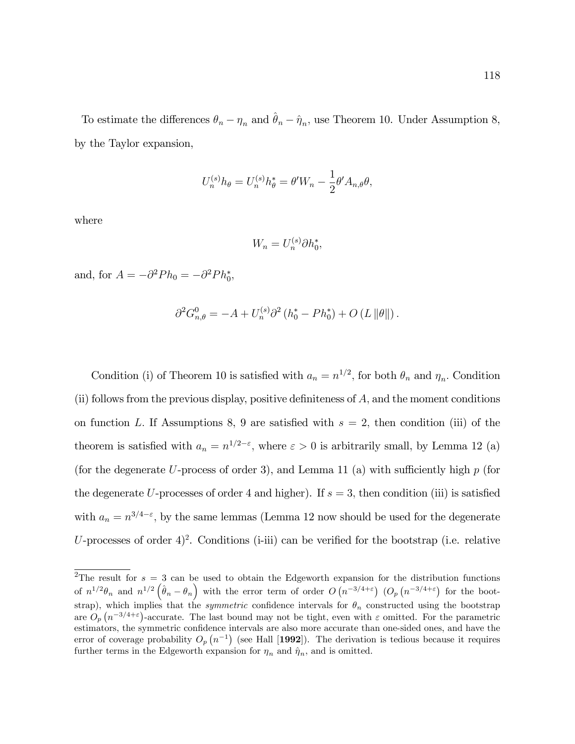To estimate the differences $\theta_n - \eta_n$ and $\hat{\theta}_n - \hat{\eta}_n$, use Theorem 10. Under Assumption 8, by the Taylor expansion,

$$U_n^{(s)} h_\theta = U_n^{(s)} h_\theta^* = \theta' W_n - \frac{1}{2} \theta' A_{n,\theta} \theta,$$

where

$$W_n = U_n^{(s)} \partial h_0^*,$$

and, for $A = -\partial^2 P h_0 = -\partial^2 P h_0^*$,

$$\partial^2 G_{n,\theta}^0 = -A + U_n^{(s)} \partial^2 \left( h_0^* - P h_0^* \right) + O \left( L \left\| \theta \right\| \right).$$

Condition (i) of Theorem 10 is satisfied with $a_n = n^{1/2}$, for both $\theta_n$ and $\eta_n$. Condition (ii) follows from the previous display, positive definiteness of $A$, and the moment conditions on function $L$. If Assumptions 8, 9 are satisfied with $s = 2$, then condition (iii) of the theorem is satisfied with $a_n = n^{1/2 - \varepsilon}$, where $\varepsilon > 0$ is arbitrarily small, by Lemma 12 (a) (for the degenerate $U$-process of order 3), and Lemma 11 (a) with sufficiently high $p$ (for the degenerate $U$-processes of order 4 and higher). If $s = 3$, then condition (iii) is satisfied with $a_n = n^{3/4 - \varepsilon}$, by the same lemmas (Lemma 12 now should be used for the degenerate $U$-processes of order 4)[2]. Conditions (i-iii) can be verified for the bootstrap (i.e. relative

[2]The result for $s = 3$ can be used to obtain the Edgeworth expansion for the distribution functions of $n^{1/2} \theta_n$ and $n^{1/2} \left( \hat{\theta}_n - \theta_n \right)$ with the error term of order $O \left( n^{-3/4 + \varepsilon} \right)$ ($O_p \left( n^{-3/4 + \varepsilon} \right)$ for the bootstrap), which implies that the *symmetric* confidence intervals for $\theta_n$ constructed using the bootstrap are $O_p \left( n^{-3/4 + \varepsilon} \right)$-accurate. The last bound may not be tight, even with $\varepsilon$ omitted. For the parametric estimators, the symmetric confidence intervals are also more accurate than one-sided ones, and have the error of coverage probability $O_p \left( n^{-1} \right)$ (see Hall [**1992**]). The derivation is tedious because it requires further terms in the Edgeworth expansion for $\eta_n$ and $\hat{\eta}_n$, and is omitted.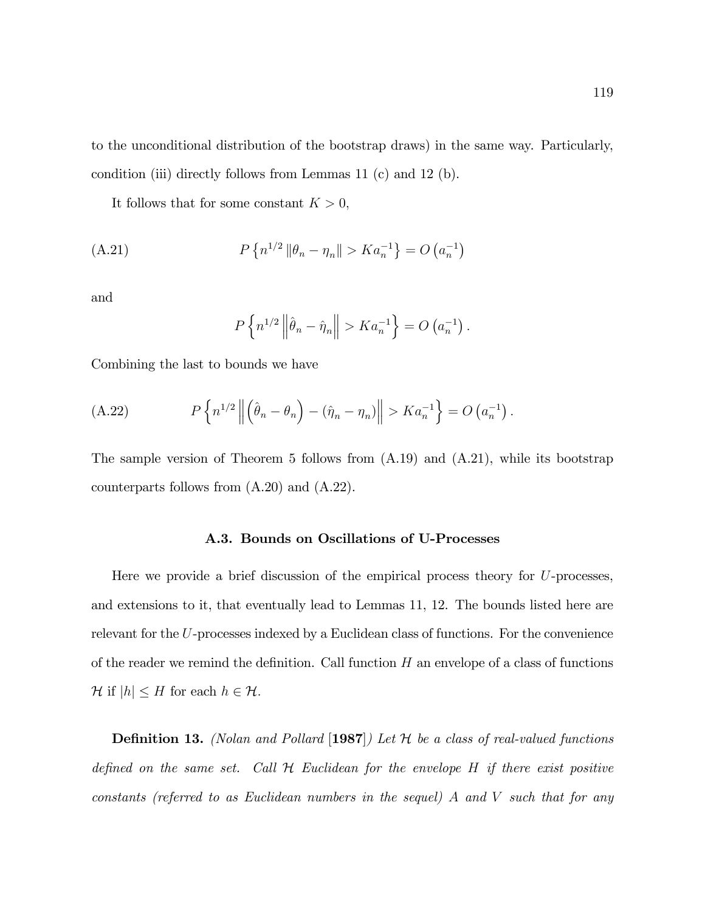to the unconditional distribution of the bootstrap draws) in the same way. Particularly, condition (iii) directly follows from Lemmas 11 (c) and 12 (b).

It follows that for some constant $K > 0$,

$$P\left\{n^{1/2}\left\|\theta_n - \eta_n\right\| > Ka_n^{-1}\right\} = O\left(a_n^{-1}\right) \tag{A.21}$$

and

$$P\left\{n^{1/2}\left\|\hat{\theta}_n - \hat{\eta}_n\right\| > Ka_n^{-1}\right\} = O\left(a_n^{-1}\right).$$

Combining the last to bounds we have

$$P\left\{n^{1/2}\left\|\left(\hat{\theta}_n - \theta_n\right) - \left(\hat{\eta}_n - \eta_n\right)\right\| > Ka_n^{-1}\right\} = O\left(a_n^{-1}\right). \tag{A.22}$$

The sample version of Theorem 5 follows from (A.19) and (A.21), while its bootstrap counterparts follows from (A.20) and (A.22).

### A.3. Bounds on Oscillations of U-Processes

Here we provide a brief discussion of the empirical process theory for $U$-processes, and extensions to it, that eventually lead to Lemmas 11, 12. The bounds listed here are relevant for the $U$-processes indexed by a Euclidean class of functions. For the convenience of the reader we remind the definition. Call function $H$ an envelope of a class of functions $\mathcal{H}$ if $|h| \leq H$ for each $h \in \mathcal{H}$.

**Definition 13.** *(Nolan and Pollard* [**1987**]*) Let $\mathcal{H}$ be a class of real-valued functions defined on the same set. Call $\mathcal{H}$ Euclidean for the envelope $H$ if there exist positive constants (referred to as Euclidean numbers in the sequel) $A$ and $V$ such that for any*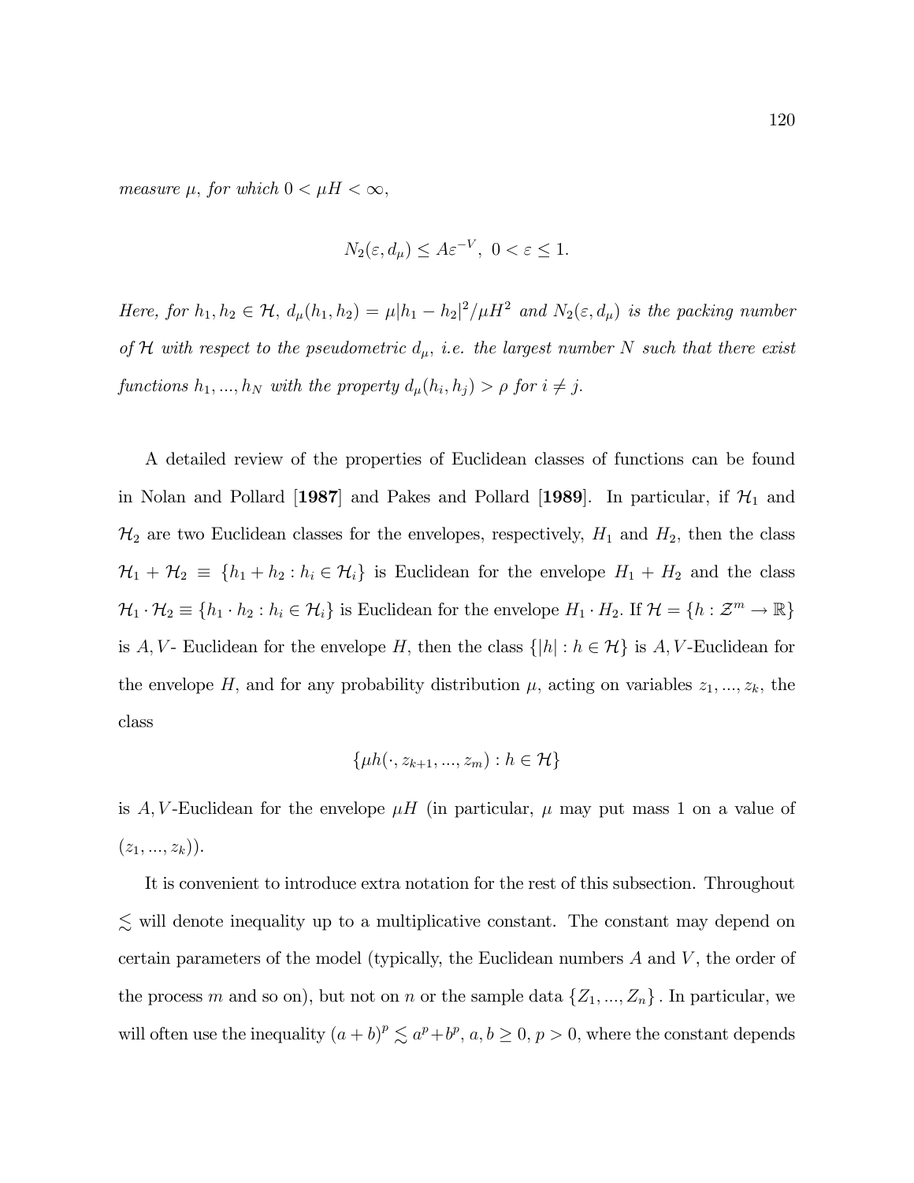*measure $\mu$, for which $0 < \mu H < \infty$,*

$$N_2(\varepsilon, d_\mu) \leq A\varepsilon^{-V}, \; 0 < \varepsilon \leq 1.$$

*Here, for $h_1, h_2 \in \mathcal{H}$, $d_\mu(h_1, h_2) = \mu|h_1 - h_2|^2/\mu H^2$ and $N_2(\varepsilon, d_\mu)$ is the packing number of $\mathcal{H}$ with respect to the pseudometric $d_\mu$, i.e. the largest number $N$ such that there exist functions $h_1, ..., h_N$ with the property $d_\mu(h_i, h_j) > \rho$ for $i \neq j$.*

A detailed review of the properties of Euclidean classes of functions can be found in Nolan and Pollard [**1987**] and Pakes and Pollard [**1989**]. In particular, if $\mathcal{H}_1$ and $\mathcal{H}_2$ are two Euclidean classes for the envelopes, respectively, $H_1$ and $H_2$, then the class $\mathcal{H}_1 + \mathcal{H}_2 \equiv \{h_1 + h_2 : h_i \in \mathcal{H}_i\}$ is Euclidean for the envelope $H_1 + H_2$ and the class $\mathcal{H}_1 \cdot \mathcal{H}_2 \equiv \{h_1 \cdot h_2 : h_i \in \mathcal{H}_i\}$ is Euclidean for the envelope $H_1 \cdot H_2$. If $\mathcal{H} = \{h : \mathcal{Z}^m \to \mathbb{R}\}$ is $A, V$- Euclidean for the envelope $H$, then the class $\{|h| : h \in \mathcal{H}\}$ is $A, V$-Euclidean for the envelope $H$, and for any probability distribution $\mu$, acting on variables $z_1, ..., z_k$, the class

$$\{\mu h(\cdot, z_{k+1}, ..., z_m) : h \in \mathcal{H}\}$$

is $A, V$-Euclidean for the envelope $\mu H$ (in particular, $\mu$ may put mass 1 on a value of $(z_1, ..., z_k)$).

It is convenient to introduce extra notation for the rest of this subsection. Throughout $\lesssim$ will denote inequality up to a multiplicative constant. The constant may depend on certain parameters of the model (typically, the Euclidean numbers $A$ and $V$, the order of the process $m$ and so on), but not on $n$ or the sample data $\{Z_1, ..., Z_n\}$. In particular, we will often use the inequality $(a + b)^p \lesssim a^p + b^p$, $a, b \geq 0$, $p > 0$, where the constant depends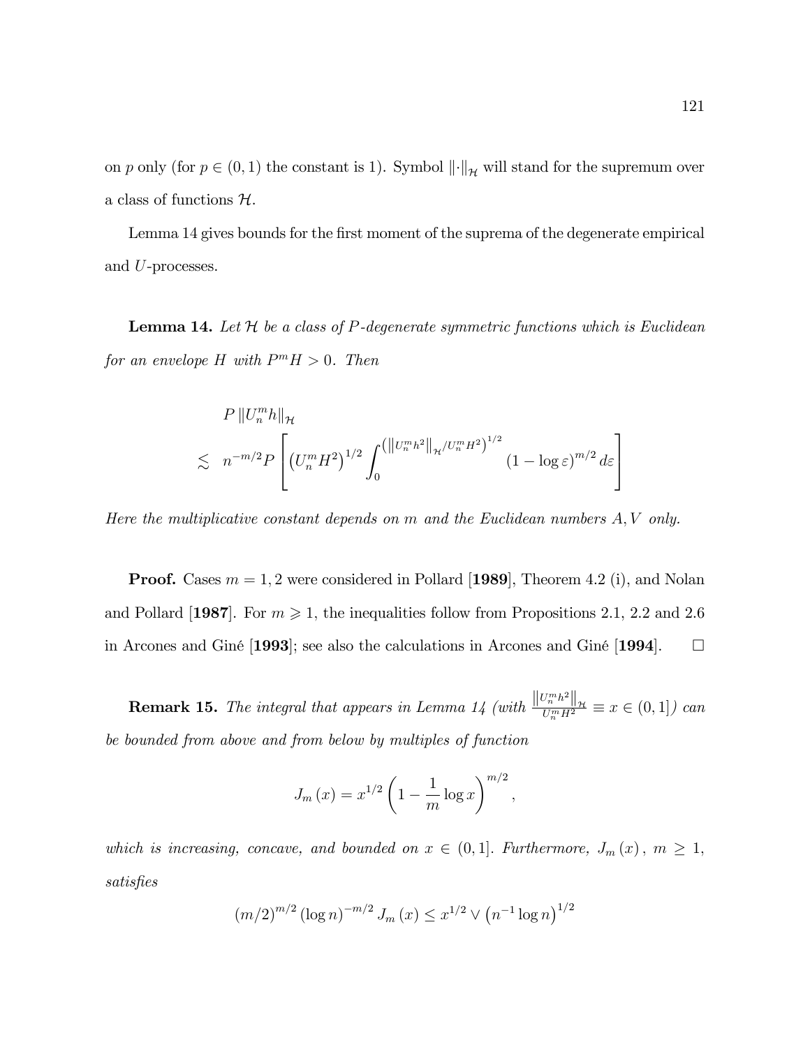on $p$ only (for $p \in (0,1)$ the constant is 1). Symbol $\|\cdot\|_{\mathcal{H}}$ will stand for the supremum over a class of functions $\mathcal{H}$.

Lemma 14 gives bounds for the first moment of the suprema of the degenerate empirical and $U$-processes.

**Lemma 14.** *Let $\mathcal{H}$ be a class of $P$-degenerate symmetric functions which is Euclidean for an envelope $H$ with $P^m H > 0$. Then*

$$
\begin{aligned}
& P \left\| U_n^m h \right\|_{\mathcal{H}} \\
\lesssim \;\; & n^{-m/2} P \left[ \left( U_n^m H^2 \right)^{1/2} \int_0^{\left( \left\| U_n^m h^2 \right\|_{\mathcal{H}} / U_n^m H^2 \right)^{1/2}} (1 - \log \varepsilon)^{m/2} \, d\varepsilon \right]
\end{aligned}
$$

*Here the multiplicative constant depends on $m$ and the Euclidean numbers $A, V$ only.*

**Proof.** Cases $m = 1, 2$ were considered in Pollard [**1989**], Theorem 4.2 (i), and Nolan and Pollard [**1987**]. For $m \geqslant 1$, the inequalities follow from Propositions 2.1, 2.2 and 2.6 in Arcones and Giné [**1993**]; see also the calculations in Arcones and Giné [**1994**]. $\square$

**Remark 15.** *The integral that appears in Lemma 14 (with $\frac{\left\| U_n^m h^2 \right\|_{\mathcal{H}}}{U_n^m H^2} \equiv x \in (0,1]$) can be bounded from above and from below by multiples of function*

$$
J_m(x) = x^{1/2} \left( 1 - \frac{1}{m} \log x \right)^{m/2},
$$

*which is increasing, concave, and bounded on $x \in (0,1]$. Furthermore, $J_m(x)$, $m \geq 1$, satisfies*

$$
(m/2)^{m/2} (\log n)^{-m/2} J_m(x) \leq x^{1/2} \vee \left( n^{-1} \log n \right)^{1/2}
$$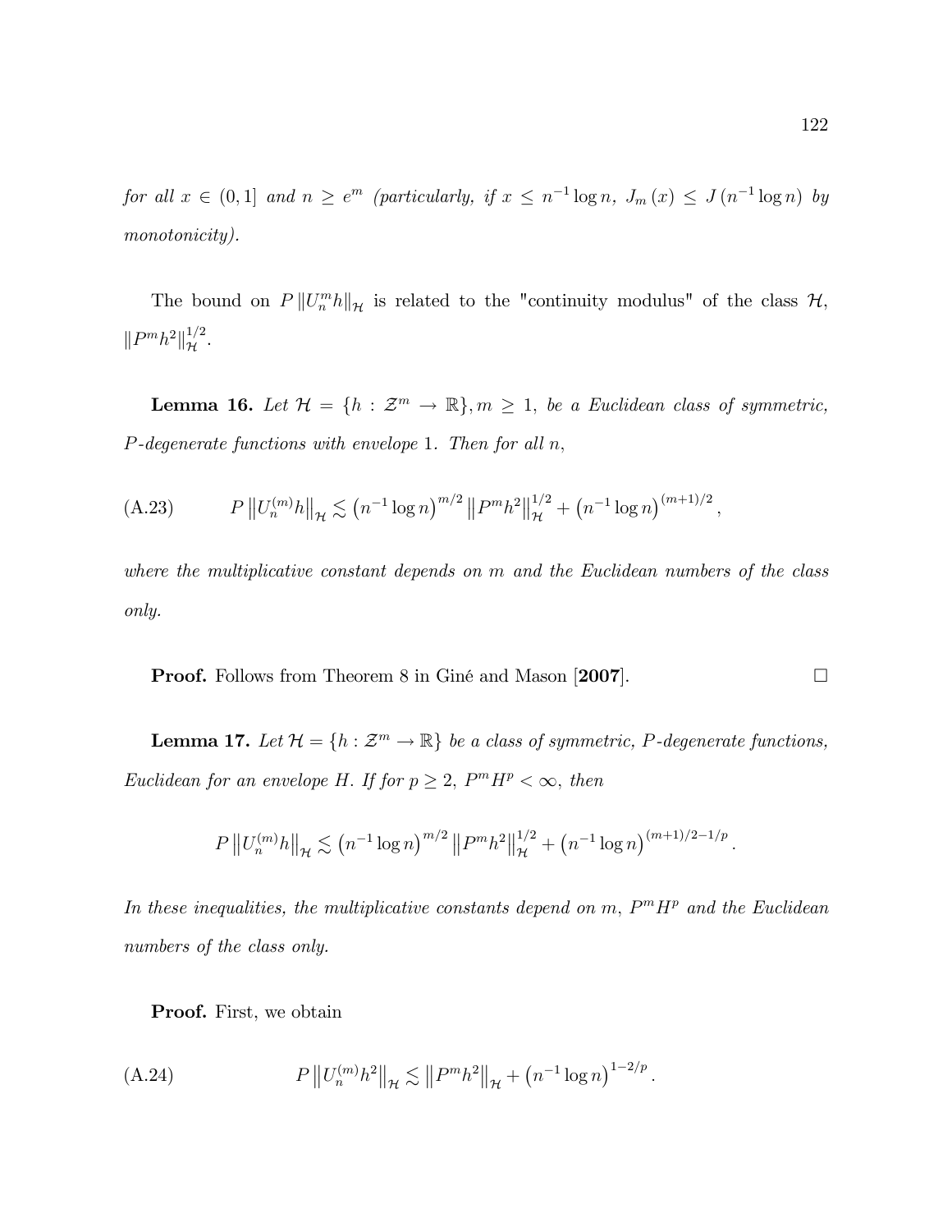*for all $x \in (0,1]$ and $n \geq e^m$ (particularly, if $x \leq n^{-1}\log n$, $J_m(x) \leq J(n^{-1}\log n)$ by monotonicity).*

The bound on $P\|U_n^m h\|_{\mathcal{H}}$ is related to the "continuity modulus" of the class $\mathcal{H}$, $\|P^m h^2\|_{\mathcal{H}}^{1/2}$.

**Lemma 16.** *Let $\mathcal{H} = \{h : \mathcal{Z}^m \to \mathbb{R}\}, m \geq 1$, be a Euclidean class of symmetric, $P$-degenerate functions with envelope 1. Then for all $n$,*

$$P\left\|U_n^{(m)}h\right\|_{\mathcal{H}} \lesssim \left(n^{-1}\log n\right)^{m/2}\left\|P^m h^2\right\|_{\mathcal{H}}^{1/2} + \left(n^{-1}\log n\right)^{(m+1)/2}, \tag{A.23}$$

*where the multiplicative constant depends on $m$ and the Euclidean numbers of the class only.*

**Proof.** Follows from Theorem 8 in Giné and Mason [**2007**]. $\square$

**Lemma 17.** *Let $\mathcal{H} = \{h : \mathcal{Z}^m \to \mathbb{R}\}$ be a class of symmetric, $P$-degenerate functions, Euclidean for an envelope $H$. If for $p \geq 2$, $P^m H^p < \infty$, then*

$$P\left\|U_n^{(m)}h\right\|_{\mathcal{H}} \lesssim \left(n^{-1}\log n\right)^{m/2}\left\|P^m h^2\right\|_{\mathcal{H}}^{1/2} + \left(n^{-1}\log n\right)^{(m+1)/2-1/p}.$$

*In these inequalities, the multiplicative constants depend on $m$, $P^m H^p$ and the Euclidean numbers of the class only.*

**Proof.** First, we obtain

$$P\left\|U_n^{(m)}h^2\right\|_{\mathcal{H}} \lesssim \left\|P^m h^2\right\|_{\mathcal{H}} + \left(n^{-1}\log n\right)^{1-2/p}. \tag{A.24}$$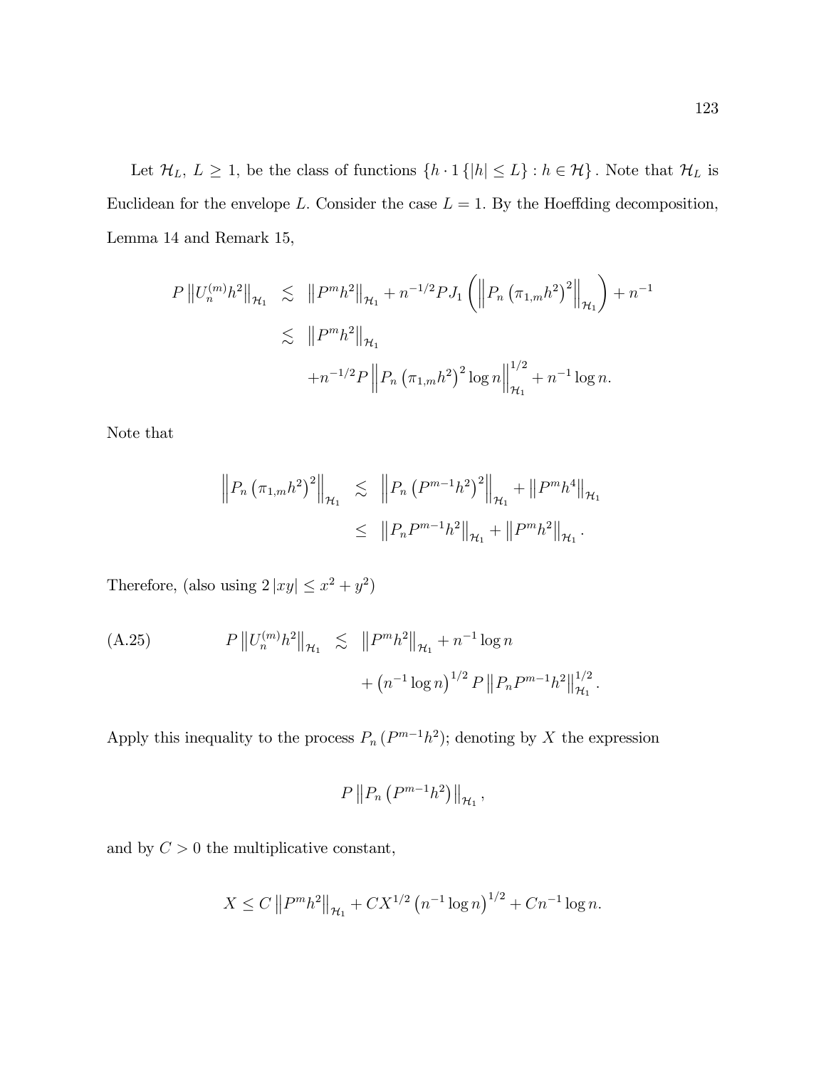Let $\mathcal{H}_L$, $L \geq 1$, be the class of functions $\{h \cdot 1\{|h| \leq L\} : h \in \mathcal{H}\}$. Note that $\mathcal{H}_L$ is Euclidean for the envelope $L$. Consider the case $L = 1$. By the Hoeffding decomposition, Lemma 14 and Remark 15,

$$
\begin{aligned}
P\left\|U_n^{(m)} h^2\right\|_{\mathcal{H}_1} &\lesssim \left\|P^m h^2\right\|_{\mathcal{H}_1} + n^{-1/2} P J_1\left(\left\|P_n\left(\pi_{1,m} h^2\right)^2\right\|_{\mathcal{H}_1}\right) + n^{-1} \\
&\lesssim \left\|P^m h^2\right\|_{\mathcal{H}_1} \\
&\quad + n^{-1/2} P\left\|P_n\left(\pi_{1,m} h^2\right)^2 \log n\right\|_{\mathcal{H}_1}^{1/2} + n^{-1}\log n.
\end{aligned}
$$

Note that

$$
\begin{aligned}
\left\|P_n\left(\pi_{1,m} h^2\right)^2\right\|_{\mathcal{H}_1} &\lesssim \left\|P_n\left(P^{m-1} h^2\right)^2\right\|_{\mathcal{H}_1} + \left\|P^m h^4\right\|_{\mathcal{H}_1} \\
&\leq \left\|P_n P^{m-1} h^2\right\|_{\mathcal{H}_1} + \left\|P^m h^2\right\|_{\mathcal{H}_1}.
\end{aligned}
$$

Therefore, (also using $2|xy| \leq x^2 + y^2$)

$$
\begin{aligned}
\text{(A.25)} \qquad P\left\|U_n^{(m)} h^2\right\|_{\mathcal{H}_1} &\lesssim \left\|P^m h^2\right\|_{\mathcal{H}_1} + n^{-1}\log n \\
&\quad + \left(n^{-1}\log n\right)^{1/2} P\left\|P_n P^{m-1} h^2\right\|_{\mathcal{H}_1}^{1/2}.
\end{aligned}
$$

Apply this inequality to the process $P_n\left(P^{m-1} h^2\right)$; denoting by $X$ the expression

$$
P\left\|P_n\left(P^{m-1} h^2\right)\right\|_{\mathcal{H}_1},
$$

and by $C > 0$ the multiplicative constant,

$$
X \leq C\left\|P^m h^2\right\|_{\mathcal{H}_1} + C X^{1/2}\left(n^{-1}\log n\right)^{1/2} + C n^{-1}\log n.
$$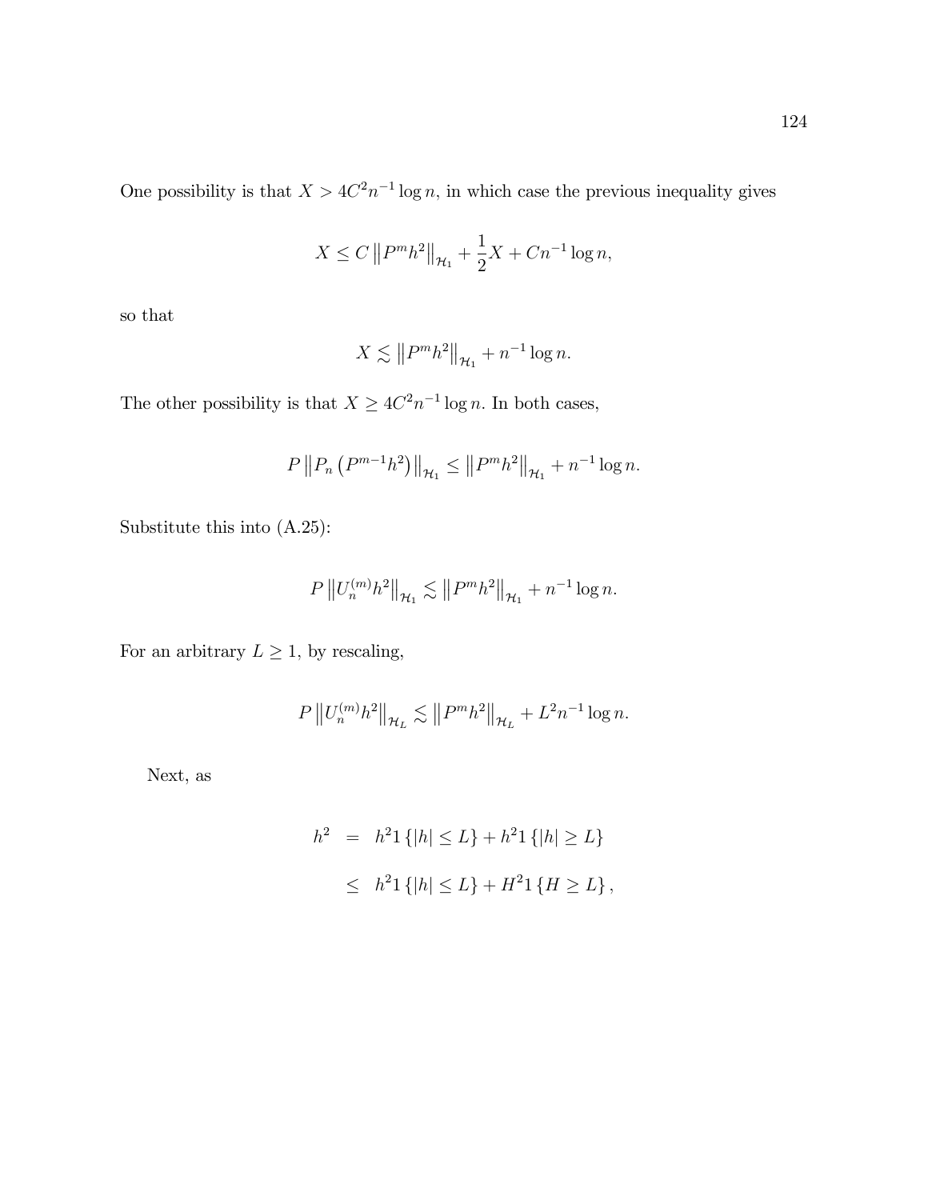One possibility is that $X > 4C^2 n^{-1} \log n$, in which case the previous inequality gives

$$X \leq C \left\| P^m h^2 \right\|_{\mathcal{H}_1} + \frac{1}{2} X + C n^{-1} \log n,$$

so that

$$X \lesssim \left\| P^m h^2 \right\|_{\mathcal{H}_1} + n^{-1} \log n.$$

The other possibility is that $X \geq 4C^2 n^{-1} \log n$. In both cases,

$$P \left\| P_n \left( P^{m-1} h^2 \right) \right\|_{\mathcal{H}_1} \leq \left\| P^m h^2 \right\|_{\mathcal{H}_1} + n^{-1} \log n.$$

Substitute this into (A.25):

$$P \left\| U_n^{(m)} h^2 \right\|_{\mathcal{H}_1} \lesssim \left\| P^m h^2 \right\|_{\mathcal{H}_1} + n^{-1} \log n.$$

For an arbitrary $L \geq 1$, by rescaling,

$$P \left\| U_n^{(m)} h^2 \right\|_{\mathcal{H}_L} \lesssim \left\| P^m h^2 \right\|_{\mathcal{H}_L} + L^2 n^{-1} \log n.$$

Next, as

$$\begin{aligned} h^2 &= h^2 1 \{ |h| \leq L \} + h^2 1 \{ |h| \geq L \} \\ &\leq h^2 1 \{ |h| \leq L \} + H^2 1 \{ H \geq L \}, \end{aligned}$$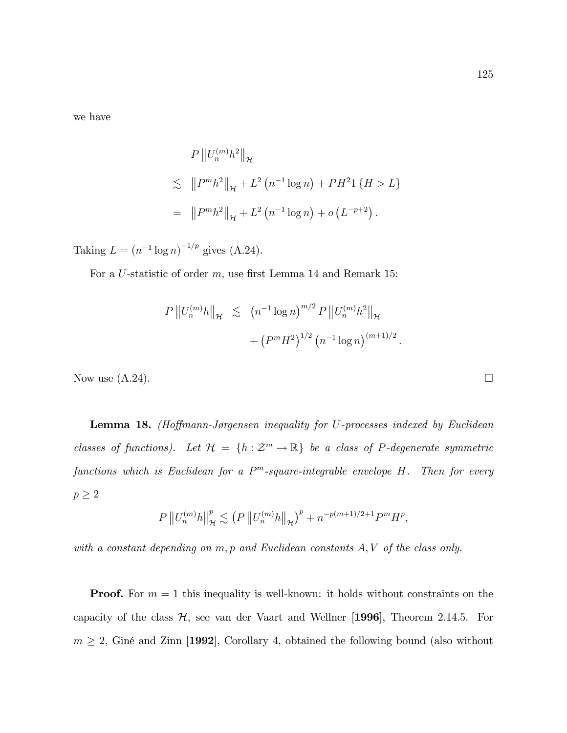we have

$$
\begin{aligned}
& P\left\|U_n^{(m)} h^2\right\|_{\mathcal{H}} \\
\lesssim \;& \left\|P^m h^2\right\|_{\mathcal{H}}+L^2\left(n^{-1} \log n\right)+P H^2 1\{H>L\} \\
=\;& \left\|P^m h^2\right\|_{\mathcal{H}}+L^2\left(n^{-1} \log n\right)+o\left(L^{-p+2}\right) .
\end{aligned}
$$

Taking $L=\left(n^{-1} \log n\right)^{-1/p}$ gives (A.24).

For a $U$-statistic of order $m$, use first Lemma 14 and Remark 15:

$$
\begin{aligned}
P\left\|U_n^{(m)} h\right\|_{\mathcal{H}} \;\lesssim\; & \left(n^{-1} \log n\right)^{m/2} P\left\|U_n^{(m)} h^2\right\|_{\mathcal{H}} \\
& +\left(P^m H^2\right)^{1/2}\left(n^{-1} \log n\right)^{(m+1)/2} .
\end{aligned}
$$

Now use (A.24). □

**Lemma 18.** *(Hoffmann-Jørgensen inequality for $U$-processes indexed by Euclidean classes of functions). Let $\mathcal{H}=\{h: \mathcal{Z}^m \rightarrow \mathbb{R}\}$ be a class of $P$-degenerate symmetric functions which is Euclidean for a $P^m$-square-integrable envelope $H$. Then for every $p \geq 2$*

$$
P\left\|U_n^{(m)} h\right\|_{\mathcal{H}}^p \lesssim\left(P\left\|U_n^{(m)} h\right\|_{\mathcal{H}}\right)^p+n^{-p(m+1)/2+1} P^m H^p,
$$

*with a constant depending on $m, p$ and Euclidean constants $A, V$ of the class only.*

**Proof.** For $m=1$ this inequality is well-known: it holds without constraints on the capacity of the class $\mathcal{H}$, see van der Vaart and Wellner [**1996**], Theorem 2.14.5. For $m \geq 2$, Giné and Zinn [**1992**], Corollary 4, obtained the following bound (also without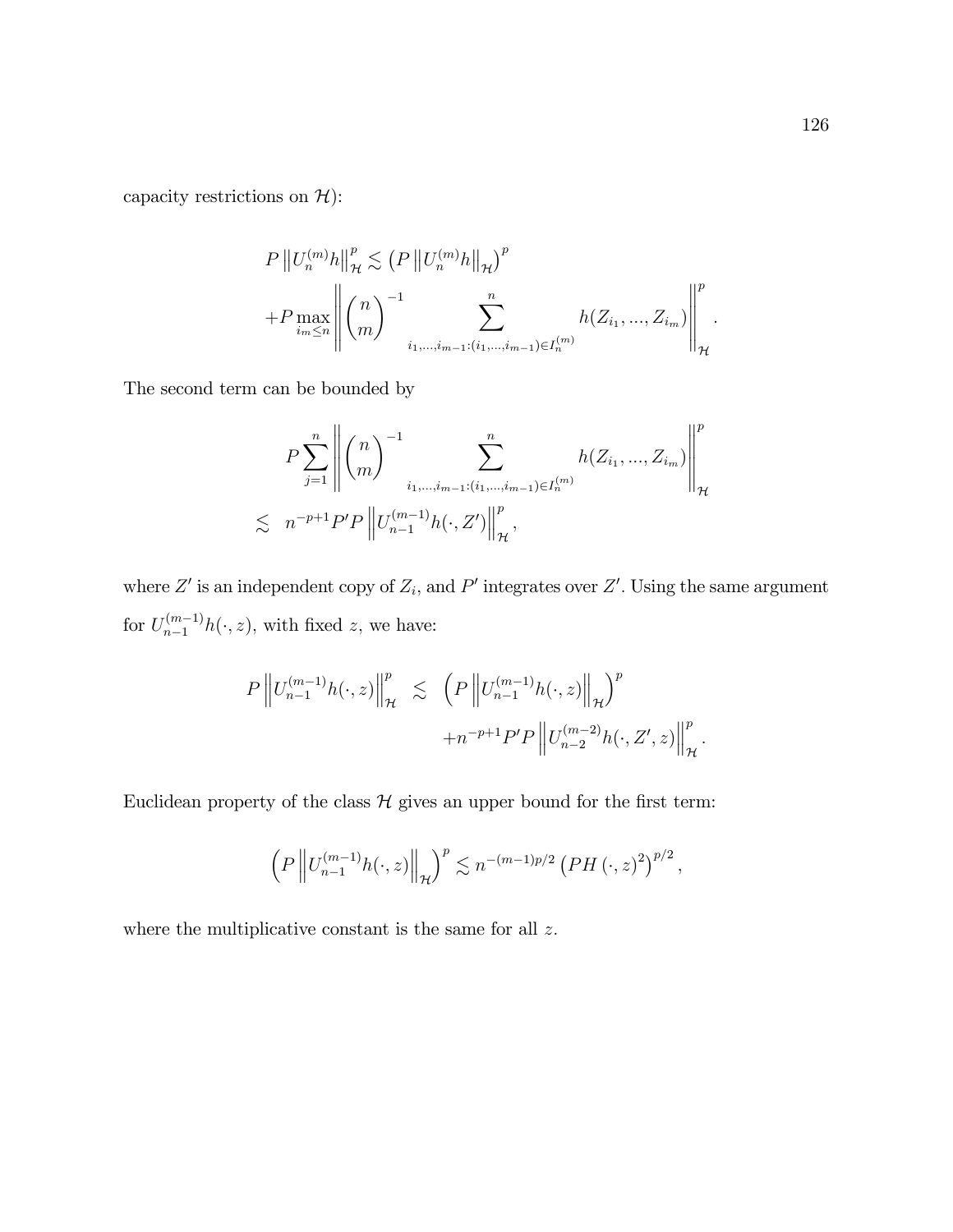capacity restrictions on $\mathcal{H}$):

$$
\begin{aligned}
&P \left\| U_n^{(m)} h \right\|_{\mathcal{H}}^p \lesssim \left( P \left\| U_n^{(m)} h \right\|_{\mathcal{H}} \right)^p \\
&+ P \max_{i_m \leq n} \left\| \binom{n}{m}^{-1} \sum_{i_1,...,i_{m-1}:(i_1,...,i_{m-1}) \in I_n^{(m)}}^{n} h(Z_{i_1}, ..., Z_{i_m}) \right\|_{\mathcal{H}}^p .
\end{aligned}
$$

The second term can be bounded by

$$
\begin{aligned}
& P \sum_{j=1}^{n} \left\| \binom{n}{m}^{-1} \sum_{i_1,...,i_{m-1}:(i_1,...,i_{m-1}) \in I_n^{(m)}}^{n} h(Z_{i_1}, ..., Z_{i_m}) \right\|_{\mathcal{H}}^p \\
\lesssim \;\; & n^{-p+1} P' P \left\| U_{n-1}^{(m-1)} h(\cdot, Z') \right\|_{\mathcal{H}}^p ,
\end{aligned}
$$

where $Z'$ is an independent copy of $Z_i$, and $P'$ integrates over $Z'$. Using the same argument for $U_{n-1}^{(m-1)} h(\cdot, z)$, with fixed $z$, we have:

$$
\begin{aligned}
P \left\| U_{n-1}^{(m-1)} h(\cdot, z) \right\|_{\mathcal{H}}^p \;\; \lesssim \;\; & \left( P \left\| U_{n-1}^{(m-1)} h(\cdot, z) \right\|_{\mathcal{H}} \right)^p \\
& + n^{-p+1} P' P \left\| U_{n-2}^{(m-2)} h(\cdot, Z', z) \right\|_{\mathcal{H}}^p .
\end{aligned}
$$

Euclidean property of the class $\mathcal{H}$ gives an upper bound for the first term:

$$
\left( P \left\| U_{n-1}^{(m-1)} h(\cdot, z) \right\|_{\mathcal{H}} \right)^p \lesssim n^{-(m-1)p/2} \left( PH \left( \cdot, z \right)^2 \right)^{p/2} ,
$$

where the multiplicative constant is the same for all $z$.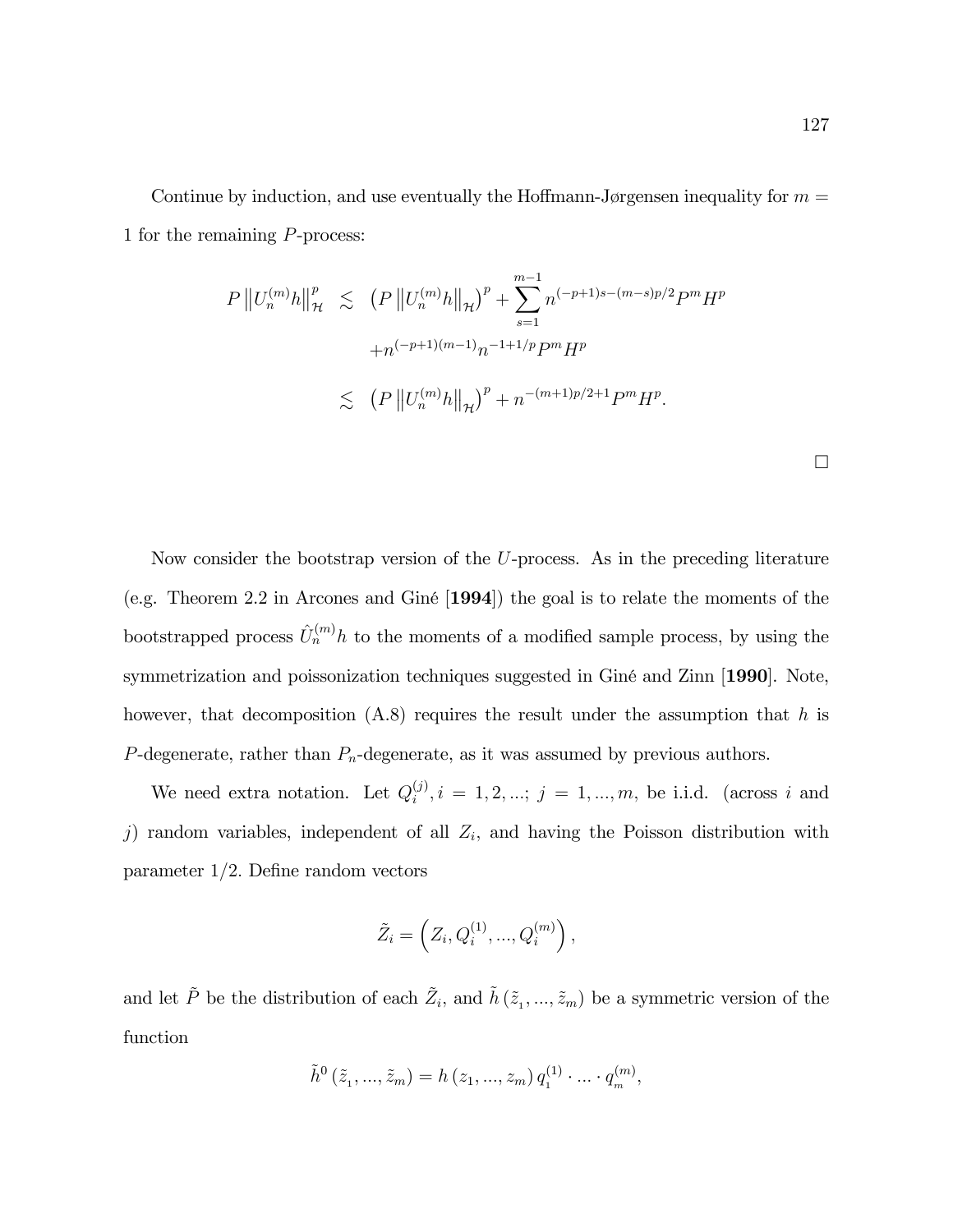Continue by induction, and use eventually the Hoffmann-Jørgensen inequality for $m = 1$ for the remaining $P$-process:

$$
\begin{aligned}
P\left\|U_n^{(m)}h\right\|_{\mathcal{H}}^p &\lesssim \left(P\left\|U_n^{(m)}h\right\|_{\mathcal{H}}\right)^p + \sum_{s=1}^{m-1} n^{(-p+1)s-(m-s)p/2} P^m H^p \\
&\quad + n^{(-p+1)(m-1)} n^{-1+1/p} P^m H^p \\
&\lesssim \left(P\left\|U_n^{(m)}h\right\|_{\mathcal{H}}\right)^p + n^{-(m+1)p/2+1} P^m H^p.
\end{aligned}
$$

□

Now consider the bootstrap version of the $U$-process. As in the preceding literature (e.g. Theorem 2.2 in Arcones and Giné [**1994**]) the goal is to relate the moments of the bootstrapped process $\hat{U}_n^{(m)}h$ to the moments of a modified sample process, by using the symmetrization and poissonization techniques suggested in Giné and Zinn [**1990**]. Note, however, that decomposition (A.8) requires the result under the assumption that $h$ is $P$-degenerate, rather than $P_n$-degenerate, as it was assumed by previous authors.

We need extra notation. Let $Q_i^{(j)}, i = 1, 2, \ldots; \ j = 1, \ldots, m$, be i.i.d. (across $i$ and $j$) random variables, independent of all $Z_i$, and having the Poisson distribution with parameter $1/2$. Define random vectors

$$
\tilde{Z}_i = \left(Z_i, Q_i^{(1)}, \ldots, Q_i^{(m)}\right),
$$

and let $\tilde{P}$ be the distribution of each $\tilde{Z}_i$, and $\tilde{h}\left(\tilde{z}_1, \ldots, \tilde{z}_m\right)$ be a symmetric version of the function

$$
\tilde{h}^0\left(\tilde{z}_1, \ldots, \tilde{z}_m\right) = h\left(z_1, \ldots, z_m\right) q_1^{(1)} \cdot \ldots \cdot q_m^{(m)},
$$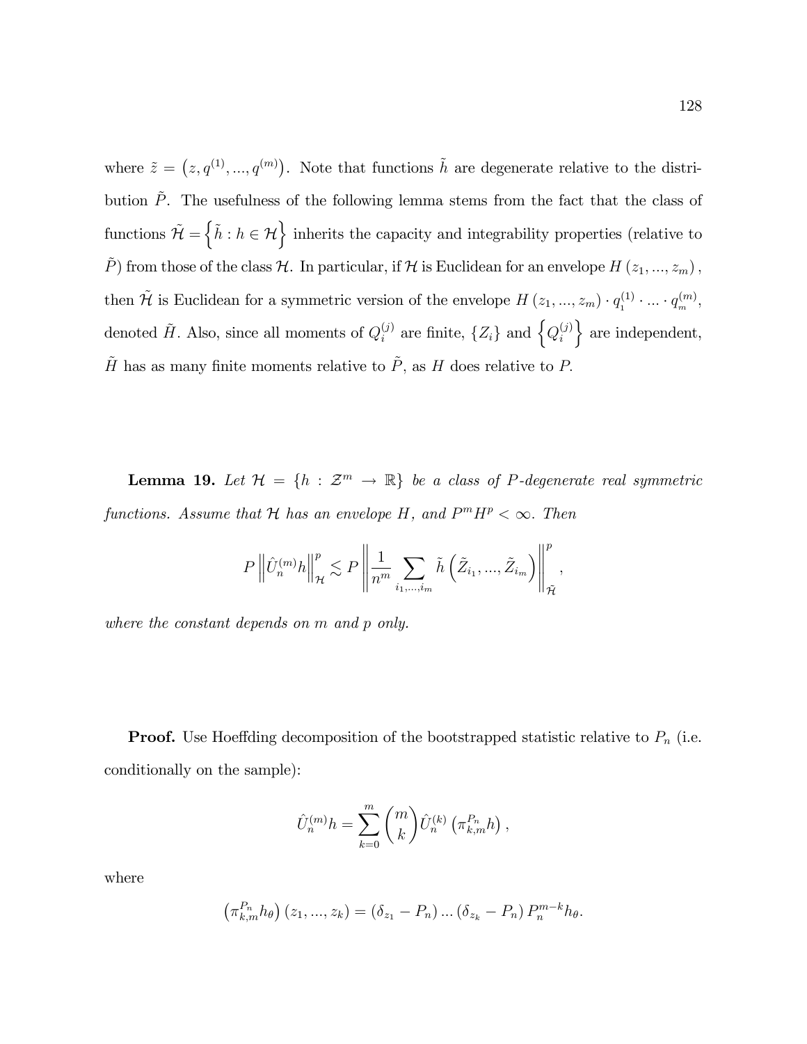where $\tilde{z} = \left(z, q^{(1)}, ..., q^{(m)}\right)$. Note that functions $\tilde{h}$ are degenerate relative to the distribution $\tilde{P}$. The usefulness of the following lemma stems from the fact that the class of functions $\tilde{\mathcal{H}} = \left\{\tilde{h} : h \in \mathcal{H}\right\}$ inherits the capacity and integrability properties (relative to $\tilde{P}$) from those of the class $\mathcal{H}$. In particular, if $\mathcal{H}$ is Euclidean for an envelope $H\left(z_1, ..., z_m\right)$, then $\tilde{\mathcal{H}}$ is Euclidean for a symmetric version of the envelope $H\left(z_1, ..., z_m\right) \cdot q_1^{(1)} \cdot ... \cdot q_m^{(m)}$, denoted $\tilde{H}$. Also, since all moments of $Q_i^{(j)}$ are finite, $\{Z_i\}$ and $\left\{Q_i^{(j)}\right\}$ are independent, $\tilde{H}$ has as many finite moments relative to $\tilde{P}$, as $H$ does relative to $P$.

**Lemma 19.** *Let $\mathcal{H} = \{h : \mathcal{Z}^m \to \mathbb{R}\}$ be a class of $P$-degenerate real symmetric functions. Assume that $\mathcal{H}$ has an envelope $H$, and $P^m H^p < \infty$. Then*

$$P\left\|\hat{U}_n^{(m)} h\right\|_{\mathcal{H}}^p \lesssim P\left\|\frac{1}{n^m}\sum_{i_1,...,i_m} \tilde{h}\left(\tilde{Z}_{i_1}, ..., \tilde{Z}_{i_m}\right)\right\|_{\tilde{\mathcal{H}}}^p,$$

*where the constant depends on $m$ and $p$ only.*

**Proof.** Use Hoeffding decomposition of the bootstrapped statistic relative to $P_n$ (i.e. conditionally on the sample):

$$\hat{U}_n^{(m)} h = \sum_{k=0}^{m} \binom{m}{k} \hat{U}_n^{(k)}\left(\pi_{k,m}^{P_n} h\right),$$

where

$$\left(\pi_{k,m}^{P_n} h_\theta\right)\left(z_1, ..., z_k\right) = \left(\delta_{z_1} - P_n\right) ... \left(\delta_{z_k} - P_n\right) P_n^{m-k} h_\theta.$$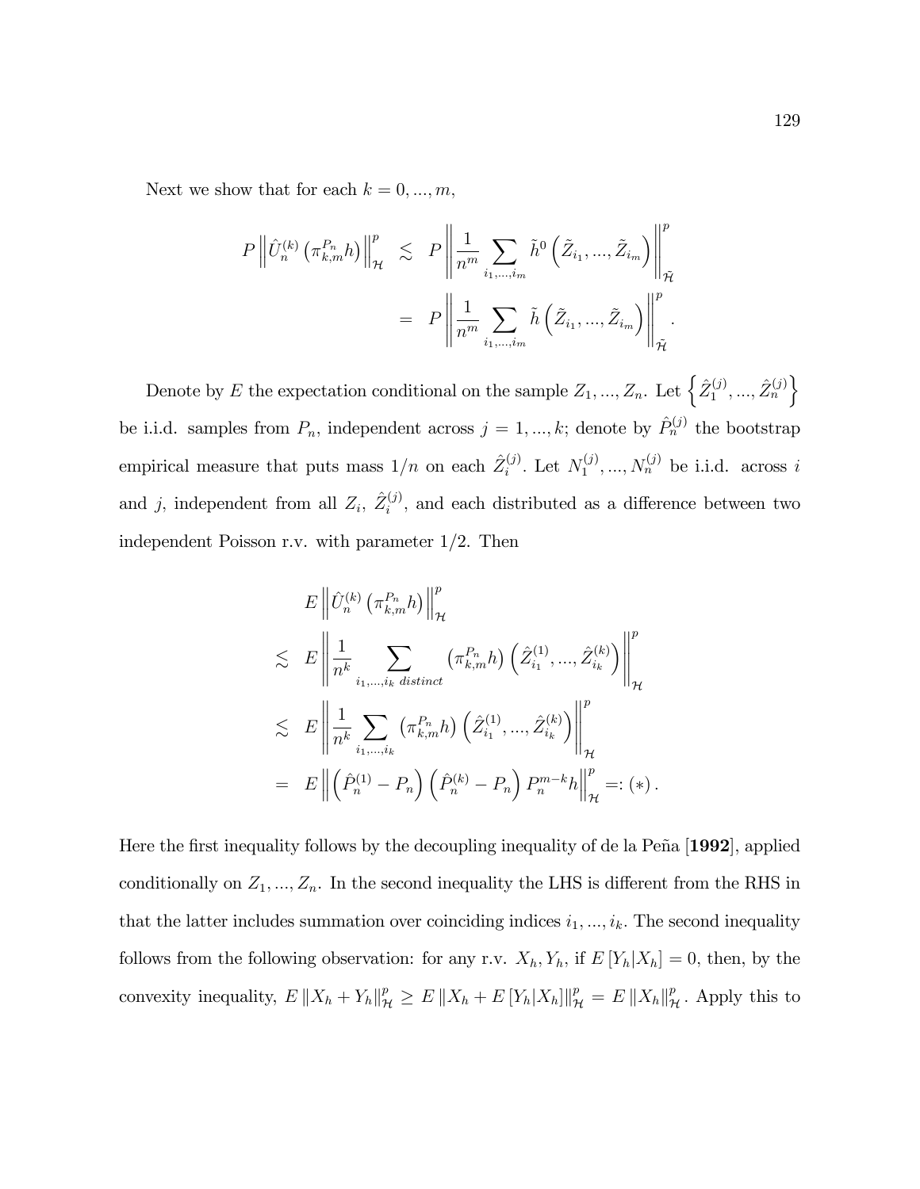Next we show that for each $k = 0, ..., m$,

$$
\begin{aligned}
P \left\| \hat{U}_n^{(k)} \left( \pi_{k,m}^{P_n} h \right) \right\|_{\mathcal{H}}^p &\lesssim P \left\| \frac{1}{n^m} \sum_{i_1,...,i_m} \tilde{h}^0 \left( \tilde{Z}_{i_1}, ..., \tilde{Z}_{i_m} \right) \right\|_{\tilde{\mathcal{H}}}^p \\
&= P \left\| \frac{1}{n^m} \sum_{i_1,...,i_m} \tilde{h} \left( \tilde{Z}_{i_1}, ..., \tilde{Z}_{i_m} \right) \right\|_{\tilde{\mathcal{H}}}^p .
\end{aligned}
$$

Denote by $E$ the expectation conditional on the sample $Z_1, ..., Z_n$. Let $\left\{ \hat{Z}_1^{(j)}, ..., \hat{Z}_n^{(j)} \right\}$ be i.i.d. samples from $P_n$, independent across $j = 1, ..., k$; denote by $\hat{P}_n^{(j)}$ the bootstrap empirical measure that puts mass $1/n$ on each $\hat{Z}_i^{(j)}$. Let $N_1^{(j)}, ..., N_n^{(j)}$ be i.i.d. across $i$ and $j$, independent from all $Z_i$, $\hat{Z}_i^{(j)}$, and each distributed as a difference between two independent Poisson r.v. with parameter $1/2$. Then

$$
\begin{aligned}
& E \left\| \hat{U}_n^{(k)} \left( \pi_{k,m}^{P_n} h \right) \right\|_{\mathcal{H}}^p \\
\lesssim \;& E \left\| \frac{1}{n^k} \sum_{i_1,...,i_k \; distinct} \left( \pi_{k,m}^{P_n} h \right) \left( \hat{Z}_{i_1}^{(1)}, ..., \hat{Z}_{i_k}^{(k)} \right) \right\|_{\mathcal{H}}^p \\
\lesssim \;& E \left\| \frac{1}{n^k} \sum_{i_1,...,i_k} \left( \pi_{k,m}^{P_n} h \right) \left( \hat{Z}_{i_1}^{(1)}, ..., \hat{Z}_{i_k}^{(k)} \right) \right\|_{\mathcal{H}}^p \\
= \;& E \left\| \left( \hat{P}_n^{(1)} - P_n \right) \left( \hat{P}_n^{(k)} - P_n \right) P_n^{m-k} h \right\|_{\mathcal{H}}^p =: (*) .
\end{aligned}
$$

Here the first inequality follows by the decoupling inequality of de la Peña [**1992**], applied conditionally on $Z_1, ..., Z_n$. In the second inequality the LHS is different from the RHS in that the latter includes summation over coinciding indices $i_1, ..., i_k$. The second inequality follows from the following observation: for any r.v. $X_h, Y_h$, if $E[Y_h | X_h] = 0$, then, by the convexity inequality, $E \|X_h + Y_h\|_{\mathcal{H}}^p \geq E \|X_h + E[Y_h|X_h]\|_{\mathcal{H}}^p = E \|X_h\|_{\mathcal{H}}^p$. Apply this to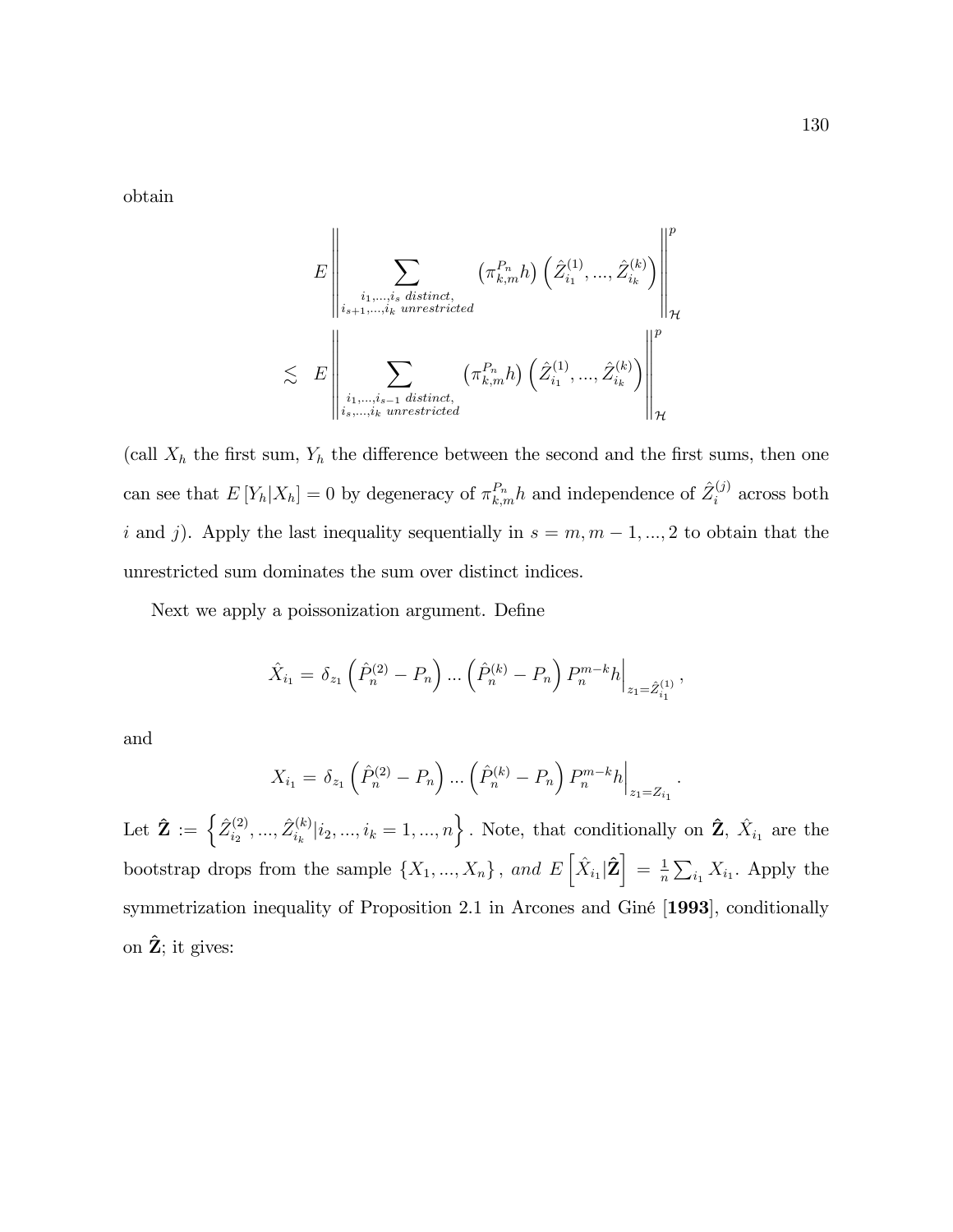obtain

$$
\begin{aligned}
& E\left\|\sum_{\substack{i_1,\ldots,i_s \text{ distinct},\\ i_{s+1},\ldots,i_k \text{ unrestricted}}} \left(\pi_{k,m}^{P_n} h\right)\left(\hat{Z}_{i_1}^{(1)},\ldots,\hat{Z}_{i_k}^{(k)}\right)\right\|_{\mathcal{H}}^p \\
\lesssim \quad & E\left\|\sum_{\substack{i_1,\ldots,i_{s-1} \text{ distinct},\\ i_s,\ldots,i_k \text{ unrestricted}}} \left(\pi_{k,m}^{P_n} h\right)\left(\hat{Z}_{i_1}^{(1)},\ldots,\hat{Z}_{i_k}^{(k)}\right)\right\|_{\mathcal{H}}^p
\end{aligned}
$$

(call $X_h$ the first sum, $Y_h$ the difference between the second and the first sums, then one can see that $E\left[Y_h|X_h\right] = 0$ by degeneracy of $\pi_{k,m}^{P_n} h$ and independence of $\hat{Z}_i^{(j)}$ across both $i$ and $j$). Apply the last inequality sequentially in $s = m, m-1, \ldots, 2$ to obtain that the unrestricted sum dominates the sum over distinct indices.

Next we apply a poissonization argument. Define

$$
\hat{X}_{i_1} = \delta_{z_1}\left(\hat{P}_n^{(2)} - P_n\right)\ldots\left(\hat{P}_n^{(k)} - P_n\right)P_n^{m-k} h\Big|_{z_1 = \hat{Z}_{i_1}^{(1)}},
$$

and

$$
X_{i_1} = \delta_{z_1}\left(\hat{P}_n^{(2)} - P_n\right)\ldots\left(\hat{P}_n^{(k)} - P_n\right)P_n^{m-k} h\Big|_{z_1 = Z_{i_1}}.
$$

Let $\hat{\mathbf{Z}} := \left\{\hat{Z}_{i_2}^{(2)},\ldots,\hat{Z}_{i_k}^{(k)} | i_2,\ldots,i_k = 1,\ldots,n\right\}$. Note, that conditionally on $\hat{\mathbf{Z}}$, $\hat{X}_{i_1}$ are the bootstrap drops from the sample $\{X_1,\ldots,X_n\}$, *and* $E\left[\hat{X}_{i_1}|\hat{\mathbf{Z}}\right] = \frac{1}{n}\sum_{i_1} X_{i_1}$. Apply the symmetrization inequality of Proposition 2.1 in Arcones and Giné [**1993**], conditionally on $\hat{\mathbf{Z}}$; it gives: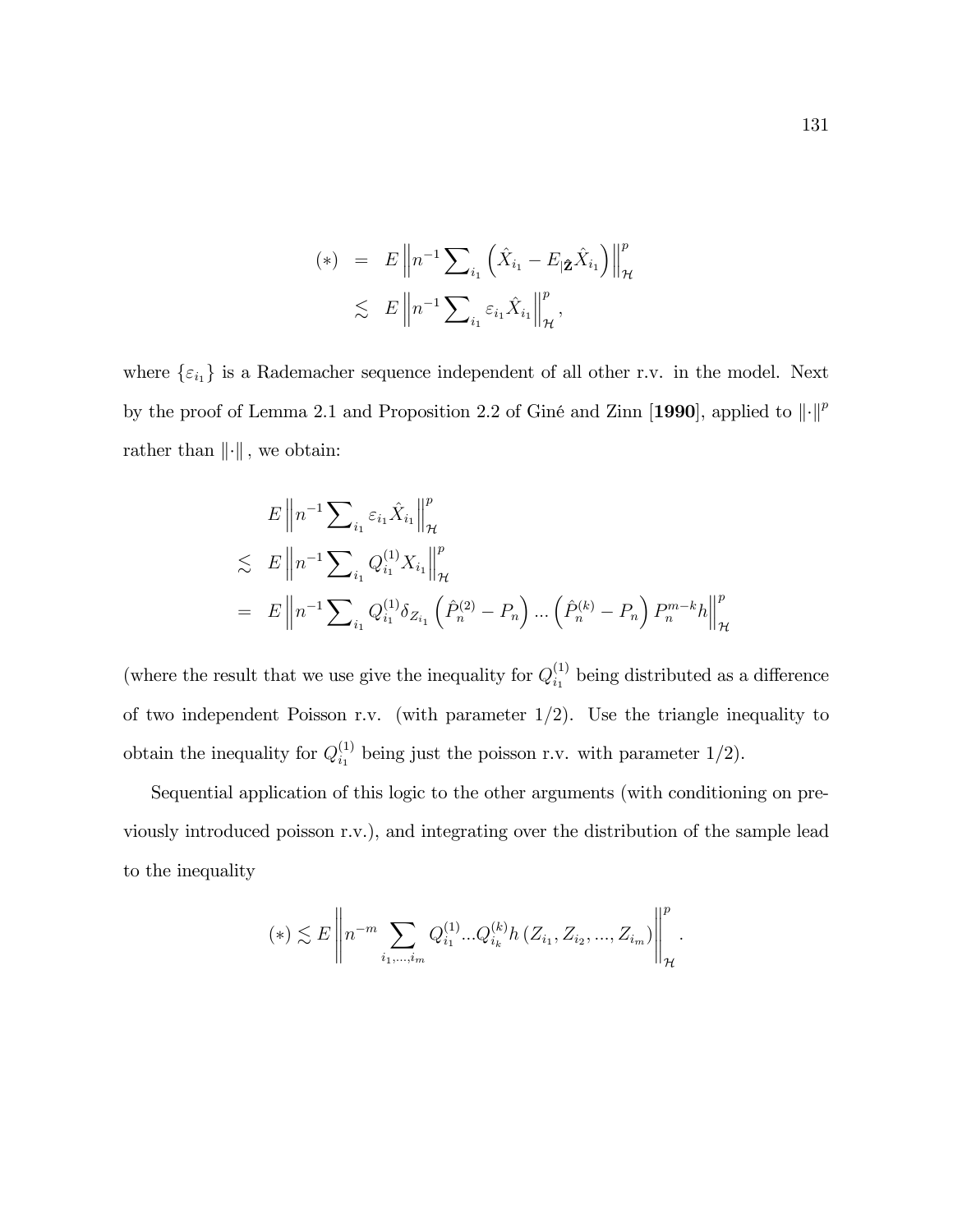$$
\begin{aligned}
(*) &= E\left\| n^{-1}\sum\nolimits_{i_1}\left(\hat{X}_{i_1} - E_{|\hat{\mathbf{Z}}}\hat{X}_{i_1}\right)\right\|_{\mathcal{H}}^{p} \\
&\lesssim E\left\| n^{-1}\sum\nolimits_{i_1}\varepsilon_{i_1}\hat{X}_{i_1}\right\|_{\mathcal{H}}^{p},
\end{aligned}
$$

where $\{\varepsilon_{i_1}\}$ is a Rademacher sequence independent of all other r.v. in the model. Next by the proof of Lemma 2.1 and Proposition 2.2 of Giné and Zinn [**1990**], applied to $\|\cdot\|^p$ rather than $\|\cdot\|$, we obtain:

$$
\begin{aligned}
& E\left\| n^{-1}\sum\nolimits_{i_1}\varepsilon_{i_1}\hat{X}_{i_1}\right\|_{\mathcal{H}}^{p} \\
\lesssim\; & E\left\| n^{-1}\sum\nolimits_{i_1}Q_{i_1}^{(1)}X_{i_1}\right\|_{\mathcal{H}}^{p} \\
=\; & E\left\| n^{-1}\sum\nolimits_{i_1}Q_{i_1}^{(1)}\delta_{Z_{i_1}}\left(\hat{P}_n^{(2)} - P_n\right)\ldots\left(\hat{P}_n^{(k)} - P_n\right)P_n^{m-k}h\right\|_{\mathcal{H}}^{p}
\end{aligned}
$$

(where the result that we use give the inequality for $Q_{i_1}^{(1)}$ being distributed as a difference of two independent Poisson r.v. (with parameter $1/2$). Use the triangle inequality to obtain the inequality for $Q_{i_1}^{(1)}$ being just the poisson r.v. with parameter $1/2$).

Sequential application of this logic to the other arguments (with conditioning on previously introduced poisson r.v.), and integrating over the distribution of the sample lead to the inequality

$$
(*) \lesssim E\left\| n^{-m}\sum_{i_1,\ldots,i_m}Q_{i_1}^{(1)}\ldots Q_{i_k}^{(k)}h\left(Z_{i_1}, Z_{i_2}, \ldots, Z_{i_m}\right)\right\|_{\mathcal{H}}^{p}.
$$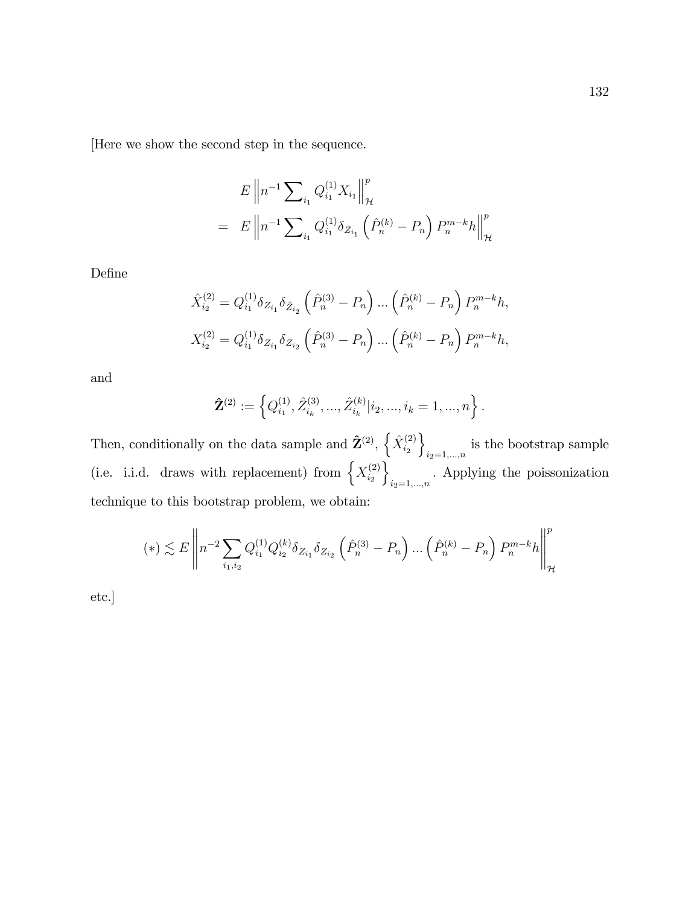[Here we show the second step in the sequence.

$$
\begin{aligned}
& E\left\|n^{-1}\sum\nolimits_{i_1} Q_{i_1}^{(1)} X_{i_1}\right\|_{\mathcal{H}}^{p} \\
= \ & E\left\|n^{-1}\sum\nolimits_{i_1} Q_{i_1}^{(1)} \delta_{Z_{i_1}}\left(\hat{P}_n^{(k)} - P_n\right) P_n^{m-k} h\right\|_{\mathcal{H}}^{p}
\end{aligned}
$$

Define

$$
\hat{X}_{i_2}^{(2)} = Q_{i_1}^{(1)} \delta_{Z_{i_1}} \delta_{\hat{Z}_{i_2}} \left(\hat{P}_n^{(3)} - P_n\right) \ldots \left(\hat{P}_n^{(k)} - P_n\right) P_n^{m-k} h,
$$

$$
X_{i_2}^{(2)} = Q_{i_1}^{(1)} \delta_{Z_{i_1}} \delta_{Z_{i_2}} \left(\hat{P}_n^{(3)} - P_n\right) \ldots \left(\hat{P}_n^{(k)} - P_n\right) P_n^{m-k} h,
$$

and

$$
\hat{\mathbf{Z}}^{(2)} := \left\{ Q_{i_1}^{(1)}, \hat{Z}_{i_k}^{(3)}, \ldots, \hat{Z}_{i_k}^{(k)} | i_2, \ldots, i_k = 1, \ldots, n \right\}.
$$

Then, conditionally on the data sample and $\hat{\mathbf{Z}}^{(2)}$, $\left\{\hat{X}_{i_2}^{(2)}\right\}_{i_2=1,\ldots,n}$ is the bootstrap sample (i.e. i.i.d. draws with replacement) from $\left\{X_{i_2}^{(2)}\right\}_{i_2=1,\ldots,n}$. Applying the poissonization technique to this bootstrap problem, we obtain:

$$
(*) \lesssim E\left\| n^{-2} \sum_{i_1, i_2} Q_{i_1}^{(1)} Q_{i_2}^{(k)} \delta_{Z_{i_1}} \delta_{Z_{i_2}} \left(\hat{P}_n^{(3)} - P_n\right) \ldots \left(\hat{P}_n^{(k)} - P_n\right) P_n^{m-k} h \right\|_{\mathcal{H}}^{p}
$$

etc.]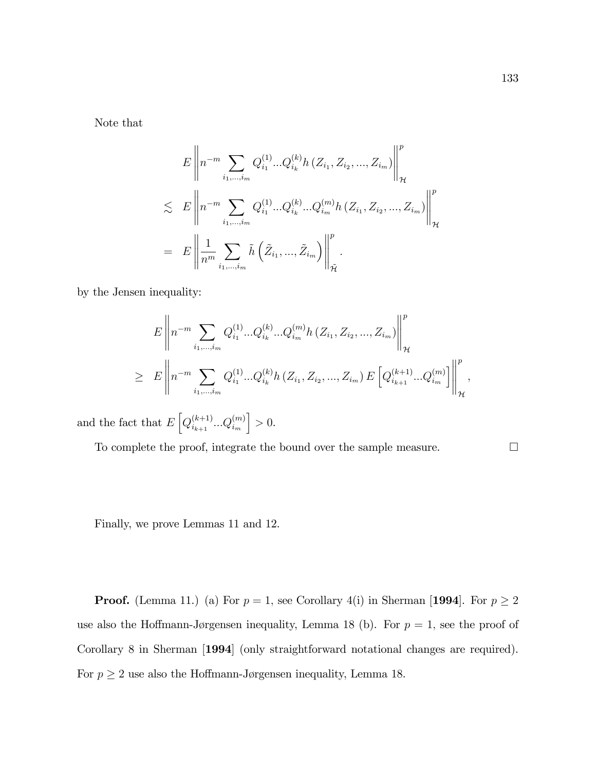Note that

$$
\begin{aligned}
& E\left\| n^{-m} \sum_{i_1,\ldots,i_m} Q_{i_1}^{(1)} \ldots Q_{i_k}^{(k)} h\left(Z_{i_1}, Z_{i_2}, \ldots, Z_{i_m}\right) \right\|_{\mathcal{H}}^{p} \\
\lesssim \;& E\left\| n^{-m} \sum_{i_1,\ldots,i_m} Q_{i_1}^{(1)} \ldots Q_{i_k}^{(k)} \ldots Q_{i_m}^{(m)} h\left(Z_{i_1}, Z_{i_2}, \ldots, Z_{i_m}\right) \right\|_{\mathcal{H}}^{p} \\
= \;& E\left\| \frac{1}{n^m} \sum_{i_1,\ldots,i_m} \tilde{h}\left(\tilde{Z}_{i_1}, \ldots, \tilde{Z}_{i_m}\right) \right\|_{\tilde{\mathcal{H}}}^{p}.
\end{aligned}
$$

by the Jensen inequality:

$$
\begin{aligned}
& E\left\| n^{-m} \sum_{i_1,\ldots,i_m} Q_{i_1}^{(1)} \ldots Q_{i_k}^{(k)} \ldots Q_{i_m}^{(m)} h\left(Z_{i_1}, Z_{i_2}, \ldots, Z_{i_m}\right) \right\|_{\mathcal{H}}^{p} \\
\geq \;& E\left\| n^{-m} \sum_{i_1,\ldots,i_m} Q_{i_1}^{(1)} \ldots Q_{i_k}^{(k)} h\left(Z_{i_1}, Z_{i_2}, \ldots, Z_{i_m}\right) E\left[Q_{i_{k+1}}^{(k+1)} \ldots Q_{i_m}^{(m)}\right] \right\|_{\mathcal{H}}^{p},
\end{aligned}
$$

and the fact that $E\left[Q_{i_{k+1}}^{(k+1)} \ldots Q_{i_m}^{(m)}\right] > 0$.

To complete the proof, integrate the bound over the sample measure. $\square$

Finally, we prove Lemmas 11 and 12.

**Proof.** (Lemma 11.) (a) For $p = 1$, see Corollary 4(i) in Sherman [**1994**]. For $p \geq 2$ use also the Hoffmann-Jørgensen inequality, Lemma 18 (b). For $p = 1$, see the proof of Corollary 8 in Sherman [**1994**] (only straightforward notational changes are required). For $p \geq 2$ use also the Hoffmann-Jørgensen inequality, Lemma 18.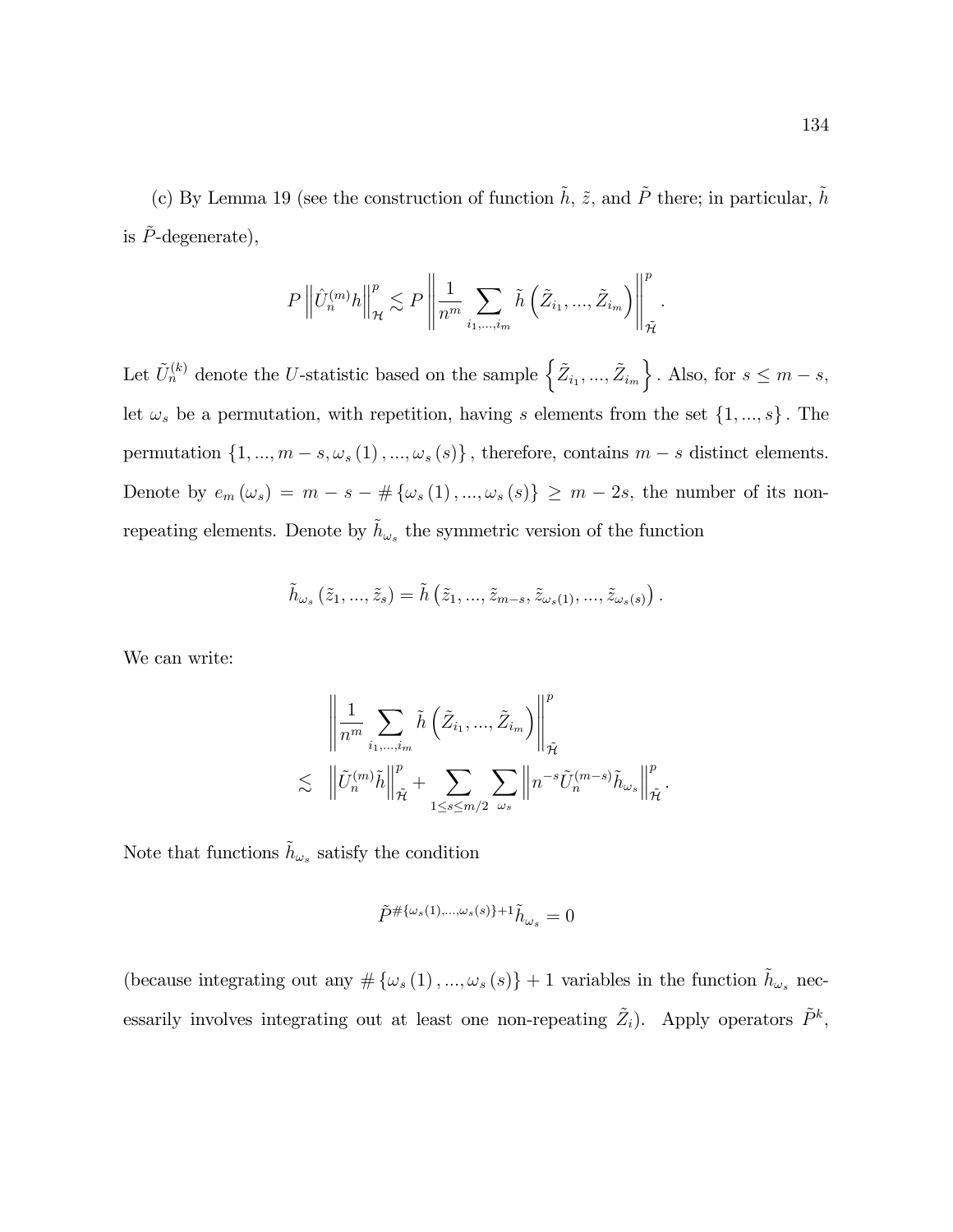(c) By Lemma 19 (see the construction of function $\tilde{h}$, $\tilde{z}$, and $\tilde{P}$ there; in particular, $\tilde{h}$ is $\tilde{P}$-degenerate),

$$P\left\|\hat{U}_n^{(m)}h\right\|_{\mathcal{H}}^p \lesssim P\left\|\frac{1}{n^m}\sum_{i_1,...,i_m}\tilde{h}\left(\tilde{Z}_{i_1},...,\tilde{Z}_{i_m}\right)\right\|_{\tilde{\mathcal{H}}}^p.$$

Let $\tilde{U}_n^{(k)}$ denote the $U$-statistic based on the sample $\left\{\tilde{Z}_{i_1},...,\tilde{Z}_{i_m}\right\}$. Also, for $s \leq m-s$, let $\omega_s$ be a permutation, with repetition, having $s$ elements from the set $\{1,...,s\}$. The permutation $\{1,...,m-s,\omega_s(1),...,\omega_s(s)\}$, therefore, contains $m-s$ distinct elements. Denote by $e_m(\omega_s) = m-s-\#\{\omega_s(1),...,\omega_s(s)\} \geq m-2s$, the number of its non-repeating elements. Denote by $\tilde{h}_{\omega_s}$ the symmetric version of the function

$$\tilde{h}_{\omega_s}(\tilde{z}_1,...,\tilde{z}_s) = \tilde{h}\left(\tilde{z}_1,...,\tilde{z}_{m-s},\tilde{z}_{\omega_s(1)},...,\tilde{z}_{\omega_s(s)}\right).$$

We can write:

$$\begin{aligned}
&\left\|\frac{1}{n^m}\sum_{i_1,...,i_m}\tilde{h}\left(\tilde{Z}_{i_1},...,\tilde{Z}_{i_m}\right)\right\|_{\tilde{\mathcal{H}}}^p \\
\lesssim\ &\left\|\tilde{U}_n^{(m)}\tilde{h}\right\|_{\tilde{\mathcal{H}}}^p + \sum_{1\leq s\leq m/2}\sum_{\omega_s}\left\|n^{-s}\tilde{U}_n^{(m-s)}\tilde{h}_{\omega_s}\right\|_{\tilde{\mathcal{H}}}^p.
\end{aligned}$$

Note that functions $\tilde{h}_{\omega_s}$ satisfy the condition

$$\tilde{P}^{\#\{\omega_s(1),...,\omega_s(s)\}+1}\tilde{h}_{\omega_s} = 0$$

(because integrating out any $\#\{\omega_s(1),...,\omega_s(s)\}+1$ variables in the function $\tilde{h}_{\omega_s}$ necessarily involves integrating out at least one non-repeating $\tilde{Z}_i$). Apply operators $\tilde{P}^k$,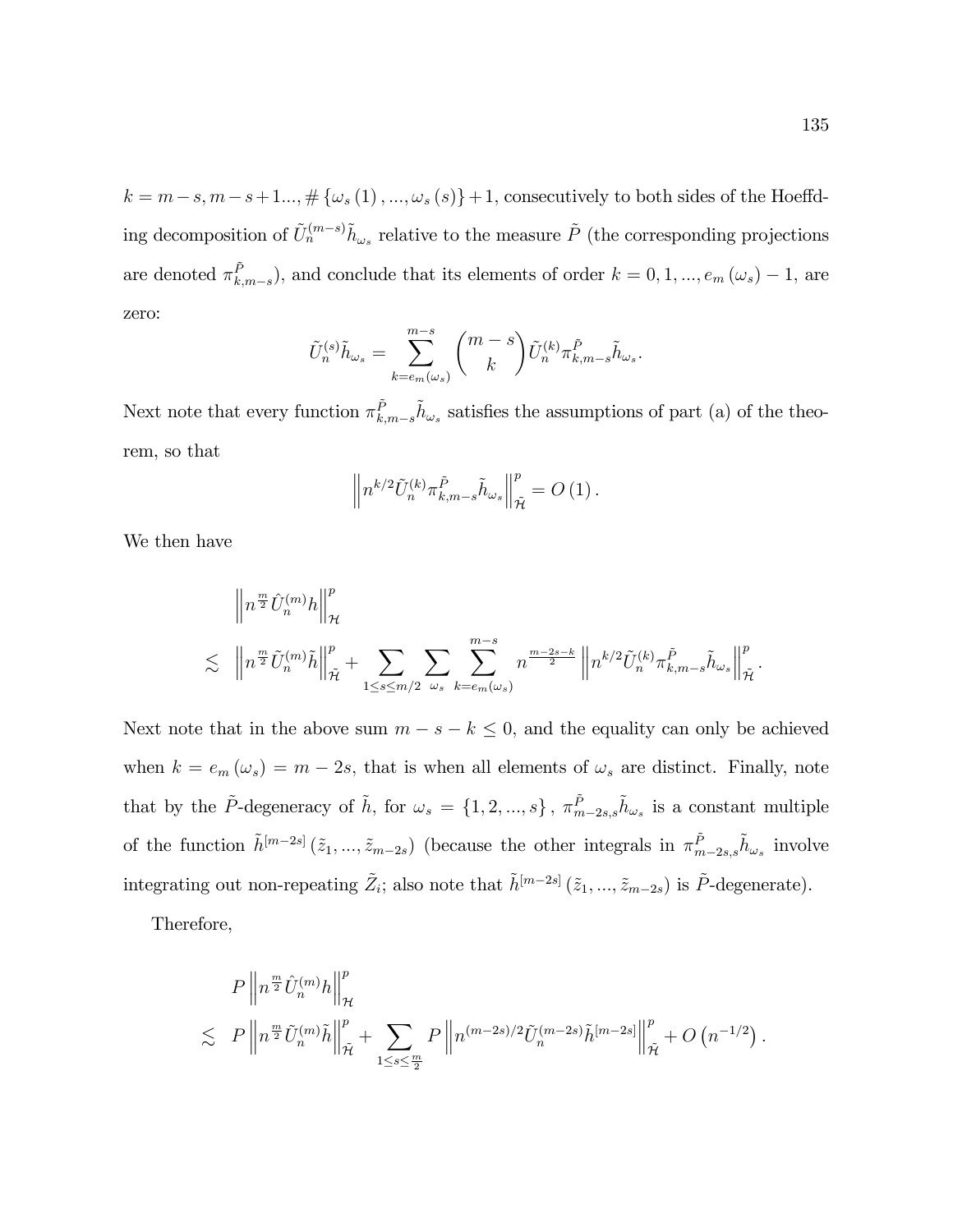$k = m-s, m-s+1..., \# \{\omega_s(1), ..., \omega_s(s)\}+1$, consecutively to both sides of the Hoeffding decomposition of $\tilde{U}_n^{(m-s)}\tilde{h}_{\omega_s}$ relative to the measure $\tilde{P}$ (the corresponding projections are denoted $\pi_{k,m-s}^{\tilde{P}}$), and conclude that its elements of order $k = 0, 1, ..., e_m(\omega_s) - 1$, are zero:

$$\tilde{U}_n^{(s)}\tilde{h}_{\omega_s} = \sum_{k=e_m(\omega_s)}^{m-s} \binom{m-s}{k} \tilde{U}_n^{(k)} \pi_{k,m-s}^{\tilde{P}} \tilde{h}_{\omega_s}.$$

Next note that every function $\pi_{k,m-s}^{\tilde{P}}\tilde{h}_{\omega_s}$ satisfies the assumptions of part (a) of the theorem, so that

$$\left\| n^{k/2} \tilde{U}_n^{(k)} \pi_{k,m-s}^{\tilde{P}} \tilde{h}_{\omega_s} \right\|_{\tilde{\mathcal{H}}}^p = O(1).$$

We then have

$$\begin{aligned}
&\left\| n^{\frac{m}{2}} \hat{U}_n^{(m)} h \right\|_{\mathcal{H}}^p \\
\lesssim\ &\left\| n^{\frac{m}{2}} \tilde{U}_n^{(m)} \tilde{h} \right\|_{\tilde{\mathcal{H}}}^p + \sum_{1 \le s \le m/2} \sum_{\omega_s} \sum_{k=e_m(\omega_s)}^{m-s} n^{\frac{m-2s-k}{2}} \left\| n^{k/2} \tilde{U}_n^{(k)} \pi_{k,m-s}^{\tilde{P}} \tilde{h}_{\omega_s} \right\|_{\tilde{\mathcal{H}}}^p.
\end{aligned}$$

Next note that in the above sum $m - s - k \le 0$, and the equality can only be achieved when $k = e_m(\omega_s) = m - 2s$, that is when all elements of $\omega_s$ are distinct. Finally, note that by the $\tilde{P}$-degeneracy of $\tilde{h}$, for $\omega_s = \{1, 2, ..., s\}$, $\pi_{m-2s,s}^{\tilde{P}}\tilde{h}_{\omega_s}$ is a constant multiple of the function $\tilde{h}^{[m-2s]}(\tilde{z}_1, ..., \tilde{z}_{m-2s})$ (because the other integrals in $\pi_{m-2s,s}^{\tilde{P}}\tilde{h}_{\omega_s}$ involve integrating out non-repeating $\tilde{Z}_i$; also note that $\tilde{h}^{[m-2s]}(\tilde{z}_1, ..., \tilde{z}_{m-2s})$ is $\tilde{P}$-degenerate).

Therefore,

$$\begin{aligned}
&P \left\| n^{\frac{m}{2}} \hat{U}_n^{(m)} h \right\|_{\mathcal{H}}^p \\
\lesssim\ &P \left\| n^{\frac{m}{2}} \tilde{U}_n^{(m)} \tilde{h} \right\|_{\tilde{\mathcal{H}}}^p + \sum_{1 \le s \le \frac{m}{2}} P \left\| n^{(m-2s)/2} \tilde{U}_n^{(m-2s)} \tilde{h}^{[m-2s]} \right\|_{\tilde{\mathcal{H}}}^p + O\left(n^{-1/2}\right).
\end{aligned}$$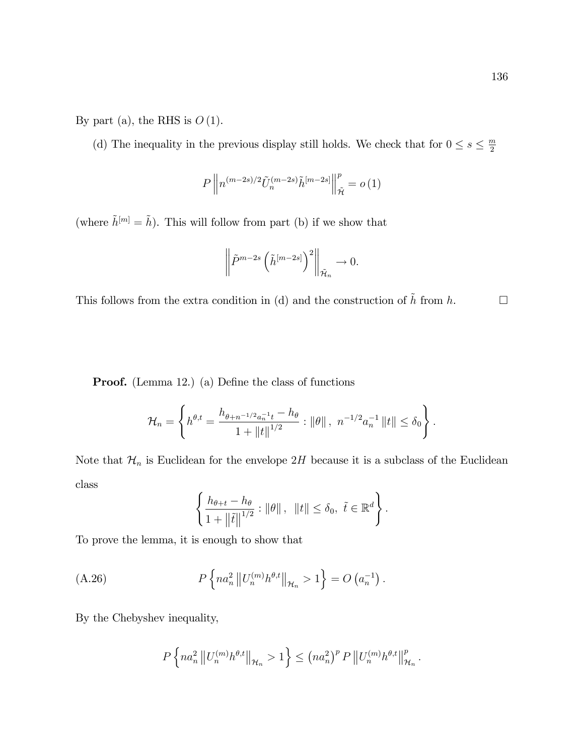By part (a), the RHS is $O(1)$.

(d) The inequality in the previous display still holds. We check that for $0 \le s \le \frac{m}{2}$

$$P \left\| n^{(m-2s)/2} \tilde{U}_n^{(m-2s)} \tilde{h}^{[m-2s]} \right\|_{\tilde{\mathcal{H}}}^p = o(1)$$

(where $\tilde{h}^{[m]} = \tilde{h}$). This will follow from part (b) if we show that

$$\left\| \tilde{P}^{m-2s} \left( \tilde{h}^{[m-2s]} \right)^2 \right\|_{\tilde{\mathcal{H}}_n} \to 0.$$

This follows from the extra condition in (d) and the construction of $\tilde{h}$ from $h$. $\square$

**Proof.** (Lemma 12.) (a) Define the class of functions

$$\mathcal{H}_n = \left\{ h^{\theta,t} = \frac{h_{\theta + n^{-1/2} a_n^{-1} t} - h_\theta}{1 + \|t\|^{1/2}} : \|\theta\|,\ n^{-1/2} a_n^{-1} \|t\| \le \delta_0 \right\}.$$

Note that $\mathcal{H}_n$ is Euclidean for the envelope $2H$ because it is a subclass of the Euclidean class

$$\left\{ \frac{h_{\theta+t} - h_\theta}{1 + \left\|\tilde{t}\right\|^{1/2}} : \|\theta\|,\ \ \|t\| \le \delta_0,\ \tilde{t} \in \mathbb{R}^d \right\}.$$

To prove the lemma, it is enough to show that

$$P\left\{ n a_n^2 \left\| U_n^{(m)} h^{\theta,t} \right\|_{\mathcal{H}_n} > 1 \right\} = O\left(a_n^{-1}\right). \tag{A.26}$$

By the Chebyshev inequality,

$$P\left\{ n a_n^2 \left\| U_n^{(m)} h^{\theta,t} \right\|_{\mathcal{H}_n} > 1 \right\} \le \left(n a_n^2\right)^p P \left\| U_n^{(m)} h^{\theta,t} \right\|_{\mathcal{H}_n}^p.$$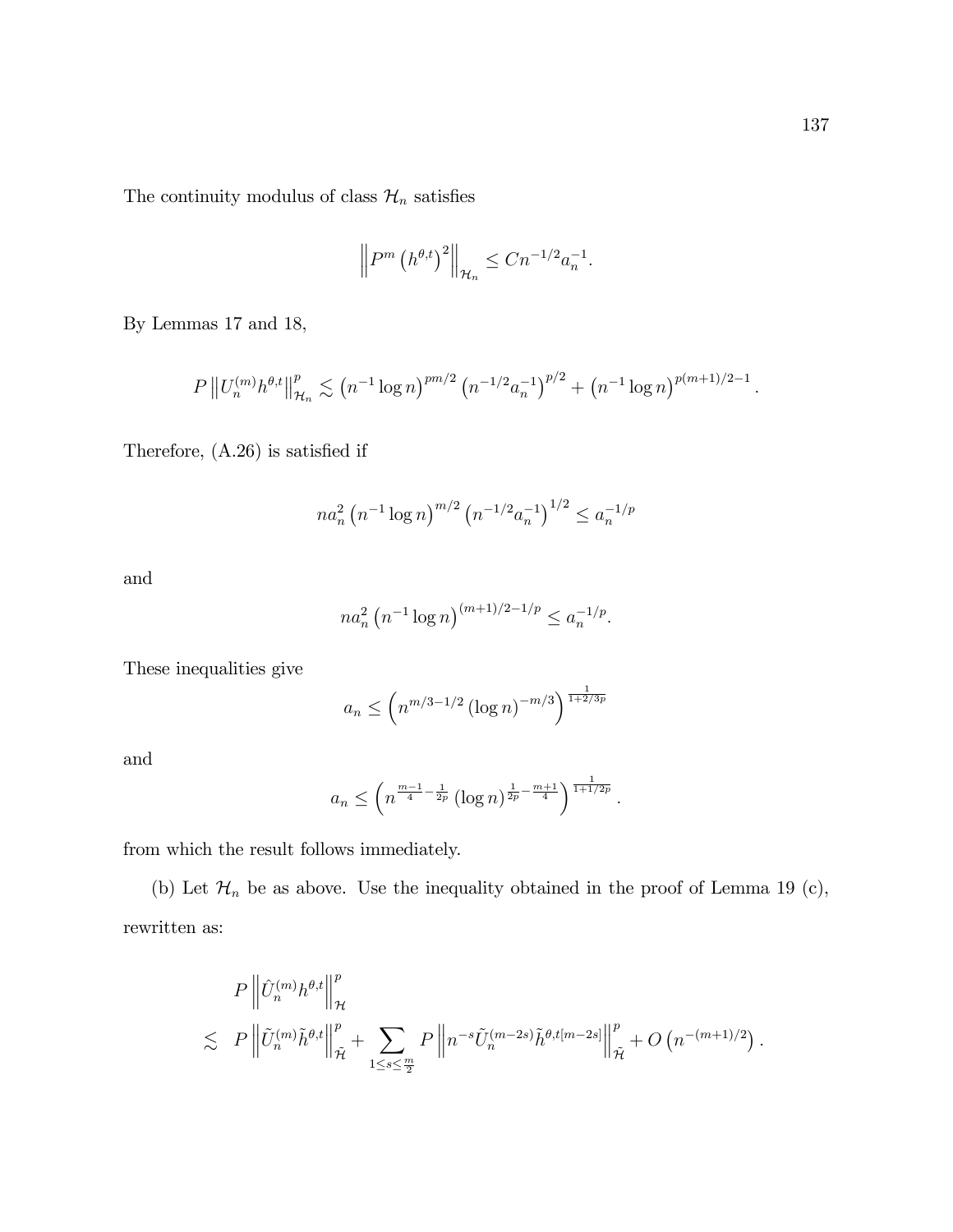The continuity modulus of class $\mathcal{H}_n$ satisfies

$$\left\| P^m \left(h^{\theta,t}\right)^2 \right\|_{\mathcal{H}_n} \leq C n^{-1/2} a_n^{-1}.$$

By Lemmas 17 and 18,

$$P \left\| U_n^{(m)} h^{\theta,t} \right\|_{\mathcal{H}_n}^p \lesssim \left(n^{-1} \log n\right)^{pm/2} \left(n^{-1/2} a_n^{-1}\right)^{p/2} + \left(n^{-1} \log n\right)^{p(m+1)/2-1}.$$

Therefore, (A.26) is satisfied if

$$n a_n^2 \left(n^{-1} \log n\right)^{m/2} \left(n^{-1/2} a_n^{-1}\right)^{1/2} \leq a_n^{-1/p}$$

and

$$n a_n^2 \left(n^{-1} \log n\right)^{(m+1)/2-1/p} \leq a_n^{-1/p}.$$

These inequalities give

$$a_n \leq \left( n^{m/3-1/2} \left(\log n\right)^{-m/3} \right)^{\frac{1}{1+2/3p}}$$

and

$$a_n \leq \left( n^{\frac{m-1}{4} - \frac{1}{2p}} \left(\log n\right)^{\frac{1}{2p} - \frac{m+1}{4}} \right)^{\frac{1}{1+1/2p}}.$$

from which the result follows immediately.

(b) Let $\mathcal{H}_n$ be as above. Use the inequality obtained in the proof of Lemma 19 (c), rewritten as:

$$\begin{aligned}
& P \left\| \hat{U}_n^{(m)} h^{\theta,t} \right\|_{\mathcal{H}}^p \\
\lesssim \;& P \left\| \tilde{U}_n^{(m)} \tilde{h}^{\theta,t} \right\|_{\tilde{\mathcal{H}}}^p + \sum_{1 \leq s \leq \frac{m}{2}} P \left\| n^{-s} \tilde{U}_n^{(m-2s)} \tilde{h}^{\theta,t[m-2s]} \right\|_{\tilde{\mathcal{H}}}^p + O\left(n^{-(m+1)/2}\right).
\end{aligned}$$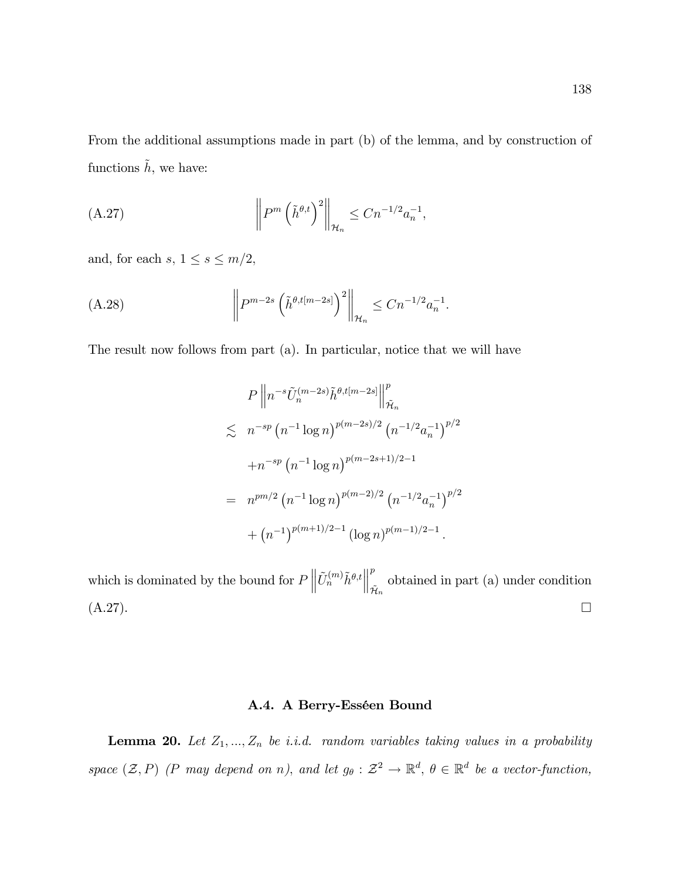From the additional assumptions made in part (b) of the lemma, and by construction of functions $\tilde{h}$, we have:

$$\left\| P^m \left( \tilde{h}^{\theta,t} \right)^2 \right\|_{\mathcal{H}_n} \leq C n^{-1/2} a_n^{-1}, \tag{A.27}$$

and, for each $s$, $1 \leq s \leq m/2$,

$$\left\| P^{m-2s} \left( \tilde{h}^{\theta,t[m-2s]} \right)^2 \right\|_{\mathcal{H}_n} \leq C n^{-1/2} a_n^{-1}. \tag{A.28}$$

The result now follows from part (a). In particular, notice that we will have

$$\begin{aligned}
& P \left\| n^{-s} \tilde{U}_n^{(m-2s)} \tilde{h}^{\theta,t[m-2s]} \right\|_{\tilde{\mathcal{H}}_n}^p \\
\lesssim \; & n^{-sp} \left( n^{-1} \log n \right)^{p(m-2s)/2} \left( n^{-1/2} a_n^{-1} \right)^{p/2} \\
& + n^{-sp} \left( n^{-1} \log n \right)^{p(m-2s+1)/2-1} \\
= \; & n^{pm/2} \left( n^{-1} \log n \right)^{p(m-2)/2} \left( n^{-1/2} a_n^{-1} \right)^{p/2} \\
& + \left( n^{-1} \right)^{p(m+1)/2-1} (\log n)^{p(m-1)/2-1}.
\end{aligned}$$

which is dominated by the bound for $P \left\| \tilde{U}_n^{(m)} \tilde{h}^{\theta,t} \right\|_{\tilde{\mathcal{H}}_n}^p$ obtained in part (a) under condition (A.27). □

## A.4. A Berry-Esséen Bound

**Lemma 20.** *Let $Z_1, ..., Z_n$ be i.i.d. random variables taking values in a probability space $(\mathcal{Z}, P)$ ($P$ may depend on $n$), and let $g_\theta : \mathcal{Z}^2 \to \mathbb{R}^d$, $\theta \in \mathbb{R}^d$ be a vector-function,*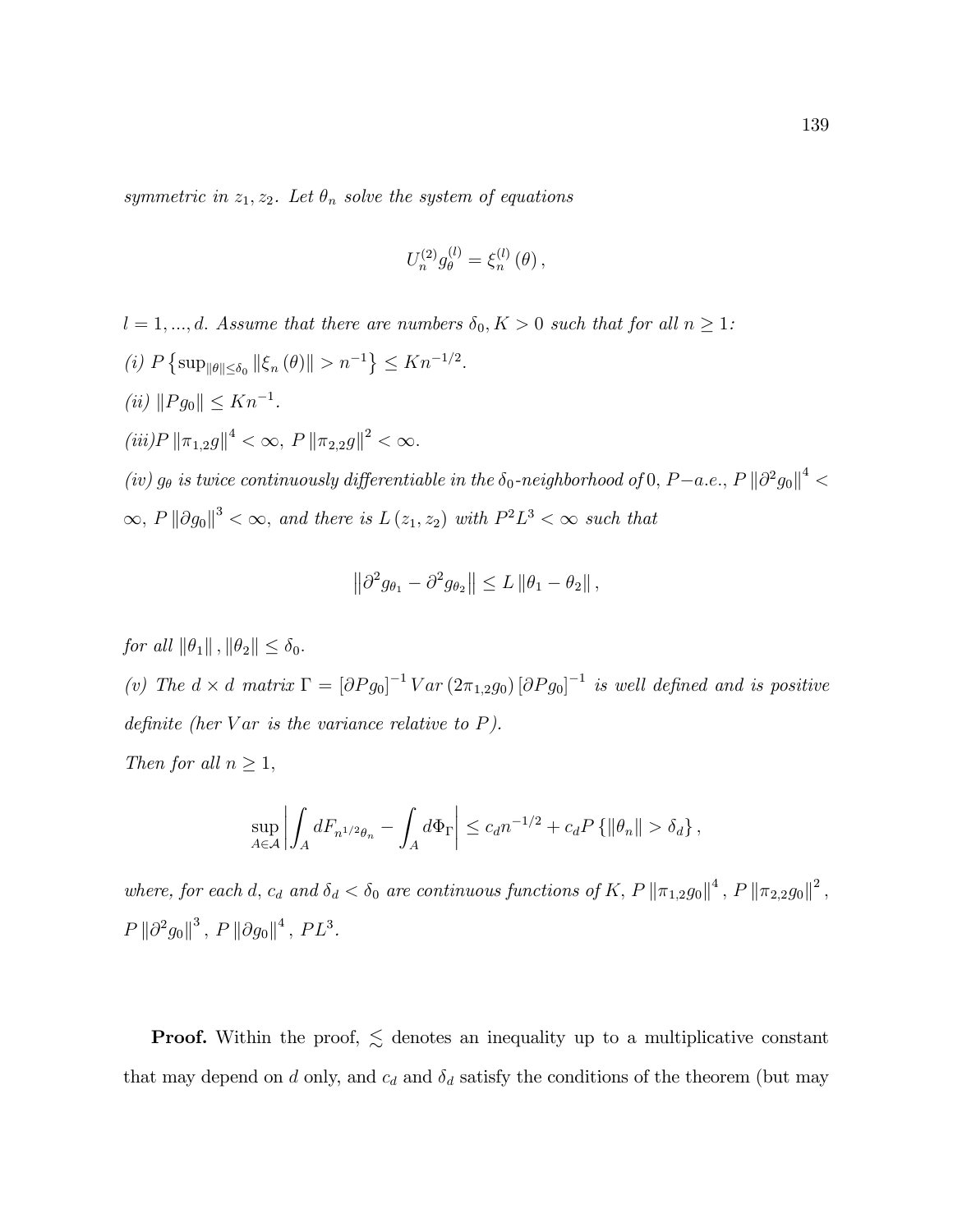*symmetric in $z_1, z_2$. Let $\theta_n$ solve the system of equations*

$$U_n^{(2)} g_\theta^{(l)} = \xi_n^{(l)}(\theta),$$

*$l = 1, ..., d$. Assume that there are numbers $\delta_0, K > 0$ such that for all $n \geq 1$:*

*(i) $P\left\{\sup_{\|\theta\| \leq \delta_0} \|\xi_n(\theta)\| > n^{-1}\right\} \leq K n^{-1/2}$.*

*(ii) $\|P g_0\| \leq K n^{-1}$.*

*(iii) $P\|\pi_{1,2} g\|^4 < \infty$, $P\|\pi_{2,2} g\|^2 < \infty$.*

*(iv) $g_\theta$ is twice continuously differentiable in the $\delta_0$-neighborhood of $0$, $P-a.e.$, $P\|\partial^2 g_0\|^4 < \infty$, $P\|\partial g_0\|^3 < \infty$, and there is $L(z_1, z_2)$ with $P^2 L^3 < \infty$ such that*

$$\left\|\partial^2 g_{\theta_1} - \partial^2 g_{\theta_2}\right\| \leq L\|\theta_1 - \theta_2\|,$$

*for all $\|\theta_1\|, \|\theta_2\| \leq \delta_0$.*

*(v) The $d \times d$ matrix $\Gamma = [\partial P g_0]^{-1} Var(2\pi_{1,2} g_0)[\partial P g_0]^{-1}$ is well defined and is positive definite (her $Var$ is the variance relative to $P$).*

*Then for all $n \geq 1$,*

$$\sup_{A \in \mathcal{A}} \left| \int_A dF_{n^{1/2}\theta_n} - \int_A d\Phi_\Gamma \right| \leq c_d n^{-1/2} + c_d P\{\|\theta_n\| > \delta_d\},$$

*where, for each $d$, $c_d$ and $\delta_d < \delta_0$ are continuous functions of $K$, $P\|\pi_{1,2} g_0\|^4$, $P\|\pi_{2,2} g_0\|^2$, $P\|\partial^2 g_0\|^3$, $P\|\partial g_0\|^4$, $PL^3$.*

**Proof.** Within the proof, $\lesssim$ denotes an inequality up to a multiplicative constant that may depend on $d$ only, and $c_d$ and $\delta_d$ satisfy the conditions of the theorem (but may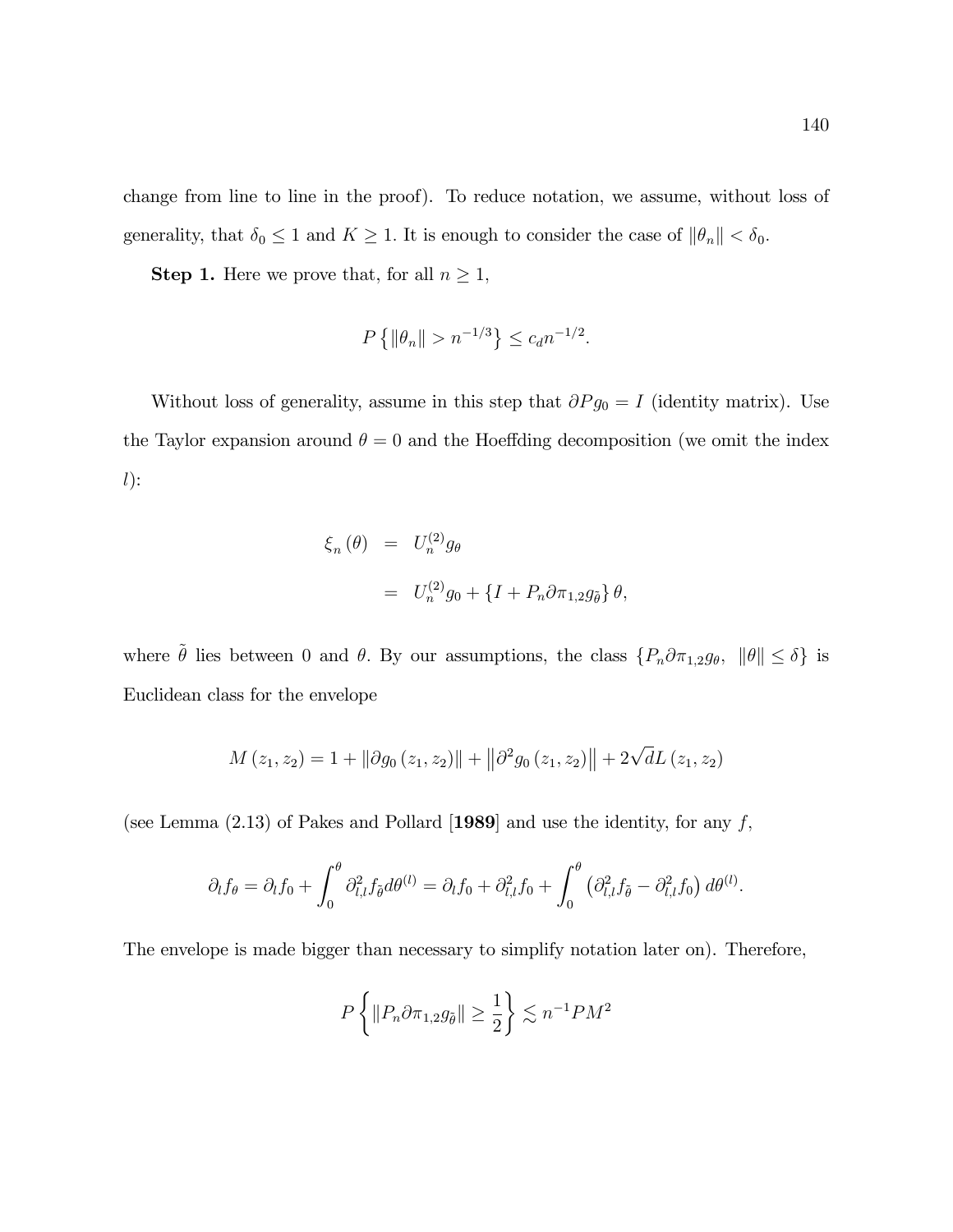change from line to line in the proof). To reduce notation, we assume, without loss of generality, that $\delta_0 \leq 1$ and $K \geq 1$. It is enough to consider the case of $\|\theta_n\| < \delta_0$.

**Step 1.** Here we prove that, for all $n \geq 1$,

$$P\left\{\|\theta_n\| > n^{-1/3}\right\} \leq c_d n^{-1/2}.$$

Without loss of generality, assume in this step that $\partial P g_0 = I$ (identity matrix). Use the Taylor expansion around $\theta = 0$ and the Hoeffding decomposition (we omit the index $l$):

$$\begin{aligned}
\xi_n(\theta) &= U_n^{(2)} g_\theta \\
&= U_n^{(2)} g_0 + \{I + P_n \partial \pi_{1,2} g_{\tilde{\theta}}\} \theta,
\end{aligned}$$

where $\tilde{\theta}$ lies between 0 and $\theta$. By our assumptions, the class $\{P_n \partial \pi_{1,2} g_\theta, \ \|\theta\| \leq \delta\}$ is Euclidean class for the envelope

$$M(z_1, z_2) = 1 + \|\partial g_0(z_1, z_2)\| + \left\|\partial^2 g_0(z_1, z_2)\right\| + 2\sqrt{d} L(z_1, z_2)$$

(see Lemma (2.13) of Pakes and Pollard [**1989**] and use the identity, for any $f$,

$$\partial_l f_\theta = \partial_l f_0 + \int_0^\theta \partial_{l,l}^2 f_{\tilde{\theta}} d\theta^{(l)} = \partial_l f_0 + \partial_{l,l}^2 f_0 + \int_0^\theta \left(\partial_{l,l}^2 f_{\tilde{\theta}} - \partial_{l,l}^2 f_0\right) d\theta^{(l)}.$$

The envelope is made bigger than necessary to simplify notation later on). Therefore,

$$P\left\{\|P_n \partial \pi_{1,2} g_{\tilde{\theta}}\| \geq \frac{1}{2}\right\} \lesssim n^{-1} P M^2$$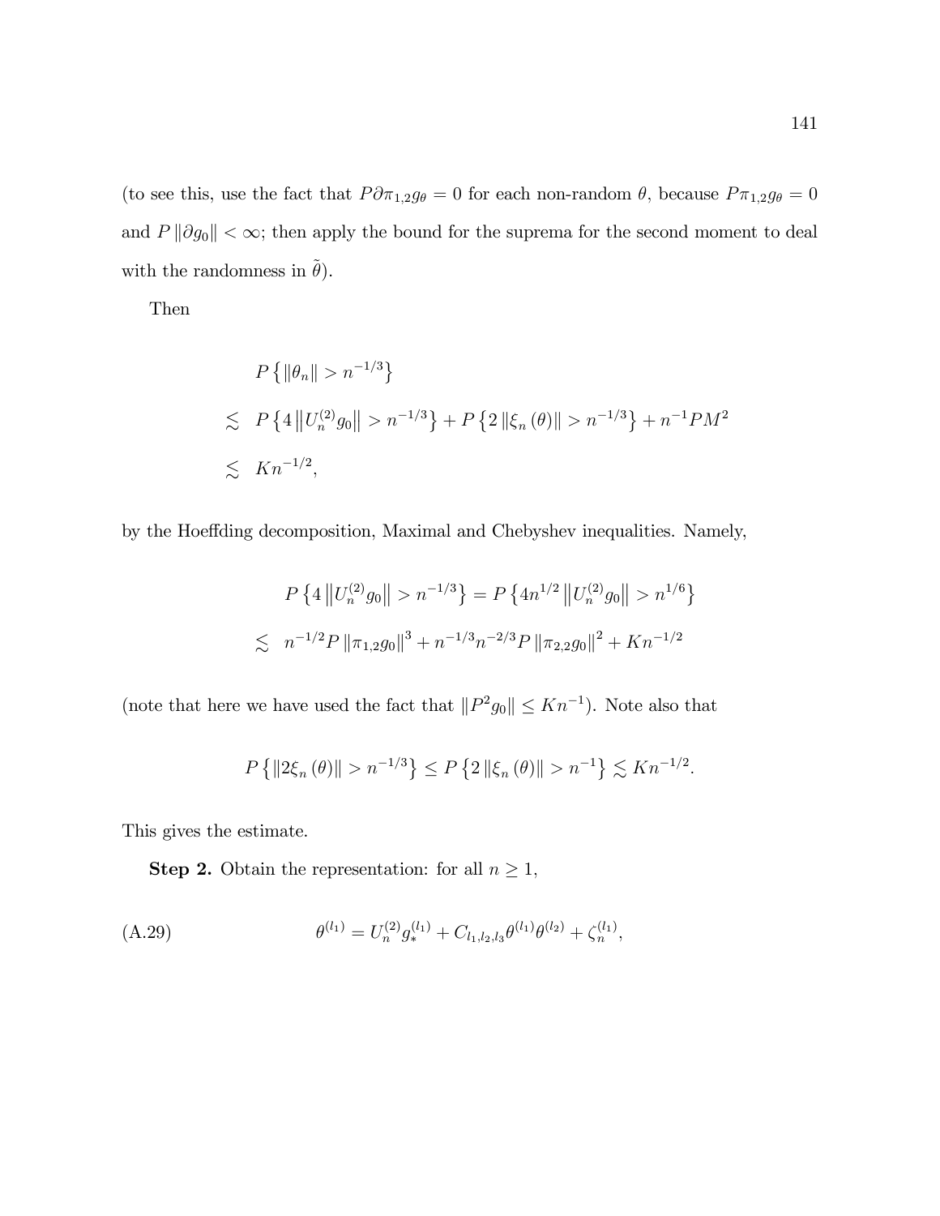(to see this, use the fact that $P\partial\pi_{1,2}g_\theta = 0$ for each non-random $\theta$, because $P\pi_{1,2}g_\theta = 0$ and $P\|\partial g_0\| < \infty$; then apply the bound for the suprema for the second moment to deal with the randomness in $\tilde{\theta}$).

Then

$$
\begin{aligned}
& P\left\{\|\theta_n\| > n^{-1/3}\right\} \\
\lesssim\ & P\left\{4\left\|U_n^{(2)}g_0\right\| > n^{-1/3}\right\} + P\left\{2\left\|\xi_n(\theta)\right\| > n^{-1/3}\right\} + n^{-1}PM^2 \\
\lesssim\ & Kn^{-1/2},
\end{aligned}
$$

by the Hoeffding decomposition, Maximal and Chebyshev inequalities. Namely,

$$
\begin{aligned}
& P\left\{4\left\|U_n^{(2)}g_0\right\| > n^{-1/3}\right\} = P\left\{4n^{1/2}\left\|U_n^{(2)}g_0\right\| > n^{1/6}\right\} \\
\lesssim\ & n^{-1/2}P\left\|\pi_{1,2}g_0\right\|^3 + n^{-1/3}n^{-2/3}P\left\|\pi_{2,2}g_0\right\|^2 + Kn^{-1/2}
\end{aligned}
$$

(note that here we have used the fact that $\|P^2 g_0\| \leq Kn^{-1}$). Note also that

$$
P\left\{\|2\xi_n(\theta)\| > n^{-1/3}\right\} \leq P\left\{2\left\|\xi_n(\theta)\right\| > n^{-1}\right\} \lesssim Kn^{-1/2}.
$$

This gives the estimate.

**Step 2.** Obtain the representation: for all $n \geq 1$,

$$
\theta^{(l_1)} = U_n^{(2)}g_*^{(l_1)} + C_{l_1,l_2,l_3}\theta^{(l_1)}\theta^{(l_2)} + \zeta_n^{(l_1)}, \tag{A.29}
$$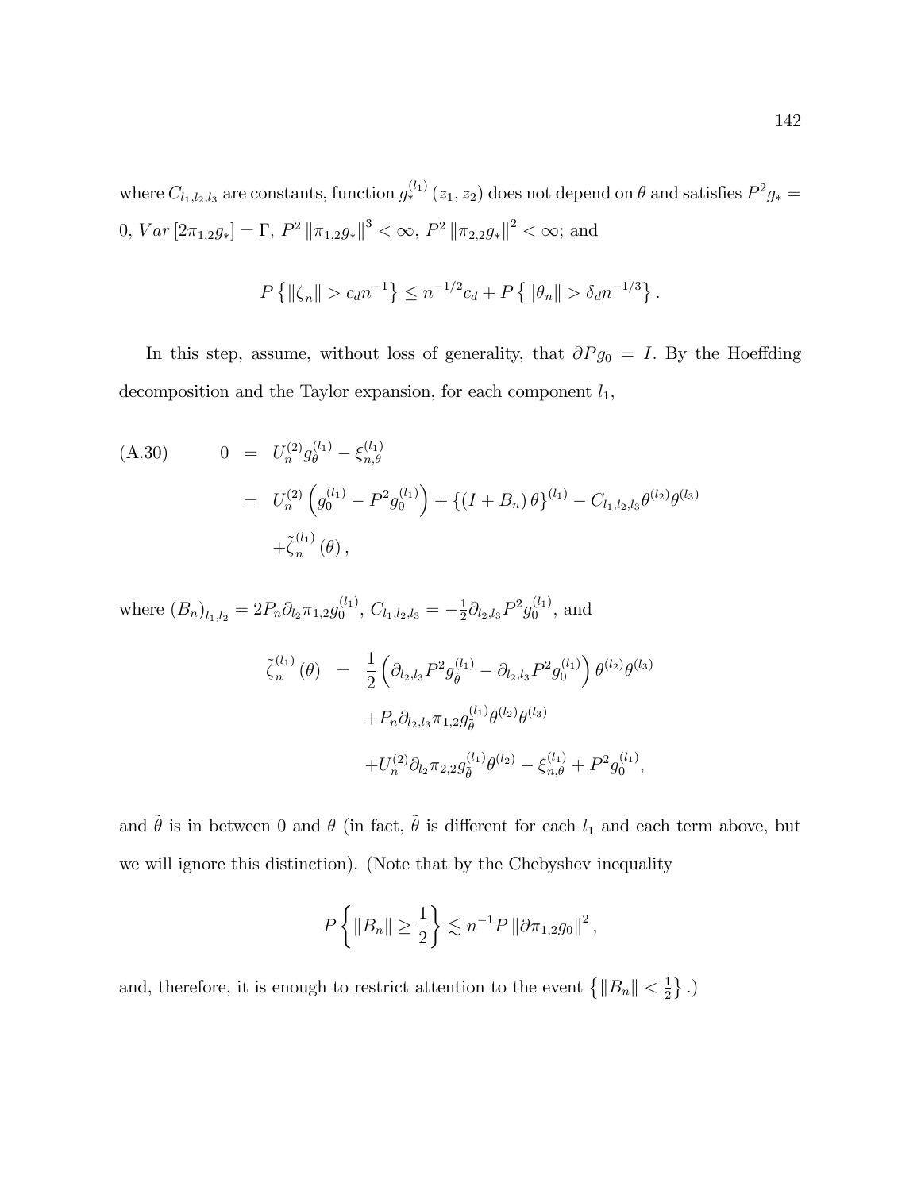where $C_{l_1,l_2,l_3}$ are constants, function $g_*^{(l_1)}(z_1, z_2)$ does not depend on $\theta$ and satisfies $P^2 g_* = 0$, $Var[2\pi_{1,2}g_*] = \Gamma$, $P^2 \|\pi_{1,2}g_*\|^3 < \infty$, $P^2 \|\pi_{2,2}g_*\|^2 < \infty$; and

$$P\left\{\|\zeta_n\| > c_d n^{-1}\right\} \leq n^{-1/2} c_d + P\left\{\|\theta_n\| > \delta_d n^{-1/3}\right\}.$$

In this step, assume, without loss of generality, that $\partial P g_0 = I$. By the Hoeffding decomposition and the Taylor expansion, for each component $l_1$,

$$
\begin{aligned}
\text{(A.30)} \qquad 0 &= U_n^{(2)} g_\theta^{(l_1)} - \xi_{n,\theta}^{(l_1)} \\
&= U_n^{(2)}\left(g_0^{(l_1)} - P^2 g_0^{(l_1)}\right) + \left\{(I + B_n)\,\theta\right\}^{(l_1)} - C_{l_1,l_2,l_3}\theta^{(l_2)}\theta^{(l_3)} \\
&\quad + \tilde{\zeta}_n^{(l_1)}(\theta),
\end{aligned}
$$

where $(B_n)_{l_1,l_2} = 2P_n \partial_{l_2}\pi_{1,2} g_0^{(l_1)}$, $C_{l_1,l_2,l_3} = -\frac{1}{2}\partial_{l_2,l_3} P^2 g_0^{(l_1)}$, and

$$
\begin{aligned}
\tilde{\zeta}_n^{(l_1)}(\theta) &= \frac{1}{2}\left(\partial_{l_2,l_3} P^2 g_{\tilde{\theta}}^{(l_1)} - \partial_{l_2,l_3} P^2 g_0^{(l_1)}\right)\theta^{(l_2)}\theta^{(l_3)} \\
&\quad + P_n \partial_{l_2,l_3}\pi_{1,2} g_{\tilde{\theta}}^{(l_1)} \theta^{(l_2)}\theta^{(l_3)} \\
&\quad + U_n^{(2)} \partial_{l_2}\pi_{2,2} g_{\tilde{\theta}}^{(l_1)} \theta^{(l_2)} - \xi_{n,\theta}^{(l_1)} + P^2 g_0^{(l_1)},
\end{aligned}
$$

and $\tilde{\theta}$ is in between 0 and $\theta$ (in fact, $\tilde{\theta}$ is different for each $l_1$ and each term above, but we will ignore this distinction). (Note that by the Chebyshev inequality

$$P\left\{\|B_n\| \geq \frac{1}{2}\right\} \lesssim n^{-1} P \left\|\partial \pi_{1,2} g_0\right\|^2,$$

and, therefore, it is enough to restrict attention to the event $\left\{\|B_n\| < \frac{1}{2}\right\}$.)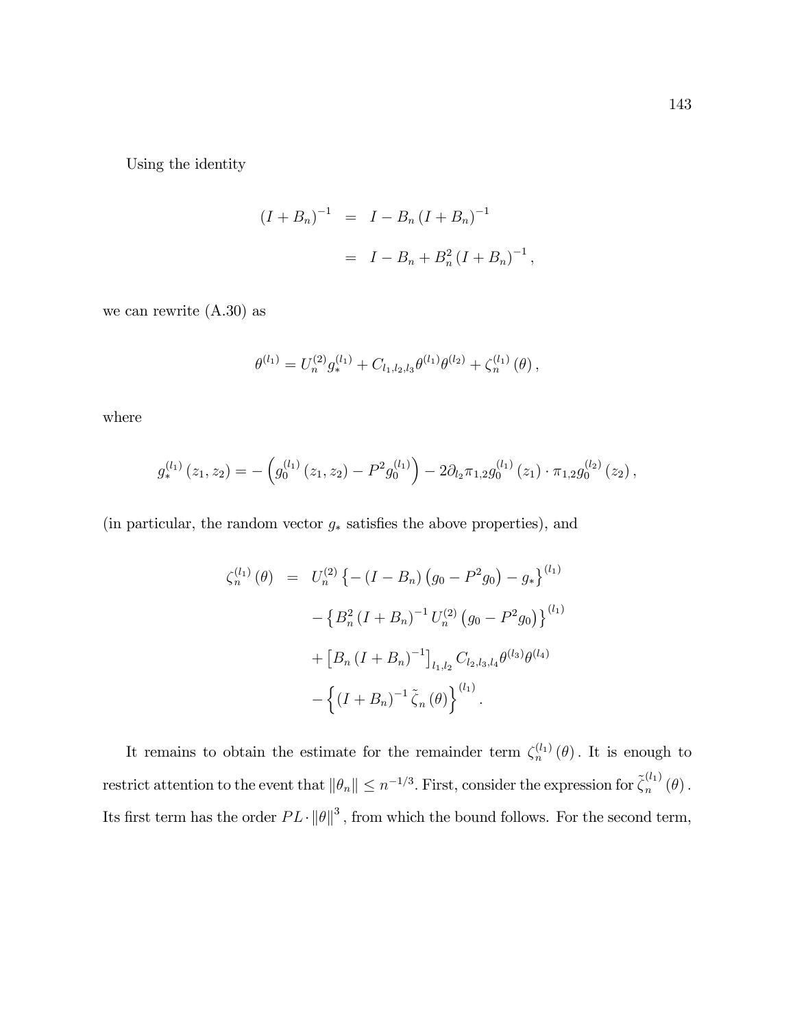Using the identity

$$
\begin{aligned}
(I + B_n)^{-1} &= I - B_n (I + B_n)^{-1} \\
&= I - B_n + B_n^2 (I + B_n)^{-1},
\end{aligned}
$$

we can rewrite (A.30) as

$$
\theta^{(l_1)} = U_n^{(2)} g_*^{(l_1)} + C_{l_1,l_2,l_3} \theta^{(l_1)} \theta^{(l_2)} + \zeta_n^{(l_1)}(\theta),
$$

where

$$
g_*^{(l_1)}(z_1, z_2) = -\left(g_0^{(l_1)}(z_1, z_2) - P^2 g_0^{(l_1)}\right) - 2\partial_{l_2} \pi_{1,2} g_0^{(l_1)}(z_1) \cdot \pi_{1,2} g_0^{(l_2)}(z_2),
$$

(in particular, the random vector $g_*$ satisfies the above properties), and

$$
\begin{aligned}
\zeta_n^{(l_1)}(\theta) &= U_n^{(2)} \left\{ -(I - B_n)\left(g_0 - P^2 g_0\right) - g_* \right\}^{(l_1)} \\
&\quad - \left\{ B_n^2 (I + B_n)^{-1} U_n^{(2)} \left(g_0 - P^2 g_0\right) \right\}^{(l_1)} \\
&\quad + \left[ B_n (I + B_n)^{-1} \right]_{l_1,l_2} C_{l_2,l_3,l_4} \theta^{(l_3)} \theta^{(l_4)} \\
&\quad - \left\{ (I + B_n)^{-1} \tilde{\zeta}_n(\theta) \right\}^{(l_1)}.
\end{aligned}
$$

It remains to obtain the estimate for the remainder term $\zeta_n^{(l_1)}(\theta)$. It is enough to restrict attention to the event that $\|\theta_n\| \leq n^{-1/3}$. First, consider the expression for $\tilde{\zeta}_n^{(l_1)}(\theta)$. Its first term has the order $PL \cdot \|\theta\|^3$, from which the bound follows. For the second term,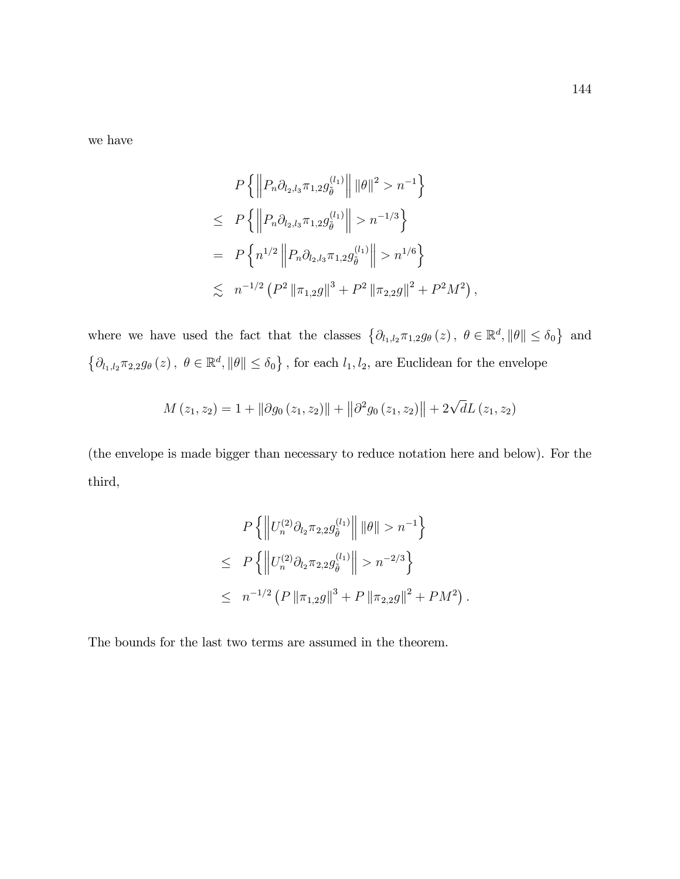we have

$$
\begin{aligned}
& P\left\{\left\|P_n \partial_{l_2,l_3} \pi_{1,2} g_{\tilde{\theta}}^{(l_1)}\right\| \|\theta\|^2 > n^{-1}\right\} \\
\leq\ & P\left\{\left\|P_n \partial_{l_2,l_3} \pi_{1,2} g_{\tilde{\theta}}^{(l_1)}\right\| > n^{-1/3}\right\} \\
=\ & P\left\{n^{1/2}\left\|P_n \partial_{l_2,l_3} \pi_{1,2} g_{\tilde{\theta}}^{(l_1)}\right\| > n^{1/6}\right\} \\
\lesssim\ & n^{-1/2}\left(P^2 \left\|\pi_{1,2} g\right\|^3 + P^2 \left\|\pi_{2,2} g\right\|^2 + P^2 M^2\right),
\end{aligned}
$$

where we have used the fact that the classes $\left\{\partial_{l_1,l_2} \pi_{1,2} g_\theta(z),\ \theta \in \mathbb{R}^d, \|\theta\| \leq \delta_0\right\}$ and $\left\{\partial_{l_1,l_2} \pi_{2,2} g_\theta(z),\ \theta \in \mathbb{R}^d, \|\theta\| \leq \delta_0\right\}$, for each $l_1, l_2$, are Euclidean for the envelope

$$
M(z_1, z_2) = 1 + \left\|\partial g_0(z_1, z_2)\right\| + \left\|\partial^2 g_0(z_1, z_2)\right\| + 2\sqrt{d} L(z_1, z_2)
$$

(the envelope is made bigger than necessary to reduce notation here and below). For the third,

$$
\begin{aligned}
& P\left\{\left\|U_n^{(2)} \partial_{l_2} \pi_{2,2} g_{\tilde{\theta}}^{(l_1)}\right\| \|\theta\| > n^{-1}\right\} \\
\leq\ & P\left\{\left\|U_n^{(2)} \partial_{l_2} \pi_{2,2} g_{\tilde{\theta}}^{(l_1)}\right\| > n^{-2/3}\right\} \\
\leq\ & n^{-1/2}\left(P \left\|\pi_{1,2} g\right\|^3 + P \left\|\pi_{2,2} g\right\|^2 + P M^2\right).
\end{aligned}
$$

The bounds for the last two terms are assumed in the theorem.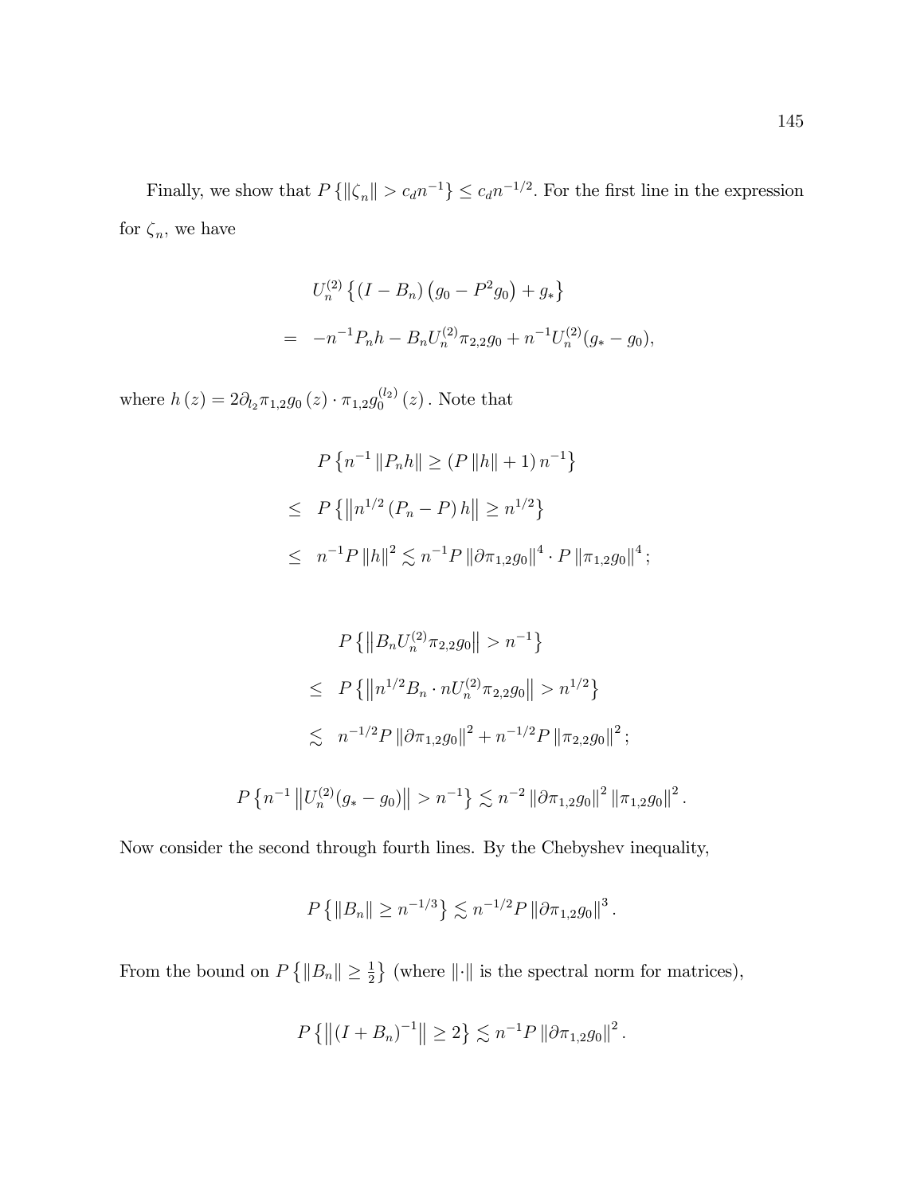Finally, we show that $P\left\{\|\zeta_n\| > c_d n^{-1}\right\} \leq c_d n^{-1/2}$. For the first line in the expression for $\zeta_n$, we have

$$
\begin{aligned}
& U_n^{(2)}\left\{(I - B_n)\left(g_0 - P^2 g_0\right) + g_*\right\} \\
= \;& -n^{-1} P_n h - B_n U_n^{(2)} \pi_{2,2} g_0 + n^{-1} U_n^{(2)}(g_* - g_0),
\end{aligned}
$$

where $h(z) = 2\partial_{l_2} \pi_{1,2} g_0(z) \cdot \pi_{1,2} g_0^{(l_2)}(z)$. Note that

$$
\begin{aligned}
& P\left\{n^{-1}\|P_n h\| \geq (P\|h\| + 1)\, n^{-1}\right\} \\
\leq \;& P\left\{\left\|n^{1/2}(P_n - P)\, h\right\| \geq n^{1/2}\right\} \\
\leq \;& n^{-1} P\|h\|^2 \lesssim n^{-1} P\|\partial \pi_{1,2} g_0\|^4 \cdot P\|\pi_{1,2} g_0\|^4;
\end{aligned}
$$

$$
\begin{aligned}
& P\left\{\left\|B_n U_n^{(2)} \pi_{2,2} g_0\right\| > n^{-1}\right\} \\
\leq \;& P\left\{\left\|n^{1/2} B_n \cdot n U_n^{(2)} \pi_{2,2} g_0\right\| > n^{1/2}\right\} \\
\lesssim \;& n^{-1/2} P\|\partial \pi_{1,2} g_0\|^2 + n^{-1/2} P\|\pi_{2,2} g_0\|^2;
\end{aligned}
$$

$$
P\left\{n^{-1}\left\|U_n^{(2)}(g_* - g_0)\right\| > n^{-1}\right\} \lesssim n^{-2}\|\partial \pi_{1,2} g_0\|^2 \|\pi_{1,2} g_0\|^2.
$$

Now consider the second through fourth lines. By the Chebyshev inequality,

$$
P\left\{\|B_n\| \geq n^{-1/3}\right\} \lesssim n^{-1/2} P\|\partial \pi_{1,2} g_0\|^3.
$$

From the bound on $P\left\{\|B_n\| \geq \frac{1}{2}\right\}$ (where $\|\cdot\|$ is the spectral norm for matrices),

$$
P\left\{\left\|(I + B_n)^{-1}\right\| \geq 2\right\} \lesssim n^{-1} P\|\partial \pi_{1,2} g_0\|^2.
$$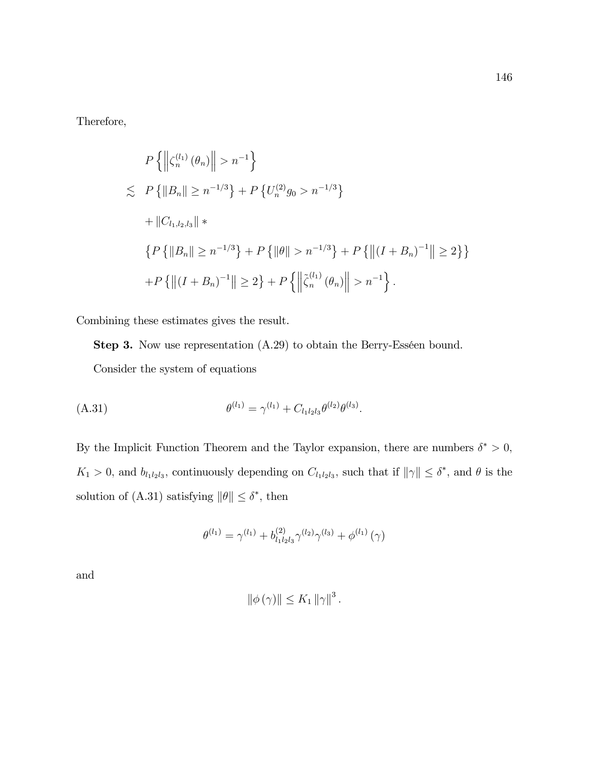Therefore,

$$
\begin{aligned}
& P\left\{\left\|\zeta_n^{(l_1)}(\theta_n)\right\| > n^{-1}\right\} \\
\lesssim\; & P\left\{\|B_n\| \geq n^{-1/3}\right\} + P\left\{U_n^{(2)} g_0 > n^{-1/3}\right\} \\
& + \|C_{l_1,l_2,l_3}\| * \\
& \left\{P\left\{\|B_n\| \geq n^{-1/3}\right\} + P\left\{\|\theta\| > n^{-1/3}\right\} + P\left\{\left\|(I+B_n)^{-1}\right\| \geq 2\right\}\right\} \\
& + P\left\{\left\|(I+B_n)^{-1}\right\| \geq 2\right\} + P\left\{\left\|\tilde{\zeta}_n^{(l_1)}(\theta_n)\right\| > n^{-1}\right\}.
\end{aligned}
$$

Combining these estimates gives the result.

**Step 3.** Now use representation (A.29) to obtain the Berry-Esséen bound.

Consider the system of equations

$$
\theta^{(l_1)} = \gamma^{(l_1)} + C_{l_1 l_2 l_3} \theta^{(l_2)} \theta^{(l_3)}. \tag{A.31}
$$

By the Implicit Function Theorem and the Taylor expansion, there are numbers $\delta^* > 0$, $K_1 > 0$, and $b_{l_1 l_2 l_3}$, continuously depending on $C_{l_1 l_2 l_3}$, such that if $\|\gamma\| \leq \delta^*$, and $\theta$ is the solution of (A.31) satisfying $\|\theta\| \leq \delta^*$, then

$$
\theta^{(l_1)} = \gamma^{(l_1)} + b_{l_1 l_2 l_3}^{(2)} \gamma^{(l_2)} \gamma^{(l_3)} + \phi^{(l_1)}(\gamma)
$$

and

$$
\|\phi(\gamma)\| \leq K_1 \|\gamma\|^3.
$$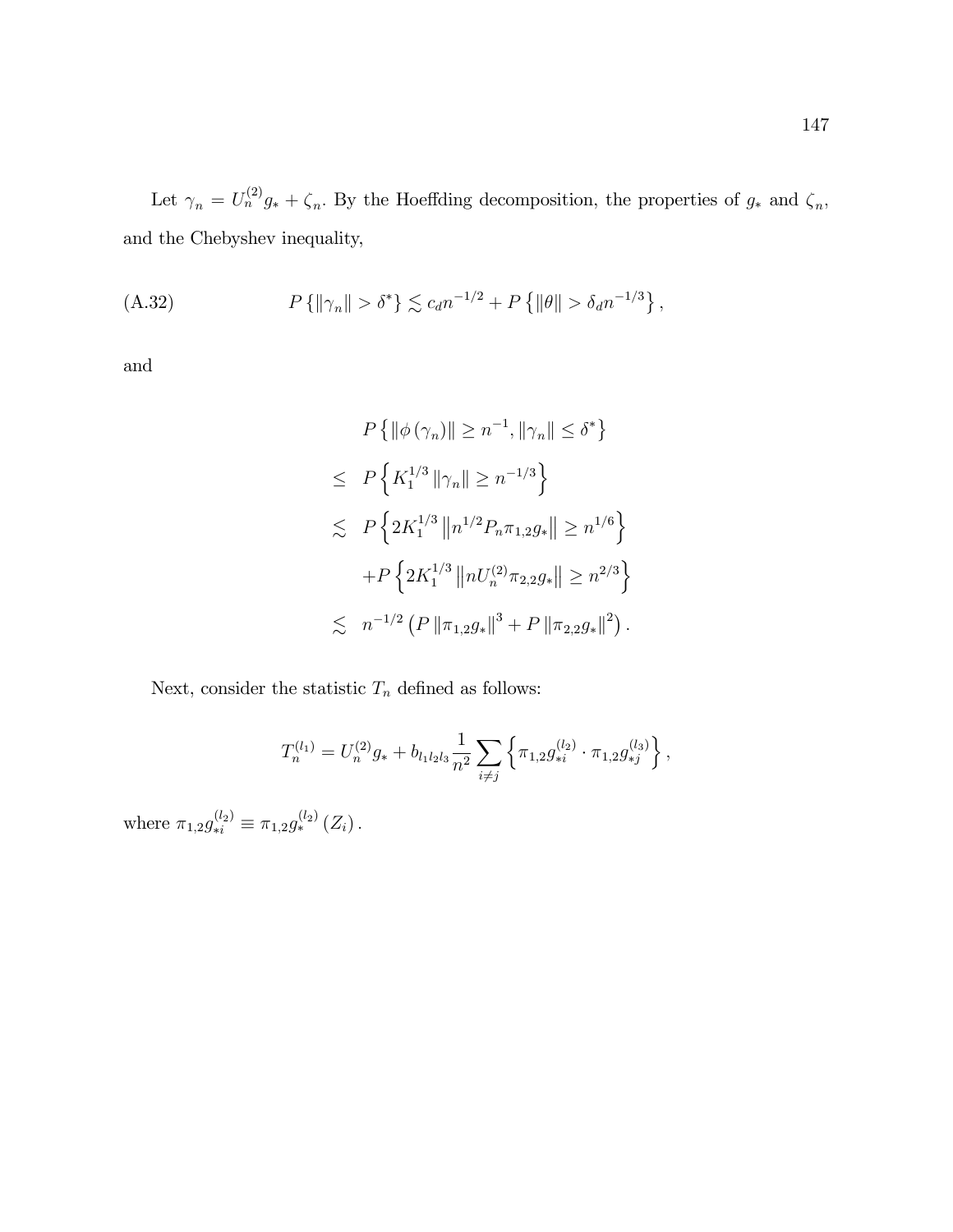Let $\gamma_n = U_n^{(2)} g_* + \zeta_n$. By the Hoeffding decomposition, the properties of $g_*$ and $\zeta_n$, and the Chebyshev inequality,

$$P\left\{\|\gamma_n\| > \delta^*\right\} \lesssim c_d n^{-1/2} + P\left\{\|\theta\| > \delta_d n^{-1/3}\right\}, \tag{A.32}$$

and

$$\begin{aligned}
& P\left\{\|\phi(\gamma_n)\| \geq n^{-1}, \|\gamma_n\| \leq \delta^*\right\} \\
\leq\ & P\left\{K_1^{1/3}\|\gamma_n\| \geq n^{-1/3}\right\} \\
\lesssim\ & P\left\{2K_1^{1/3}\left\|n^{1/2}P_n\pi_{1,2}g_*\right\| \geq n^{1/6}\right\} \\
& + P\left\{2K_1^{1/3}\left\|nU_n^{(2)}\pi_{2,2}g_*\right\| \geq n^{2/3}\right\} \\
\lesssim\ & n^{-1/2}\left(P\left\|\pi_{1,2}g_*\right\|^3 + P\left\|\pi_{2,2}g_*\right\|^2\right).
\end{aligned}$$

Next, consider the statistic $T_n$ defined as follows:

$$T_n^{(l_1)} = U_n^{(2)} g_* + b_{l_1 l_2 l_3}\frac{1}{n^2}\sum_{i \neq j}\left\{\pi_{1,2}g_{*i}^{(l_2)} \cdot \pi_{1,2}g_{*j}^{(l_3)}\right\},$$

where $\pi_{1,2}g_{*i}^{(l_2)} \equiv \pi_{1,2}g_*^{(l_2)}(Z_i)$.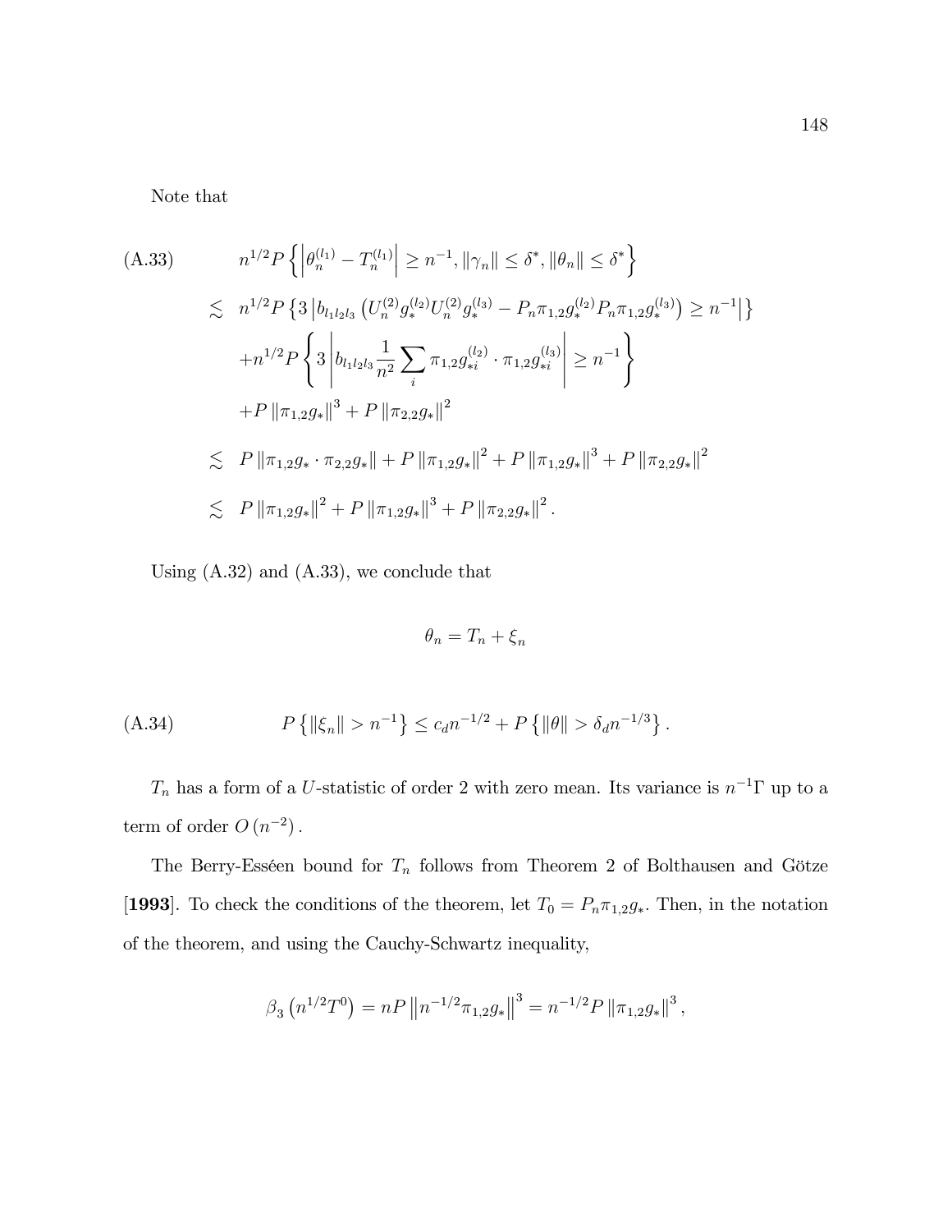Note that

$$
\begin{aligned}
\text{(A.33)} \qquad & n^{1/2} P\left\{\left|\theta_n^{(l_1)} - T_n^{(l_1)}\right| \geq n^{-1}, \|\gamma_n\| \leq \delta^*, \|\theta_n\| \leq \delta^*\right\} \\
\lesssim \;\; & n^{1/2} P\left\{3\left|b_{l_1 l_2 l_3}\left(U_n^{(2)} g_*^{(l_2)} U_n^{(2)} g_*^{(l_3)} - P_n \pi_{1,2} g_*^{(l_2)} P_n \pi_{1,2} g_*^{(l_3)}\right) \geq n^{-1}\right|\right\} \\
& + n^{1/2} P\left\{3\left|b_{l_1 l_2 l_3} \frac{1}{n^2} \sum_i \pi_{1,2} g_{*i}^{(l_2)} \cdot \pi_{1,2} g_{*i}^{(l_3)}\right| \geq n^{-1}\right\} \\
& + P\left\|\pi_{1,2} g_*\right\|^3 + P\left\|\pi_{2,2} g_*\right\|^2 \\
\lesssim \;\; & P\left\|\pi_{1,2} g_* \cdot \pi_{2,2} g_*\right\| + P\left\|\pi_{1,2} g_*\right\|^2 + P\left\|\pi_{1,2} g_*\right\|^3 + P\left\|\pi_{2,2} g_*\right\|^2 \\
\lesssim \;\; & P\left\|\pi_{1,2} g_*\right\|^2 + P\left\|\pi_{1,2} g_*\right\|^3 + P\left\|\pi_{2,2} g_*\right\|^2 .
\end{aligned}
$$

Using (A.32) and (A.33), we conclude that

$$\theta_n = T_n + \xi_n$$

$$\text{(A.34)} \qquad P\left\{\|\xi_n\| > n^{-1}\right\} \leq c_d n^{-1/2} + P\left\{\|\theta\| > \delta_d n^{-1/3}\right\}.$$

$T_n$ has a form of a $U$-statistic of order 2 with zero mean. Its variance is $n^{-1}\Gamma$ up to a term of order $O\left(n^{-2}\right)$.

The Berry-Esséen bound for $T_n$ follows from Theorem 2 of Bolthausen and Götze [**1993**]. To check the conditions of the theorem, let $T_0 = P_n \pi_{1,2} g_*$. Then, in the notation of the theorem, and using the Cauchy-Schwartz inequality,

$$\beta_3\left(n^{1/2} T^0\right) = nP\left\|n^{-1/2} \pi_{1,2} g_*\right\|^3 = n^{-1/2} P\left\|\pi_{1,2} g_*\right\|^3,$$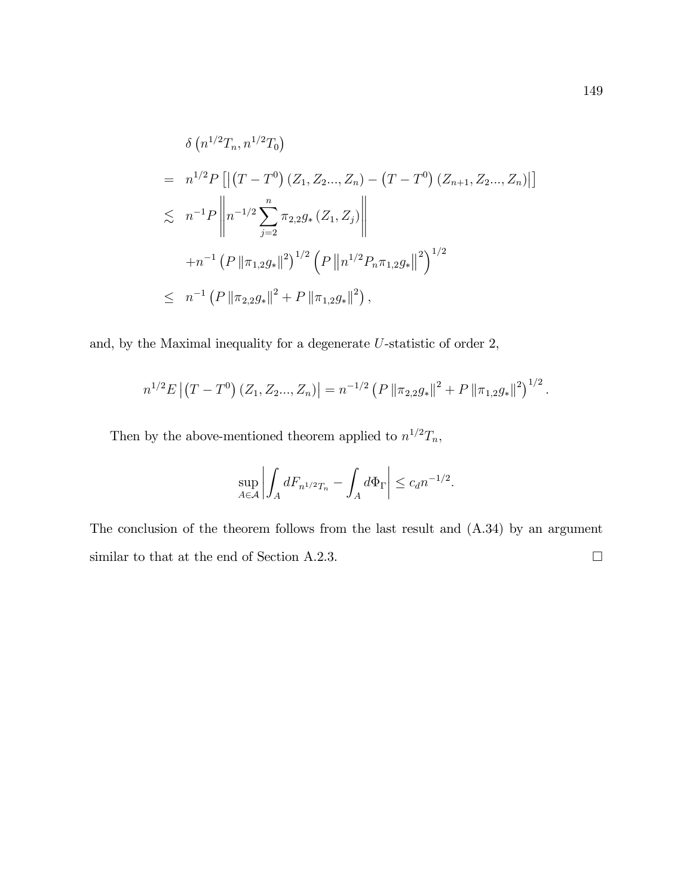$$
\begin{aligned}
&\delta\left(n^{1/2}T_n, n^{1/2}T_0\right) \\
&= n^{1/2}P\left[\left|\left(T-T^0\right)(Z_1, Z_2..., Z_n) - \left(T-T^0\right)(Z_{n+1}, Z_2..., Z_n)\right|\right] \\
&\lesssim n^{-1}P\left\|n^{-1/2}\sum_{j=2}^{n}\pi_{2,2}g_*(Z_1, Z_j)\right\| \\
&\quad + n^{-1}\left(P\left\|\pi_{1,2}g_*\right\|^2\right)^{1/2}\left(P\left\|n^{1/2}P_n\pi_{1,2}g_*\right\|^2\right)^{1/2} \\
&\leq n^{-1}\left(P\left\|\pi_{2,2}g_*\right\|^2 + P\left\|\pi_{1,2}g_*\right\|^2\right),
\end{aligned}
$$

and, by the Maximal inequality for a degenerate $U$-statistic of order 2,

$$
n^{1/2}E\left|\left(T-T^0\right)(Z_1, Z_2..., Z_n)\right| = n^{-1/2}\left(P\left\|\pi_{2,2}g_*\right\|^2 + P\left\|\pi_{1,2}g_*\right\|^2\right)^{1/2}.
$$

Then by the above-mentioned theorem applied to $n^{1/2}T_n$,

$$
\sup_{A\in\mathcal{A}}\left|\int_A dF_{n^{1/2}T_n} - \int_A d\Phi_\Gamma\right| \leq c_d n^{-1/2}.
$$

The conclusion of the theorem follows from the last result and (A.34) by an argument similar to that at the end of Section A.2.3. □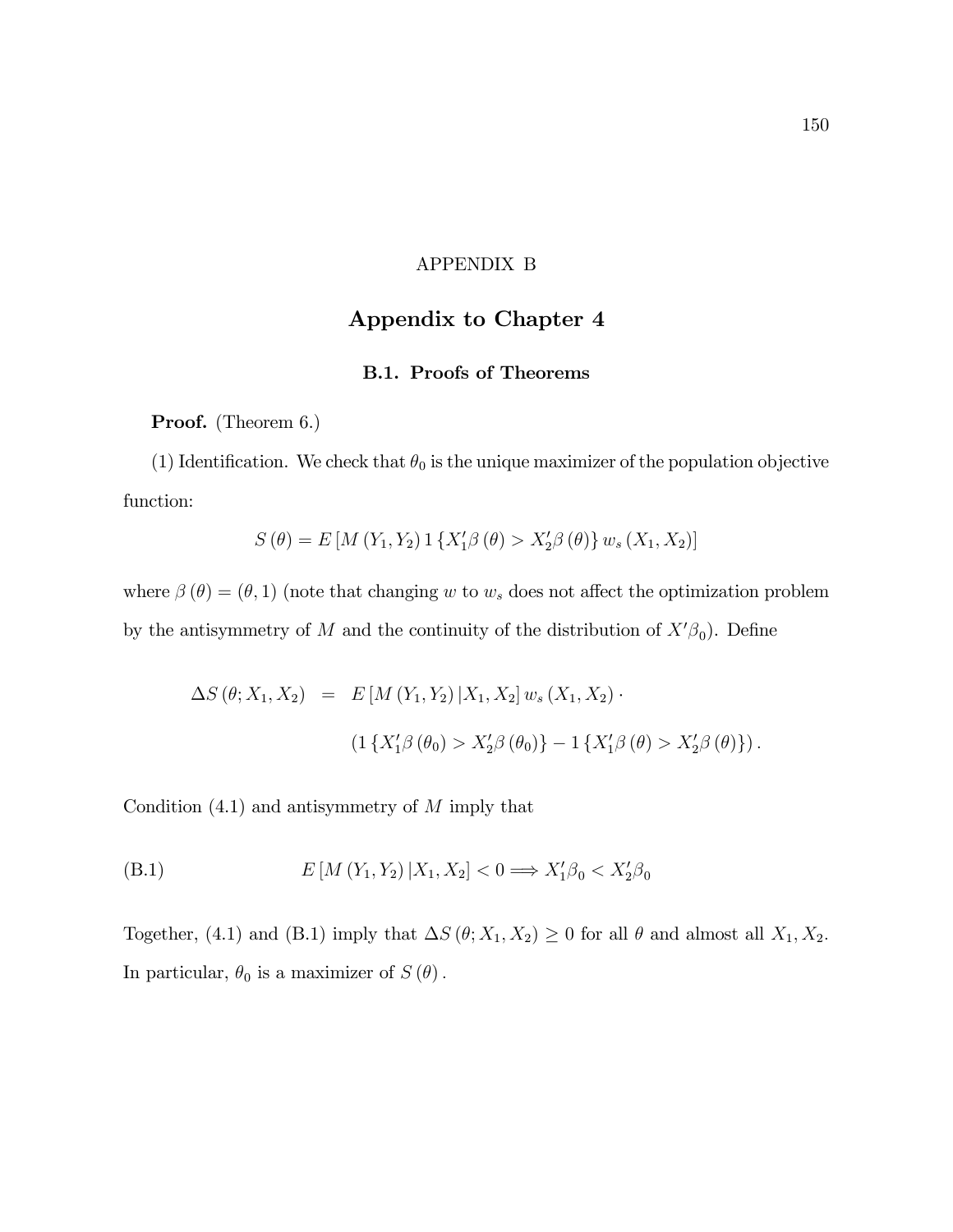# APPENDIX B

## Appendix to Chapter 4

### B.1. Proofs of Theorems

**Proof.** (Theorem 6.)

(1) Identification. We check that $\theta_0$ is the unique maximizer of the population objective function:

$$S(\theta) = E\left[M(Y_1, Y_2) 1\{X_1'\beta(\theta) > X_2'\beta(\theta)\} w_s(X_1, X_2)\right]$$

where $\beta(\theta) = (\theta, 1)$ (note that changing $w$ to $w_s$ does not affect the optimization problem by the antisymmetry of $M$ and the continuity of the distribution of $X'\beta_0$). Define

$$\begin{aligned}
\Delta S(\theta; X_1, X_2) \quad &= \quad E\left[M(Y_1, Y_2) | X_1, X_2\right] w_s(X_1, X_2) \cdot \\
&\quad\quad (1\{X_1'\beta(\theta_0) > X_2'\beta(\theta_0)\} - 1\{X_1'\beta(\theta) > X_2'\beta(\theta)\}).
\end{aligned}$$

Condition (4.1) and antisymmetry of $M$ imply that

$$E\left[M(Y_1, Y_2) | X_1, X_2\right] < 0 \Longrightarrow X_1'\beta_0 < X_2'\beta_0 \tag{B.1}$$

Together, (4.1) and (B.1) imply that $\Delta S(\theta; X_1, X_2) \geq 0$ for all $\theta$ and almost all $X_1, X_2$. In particular, $\theta_0$ is a maximizer of $S(\theta)$.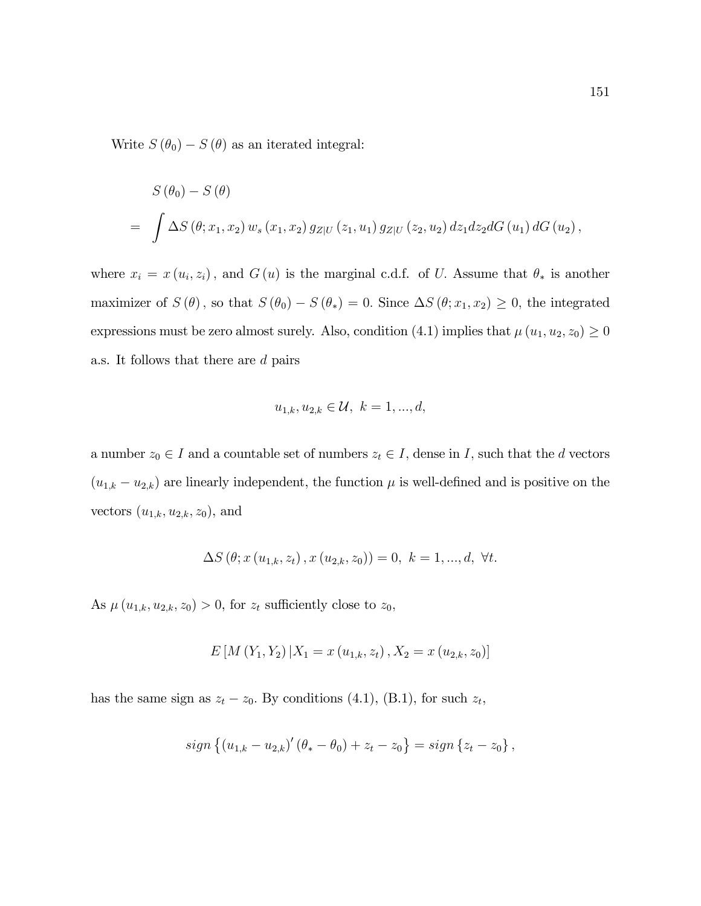Write $S(\theta_0) - S(\theta)$ as an iterated integral:

$$
\begin{aligned}
& S(\theta_0) - S(\theta) \\
= & \int \Delta S(\theta; x_1, x_2) \, w_s(x_1, x_2) \, g_{Z|U}(z_1, u_1) \, g_{Z|U}(z_2, u_2) \, dz_1 dz_2 dG(u_1) \, dG(u_2),
\end{aligned}
$$

where $x_i = x(u_i, z_i)$, and $G(u)$ is the marginal c.d.f. of $U$. Assume that $\theta_*$ is another maximizer of $S(\theta)$, so that $S(\theta_0) - S(\theta_*) = 0$. Since $\Delta S(\theta; x_1, x_2) \geq 0$, the integrated expressions must be zero almost surely. Also, condition (4.1) implies that $\mu(u_1, u_2, z_0) \geq 0$ a.s. It follows that there are $d$ pairs

$$
u_{1,k}, u_{2,k} \in \mathcal{U}, \ \ k = 1, ..., d,
$$

a number $z_0 \in I$ and a countable set of numbers $z_t \in I$, dense in $I$, such that the $d$ vectors $(u_{1,k} - u_{2,k})$ are linearly independent, the function $\mu$ is well-defined and is positive on the vectors $(u_{1,k}, u_{2,k}, z_0)$, and

$$
\Delta S(\theta; x(u_{1,k}, z_t), x(u_{2,k}, z_0)) = 0, \ \ k = 1, ..., d, \ \ \forall t.
$$

As $\mu(u_{1,k}, u_{2,k}, z_0) > 0$, for $z_t$ sufficiently close to $z_0$,

$$
E[M(Y_1, Y_2) | X_1 = x(u_{1,k}, z_t), X_2 = x(u_{2,k}, z_0)]
$$

has the same sign as $z_t - z_0$. By conditions (4.1), (B.1), for such $z_t$,

$$
sign\left\{(u_{1,k} - u_{2,k})'(\theta_* - \theta_0) + z_t - z_0\right\} = sign\{z_t - z_0\},
$$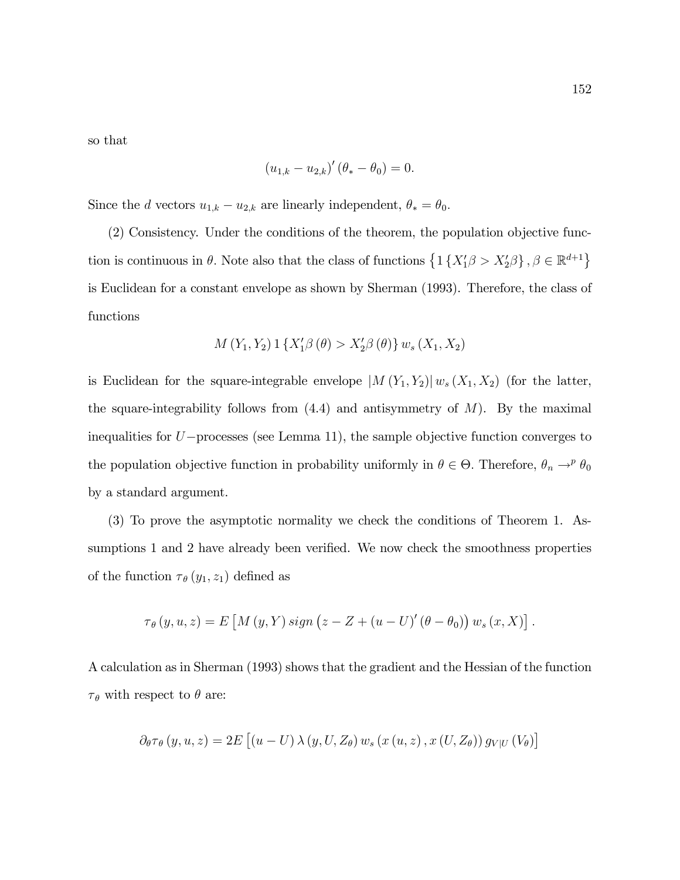so that

$$\left(u_{1,k}-u_{2,k}\right)'\left(\theta_{*}-\theta_{0}\right)=0.$$

Since the $d$ vectors $u_{1,k}-u_{2,k}$ are linearly independent, $\theta_{*}=\theta_{0}$.

(2) Consistency. Under the conditions of the theorem, the population objective function is continuous in $\theta$. Note also that the class of functions $\left\{1\left\{X_1'\beta > X_2'\beta\right\}, \beta \in \mathbb{R}^{d+1}\right\}$ is Euclidean for a constant envelope as shown by Sherman (1993). Therefore, the class of functions

$$M\left(Y_1, Y_2\right) 1\left\{X_1'\beta\left(\theta\right) > X_2'\beta\left(\theta\right)\right\} w_s\left(X_1, X_2\right)$$

is Euclidean for the square-integrable envelope $\left|M\left(Y_1, Y_2\right)\right| w_s\left(X_1, X_2\right)$ (for the latter, the square-integrability follows from (4.4) and antisymmetry of $M$). By the maximal inequalities for $U-$processes (see Lemma 11), the sample objective function converges to the population objective function in probability uniformly in $\theta \in \Theta$. Therefore, $\theta_n \rightarrow^p \theta_0$ by a standard argument.

(3) To prove the asymptotic normality we check the conditions of Theorem 1. Assumptions 1 and 2 have already been verified. We now check the smoothness properties of the function $\tau_\theta\left(y_1, z_1\right)$ defined as

$$\tau_\theta\left(y, u, z\right) = E\left[M\left(y, Y\right) sign\left(z - Z + \left(u - U\right)'\left(\theta - \theta_0\right)\right) w_s\left(x, X\right)\right].$$

A calculation as in Sherman (1993) shows that the gradient and the Hessian of the function $\tau_\theta$ with respect to $\theta$ are:

$$\partial_\theta \tau_\theta\left(y, u, z\right) = 2E\left[\left(u - U\right)\lambda\left(y, U, Z_\theta\right) w_s\left(x\left(u, z\right), x\left(U, Z_\theta\right)\right) g_{V|U}\left(V_\theta\right)\right]$$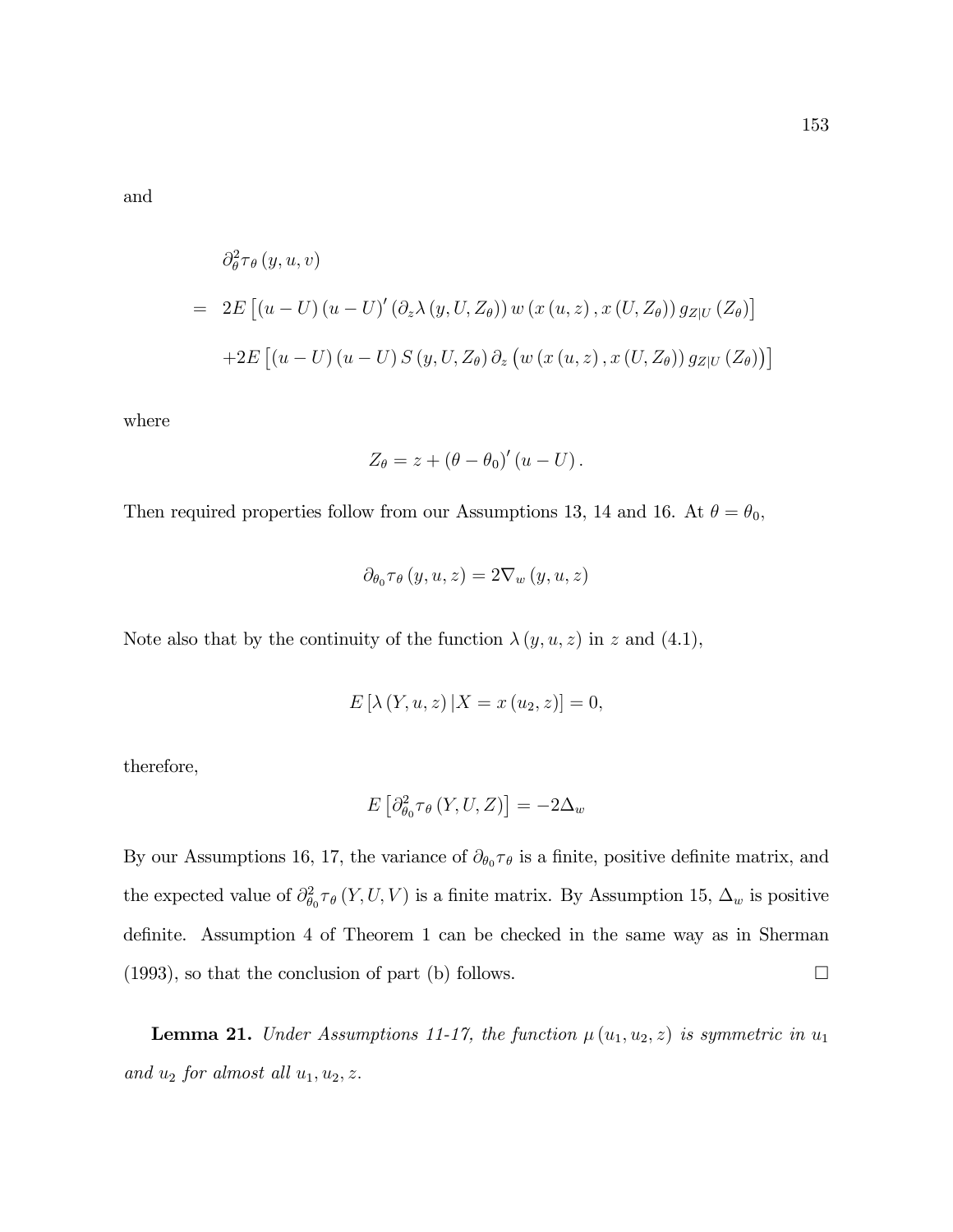and

$$
\begin{aligned}
&\partial_{\theta}^{2}\tau_{\theta}\left(y,u,v\right) \\
&= \;\; 2E\left[\left(u-U\right)\left(u-U\right)'\left(\partial_{z}\lambda\left(y,U,Z_{\theta}\right)\right)w\left(x\left(u,z\right),x\left(U,Z_{\theta}\right)\right)g_{Z|U}\left(Z_{\theta}\right)\right] \\
&\quad +2E\left[\left(u-U\right)\left(u-U\right)S\left(y,U,Z_{\theta}\right)\partial_{z}\left(w\left(x\left(u,z\right),x\left(U,Z_{\theta}\right)\right)g_{Z|U}\left(Z_{\theta}\right)\right)\right]
\end{aligned}
$$

where

$$
Z_{\theta}=z+\left(\theta-\theta_{0}\right)'\left(u-U\right).
$$

Then required properties follow from our Assumptions 13, 14 and 16. At $\theta=\theta_{0}$,

$$
\partial_{\theta_{0}}\tau_{\theta}\left(y,u,z\right)=2\nabla_{w}\left(y,u,z\right)
$$

Note also that by the continuity of the function $\lambda\left(y,u,z\right)$ in $z$ and (4.1),

$$
E\left[\lambda\left(Y,u,z\right)|X=x\left(u_{2},z\right)\right]=0,
$$

therefore,

$$
E\left[\partial_{\theta_{0}}^{2}\tau_{\theta}\left(Y,U,Z\right)\right]=-2\Delta_{w}
$$

By our Assumptions 16, 17, the variance of $\partial_{\theta_{0}}\tau_{\theta}$ is a finite, positive definite matrix, and the expected value of $\partial_{\theta_{0}}^{2}\tau_{\theta}\left(Y,U,V\right)$ is a finite matrix. By Assumption 15, $\Delta_{w}$ is positive definite. Assumption 4 of Theorem 1 can be checked in the same way as in Sherman (1993), so that the conclusion of part (b) follows. $\square$

**Lemma 21.** *Under Assumptions 11-17, the function $\mu\left(u_{1},u_{2},z\right)$ is symmetric in $u_{1}$ and $u_{2}$ for almost all $u_{1},u_{2},z$.*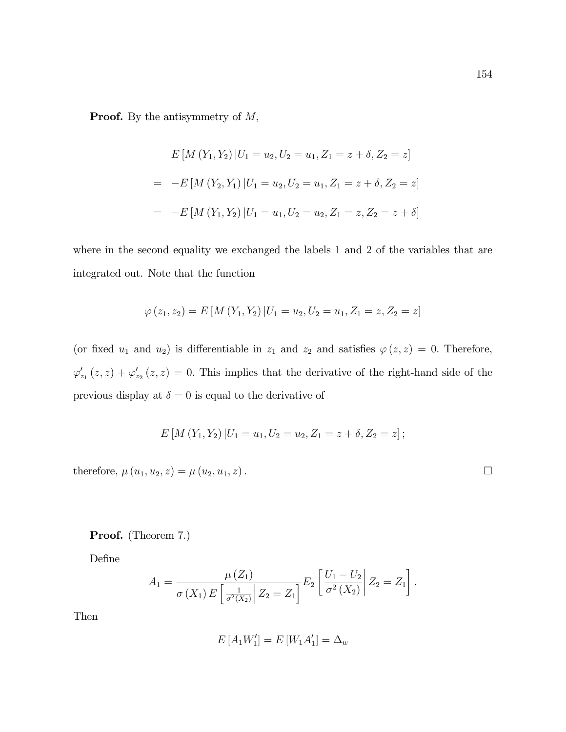**Proof.** By the antisymmetry of $M$,

$$E\left[M\left(Y_1,Y_2\right)|U_1=u_2,U_2=u_1,Z_1=z+\delta,Z_2=z\right]$$

$$=\quad -E\left[M\left(Y_2,Y_1\right)|U_1=u_2,U_2=u_1,Z_1=z+\delta,Z_2=z\right]$$

$$=\quad -E\left[M\left(Y_1,Y_2\right)|U_1=u_1,U_2=u_2,Z_1=z,Z_2=z+\delta\right]$$

where in the second equality we exchanged the labels 1 and 2 of the variables that are integrated out. Note that the function

$$\varphi\left(z_1,z_2\right)=E\left[M\left(Y_1,Y_2\right)|U_1=u_2,U_2=u_1,Z_1=z,Z_2=z\right]$$

(or fixed $u_1$ and $u_2$) is differentiable in $z_1$ and $z_2$ and satisfies $\varphi\left(z,z\right)=0$. Therefore, $\varphi'_{z_1}\left(z,z\right)+\varphi'_{z_2}\left(z,z\right)=0$. This implies that the derivative of the right-hand side of the previous display at $\delta=0$ is equal to the derivative of

$$E\left[M\left(Y_1,Y_2\right)|U_1=u_1,U_2=u_2,Z_1=z+\delta,Z_2=z\right];$$

therefore, $\mu\left(u_1,u_2,z\right)=\mu\left(u_2,u_1,z\right)$. □

**Proof.** (Theorem 7.)

Define

$$A_1=\frac{\mu\left(Z_1\right)}{\sigma\left(X_1\right)E\left[\left.\frac{1}{\sigma^2\left(X_2\right)}\right|Z_2=Z_1\right]}E_2\left[\left.\frac{U_1-U_2}{\sigma^2\left(X_2\right)}\right|Z_2=Z_1\right].$$

Then

$$E\left[A_1W_1'\right]=E\left[W_1A_1'\right]=\Delta_w$$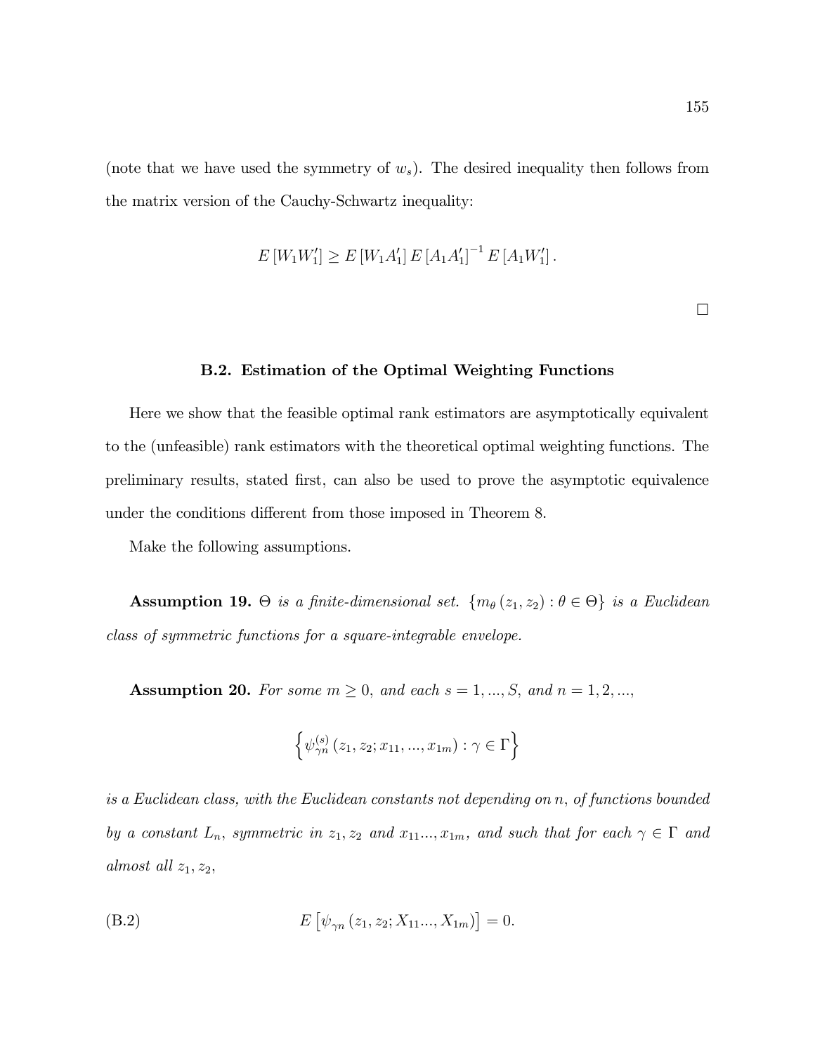(note that we have used the symmetry of $w_s$). The desired inequality then follows from the matrix version of the Cauchy-Schwartz inequality:

$$E\left[W_1 W_1'\right] \geq E\left[W_1 A_1'\right] E\left[A_1 A_1'\right]^{-1} E\left[A_1 W_1'\right].$$

$\square$

### B.2. Estimation of the Optimal Weighting Functions

Here we show that the feasible optimal rank estimators are asymptotically equivalent to the (unfeasible) rank estimators with the theoretical optimal weighting functions. The preliminary results, stated first, can also be used to prove the asymptotic equivalence under the conditions different from those imposed in Theorem 8.

Make the following assumptions.

**Assumption 19.** *$\Theta$ is a finite-dimensional set. $\{m_\theta(z_1, z_2) : \theta \in \Theta\}$ is a Euclidean class of symmetric functions for a square-integrable envelope.*

**Assumption 20.** *For some $m \geq 0$, and each $s = 1, ..., S$, and $n = 1, 2, ...$,*

$$\left\{\psi_{\gamma n}^{(s)}(z_1, z_2; x_{11}, ..., x_{1m}) : \gamma \in \Gamma\right\}$$

*is a Euclidean class, with the Euclidean constants not depending on $n$, of functions bounded by a constant $L_n$, symmetric in $z_1, z_2$ and $x_{11}..., x_{1m}$, and such that for each $\gamma \in \Gamma$ and almost all $z_1, z_2$,*

$$E\left[\psi_{\gamma n}(z_1, z_2; X_{11}..., X_{1m})\right] = 0. \tag{B.2}$$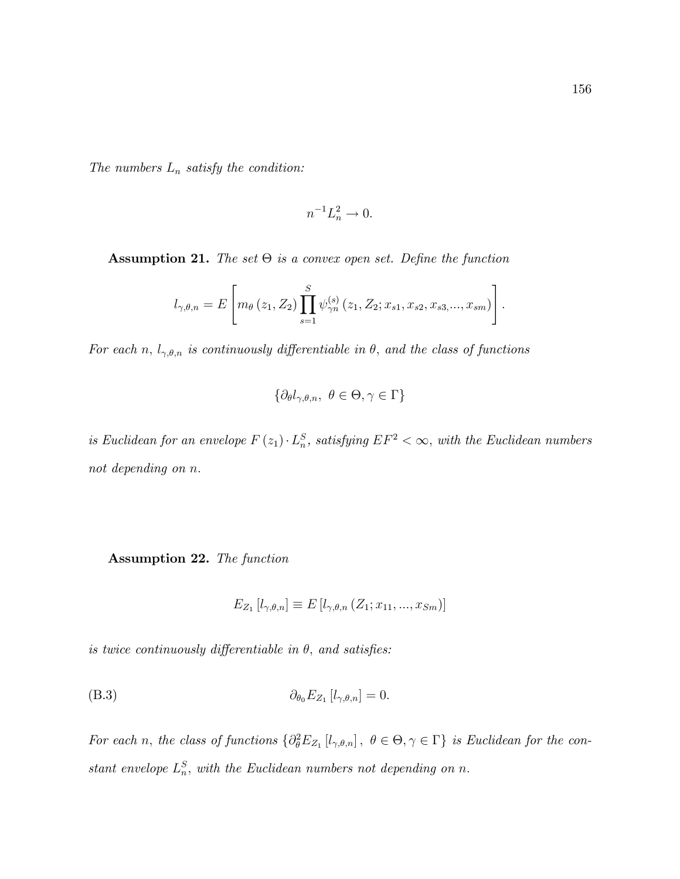*The numbers $L_n$ satisfy the condition:*

$$n^{-1}L_n^2 \to 0.$$

**Assumption 21.** *The set $\Theta$ is a convex open set. Define the function*

$$l_{\gamma,\theta,n} = E\left[m_\theta\left(z_1, Z_2\right)\prod_{s=1}^{S}\psi_{\gamma n}^{(s)}\left(z_1, Z_2; x_{s1}, x_{s2}, x_{s3,...}, x_{sm}\right)\right].$$

*For each $n$, $l_{\gamma,\theta,n}$ is continuously differentiable in $\theta$, and the class of functions*

$$\left\{\partial_\theta l_{\gamma,\theta,n},\ \theta \in \Theta, \gamma \in \Gamma\right\}$$

*is Euclidean for an envelope $F\left(z_1\right) \cdot L_n^S$, satisfying $EF^2 < \infty$, with the Euclidean numbers not depending on $n$.*

**Assumption 22.** *The function*

$$E_{Z_1}\left[l_{\gamma,\theta,n}\right] \equiv E\left[l_{\gamma,\theta,n}\left(Z_1; x_{11}, ..., x_{Sm}\right)\right]$$

*is twice continuously differentiable in $\theta$, and satisfies:*

$$\partial_{\theta_0} E_{Z_1}\left[l_{\gamma,\theta,n}\right] = 0. \tag{B.3}$$

*For each $n$, the class of functions $\left\{\partial_\theta^2 E_{Z_1}\left[l_{\gamma,\theta,n}\right],\ \theta \in \Theta, \gamma \in \Gamma\right\}$ is Euclidean for the constant envelope $L_n^S$, with the Euclidean numbers not depending on $n$.*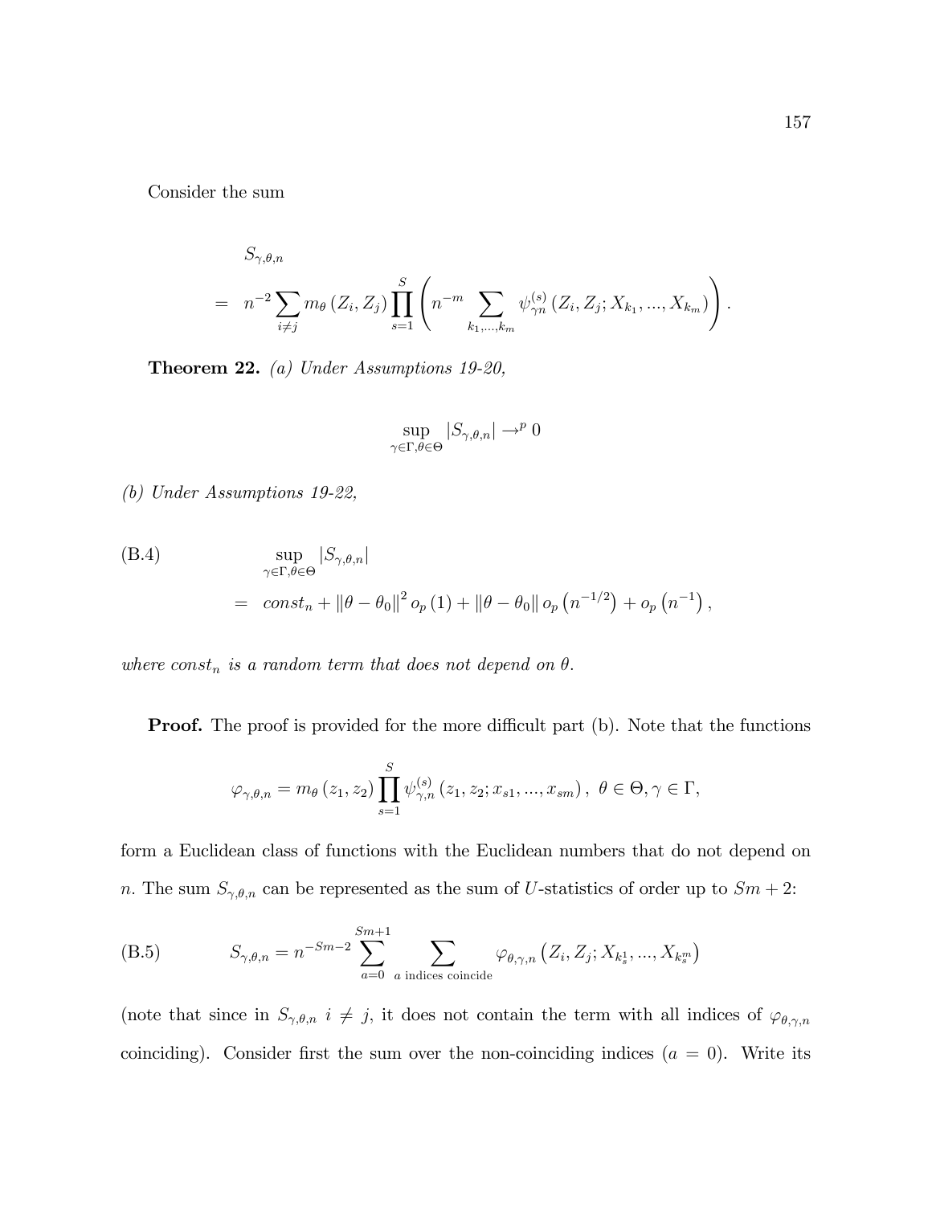Consider the sum

$$
\begin{aligned}
& S_{\gamma,\theta,n} \\
= \;& n^{-2} \sum_{i \neq j} m_\theta \left(Z_i, Z_j\right) \prod_{s=1}^{S} \left( n^{-m} \sum_{k_1,\ldots,k_m} \psi_{\gamma n}^{(s)} \left(Z_i, Z_j; X_{k_1}, \ldots, X_{k_m}\right) \right).
\end{aligned}
$$

**Theorem 22.** *(a) Under Assumptions 19-20,*

$$
\sup_{\gamma \in \Gamma, \theta \in \Theta} \left| S_{\gamma,\theta,n} \right| \to^p 0
$$

*(b) Under Assumptions 19-22,*

$$
\begin{aligned}
\text{(B.4)} \qquad & \sup_{\gamma \in \Gamma, \theta \in \Theta} \left| S_{\gamma,\theta,n} \right| \\
= \;& const_n + \left\| \theta - \theta_0 \right\|^2 o_p(1) + \left\| \theta - \theta_0 \right\| o_p\left(n^{-1/2}\right) + o_p\left(n^{-1}\right),
\end{aligned}
$$

*where $const_n$ is a random term that does not depend on $\theta$.*

**Proof.** The proof is provided for the more difficult part (b). Note that the functions

$$
\varphi_{\gamma,\theta,n} = m_\theta \left(z_1, z_2\right) \prod_{s=1}^{S} \psi_{\gamma,n}^{(s)} \left(z_1, z_2; x_{s1}, \ldots, x_{sm}\right), \; \theta \in \Theta, \gamma \in \Gamma,
$$

form a Euclidean class of functions with the Euclidean numbers that do not depend on $n$. The sum $S_{\gamma,\theta,n}$ can be represented as the sum of $U$-statistics of order up to $Sm+2$:

$$
\text{(B.5)} \qquad S_{\gamma,\theta,n} = n^{-Sm-2} \sum_{a=0}^{Sm+1} \sum_{a \text{ indices coincide}} \varphi_{\theta,\gamma,n} \left(Z_i, Z_j; X_{k_s^1}, \ldots, X_{k_s^m}\right)
$$

(note that since in $S_{\gamma,\theta,n}$ $i \neq j$, it does not contain the term with all indices of $\varphi_{\theta,\gamma,n}$ coinciding). Consider first the sum over the non-coinciding indices ($a = 0$). Write its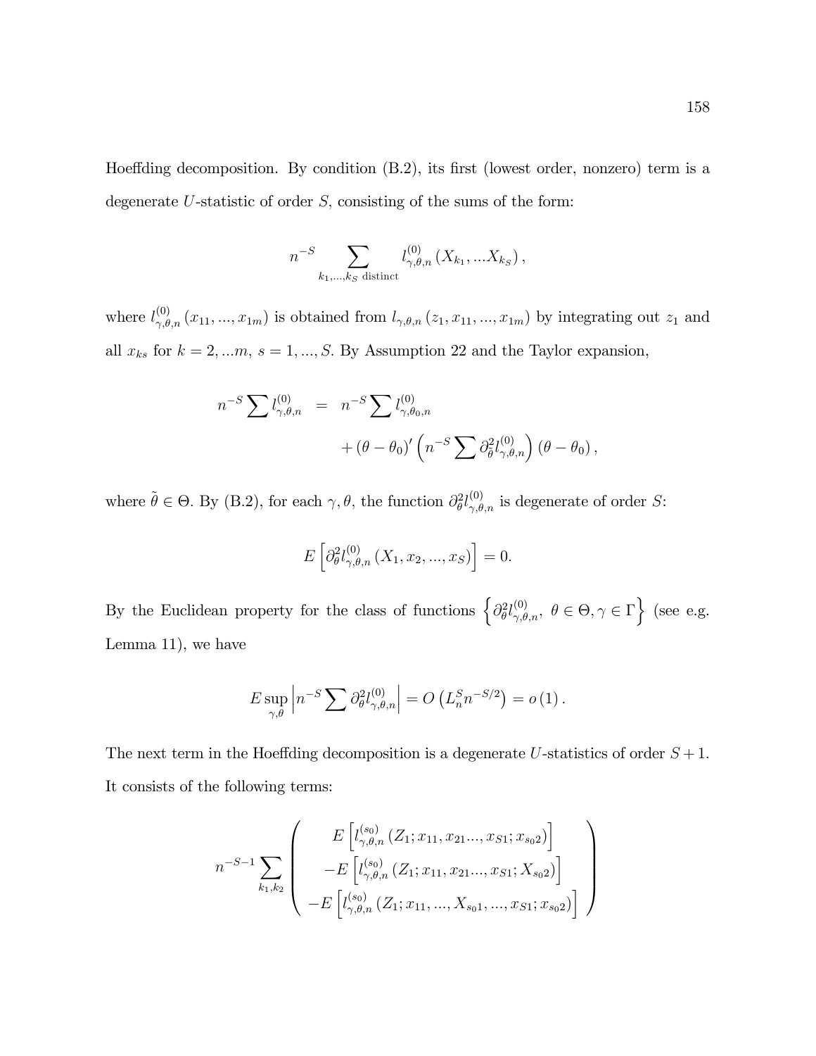Hoeffding decomposition. By condition (B.2), its first (lowest order, nonzero) term is a degenerate $U$-statistic of order $S$, consisting of the sums of the form:

$$n^{-S} \sum_{k_1,...,k_S \text{ distinct}} l^{(0)}_{\gamma,\theta,n} \left( X_{k_1}, ...X_{k_S} \right),$$

where $l^{(0)}_{\gamma,\theta,n} \left( x_{11}, ..., x_{1m} \right)$ is obtained from $l_{\gamma,\theta,n} \left( z_1, x_{11}, ..., x_{1m} \right)$ by integrating out $z_1$ and all $x_{ks}$ for $k = 2, ...m$, $s = 1, ..., S$. By Assumption 22 and the Taylor expansion,

$$\begin{aligned} n^{-S} \sum l^{(0)}_{\gamma,\theta,n} &= n^{-S} \sum l^{(0)}_{\gamma,\theta_0,n} \\ &\quad + \left( \theta - \theta_0 \right)' \left( n^{-S} \sum \partial^2_{\tilde{\theta}} l^{(0)}_{\gamma,\tilde{\theta},n} \right) \left( \theta - \theta_0 \right), \end{aligned}$$

where $\tilde{\theta} \in \Theta$. By (B.2), for each $\gamma, \theta$, the function $\partial^2_{\theta} l^{(0)}_{\gamma,\theta,n}$ is degenerate of order $S$:

$$E \left[ \partial^2_{\theta} l^{(0)}_{\gamma,\theta,n} \left( X_1, x_2, ..., x_S \right) \right] = 0.$$

By the Euclidean property for the class of functions $\left\{ \partial^2_{\theta} l^{(0)}_{\gamma,\theta,n},\ \theta \in \Theta, \gamma \in \Gamma \right\}$ (see e.g. Lemma 11), we have

$$E \sup_{\gamma,\theta} \left| n^{-S} \sum \partial^2_{\theta} l^{(0)}_{\gamma,\theta,n} \right| = O\left( L^S_n n^{-S/2} \right) = o\left(1\right).$$

The next term in the Hoeffding decomposition is a degenerate $U$-statistics of order $S+1$. It consists of the following terms:

$$n^{-S-1} \sum_{k_1,k_2} \left( \begin{array}{c} E\left[ l^{(s_0)}_{\gamma,\theta,n} \left( Z_1; x_{11}, x_{21}..., x_{S1}; x_{s_0 2} \right) \right] \\ -E\left[ l^{(s_0)}_{\gamma,\theta,n} \left( Z_1; x_{11}, x_{21}..., x_{S1}; X_{s_0 2} \right) \right] \\ -E\left[ l^{(s_0)}_{\gamma,\theta,n} \left( Z_1; x_{11}, ..., X_{s_0 1}, ..., x_{S1}; x_{s_0 2} \right) \right] \end{array} \right)$$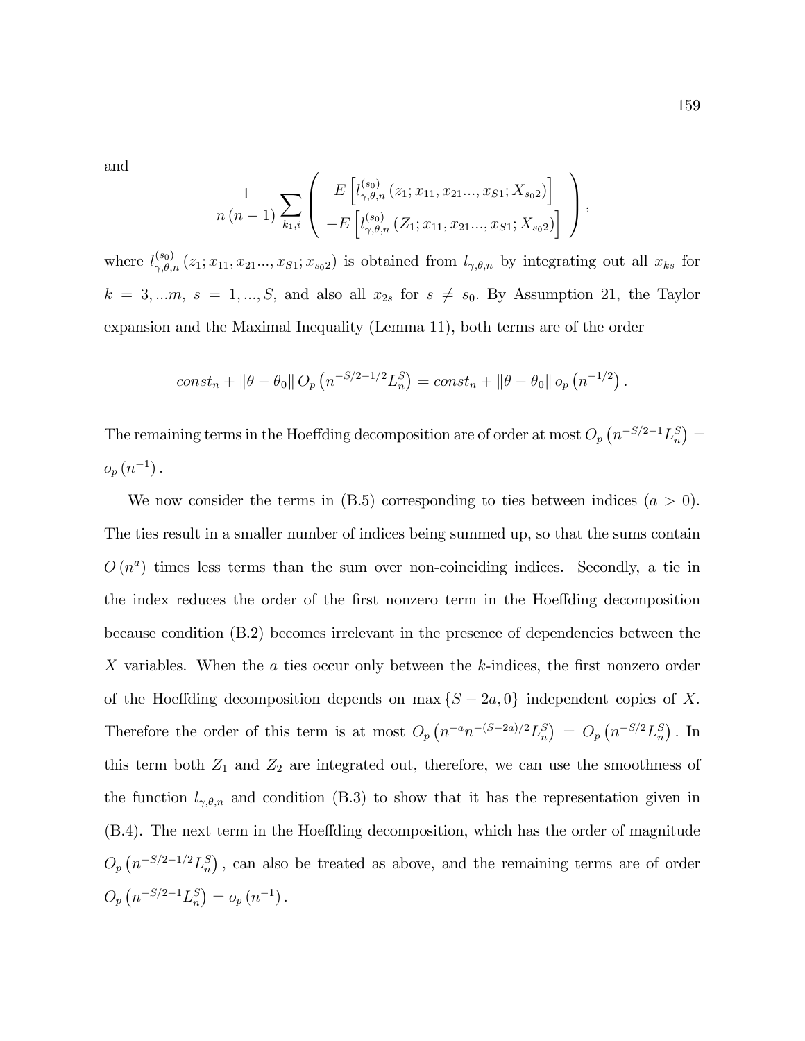and

$$\frac{1}{n(n-1)}\sum_{k_1,i}\left(\begin{array}{c} E\left[l_{\gamma,\theta,n}^{(s_0)}\left(z_1;x_{11},x_{21}...,x_{S1};X_{s_02}\right)\right] \\ -E\left[l_{\gamma,\theta,n}^{(s_0)}\left(Z_1;x_{11},x_{21}...,x_{S1};X_{s_02}\right)\right]\end{array}\right),$$

where $l_{\gamma,\theta,n}^{(s_0)}\left(z_1;x_{11},x_{21}...,x_{S1};x_{s_02}\right)$ is obtained from $l_{\gamma,\theta,n}$ by integrating out all $x_{ks}$ for $k=3,...m$, $s=1,...,S$, and also all $x_{2s}$ for $s\neq s_0$. By Assumption 21, the Taylor expansion and the Maximal Inequality (Lemma 11), both terms are of the order

$$const_n+\|\theta-\theta_0\|\,O_p\left(n^{-S/2-1/2}L_n^S\right)=const_n+\|\theta-\theta_0\|\,o_p\left(n^{-1/2}\right).$$

The remaining terms in the Hoeffding decomposition are of order at most $O_p\left(n^{-S/2-1}L_n^S\right)=o_p\left(n^{-1}\right)$.

We now consider the terms in (B.5) corresponding to ties between indices ($a>0$). The ties result in a smaller number of indices being summed up, so that the sums contain $O\left(n^a\right)$ times less terms than the sum over non-coinciding indices. Secondly, a tie in the index reduces the order of the first nonzero term in the Hoeffding decomposition because condition (B.2) becomes irrelevant in the presence of dependencies between the $X$ variables. When the $a$ ties occur only between the $k$-indices, the first nonzero order of the Hoeffding decomposition depends on $\max\left\{S-2a,0\right\}$ independent copies of $X$. Therefore the order of this term is at most $O_p\left(n^{-a}n^{-(S-2a)/2}L_n^S\right)=O_p\left(n^{-S/2}L_n^S\right)$. In this term both $Z_1$ and $Z_2$ are integrated out, therefore, we can use the smoothness of the function $l_{\gamma,\theta,n}$ and condition (B.3) to show that it has the representation given in (B.4). The next term in the Hoeffding decomposition, which has the order of magnitude $O_p\left(n^{-S/2-1/2}L_n^S\right)$, can also be treated as above, and the remaining terms are of order $O_p\left(n^{-S/2-1}L_n^S\right)=o_p\left(n^{-1}\right)$.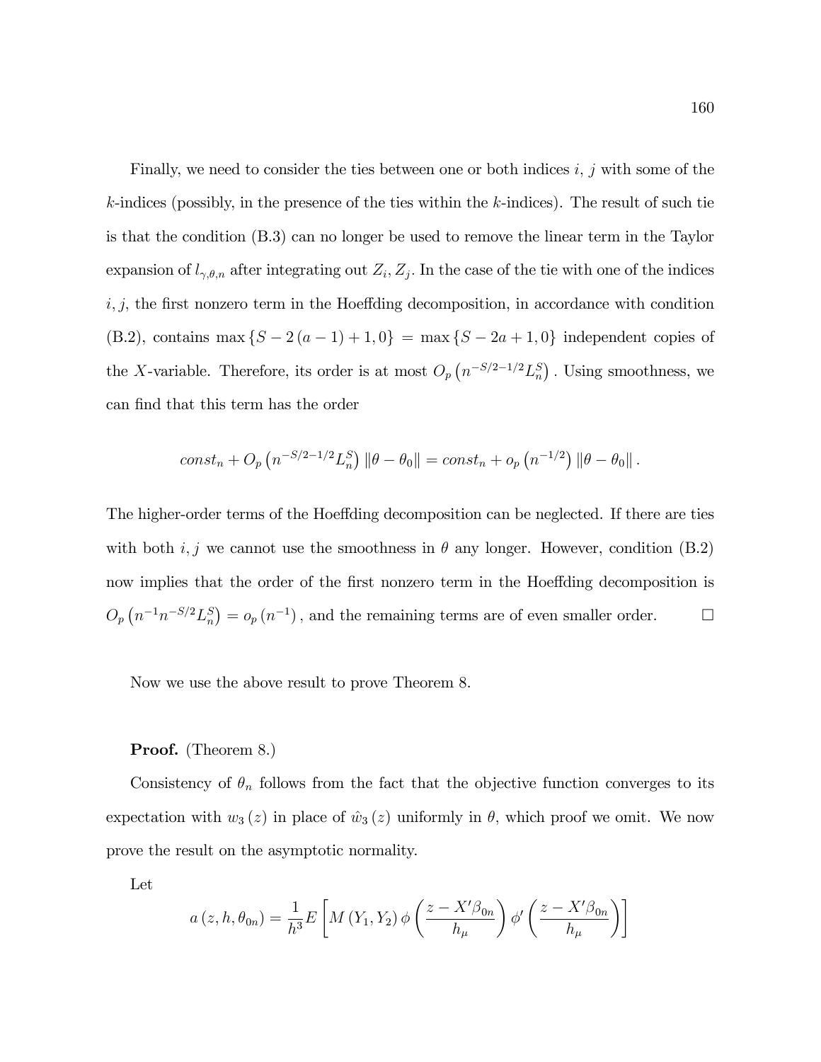Finally, we need to consider the ties between one or both indices $i$, $j$ with some of the $k$-indices (possibly, in the presence of the ties within the $k$-indices). The result of such tie is that the condition (B.3) can no longer be used to remove the linear term in the Taylor expansion of $l_{\gamma,\theta,n}$ after integrating out $Z_i, Z_j$. In the case of the tie with one of the indices $i, j$, the first nonzero term in the Hoeffding decomposition, in accordance with condition (B.2), contains $\max\{S - 2(a-1) + 1, 0\} = \max\{S - 2a + 1, 0\}$ independent copies of the $X$-variable. Therefore, its order is at most $O_p\left(n^{-S/2-1/2} L_n^S\right)$. Using smoothness, we can find that this term has the order

$$const_n + O_p\left(n^{-S/2-1/2} L_n^S\right) \|\theta - \theta_0\| = const_n + o_p\left(n^{-1/2}\right) \|\theta - \theta_0\|.$$

The higher-order terms of the Hoeffding decomposition can be neglected. If there are ties with both $i, j$ we cannot use the smoothness in $\theta$ any longer. However, condition (B.2) now implies that the order of the first nonzero term in the Hoeffding decomposition is $O_p\left(n^{-1} n^{-S/2} L_n^S\right) = o_p\left(n^{-1}\right)$, and the remaining terms are of even smaller order. $\square$

Now we use the above result to prove Theorem 8.

**Proof.** (Theorem 8.)

Consistency of $\theta_n$ follows from the fact that the objective function converges to its expectation with $w_3(z)$ in place of $\hat{w}_3(z)$ uniformly in $\theta$, which proof we omit. We now prove the result on the asymptotic normality.

Let

$$a(z, h, \theta_{0n}) = \frac{1}{h^3} E\left[M(Y_1, Y_2)\, \phi\left(\frac{z - X'\beta_{0n}}{h_\mu}\right) \phi'\left(\frac{z - X'\beta_{0n}}{h_\mu}\right)\right]$$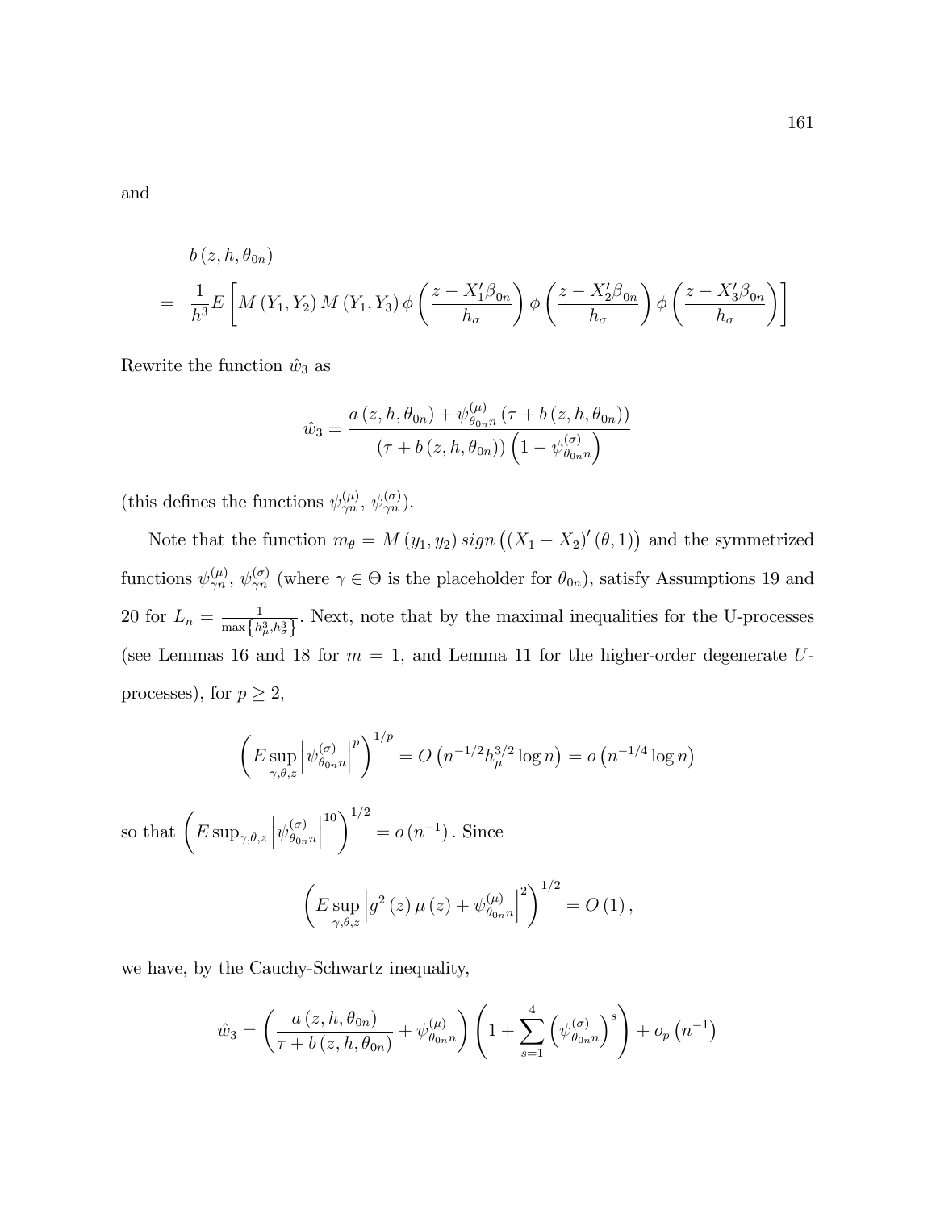and

$$
\begin{aligned}
& b\left(z, h, \theta_{0n}\right) \\
= \; & \frac{1}{h^3} E\left[M\left(Y_1, Y_2\right) M\left(Y_1, Y_3\right) \phi\left(\frac{z - X_1' \beta_{0n}}{h_\sigma}\right) \phi\left(\frac{z - X_2' \beta_{0n}}{h_\sigma}\right) \phi\left(\frac{z - X_3' \beta_{0n}}{h_\sigma}\right)\right]
\end{aligned}
$$

Rewrite the function $\hat{w}_3$ as

$$
\hat{w}_3 = \frac{a\left(z, h, \theta_{0n}\right) + \psi_{\theta_{0n} n}^{(\mu)}\left(\tau + b\left(z, h, \theta_{0n}\right)\right)}{\left(\tau + b\left(z, h, \theta_{0n}\right)\right)\left(1 - \psi_{\theta_{0n} n}^{(\sigma)}\right)}
$$

(this defines the functions $\psi_{\gamma n}^{(\mu)}$, $\psi_{\gamma n}^{(\sigma)}$).

Note that the function $m_\theta = M\left(y_1, y_2\right) sign\left(\left(X_1 - X_2\right)'(\theta, 1)\right)$ and the symmetrized functions $\psi_{\gamma n}^{(\mu)}$, $\psi_{\gamma n}^{(\sigma)}$ (where $\gamma \in \Theta$ is the placeholder for $\theta_{0n}$), satisfy Assumptions 19 and 20 for $L_n = \frac{1}{\max\left\{h_\mu^3, h_\sigma^3\right\}}$. Next, note that by the maximal inequalities for the U-processes (see Lemmas 16 and 18 for $m = 1$, and Lemma 11 for the higher-order degenerate $U$-processes), for $p \geq 2$,

$$
\left(E \sup_{\gamma, \theta, z}\left|\psi_{\theta_{0n} n}^{(\sigma)}\right|^p\right)^{1/p} = O\left(n^{-1/2} h_\mu^{3/2} \log n\right) = o\left(n^{-1/4} \log n\right)
$$

so that $\left(E \sup_{\gamma, \theta, z}\left|\psi_{\theta_{0n} n}^{(\sigma)}\right|^{10}\right)^{1/2} = o\left(n^{-1}\right)$. Since

$$
\left(E \sup_{\gamma, \theta, z}\left|g^2(z) \mu(z) + \psi_{\theta_{0n} n}^{(\mu)}\right|^2\right)^{1/2} = O(1),
$$

we have, by the Cauchy-Schwartz inequality,

$$
\hat{w}_3 = \left(\frac{a\left(z, h, \theta_{0n}\right)}{\tau + b\left(z, h, \theta_{0n}\right)} + \psi_{\theta_{0n} n}^{(\mu)}\right)\left(1 + \sum_{s=1}^{4}\left(\psi_{\theta_{0n} n}^{(\sigma)}\right)^s\right) + o_p\left(n^{-1}\right)
$$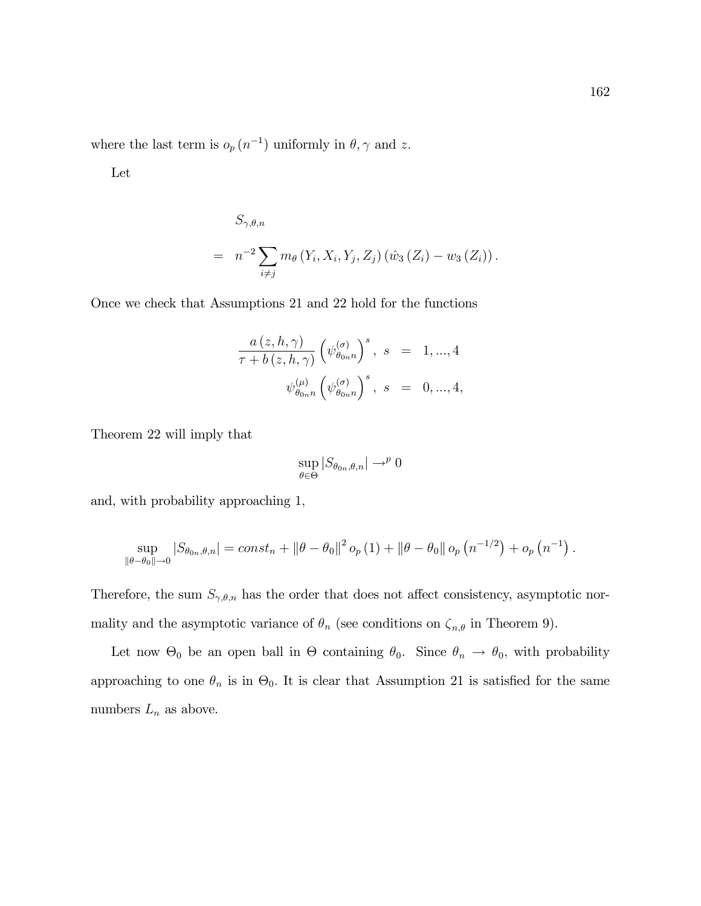where the last term is $o_p(n^{-1})$ uniformly in $\theta, \gamma$ and $z$.

Let

$$
\begin{aligned}
& S_{\gamma,\theta,n} \\
= \; & n^{-2} \sum_{i \neq j} m_\theta(Y_i, X_i, Y_j, Z_j)\left(\hat{w}_3(Z_i) - w_3(Z_i)\right).
\end{aligned}
$$

Once we check that Assumptions 21 and 22 hold for the functions

$$
\begin{aligned}
\frac{a(z,h,\gamma)}{\tau + b(z,h,\gamma)} \left(\psi^{(\sigma)}_{\theta_{0n}n}\right)^s, \; s &= 1, ..., 4 \\
\psi^{(\mu)}_{\theta_{0n}n} \left(\psi^{(\sigma)}_{\theta_{0n}n}\right)^s, \; s &= 0, ..., 4,
\end{aligned}
$$

Theorem 22 will imply that

$$
\sup_{\theta \in \Theta} \left|S_{\theta_{0n},\theta,n}\right| \to^p 0
$$

and, with probability approaching 1,

$$
\sup_{\|\theta - \theta_0\| \to 0} \left|S_{\theta_{0n},\theta,n}\right| = const_n + \|\theta - \theta_0\|^2 o_p(1) + \|\theta - \theta_0\| o_p\left(n^{-1/2}\right) + o_p\left(n^{-1}\right).
$$

Therefore, the sum $S_{\gamma,\theta,n}$ has the order that does not affect consistency, asymptotic normality and the asymptotic variance of $\theta_n$ (see conditions on $\zeta_{n,\theta}$ in Theorem 9).

Let now $\Theta_0$ be an open ball in $\Theta$ containing $\theta_0$. Since $\theta_n \to \theta_0$, with probability approaching to one $\theta_n$ is in $\Theta_0$. It is clear that Assumption 21 is satisfied for the same numbers $L_n$ as above.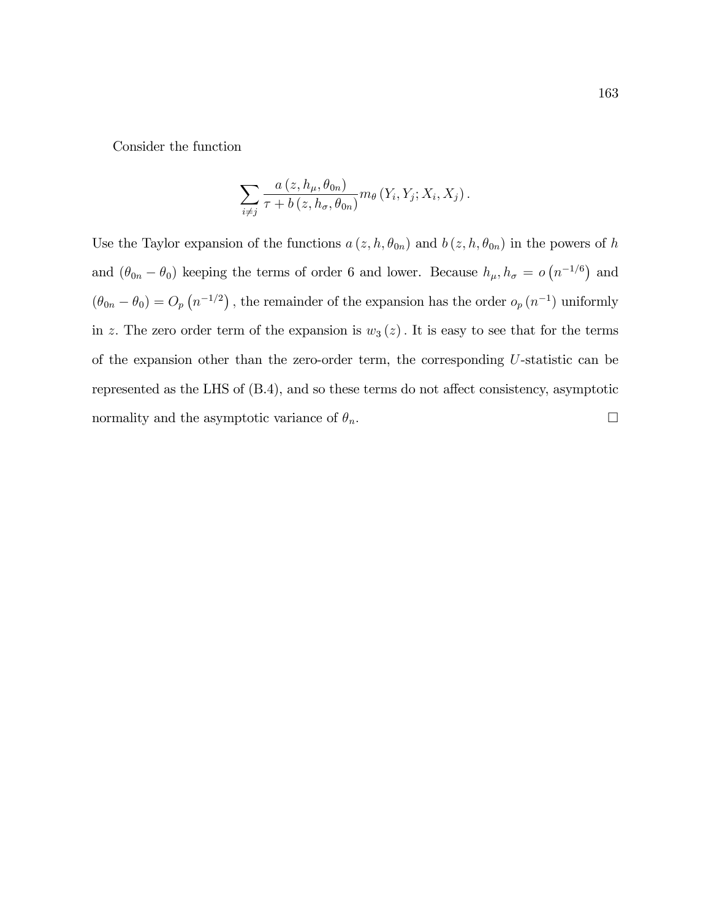Consider the function

$$\sum_{i \neq j} \frac{a(z, h_\mu, \theta_{0n})}{\tau + b(z, h_\sigma, \theta_{0n})} m_\theta (Y_i, Y_j; X_i, X_j).$$

Use the Taylor expansion of the functions $a(z, h, \theta_{0n})$ and $b(z, h, \theta_{0n})$ in the powers of $h$ and $(\theta_{0n} - \theta_0)$ keeping the terms of order 6 and lower. Because $h_\mu, h_\sigma = o\left(n^{-1/6}\right)$ and $(\theta_{0n} - \theta_0) = O_p\left(n^{-1/2}\right)$, the remainder of the expansion has the order $o_p\left(n^{-1}\right)$ uniformly in $z$. The zero order term of the expansion is $w_3(z)$. It is easy to see that for the terms of the expansion other than the zero-order term, the corresponding $U$-statistic can be represented as the LHS of (B.4), and so these terms do not affect consistency, asymptotic normality and the asymptotic variance of $\theta_n$. $\square$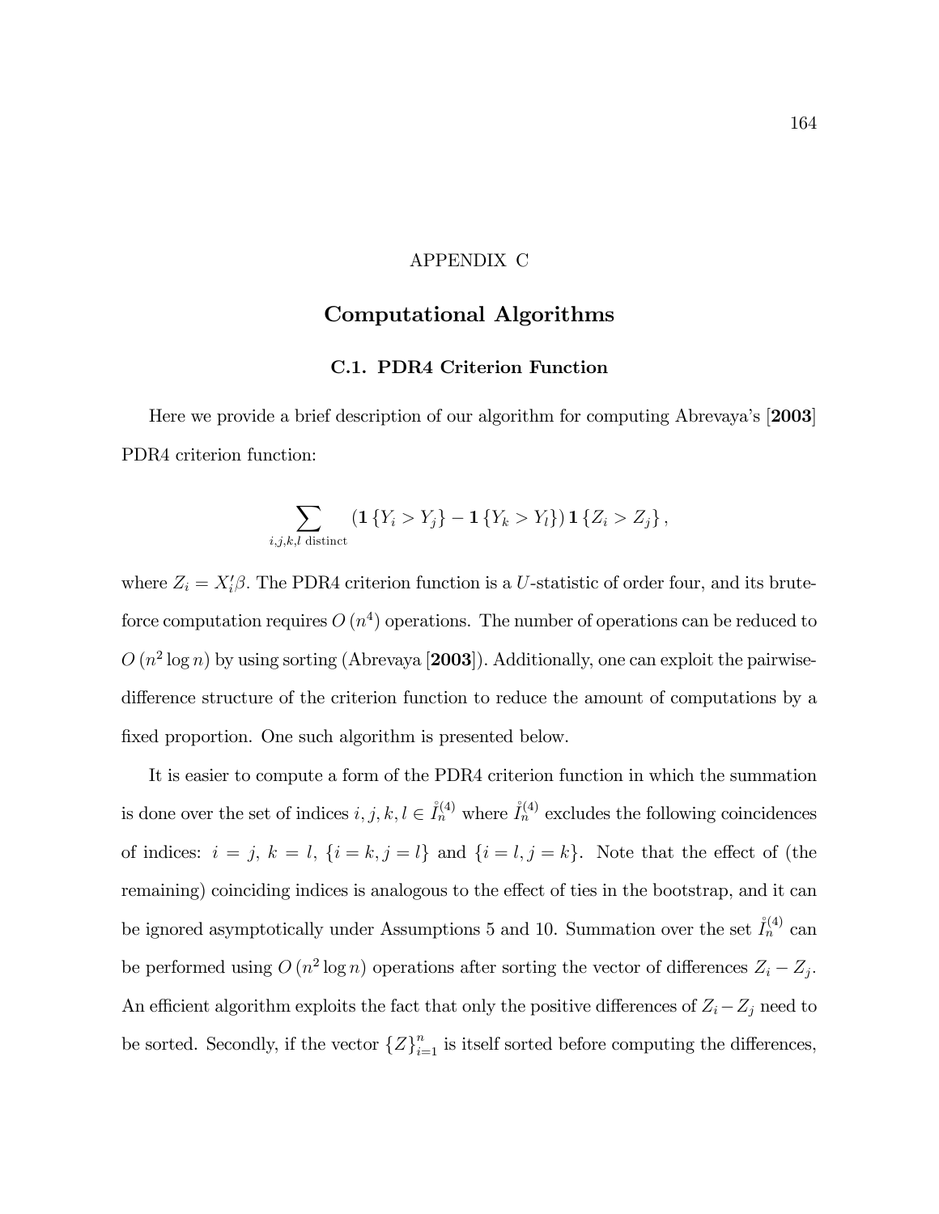# APPENDIX C

## Computational Algorithms

### C.1. PDR4 Criterion Function

Here we provide a brief description of our algorithm for computing Abrevaya's [**2003**] PDR4 criterion function:

$$\sum_{i,j,k,l \text{ distinct}} \left( \mathbf{1}\left\{Y_i > Y_j\right\} - \mathbf{1}\left\{Y_k > Y_l\right\} \right) \mathbf{1}\left\{Z_i > Z_j\right\},$$

where $Z_i = X_i'\beta$. The PDR4 criterion function is a $U$-statistic of order four, and its brute-force computation requires $O\left(n^4\right)$ operations. The number of operations can be reduced to $O\left(n^2 \log n\right)$ by using sorting (Abrevaya [**2003**]). Additionally, one can exploit the pairwise-difference structure of the criterion function to reduce the amount of computations by a fixed proportion. One such algorithm is presented below.

It is easier to compute a form of the PDR4 criterion function in which the summation is done over the set of indices $i, j, k, l \in \mathring{I}_n^{(4)}$ where $\mathring{I}_n^{(4)}$ excludes the following coincidences of indices: $i = j$, $k = l$, $\{i = k, j = l\}$ and $\{i = l, j = k\}$. Note that the effect of (the remaining) coinciding indices is analogous to the effect of ties in the bootstrap, and it can be ignored asymptotically under Assumptions 5 and 10. Summation over the set $\mathring{I}_n^{(4)}$ can be performed using $O\left(n^2 \log n\right)$ operations after sorting the vector of differences $Z_i - Z_j$. An efficient algorithm exploits the fact that only the positive differences of $Z_i - Z_j$ need to be sorted. Secondly, if the vector $\{Z\}_{i=1}^n$ is itself sorted before computing the differences,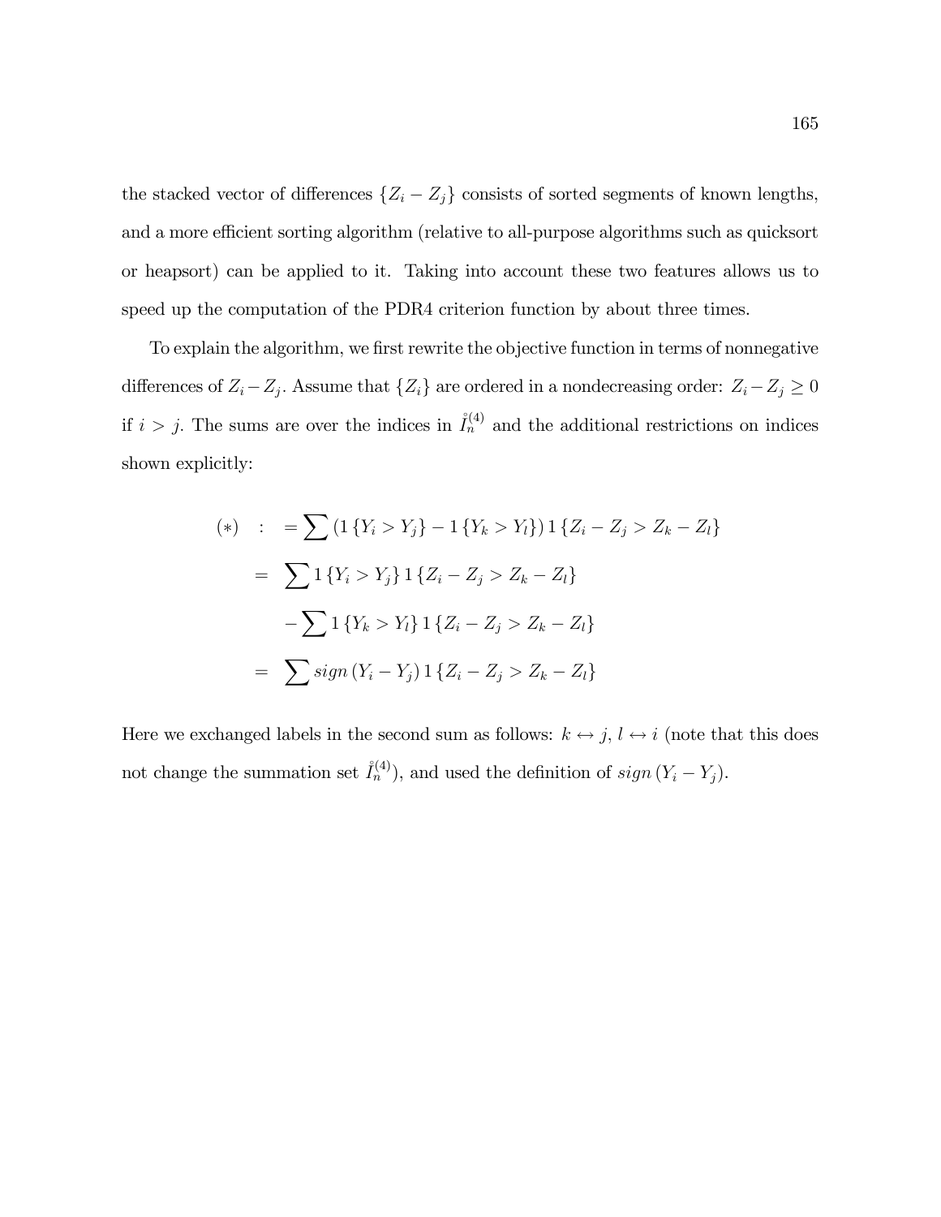the stacked vector of differences $\{Z_i - Z_j\}$ consists of sorted segments of known lengths, and a more efficient sorting algorithm (relative to all-purpose algorithms such as quicksort or heapsort) can be applied to it. Taking into account these two features allows us to speed up the computation of the PDR4 criterion function by about three times.

To explain the algorithm, we first rewrite the objective function in terms of nonnegative differences of $Z_i - Z_j$. Assume that $\{Z_i\}$ are ordered in a nondecreasing order: $Z_i - Z_j \geq 0$ if $i > j$. The sums are over the indices in $\mathring{I}_n^{(4)}$ and the additional restrictions on indices shown explicitly:

$$
\begin{aligned}
(*) \quad : \quad &= \sum \left(1\{Y_i > Y_j\} - 1\{Y_k > Y_l\}\right) 1\{Z_i - Z_j > Z_k - Z_l\} \\
&= \sum 1\{Y_i > Y_j\} \, 1\{Z_i - Z_j > Z_k - Z_l\} \\
&\quad - \sum 1\{Y_k > Y_l\} \, 1\{Z_i - Z_j > Z_k - Z_l\} \\
&= \sum sign\,(Y_i - Y_j) \, 1\{Z_i - Z_j > Z_k - Z_l\}
\end{aligned}
$$

Here we exchanged labels in the second sum as follows: $k \leftrightarrow j$, $l \leftrightarrow i$ (note that this does not change the summation set $\mathring{I}_n^{(4)}$), and used the definition of $sign\,(Y_i - Y_j)$.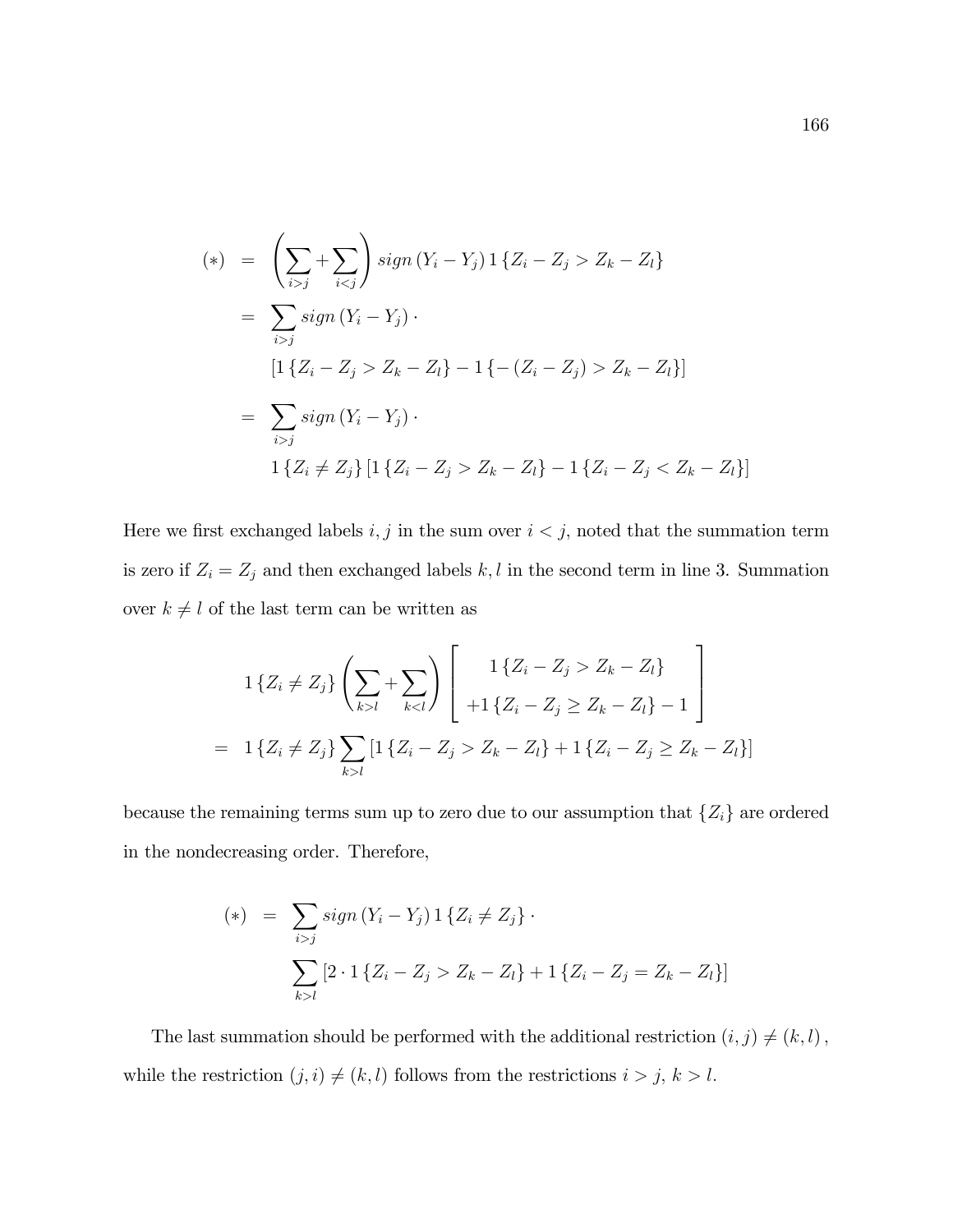$$
\begin{aligned}
(*) &= \left( \sum_{i>j} + \sum_{i<j} \right) sign\left(Y_i - Y_j\right) 1\left\{Z_i - Z_j > Z_k - Z_l\right\} \\
&= \sum_{i>j} sign\left(Y_i - Y_j\right) \cdot \\
&\quad \left[ 1\left\{Z_i - Z_j > Z_k - Z_l\right\} - 1\left\{-\left(Z_i - Z_j\right) > Z_k - Z_l\right\} \right] \\
&= \sum_{i>j} sign\left(Y_i - Y_j\right) \cdot \\
&\quad 1\left\{Z_i \neq Z_j\right\} \left[ 1\left\{Z_i - Z_j > Z_k - Z_l\right\} - 1\left\{Z_i - Z_j < Z_k - Z_l\right\} \right]
\end{aligned}
$$

Here we first exchanged labels $i, j$ in the sum over $i < j$, noted that the summation term is zero if $Z_i = Z_j$ and then exchanged labels $k, l$ in the second term in line 3. Summation over $k \neq l$ of the last term can be written as

$$
\begin{aligned}
& 1\left\{Z_i \neq Z_j\right\} \left( \sum_{k>l} + \sum_{k<l} \right) \left[ \begin{array}{c} 1\left\{Z_i - Z_j > Z_k - Z_l\right\} \\ +1\left\{Z_i - Z_j \geq Z_k - Z_l\right\} - 1 \end{array} \right] \\
=\ & 1\left\{Z_i \neq Z_j\right\} \sum_{k>l} \left[ 1\left\{Z_i - Z_j > Z_k - Z_l\right\} + 1\left\{Z_i - Z_j \geq Z_k - Z_l\right\} \right]
\end{aligned}
$$

because the remaining terms sum up to zero due to our assumption that $\{Z_i\}$ are ordered in the nondecreasing order. Therefore,

$$
\begin{aligned}
(*) &= \sum_{i>j} sign\left(Y_i - Y_j\right) 1\left\{Z_i \neq Z_j\right\} \cdot \\
&\quad \sum_{k>l} \left[ 2 \cdot 1\left\{Z_i - Z_j > Z_k - Z_l\right\} + 1\left\{Z_i - Z_j = Z_k - Z_l\right\} \right]
\end{aligned}
$$

The last summation should be performed with the additional restriction $(i, j) \neq (k, l)$, while the restriction $(j, i) \neq (k, l)$ follows from the restrictions $i > j$, $k > l$.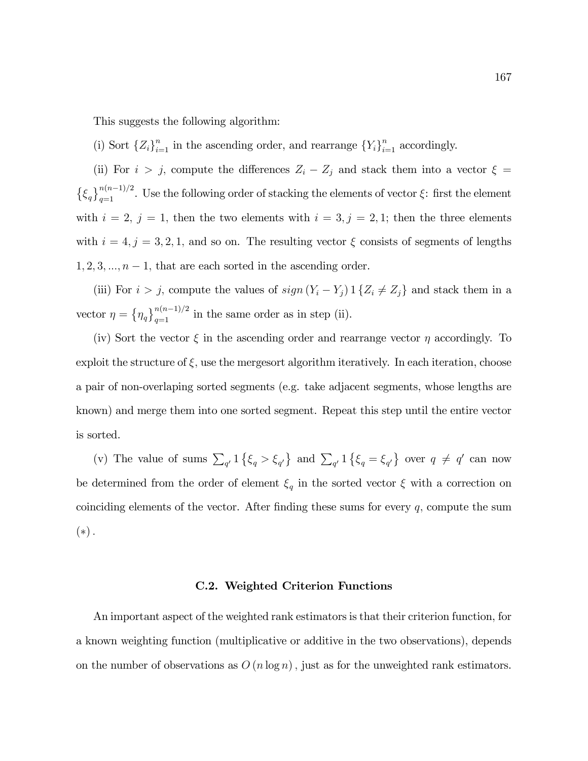This suggests the following algorithm:

(i) Sort $\{Z_i\}_{i=1}^n$ in the ascending order, and rearrange $\{Y_i\}_{i=1}^n$ accordingly.

(ii) For $i > j$, compute the differences $Z_i - Z_j$ and stack them into a vector $\xi = \{\xi_q\}_{q=1}^{n(n-1)/2}$. Use the following order of stacking the elements of vector $\xi$: first the element with $i = 2$, $j = 1$, then the two elements with $i = 3, j = 2, 1$; then the three elements with $i = 4, j = 3, 2, 1$, and so on. The resulting vector $\xi$ consists of segments of lengths $1, 2, 3, ..., n-1$, that are each sorted in the ascending order.

(iii) For $i > j$, compute the values of $sign\,(Y_i - Y_j)\, 1\{Z_i \neq Z_j\}$ and stack them in a vector $\eta = \{\eta_q\}_{q=1}^{n(n-1)/2}$ in the same order as in step (ii).

(iv) Sort the vector $\xi$ in the ascending order and rearrange vector $\eta$ accordingly. To exploit the structure of $\xi$, use the mergesort algorithm iteratively. In each iteration, choose a pair of non-overlaping sorted segments (e.g. take adjacent segments, whose lengths are known) and merge them into one sorted segment. Repeat this step until the entire vector is sorted.

(v) The value of sums $\sum_{q'} 1\{\xi_q > \xi_{q'}\}$ and $\sum_{q'} 1\{\xi_q = \xi_{q'}\}$ over $q \neq q'$ can now be determined from the order of element $\xi_q$ in the sorted vector $\xi$ with a correction on coinciding elements of the vector. After finding these sums for every $q$, compute the sum $(*)$.

### C.2. Weighted Criterion Functions

An important aspect of the weighted rank estimators is that their criterion function, for a known weighting function (multiplicative or additive in the two observations), depends on the number of observations as $O(n \log n)$, just as for the unweighted rank estimators.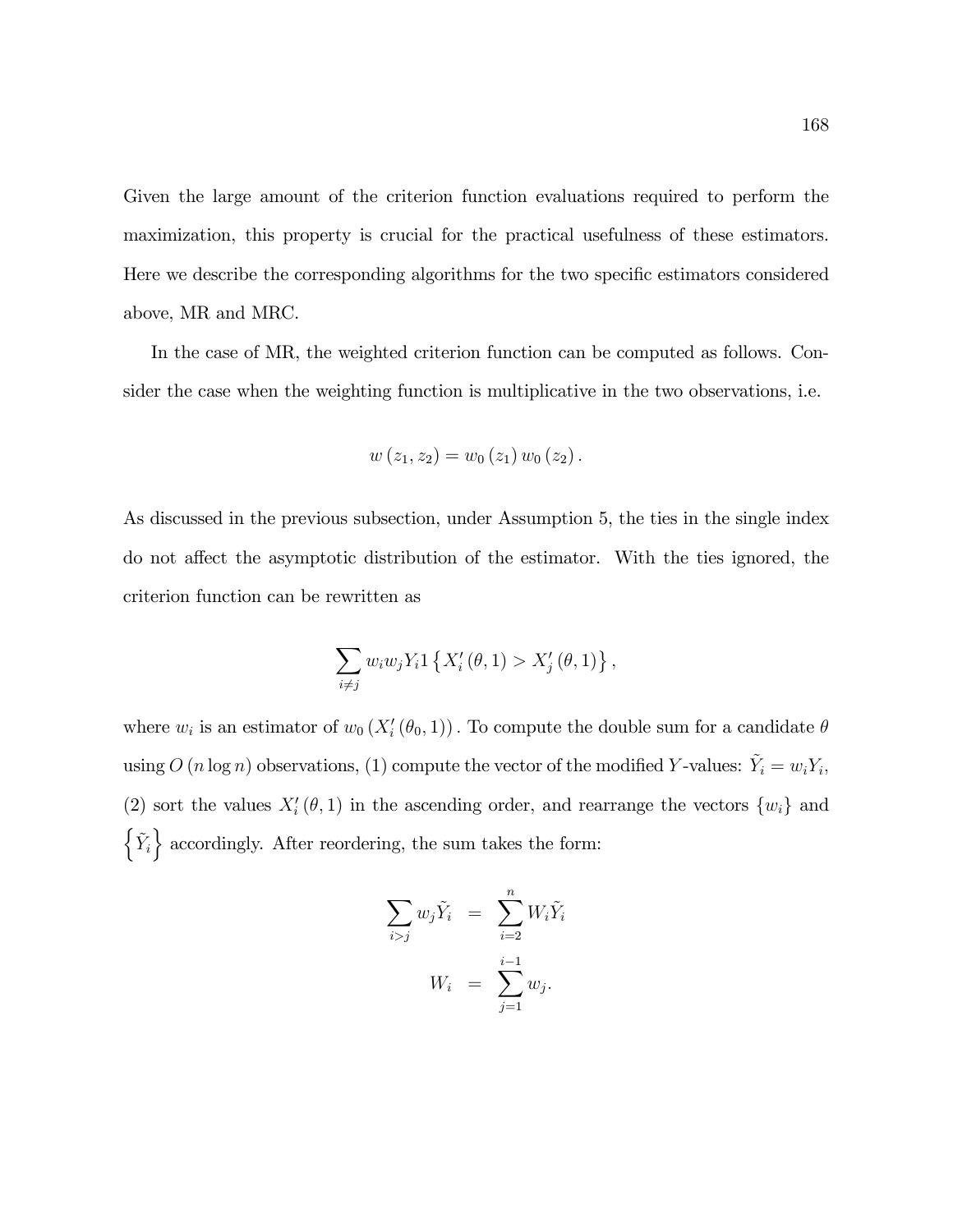Given the large amount of the criterion function evaluations required to perform the maximization, this property is crucial for the practical usefulness of these estimators. Here we describe the corresponding algorithms for the two specific estimators considered above, MR and MRC.

In the case of MR, the weighted criterion function can be computed as follows. Consider the case when the weighting function is multiplicative in the two observations, i.e.

$$w(z_1, z_2) = w_0(z_1)\, w_0(z_2)\,.$$

As discussed in the previous subsection, under Assumption 5, the ties in the single index do not affect the asymptotic distribution of the estimator. With the ties ignored, the criterion function can be rewritten as

$$\sum_{i \neq j} w_i w_j Y_i 1\left\{X_i'(\theta, 1) > X_j'(\theta, 1)\right\},$$

where $w_i$ is an estimator of $w_0\left(X_i'(\theta_0, 1)\right)$. To compute the double sum for a candidate $\theta$ using $O(n \log n)$ observations, (1) compute the vector of the modified $Y$-values: $\tilde{Y}_i = w_i Y_i$, (2) sort the values $X_i'(\theta, 1)$ in the ascending order, and rearrange the vectors $\{w_i\}$ and $\left\{\tilde{Y}_i\right\}$ accordingly. After reordering, the sum takes the form:

$$\begin{aligned}
\sum_{i>j} w_j \tilde{Y}_i &= \sum_{i=2}^{n} W_i \tilde{Y}_i \\
W_i &= \sum_{j=1}^{i-1} w_j.
\end{aligned}$$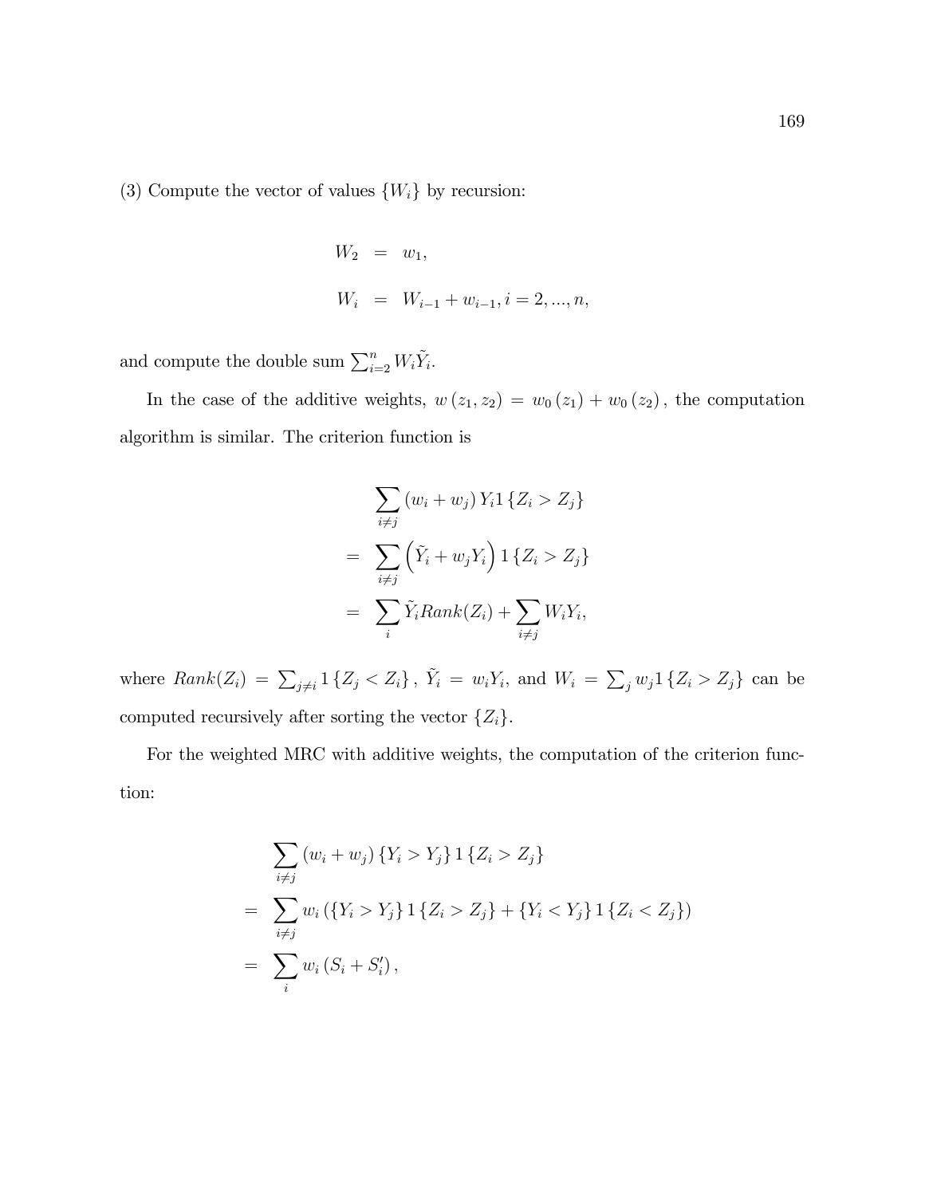(3) Compute the vector of values $\{W_i\}$ by recursion:

$$
\begin{aligned}
W_2 &= w_1, \\
W_i &= W_{i-1} + w_{i-1}, i = 2, ..., n,
\end{aligned}
$$

and compute the double sum $\sum_{i=2}^{n} W_i \tilde{Y}_i$.

In the case of the additive weights, $w(z_1, z_2) = w_0(z_1) + w_0(z_2)$, the computation algorithm is similar. The criterion function is

$$
\begin{aligned}
& \sum_{i \neq j} (w_i + w_j) Y_i 1\{Z_i > Z_j\} \\
= & \sum_{i \neq j} \left(\tilde{Y}_i + w_j Y_i\right) 1\{Z_i > Z_j\} \\
= & \sum_{i} \tilde{Y}_i Rank(Z_i) + \sum_{i \neq j} W_i Y_i,
\end{aligned}
$$

where $Rank(Z_i) = \sum_{j \neq i} 1\{Z_j < Z_i\}$, $\tilde{Y}_i = w_i Y_i$, and $W_i = \sum_j w_j 1\{Z_i > Z_j\}$ can be computed recursively after sorting the vector $\{Z_i\}$.

For the weighted MRC with additive weights, the computation of the criterion function:

$$
\begin{aligned}
& \sum_{i \neq j} (w_i + w_j) \{Y_i > Y_j\} 1\{Z_i > Z_j\} \\
= & \sum_{i \neq j} w_i \left(\{Y_i > Y_j\} 1\{Z_i > Z_j\} + \{Y_i < Y_j\} 1\{Z_i < Z_j\}\right) \\
= & \sum_{i} w_i \left(S_i + S_i'\right),
\end{aligned}
$$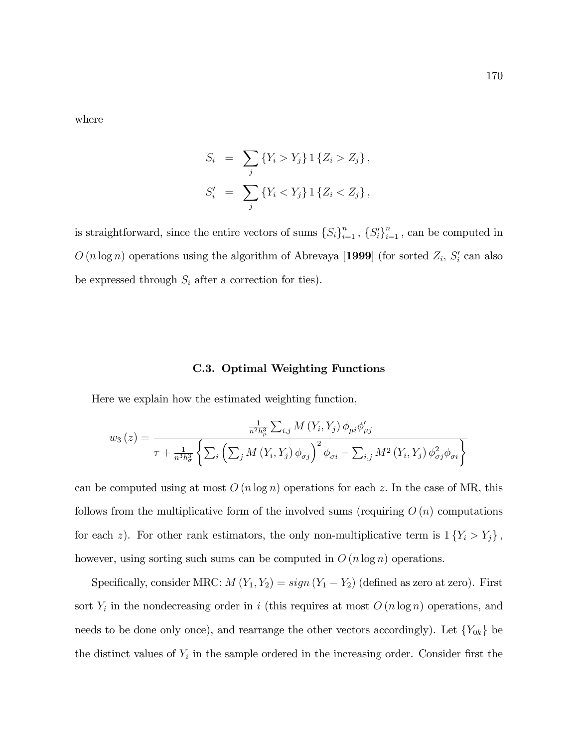where

$$
\begin{aligned}
S_i &= \sum_j \{Y_i > Y_j\} 1\{Z_i > Z_j\}, \\
S_i' &= \sum_j \{Y_i < Y_j\} 1\{Z_i < Z_j\},
\end{aligned}
$$

is straightforward, since the entire vectors of sums $\{S_i\}_{i=1}^n$, $\{S_i'\}_{i=1}^n$, can be computed in $O(n \log n)$ operations using the algorithm of Abrevaya [**1999**] (for sorted $Z_i$, $S_i'$ can also be expressed through $S_i$ after a correction for ties).

### C.3. Optimal Weighting Functions

Here we explain how the estimated weighting function,

$$
w_3(z) = \frac{\frac{1}{n^2 h_\mu^3} \sum_{i,j} M(Y_i, Y_j) \phi_{\mu i} \phi_{\mu j}'}{\tau + \frac{1}{n^3 h_\sigma^3} \left\{ \sum_i \left( \sum_j M(Y_i, Y_j) \phi_{\sigma j} \right)^2 \phi_{\sigma i} - \sum_{i,j} M^2(Y_i, Y_j) \phi_{\sigma j}^2 \phi_{\sigma i} \right\}}
$$

can be computed using at most $O(n \log n)$ operations for each $z$. In the case of MR, this follows from the multiplicative form of the involved sums (requiring $O(n)$ computations for each $z$). For other rank estimators, the only non-multiplicative term is $1\{Y_i > Y_j\}$, however, using sorting such sums can be computed in $O(n \log n)$ operations.

Specifically, consider MRC: $M(Y_1, Y_2) = sign(Y_1 - Y_2)$ (defined as zero at zero). First sort $Y_i$ in the nondecreasing order in $i$ (this requires at most $O(n \log n)$ operations, and needs to be done only once), and rearrange the other vectors accordingly). Let $\{Y_{0k}\}$ be the distinct values of $Y_i$ in the sample ordered in the increasing order. Consider first the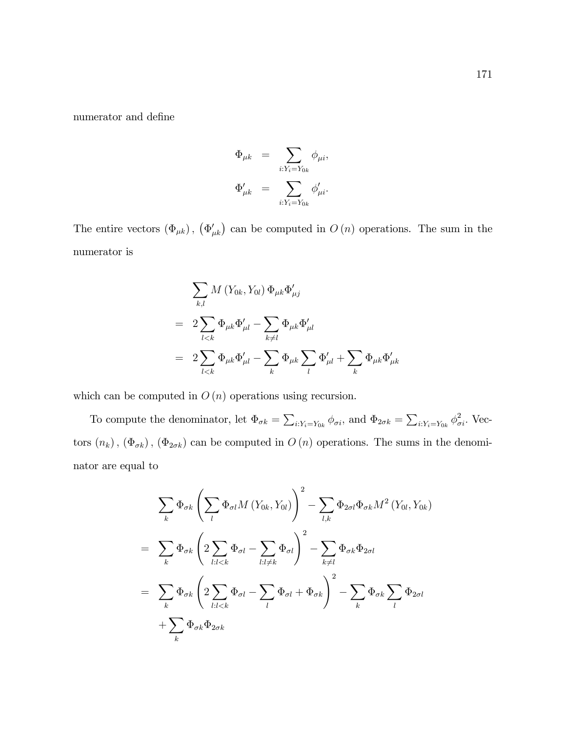numerator and define

$$
\begin{aligned}
\Phi_{\mu k} &= \sum_{i:Y_i=Y_{0k}} \phi_{\mu i}, \\
\Phi'_{\mu k} &= \sum_{i:Y_i=Y_{0k}} \phi'_{\mu i}.
\end{aligned}
$$

The entire vectors $(\Phi_{\mu k}),\ (\Phi'_{\mu k})$ can be computed in $O(n)$ operations. The sum in the numerator is

$$
\begin{aligned}
& \sum_{k,l} M(Y_{0k}, Y_{0l})\, \Phi_{\mu k} \Phi'_{\mu j} \\
= \;& 2\sum_{l<k} \Phi_{\mu k}\Phi'_{\mu l} - \sum_{k\neq l} \Phi_{\mu k}\Phi'_{\mu l} \\
= \;& 2\sum_{l<k} \Phi_{\mu k}\Phi'_{\mu l} - \sum_{k} \Phi_{\mu k}\sum_{l}\Phi'_{\mu l} + \sum_{k}\Phi_{\mu k}\Phi'_{\mu k}
\end{aligned}
$$

which can be computed in $O(n)$ operations using recursion.

To compute the denominator, let $\Phi_{\sigma k} = \sum_{i:Y_i=Y_{0k}} \phi_{\sigma i}$, and $\Phi_{2\sigma k} = \sum_{i:Y_i=Y_{0k}} \phi_{\sigma i}^2$. Vectors $(n_k),\ (\Phi_{\sigma k}),\ (\Phi_{2\sigma k})$ can be computed in $O(n)$ operations. The sums in the denominator are equal to

$$
\begin{aligned}
& \sum_{k} \Phi_{\sigma k}\left(\sum_{l} \Phi_{\sigma l} M(Y_{0k}, Y_{0l})\right)^2 - \sum_{l,k} \Phi_{2\sigma l}\Phi_{\sigma k} M^2(Y_{0l}, Y_{0k}) \\
= \;& \sum_{k} \Phi_{\sigma k}\left(2\sum_{l:l<k}\Phi_{\sigma l} - \sum_{l:l\neq k}\Phi_{\sigma l}\right)^2 - \sum_{k\neq l}\Phi_{\sigma k}\Phi_{2\sigma l} \\
= \;& \sum_{k} \Phi_{\sigma k}\left(2\sum_{l:l<k}\Phi_{\sigma l} - \sum_{l}\Phi_{\sigma l} + \Phi_{\sigma k}\right)^2 - \sum_{k}\Phi_{\sigma k}\sum_{l}\Phi_{2\sigma l} \\
& + \sum_{k}\Phi_{\sigma k}\Phi_{2\sigma k}
\end{aligned}
$$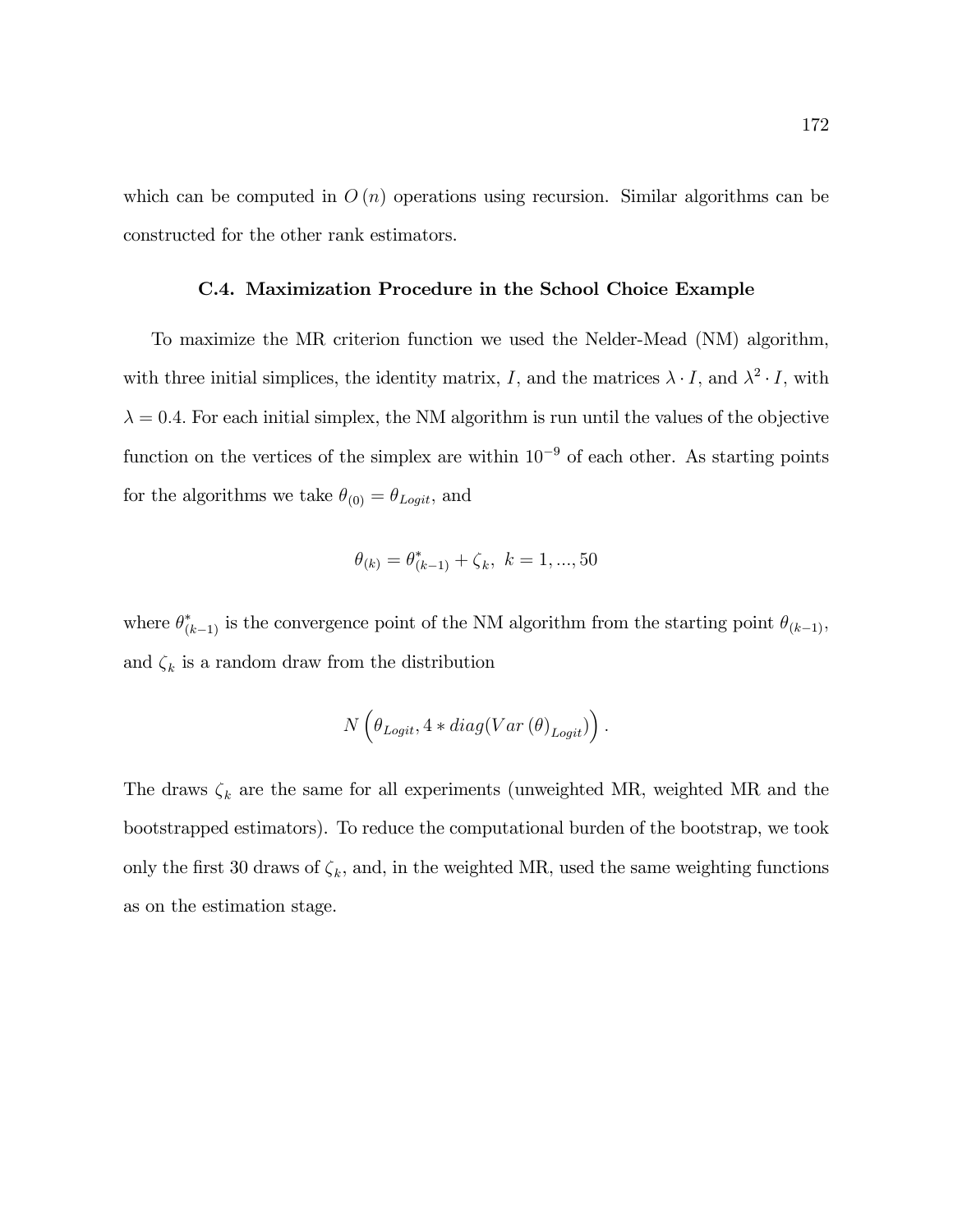which can be computed in $O(n)$ operations using recursion. Similar algorithms can be constructed for the other rank estimators.

### C.4. Maximization Procedure in the School Choice Example

To maximize the MR criterion function we used the Nelder-Mead (NM) algorithm, with three initial simplices, the identity matrix, $I$, and the matrices $\lambda \cdot I$, and $\lambda^2 \cdot I$, with $\lambda = 0.4$. For each initial simplex, the NM algorithm is run until the values of the objective function on the vertices of the simplex are within $10^{-9}$ of each other. As starting points for the algorithms we take $\theta_{(0)} = \theta_{Logit}$, and

$$\theta_{(k)} = \theta^*_{(k-1)} + \zeta_k, \ k = 1, ..., 50$$

where $\theta^*_{(k-1)}$ is the convergence point of the NM algorithm from the starting point $\theta_{(k-1)}$, and $\zeta_k$ is a random draw from the distribution

$$N\left(\theta_{Logit}, 4 * diag(Var(\theta)_{Logit})\right).$$

The draws $\zeta_k$ are the same for all experiments (unweighted MR, weighted MR and the bootstrapped estimators). To reduce the computational burden of the bootstrap, we took only the first 30 draws of $\zeta_k$, and, in the weighted MR, used the same weighting functions as on the estimation stage.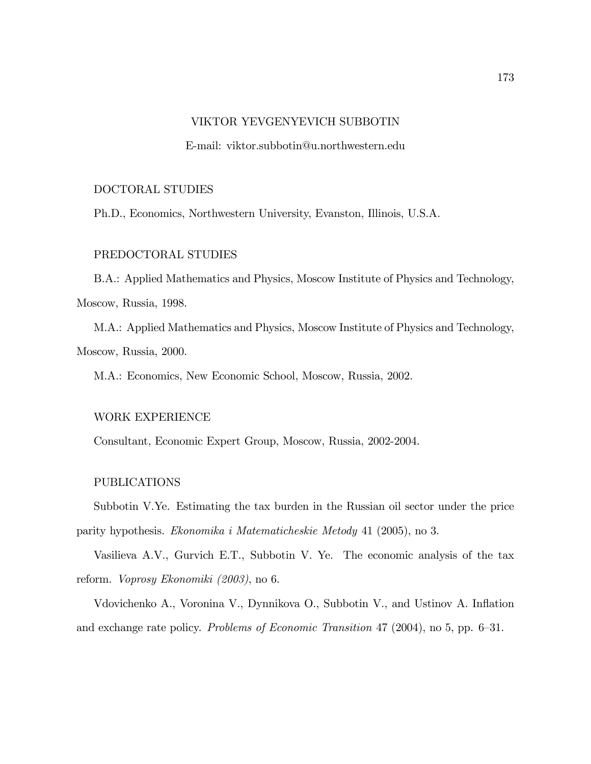# VIKTOR YEVGENYEVICH SUBBOTIN

E-mail: viktor.subbotin@u.northwestern.edu

## DOCTORAL STUDIES

Ph.D., Economics, Northwestern University, Evanston, Illinois, U.S.A.

## PREDOCTORAL STUDIES

B.A.: Applied Mathematics and Physics, Moscow Institute of Physics and Technology, Moscow, Russia, 1998.

M.A.: Applied Mathematics and Physics, Moscow Institute of Physics and Technology, Moscow, Russia, 2000.

M.A.: Economics, New Economic School, Moscow, Russia, 2002.

## WORK EXPERIENCE

Consultant, Economic Expert Group, Moscow, Russia, 2002-2004.

## PUBLICATIONS

Subbotin V.Ye. Estimating the tax burden in the Russian oil sector under the price parity hypothesis. *Ekonomika i Matematicheskie Metody* 41 (2005), no 3.

Vasilieva A.V., Gurvich E.T., Subbotin V. Ye. The economic analysis of the tax reform. *Voprosy Ekonomiki (2003)*, no 6.

Vdovichenko A., Voronina V., Dynnikova O., Subbotin V., and Ustinov A. Inflation and exchange rate policy. *Problems of Economic Transition* 47 (2004), no 5, pp. 6–31.